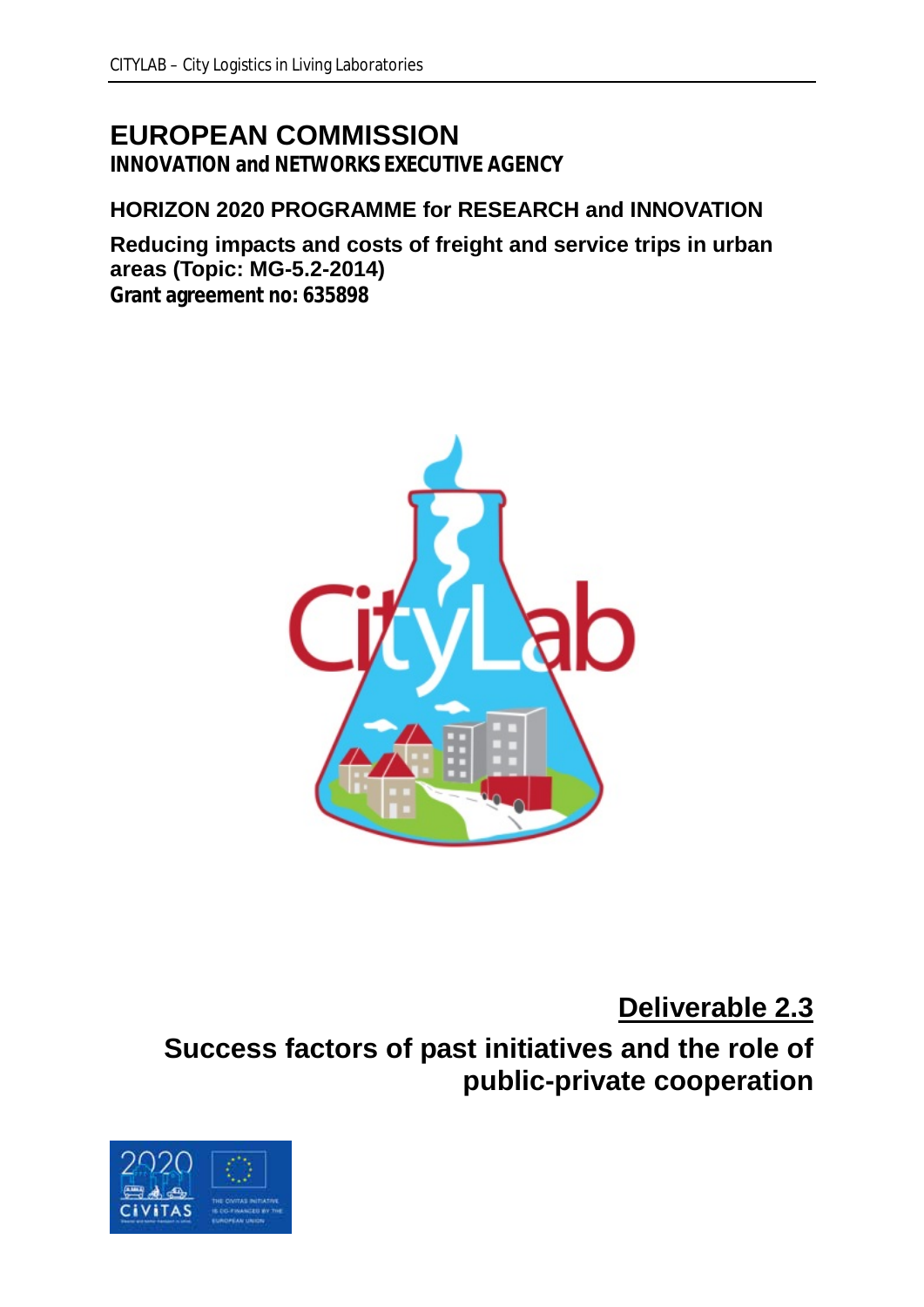# EUROPEAN COMMISSION

**INNOVATION and NETWORKS EXECUTIVE AGENCY**

**HORIZON 2020 PROGRAMME for RESEARCH and INNOVATION**

**Reducing impacts and costs of freight and service trips in urban areas (Topic: MG-5.2-2014)**
**Grant agreement no: 635898**

## Deliverable 2.3

## Success factors of past initiatives and the role of public-private cooperation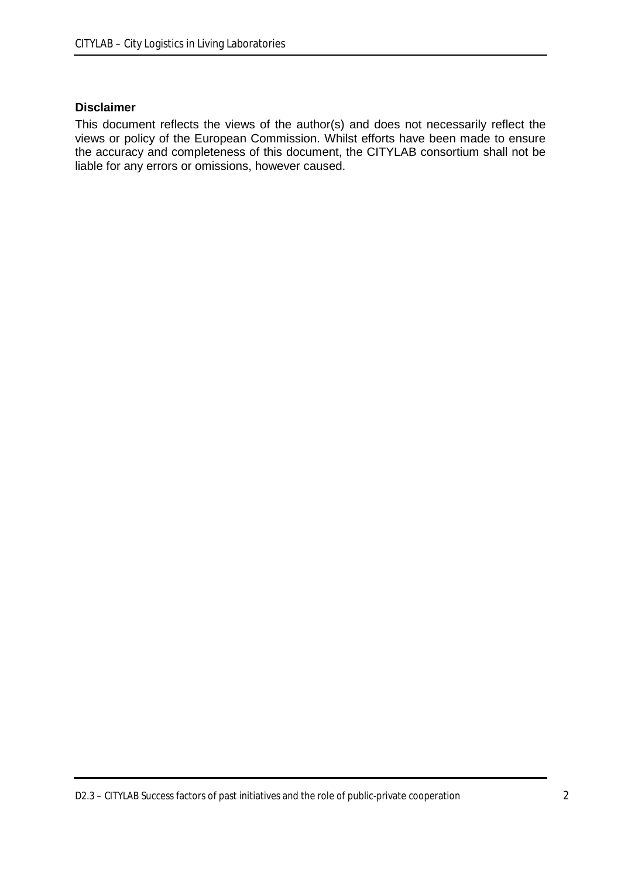**Disclaimer**

This document reflects the views of the author(s) and does not necessarily reflect the views or policy of the European Commission. Whilst efforts have been made to ensure the accuracy and completeness of this document, the CITYLAB consortium shall not be liable for any errors or omissions, however caused.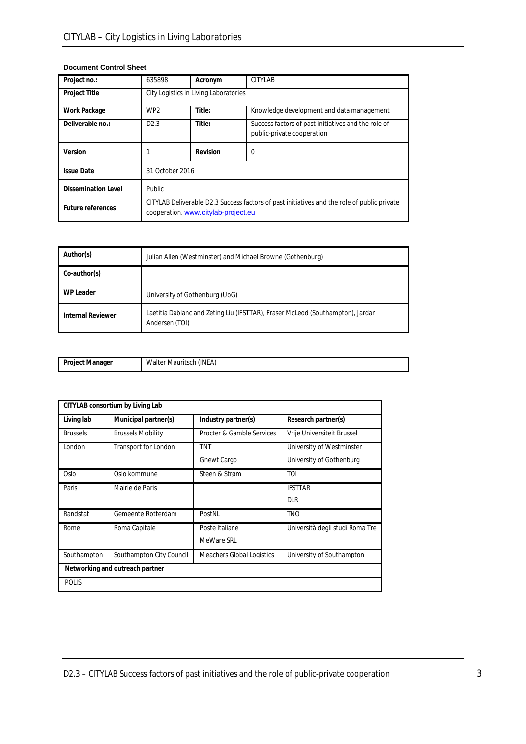**Document Control Sheet**

| Project no.: | 635898 | Acronym | CITYLAB |
|---|---|---|---|
| Project Title | City Logistics in Living Laboratories | | |
| Work Package | WP2 | Title: | Knowledge development and data management |
| Deliverable no.: | D2.3 | Title: | Success factors of past initiatives and the role of public-private cooperation |
| Version | 1 | Revision | 0 |
| Issue Date | 31 October 2016 | | |
| Dissemination Level | Public | | |
| Future references | CITYLAB Deliverable D2.3 Success factors of past initiatives and the role of public private cooperation. www.citylab-project.eu | | |

| Author(s) | Julian Allen (Westminster) and Michael Browne (Gothenburg) |
|---|---|
| Co-author(s) | |
| WP Leader | University of Gothenburg (UoG) |
| Internal Reviewer | Laetitia Dablanc and Zeting Liu (IFSTTAR), Fraser McLeod (Southampton), Jardar Andersen (TOI) |

| Project Manager | Walter Mauritsch (INEA) |
|---|---|

| CITYLAB consortium by Living Lab | | | |
|---|---|---|---|
| Living lab | Municipal partner(s) | Industry partner(s) | Research partner(s) |
| Brussels | Brussels Mobility | Procter & Gamble Services | Vrije Universiteit Brussel |
| London | Transport for London | TNT<br>Gnewt Cargo | University of Westminster<br>University of Gothenburg |
| Oslo | Oslo kommune | Steen & Strøm | TOI |
| Paris | Mairie de Paris | | IFSTTAR<br>DLR |
| Randstat | Gemeente Rotterdam | PostNL | TNO |
| Rome | Roma Capitale | Poste Italiane<br>MeWare SRL | Università degli studi Roma Tre |
| Southampton | Southampton City Council | Meachers Global Logistics | University of Southampton |
| Networking and outreach partner | | | |
| POLIS | | | |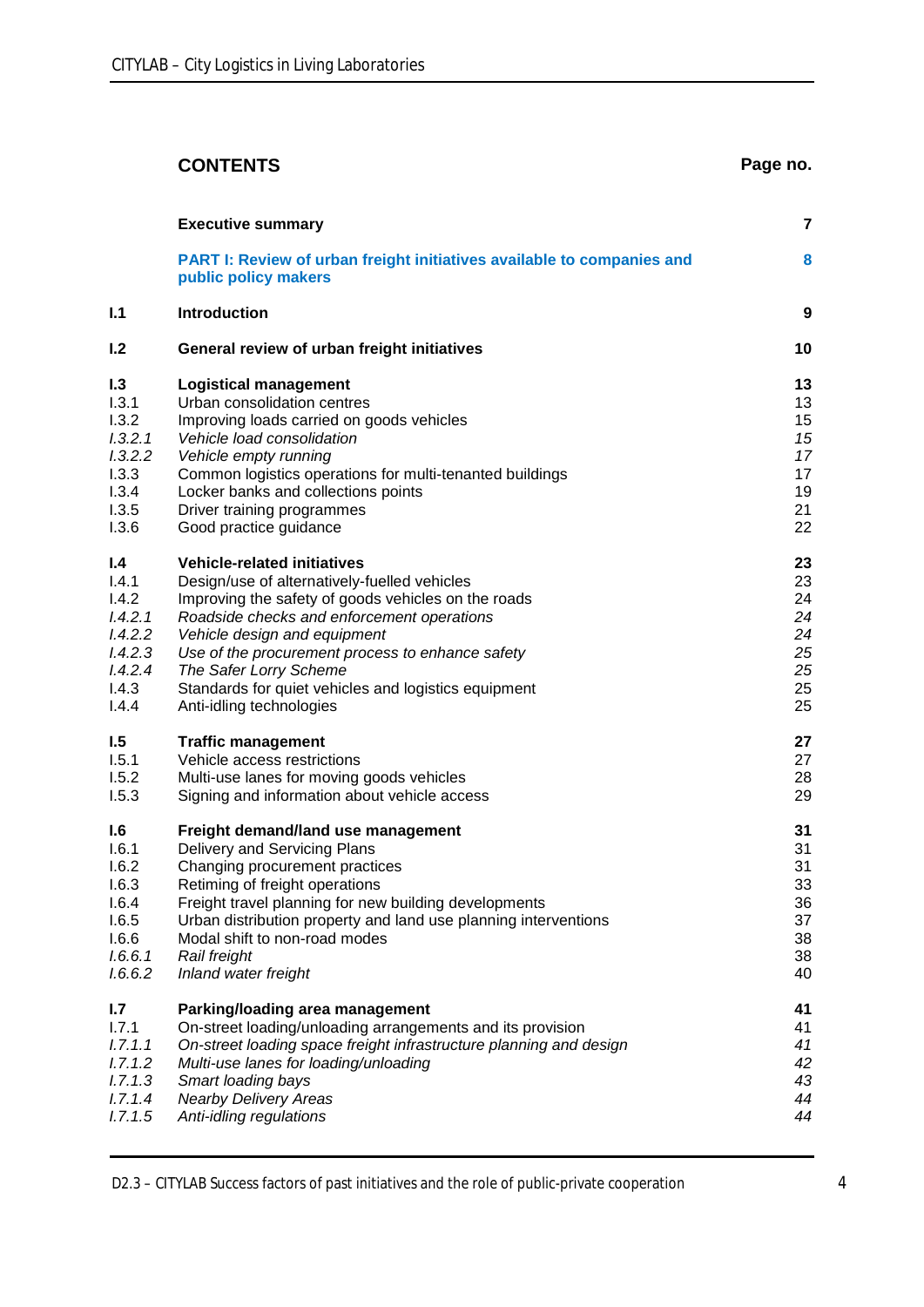## CONTENTS

| | | Page no. |
|---|---|---|
| | **Executive summary** | **7** |
| | **PART I: Review of urban freight initiatives available to companies and public policy makers** | **8** |
| **I.1** | **Introduction** | **9** |
| **I.2** | **General review of urban freight initiatives** | **10** |
| **I.3** | **Logistical management** | **13** |
| I.3.1 | Urban consolidation centres | 13 |
| I.3.2 | Improving loads carried on goods vehicles | 15 |
| *I.3.2.1* | *Vehicle load consolidation* | *15* |
| *I.3.2.2* | *Vehicle empty running* | *17* |
| I.3.3 | Common logistics operations for multi-tenanted buildings | 17 |
| I.3.4 | Locker banks and collections points | 19 |
| I.3.5 | Driver training programmes | 21 |
| I.3.6 | Good practice guidance | 22 |
| **I.4** | **Vehicle-related initiatives** | **23** |
| I.4.1 | Design/use of alternatively-fuelled vehicles | 23 |
| I.4.2 | Improving the safety of goods vehicles on the roads | 24 |
| *I.4.2.1* | *Roadside checks and enforcement operations* | *24* |
| *I.4.2.2* | *Vehicle design and equipment* | *24* |
| *I.4.2.3* | *Use of the procurement process to enhance safety* | *25* |
| *I.4.2.4* | *The Safer Lorry Scheme* | *25* |
| I.4.3 | Standards for quiet vehicles and logistics equipment | 25 |
| I.4.4 | Anti-idling technologies | 25 |
| **I.5** | **Traffic management** | **27** |
| I.5.1 | Vehicle access restrictions | 27 |
| I.5.2 | Multi-use lanes for moving goods vehicles | 28 |
| I.5.3 | Signing and information about vehicle access | 29 |
| **I.6** | **Freight demand/land use management** | **31** |
| I.6.1 | Delivery and Servicing Plans | 31 |
| I.6.2 | Changing procurement practices | 31 |
| I.6.3 | Retiming of freight operations | 33 |
| I.6.4 | Freight travel planning for new building developments | 36 |
| I.6.5 | Urban distribution property and land use planning interventions | 37 |
| I.6.6 | Modal shift to non-road modes | 38 |
| *I.6.6.1* | *Rail freight* | *38* |
| *I.6.6.2* | *Inland water freight* | *40* |
| **I.7** | **Parking/loading area management** | **41** |
| I.7.1 | On-street loading/unloading arrangements and its provision | 41 |
| *I.7.1.1* | *On-street loading space freight infrastructure planning and design* | *41* |
| *I.7.1.2* | *Multi-use lanes for loading/unloading* | *42* |
| *I.7.1.3* | *Smart loading bays* | *43* |
| *I.7.1.4* | *Nearby Delivery Areas* | *44* |
| *I.7.1.5* | *Anti-idling regulations* | *44* |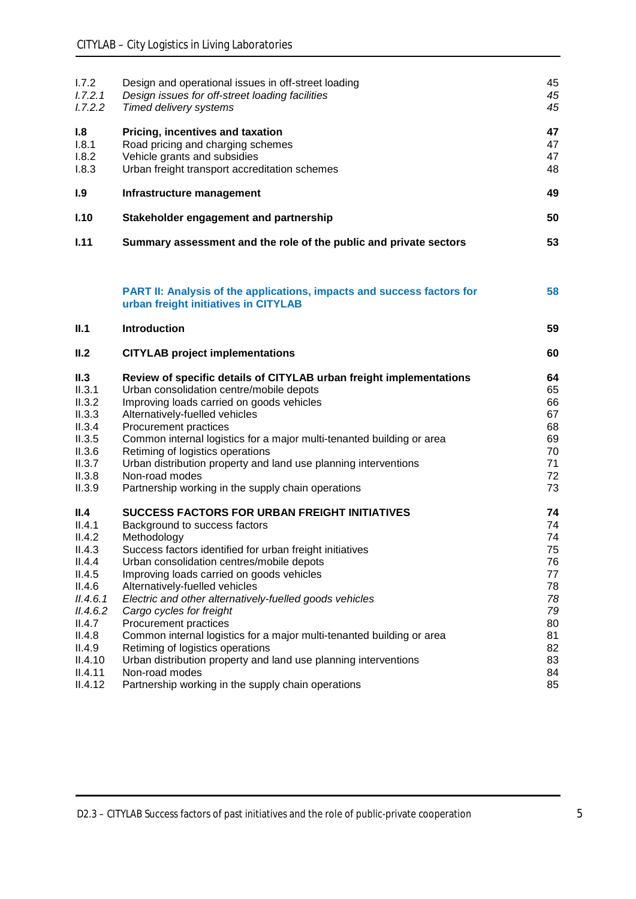| | | |
|---|---|---|
| I.7.2 | Design and operational issues in off-street loading | 45 |
| *I.7.2.1* | *Design issues for off-street loading facilities* | *45* |
| *I.7.2.2* | *Timed delivery systems* | *45* |
| **I.8** | **Pricing, incentives and taxation** | **47** |
| I.8.1 | Road pricing and charging schemes | 47 |
| I.8.2 | Vehicle grants and subsidies | 47 |
| I.8.3 | Urban freight transport accreditation schemes | 48 |
| **I.9** | **Infrastructure management** | **49** |
| **I.10** | **Stakeholder engagement and partnership** | **50** |
| **I.11** | **Summary assessment and the role of the public and private sectors** | **53** |
| | **PART II: Analysis of the applications, impacts and success factors for urban freight initiatives in CITYLAB** | **58** |
| **II.1** | **Introduction** | **59** |
| **II.2** | **CITYLAB project implementations** | **60** |
| **II.3** | **Review of specific details of CITYLAB urban freight implementations** | **64** |
| II.3.1 | Urban consolidation centre/mobile depots | 65 |
| II.3.2 | Improving loads carried on goods vehicles | 66 |
| II.3.3 | Alternatively-fuelled vehicles | 67 |
| II.3.4 | Procurement practices | 68 |
| II.3.5 | Common internal logistics for a major multi-tenanted building or area | 69 |
| II.3.6 | Retiming of logistics operations | 70 |
| II.3.7 | Urban distribution property and land use planning interventions | 71 |
| II.3.8 | Non-road modes | 72 |
| II.3.9 | Partnership working in the supply chain operations | 73 |
| **II.4** | **SUCCESS FACTORS FOR URBAN FREIGHT INITIATIVES** | **74** |
| II.4.1 | Background to success factors | 74 |
| II.4.2 | Methodology | 74 |
| II.4.3 | Success factors identified for urban freight initiatives | 75 |
| II.4.4 | Urban consolidation centres/mobile depots | 76 |
| II.4.5 | Improving loads carried on goods vehicles | 77 |
| II.4.6 | Alternatively-fuelled vehicles | 78 |
| *II.4.6.1* | *Electric and other alternatively-fuelled goods vehicles* | *78* |
| *II.4.6.2* | *Cargo cycles for freight* | *79* |
| II.4.7 | Procurement practices | 80 |
| II.4.8 | Common internal logistics for a major multi-tenanted building or area | 81 |
| II.4.9 | Retiming of logistics operations | 82 |
| II.4.10 | Urban distribution property and land use planning interventions | 83 |
| II.4.11 | Non-road modes | 84 |
| II.4.12 | Partnership working in the supply chain operations | 85 |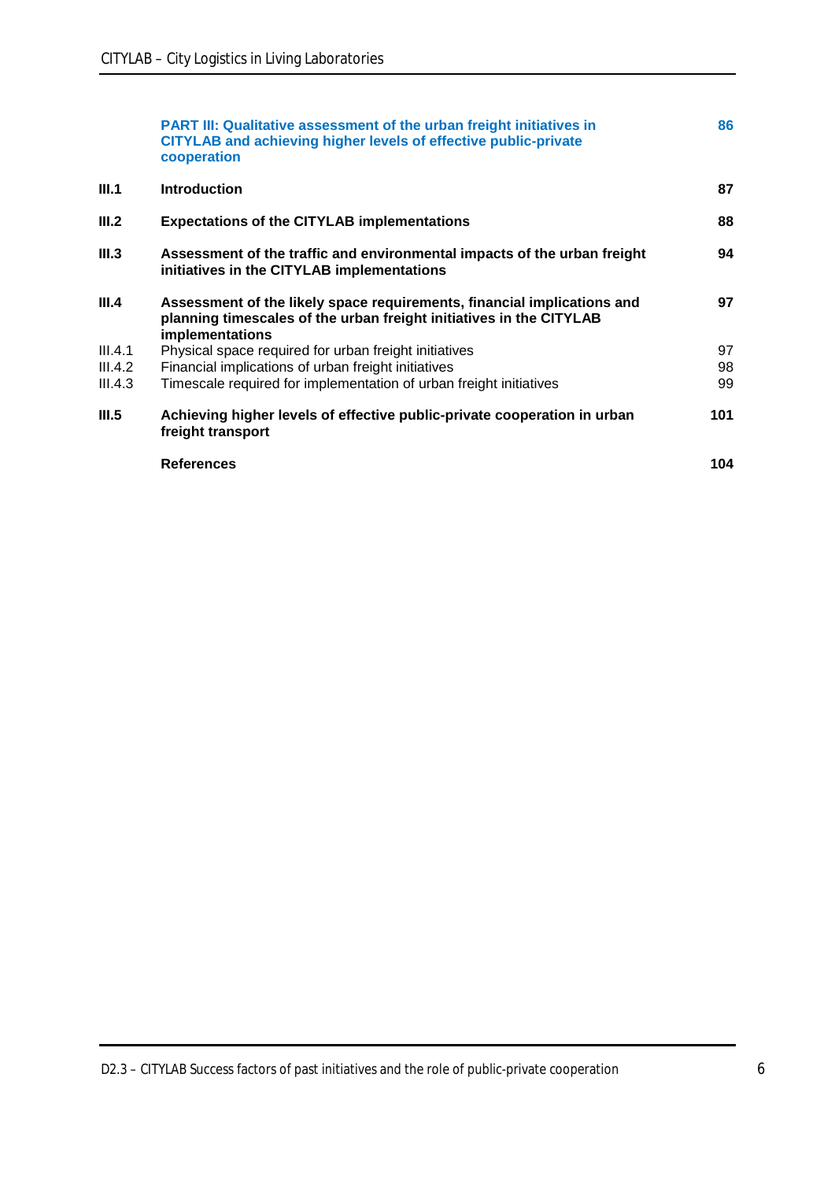| | **PART III: Qualitative assessment of the urban freight initiatives in CITYLAB and achieving higher levels of effective public-private cooperation** | **86** |
|---|---|---|
| **III.1** | **Introduction** | **87** |
| **III.2** | **Expectations of the CITYLAB implementations** | **88** |
| **III.3** | **Assessment of the traffic and environmental impacts of the urban freight initiatives in the CITYLAB implementations** | **94** |
| **III.4** | **Assessment of the likely space requirements, financial implications and planning timescales of the urban freight initiatives in the CITYLAB implementations** | **97** |
| III.4.1 | Physical space required for urban freight initiatives | 97 |
| III.4.2 | Financial implications of urban freight initiatives | 98 |
| III.4.3 | Timescale required for implementation of urban freight initiatives | 99 |
| **III.5** | **Achieving higher levels of effective public-private cooperation in urban freight transport** | **101** |
| | **References** | **104** |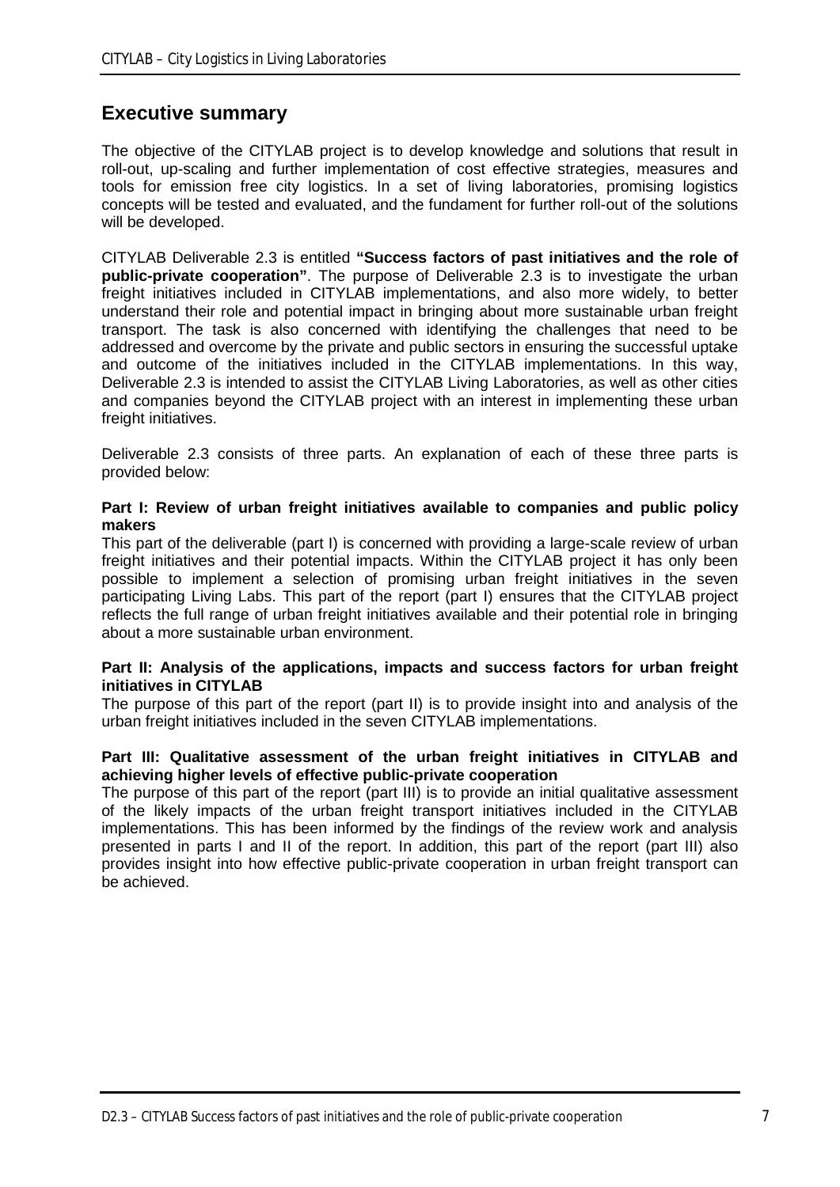## Executive summary

The objective of the CITYLAB project is to develop knowledge and solutions that result in roll-out, up-scaling and further implementation of cost effective strategies, measures and tools for emission free city logistics. In a set of living laboratories, promising logistics concepts will be tested and evaluated, and the fundament for further roll-out of the solutions will be developed.

CITYLAB Deliverable 2.3 is entitled **"Success factors of past initiatives and the role of public-private cooperation"**. The purpose of Deliverable 2.3 is to investigate the urban freight initiatives included in CITYLAB implementations, and also more widely, to better understand their role and potential impact in bringing about more sustainable urban freight transport. The task is also concerned with identifying the challenges that need to be addressed and overcome by the private and public sectors in ensuring the successful uptake and outcome of the initiatives included in the CITYLAB implementations. In this way, Deliverable 2.3 is intended to assist the CITYLAB Living Laboratories, as well as other cities and companies beyond the CITYLAB project with an interest in implementing these urban freight initiatives.

Deliverable 2.3 consists of three parts. An explanation of each of these three parts is provided below:

**Part I: Review of urban freight initiatives available to companies and public policy makers**

This part of the deliverable (part I) is concerned with providing a large-scale review of urban freight initiatives and their potential impacts. Within the CITYLAB project it has only been possible to implement a selection of promising urban freight initiatives in the seven participating Living Labs. This part of the report (part I) ensures that the CITYLAB project reflects the full range of urban freight initiatives available and their potential role in bringing about a more sustainable urban environment.

**Part II: Analysis of the applications, impacts and success factors for urban freight initiatives in CITYLAB**

The purpose of this part of the report (part II) is to provide insight into and analysis of the urban freight initiatives included in the seven CITYLAB implementations.

**Part III: Qualitative assessment of the urban freight initiatives in CITYLAB and achieving higher levels of effective public-private cooperation**

The purpose of this part of the report (part III) is to provide an initial qualitative assessment of the likely impacts of the urban freight transport initiatives included in the CITYLAB implementations. This has been informed by the findings of the review work and analysis presented in parts I and II of the report. In addition, this part of the report (part III) also provides insight into how effective public-private cooperation in urban freight transport can be achieved.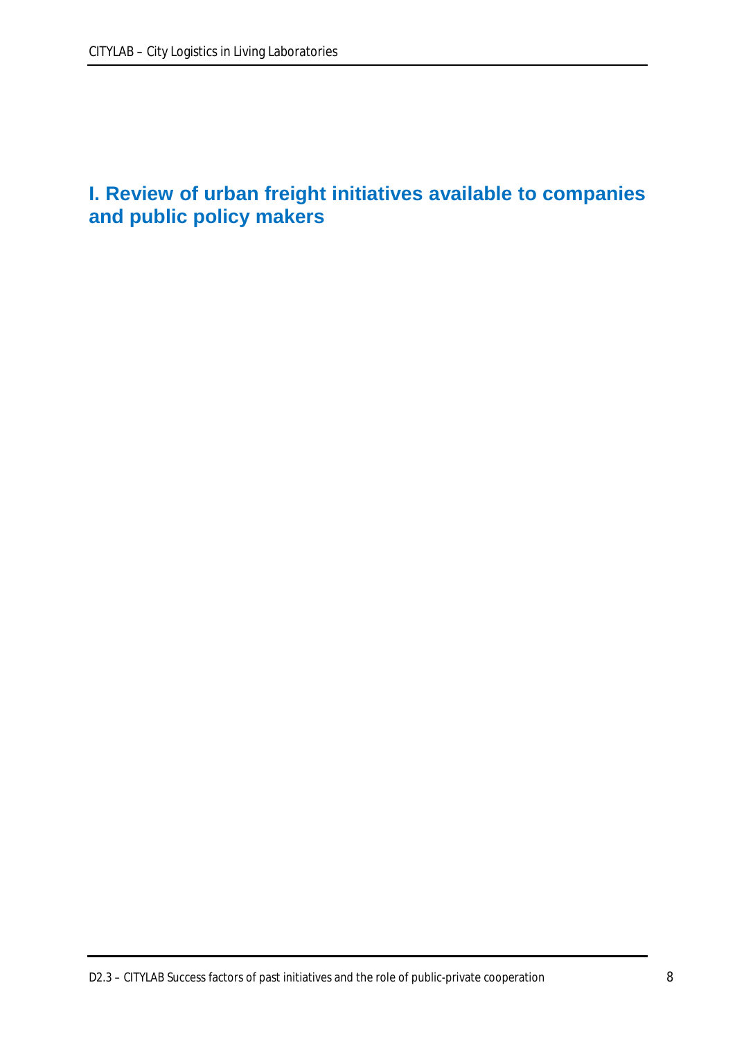# I. Review of urban freight initiatives available to companies and public policy makers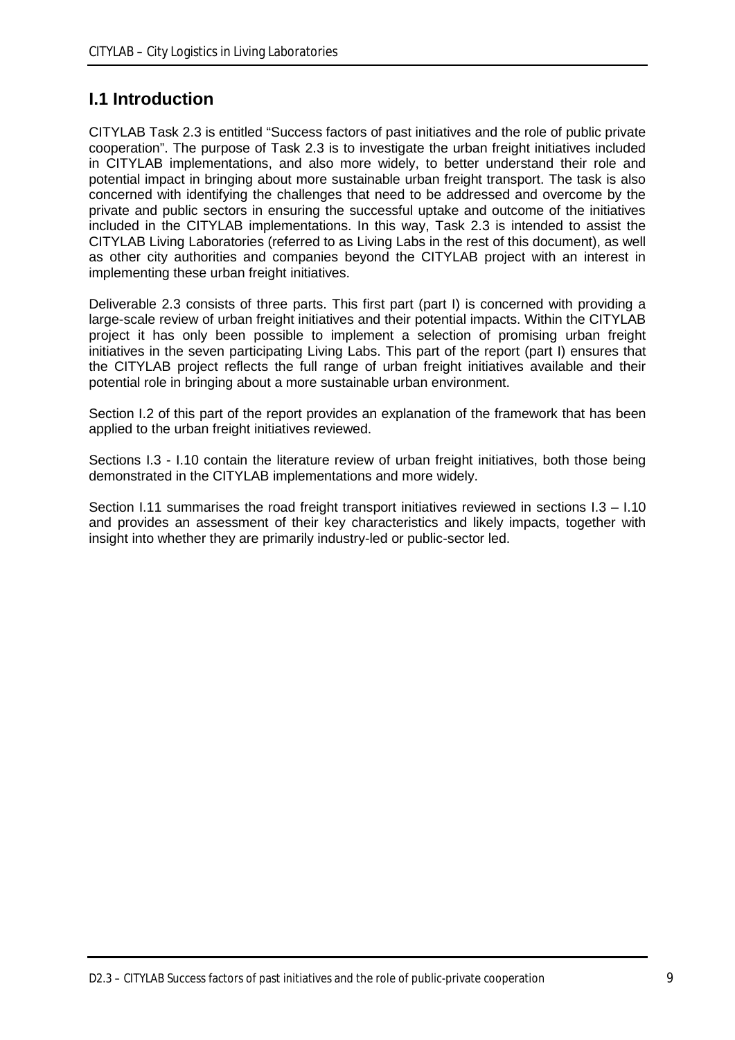## I.1 Introduction

CITYLAB Task 2.3 is entitled “Success factors of past initiatives and the role of public private cooperation”. The purpose of Task 2.3 is to investigate the urban freight initiatives included in CITYLAB implementations, and also more widely, to better understand their role and potential impact in bringing about more sustainable urban freight transport. The task is also concerned with identifying the challenges that need to be addressed and overcome by the private and public sectors in ensuring the successful uptake and outcome of the initiatives included in the CITYLAB implementations. In this way, Task 2.3 is intended to assist the CITYLAB Living Laboratories (referred to as Living Labs in the rest of this document), as well as other city authorities and companies beyond the CITYLAB project with an interest in implementing these urban freight initiatives.

Deliverable 2.3 consists of three parts. This first part (part I) is concerned with providing a large-scale review of urban freight initiatives and their potential impacts. Within the CITYLAB project it has only been possible to implement a selection of promising urban freight initiatives in the seven participating Living Labs. This part of the report (part I) ensures that the CITYLAB project reflects the full range of urban freight initiatives available and their potential role in bringing about a more sustainable urban environment.

Section I.2 of this part of the report provides an explanation of the framework that has been applied to the urban freight initiatives reviewed.

Sections I.3 - I.10 contain the literature review of urban freight initiatives, both those being demonstrated in the CITYLAB implementations and more widely.

Section I.11 summarises the road freight transport initiatives reviewed in sections I.3 – I.10 and provides an assessment of their key characteristics and likely impacts, together with insight into whether they are primarily industry-led or public-sector led.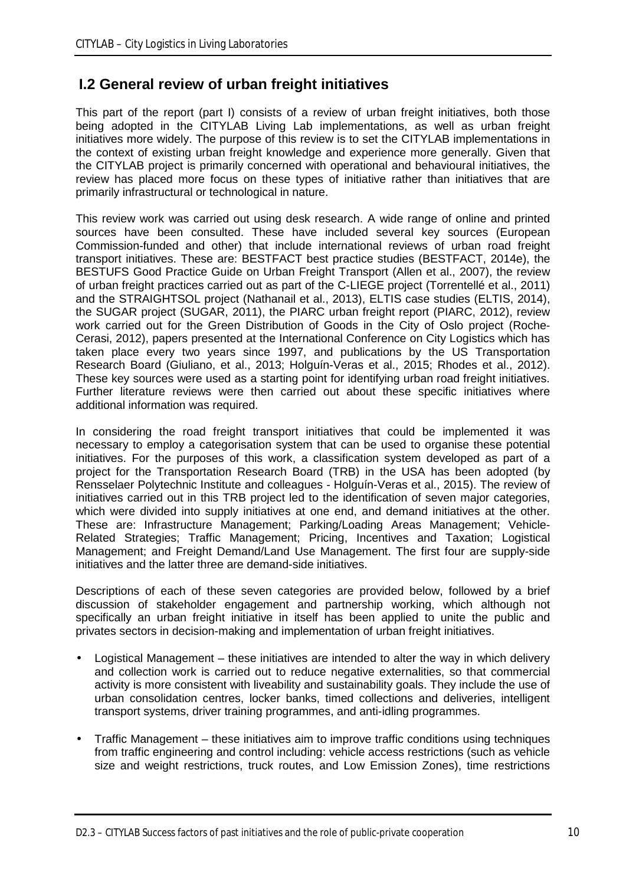## I.2 General review of urban freight initiatives

This part of the report (part I) consists of a review of urban freight initiatives, both those being adopted in the CITYLAB Living Lab implementations, as well as urban freight initiatives more widely. The purpose of this review is to set the CITYLAB implementations in the context of existing urban freight knowledge and experience more generally. Given that the CITYLAB project is primarily concerned with operational and behavioural initiatives, the review has placed more focus on these types of initiative rather than initiatives that are primarily infrastructural or technological in nature.

This review work was carried out using desk research. A wide range of online and printed sources have been consulted. These have included several key sources (European Commission-funded and other) that include international reviews of urban road freight transport initiatives. These are: BESTFACT best practice studies (BESTFACT, 2014e), the BESTUFS Good Practice Guide on Urban Freight Transport (Allen et al., 2007), the review of urban freight practices carried out as part of the C-LIEGE project (Torrentellé et al., 2011) and the STRAIGHTSOL project (Nathanail et al., 2013), ELTIS case studies (ELTIS, 2014), the SUGAR project (SUGAR, 2011), the PIARC urban freight report (PIARC, 2012), review work carried out for the Green Distribution of Goods in the City of Oslo project (Roche-Cerasi, 2012), papers presented at the International Conference on City Logistics which has taken place every two years since 1997, and publications by the US Transportation Research Board (Giuliano, et al., 2013; Holguín-Veras et al., 2015; Rhodes et al., 2012). These key sources were used as a starting point for identifying urban road freight initiatives. Further literature reviews were then carried out about these specific initiatives where additional information was required.

In considering the road freight transport initiatives that could be implemented it was necessary to employ a categorisation system that can be used to organise these potential initiatives. For the purposes of this work, a classification system developed as part of a project for the Transportation Research Board (TRB) in the USA has been adopted (by Rensselaer Polytechnic Institute and colleagues - Holguín-Veras et al., 2015). The review of initiatives carried out in this TRB project led to the identification of seven major categories, which were divided into supply initiatives at one end, and demand initiatives at the other. These are: Infrastructure Management; Parking/Loading Areas Management; Vehicle-Related Strategies; Traffic Management; Pricing, Incentives and Taxation; Logistical Management; and Freight Demand/Land Use Management. The first four are supply-side initiatives and the latter three are demand-side initiatives.

Descriptions of each of these seven categories are provided below, followed by a brief discussion of stakeholder engagement and partnership working, which although not specifically an urban freight initiative in itself has been applied to unite the public and privates sectors in decision-making and implementation of urban freight initiatives.

- Logistical Management – these initiatives are intended to alter the way in which delivery and collection work is carried out to reduce negative externalities, so that commercial activity is more consistent with liveability and sustainability goals. They include the use of urban consolidation centres, locker banks, timed collections and deliveries, intelligent transport systems, driver training programmes, and anti-idling programmes.
- Traffic Management – these initiatives aim to improve traffic conditions using techniques from traffic engineering and control including: vehicle access restrictions (such as vehicle size and weight restrictions, truck routes, and Low Emission Zones), time restrictions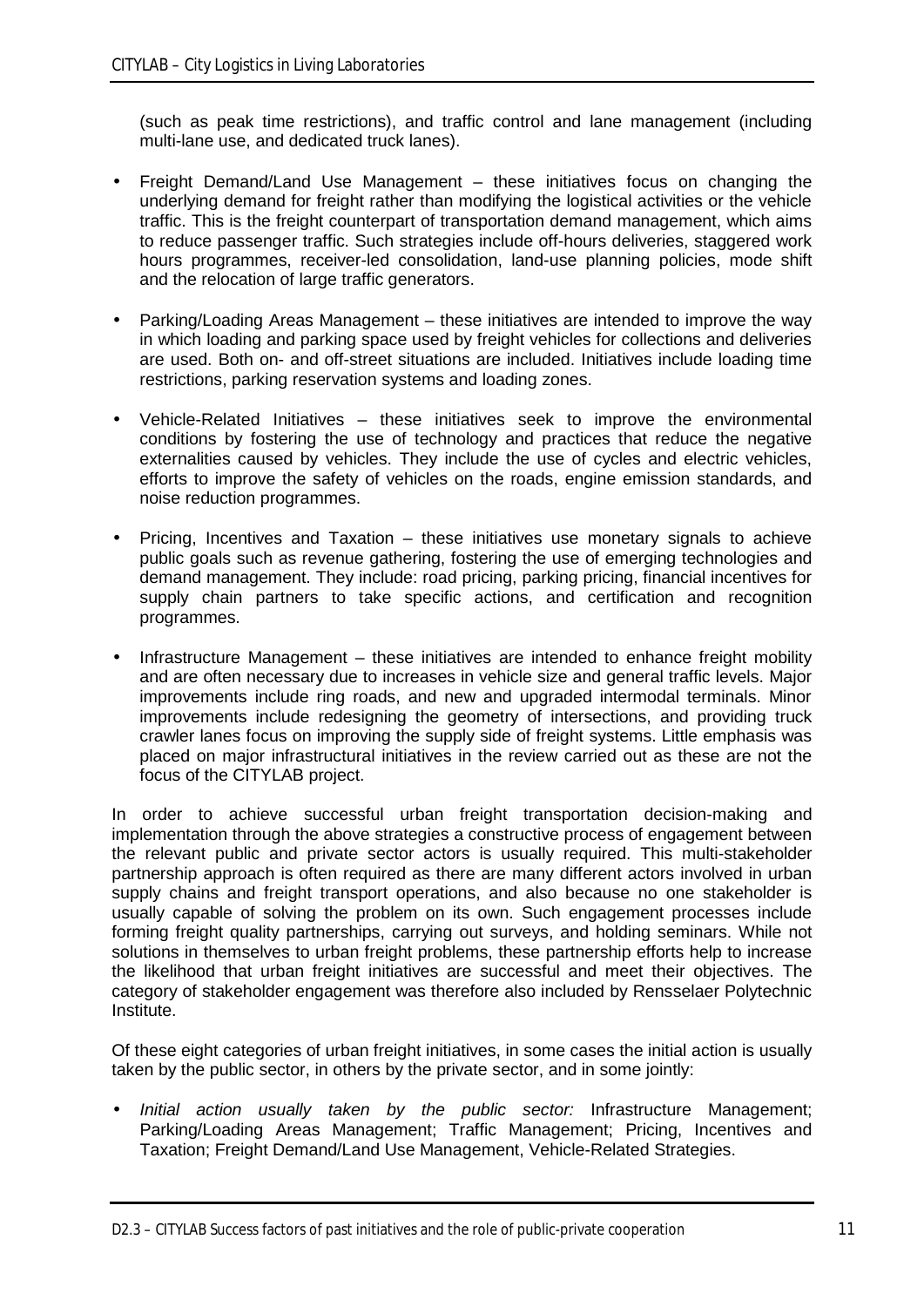(such as peak time restrictions), and traffic control and lane management (including multi-lane use, and dedicated truck lanes).

- Freight Demand/Land Use Management – these initiatives focus on changing the underlying demand for freight rather than modifying the logistical activities or the vehicle traffic. This is the freight counterpart of transportation demand management, which aims to reduce passenger traffic. Such strategies include off-hours deliveries, staggered work hours programmes, receiver-led consolidation, land-use planning policies, mode shift and the relocation of large traffic generators.

- Parking/Loading Areas Management – these initiatives are intended to improve the way in which loading and parking space used by freight vehicles for collections and deliveries are used. Both on- and off-street situations are included. Initiatives include loading time restrictions, parking reservation systems and loading zones.

- Vehicle-Related Initiatives – these initiatives seek to improve the environmental conditions by fostering the use of technology and practices that reduce the negative externalities caused by vehicles. They include the use of cycles and electric vehicles, efforts to improve the safety of vehicles on the roads, engine emission standards, and noise reduction programmes.

- Pricing, Incentives and Taxation – these initiatives use monetary signals to achieve public goals such as revenue gathering, fostering the use of emerging technologies and demand management. They include: road pricing, parking pricing, financial incentives for supply chain partners to take specific actions, and certification and recognition programmes.

- Infrastructure Management – these initiatives are intended to enhance freight mobility and are often necessary due to increases in vehicle size and general traffic levels. Major improvements include ring roads, and new and upgraded intermodal terminals. Minor improvements include redesigning the geometry of intersections, and providing truck crawler lanes focus on improving the supply side of freight systems. Little emphasis was placed on major infrastructural initiatives in the review carried out as these are not the focus of the CITYLAB project.

In order to achieve successful urban freight transportation decision-making and implementation through the above strategies a constructive process of engagement between the relevant public and private sector actors is usually required. This multi-stakeholder partnership approach is often required as there are many different actors involved in urban supply chains and freight transport operations, and also because no one stakeholder is usually capable of solving the problem on its own. Such engagement processes include forming freight quality partnerships, carrying out surveys, and holding seminars. While not solutions in themselves to urban freight problems, these partnership efforts help to increase the likelihood that urban freight initiatives are successful and meet their objectives. The category of stakeholder engagement was therefore also included by Rensselaer Polytechnic Institute.

Of these eight categories of urban freight initiatives, in some cases the initial action is usually taken by the public sector, in others by the private sector, and in some jointly:

- *Initial action usually taken by the public sector:* Infrastructure Management; Parking/Loading Areas Management; Traffic Management; Pricing, Incentives and Taxation; Freight Demand/Land Use Management, Vehicle-Related Strategies.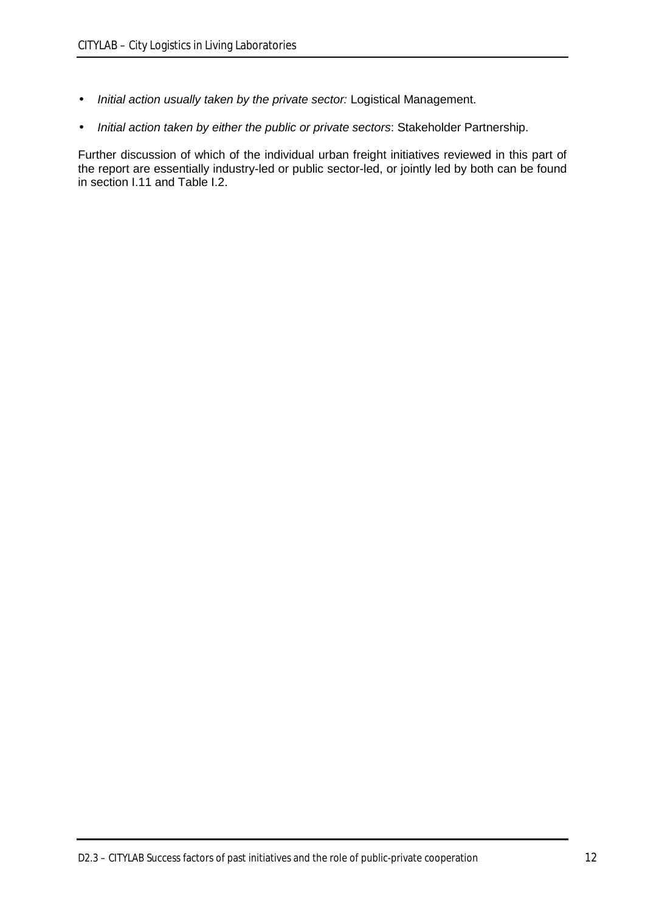- *Initial action usually taken by the private sector:* Logistical Management.
- *Initial action taken by either the public or private sectors*: Stakeholder Partnership.

Further discussion of which of the individual urban freight initiatives reviewed in this part of the report are essentially industry-led or public sector-led, or jointly led by both can be found in section I.11 and Table I.2.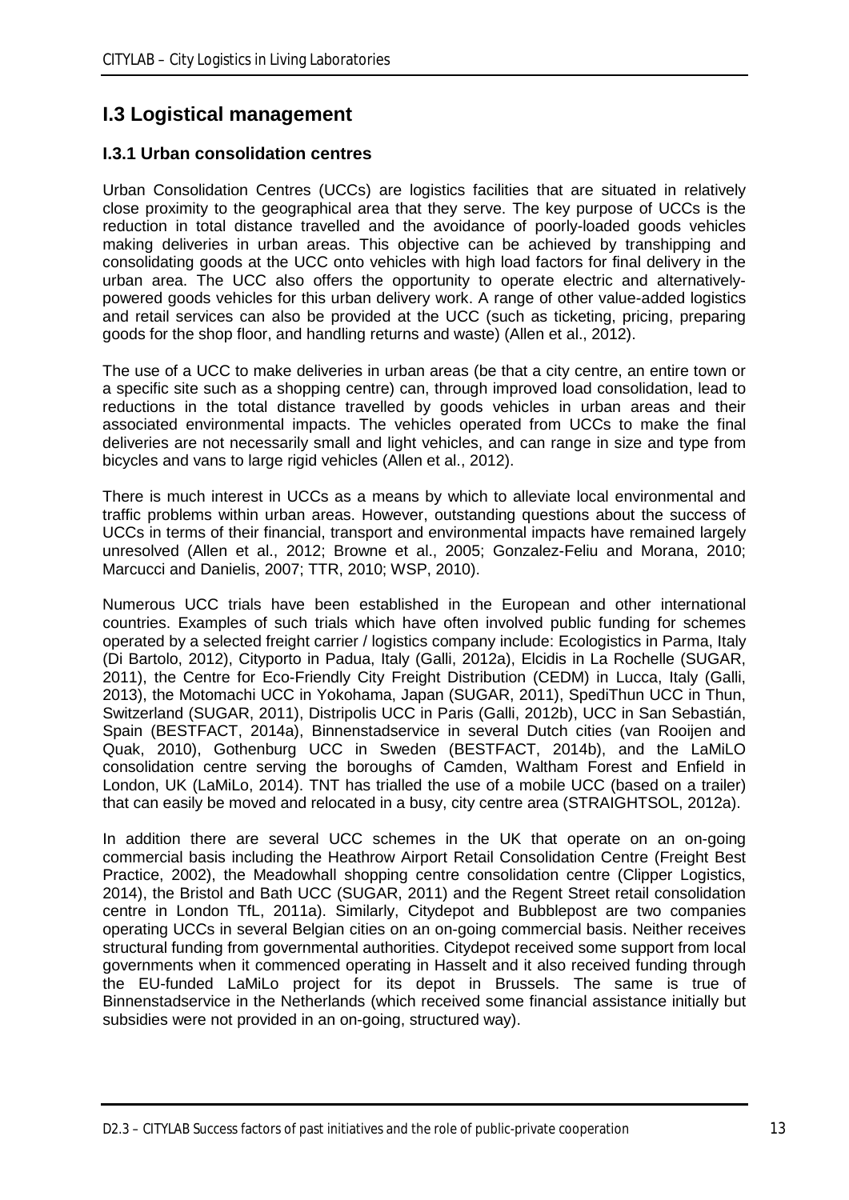## I.3 Logistical management

### I.3.1 Urban consolidation centres

Urban Consolidation Centres (UCCs) are logistics facilities that are situated in relatively close proximity to the geographical area that they serve. The key purpose of UCCs is the reduction in total distance travelled and the avoidance of poorly-loaded goods vehicles making deliveries in urban areas. This objective can be achieved by transhipping and consolidating goods at the UCC onto vehicles with high load factors for final delivery in the urban area. The UCC also offers the opportunity to operate electric and alternatively-powered goods vehicles for this urban delivery work. A range of other value-added logistics and retail services can also be provided at the UCC (such as ticketing, pricing, preparing goods for the shop floor, and handling returns and waste) (Allen et al., 2012).

The use of a UCC to make deliveries in urban areas (be that a city centre, an entire town or a specific site such as a shopping centre) can, through improved load consolidation, lead to reductions in the total distance travelled by goods vehicles in urban areas and their associated environmental impacts. The vehicles operated from UCCs to make the final deliveries are not necessarily small and light vehicles, and can range in size and type from bicycles and vans to large rigid vehicles (Allen et al., 2012).

There is much interest in UCCs as a means by which to alleviate local environmental and traffic problems within urban areas. However, outstanding questions about the success of UCCs in terms of their financial, transport and environmental impacts have remained largely unresolved (Allen et al., 2012; Browne et al., 2005; Gonzalez-Feliu and Morana, 2010; Marcucci and Danielis, 2007; TTR, 2010; WSP, 2010).

Numerous UCC trials have been established in the European and other international countries. Examples of such trials which have often involved public funding for schemes operated by a selected freight carrier / logistics company include: Ecologistics in Parma, Italy (Di Bartolo, 2012), Cityporto in Padua, Italy (Galli, 2012a), Elcidis in La Rochelle (SUGAR, 2011), the Centre for Eco-Friendly City Freight Distribution (CEDM) in Lucca, Italy (Galli, 2013), the Motomachi UCC in Yokohama, Japan (SUGAR, 2011), SpediThun UCC in Thun, Switzerland (SUGAR, 2011), Distripolis UCC in Paris (Galli, 2012b), UCC in San Sebastián, Spain (BESTFACT, 2014a), Binnenstadservice in several Dutch cities (van Rooijen and Quak, 2010), Gothenburg UCC in Sweden (BESTFACT, 2014b), and the LaMiLO consolidation centre serving the boroughs of Camden, Waltham Forest and Enfield in London, UK (LaMiLo, 2014). TNT has trialled the use of a mobile UCC (based on a trailer) that can easily be moved and relocated in a busy, city centre area (STRAIGHTSOL, 2012a).

In addition there are several UCC schemes in the UK that operate on an on-going commercial basis including the Heathrow Airport Retail Consolidation Centre (Freight Best Practice, 2002), the Meadowhall shopping centre consolidation centre (Clipper Logistics, 2014), the Bristol and Bath UCC (SUGAR, 2011) and the Regent Street retail consolidation centre in London TfL, 2011a). Similarly, Citydepot and Bubblepost are two companies operating UCCs in several Belgian cities on an on-going commercial basis. Neither receives structural funding from governmental authorities. Citydepot received some support from local governments when it commenced operating in Hasselt and it also received funding through the EU-funded LaMiLo project for its depot in Brussels. The same is true of Binnenstadservice in the Netherlands (which received some financial assistance initially but subsidies were not provided in an on-going, structured way).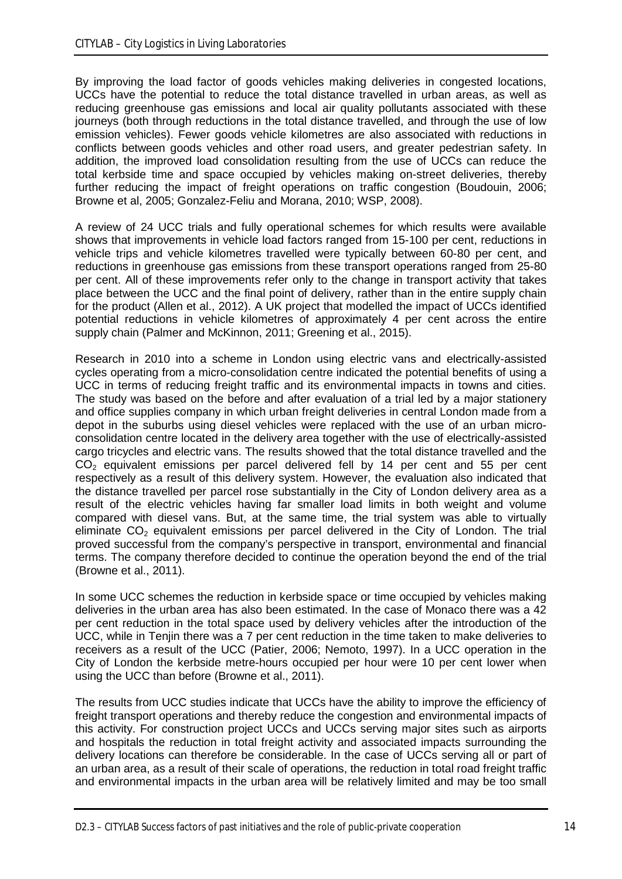By improving the load factor of goods vehicles making deliveries in congested locations, UCCs have the potential to reduce the total distance travelled in urban areas, as well as reducing greenhouse gas emissions and local air quality pollutants associated with these journeys (both through reductions in the total distance travelled, and through the use of low emission vehicles). Fewer goods vehicle kilometres are also associated with reductions in conflicts between goods vehicles and other road users, and greater pedestrian safety. In addition, the improved load consolidation resulting from the use of UCCs can reduce the total kerbside time and space occupied by vehicles making on-street deliveries, thereby further reducing the impact of freight operations on traffic congestion (Boudouin, 2006; Browne et al, 2005; Gonzalez-Feliu and Morana, 2010; WSP, 2008).

A review of 24 UCC trials and fully operational schemes for which results were available shows that improvements in vehicle load factors ranged from 15-100 per cent, reductions in vehicle trips and vehicle kilometres travelled were typically between 60-80 per cent, and reductions in greenhouse gas emissions from these transport operations ranged from 25-80 per cent. All of these improvements refer only to the change in transport activity that takes place between the UCC and the final point of delivery, rather than in the entire supply chain for the product (Allen et al., 2012). A UK project that modelled the impact of UCCs identified potential reductions in vehicle kilometres of approximately 4 per cent across the entire supply chain (Palmer and McKinnon, 2011; Greening et al., 2015).

Research in 2010 into a scheme in London using electric vans and electrically-assisted cycles operating from a micro-consolidation centre indicated the potential benefits of using a UCC in terms of reducing freight traffic and its environmental impacts in towns and cities. The study was based on the before and after evaluation of a trial led by a major stationery and office supplies company in which urban freight deliveries in central London made from a depot in the suburbs using diesel vehicles were replaced with the use of an urban micro-consolidation centre located in the delivery area together with the use of electrically-assisted cargo tricycles and electric vans. The results showed that the total distance travelled and the $CO_2$ equivalent emissions per parcel delivered fell by 14 per cent and 55 per cent respectively as a result of this delivery system. However, the evaluation also indicated that the distance travelled per parcel rose substantially in the City of London delivery area as a result of the electric vehicles having far smaller load limits in both weight and volume compared with diesel vans. But, at the same time, the trial system was able to virtually eliminate $CO_2$ equivalent emissions per parcel delivered in the City of London. The trial proved successful from the company's perspective in transport, environmental and financial terms. The company therefore decided to continue the operation beyond the end of the trial (Browne et al., 2011).

In some UCC schemes the reduction in kerbside space or time occupied by vehicles making deliveries in the urban area has also been estimated. In the case of Monaco there was a 42 per cent reduction in the total space used by delivery vehicles after the introduction of the UCC, while in Tenjin there was a 7 per cent reduction in the time taken to make deliveries to receivers as a result of the UCC (Patier, 2006; Nemoto, 1997). In a UCC operation in the City of London the kerbside metre-hours occupied per hour were 10 per cent lower when using the UCC than before (Browne et al., 2011).

The results from UCC studies indicate that UCCs have the ability to improve the efficiency of freight transport operations and thereby reduce the congestion and environmental impacts of this activity. For construction project UCCs and UCCs serving major sites such as airports and hospitals the reduction in total freight activity and associated impacts surrounding the delivery locations can therefore be considerable. In the case of UCCs serving all or part of an urban area, as a result of their scale of operations, the reduction in total road freight traffic and environmental impacts in the urban area will be relatively limited and may be too small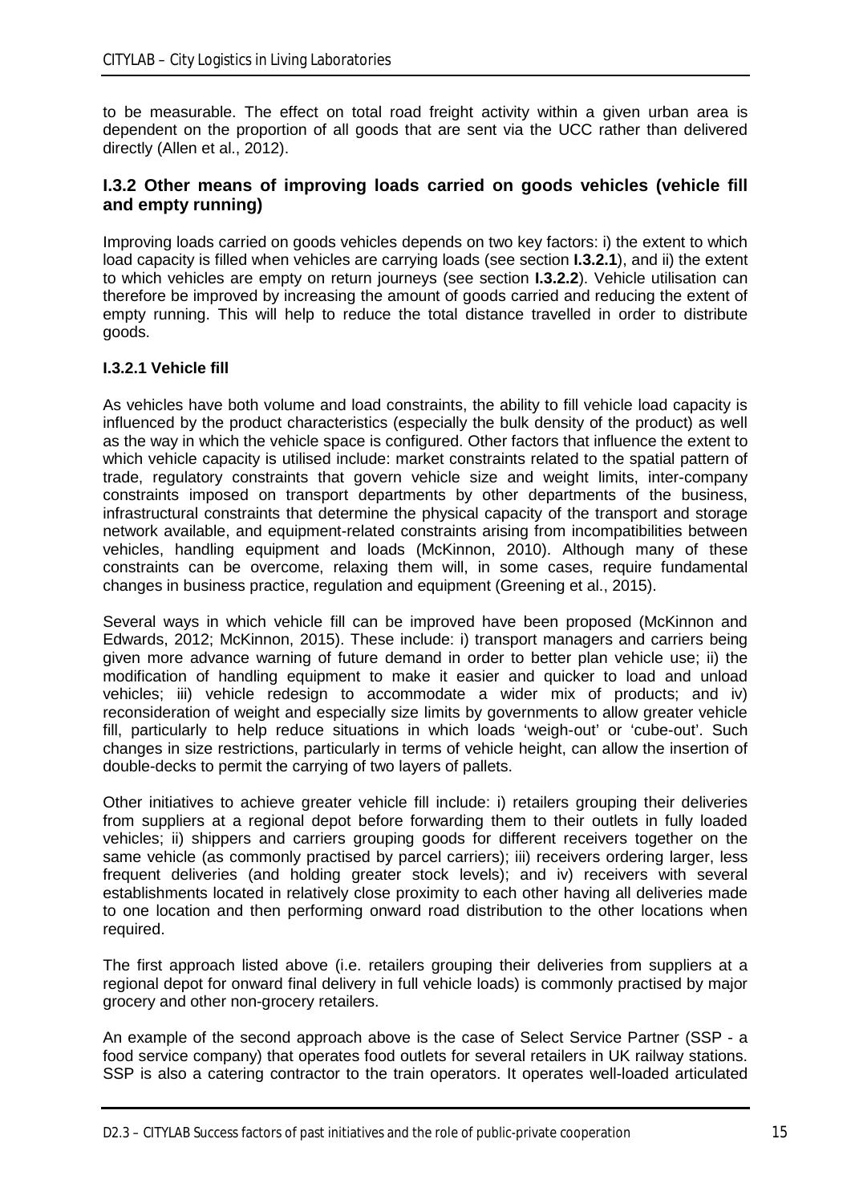to be measurable. The effect on total road freight activity within a given urban area is dependent on the proportion of all goods that are sent via the UCC rather than delivered directly (Allen et al., 2012).

### I.3.2 Other means of improving loads carried on goods vehicles (vehicle fill and empty running)

Improving loads carried on goods vehicles depends on two key factors: i) the extent to which load capacity is filled when vehicles are carrying loads (see section **I.3.2.1**), and ii) the extent to which vehicles are empty on return journeys (see section **I.3.2.2**). Vehicle utilisation can therefore be improved by increasing the amount of goods carried and reducing the extent of empty running. This will help to reduce the total distance travelled in order to distribute goods.

#### I.3.2.1 Vehicle fill

As vehicles have both volume and load constraints, the ability to fill vehicle load capacity is influenced by the product characteristics (especially the bulk density of the product) as well as the way in which the vehicle space is configured. Other factors that influence the extent to which vehicle capacity is utilised include: market constraints related to the spatial pattern of trade, regulatory constraints that govern vehicle size and weight limits, inter-company constraints imposed on transport departments by other departments of the business, infrastructural constraints that determine the physical capacity of the transport and storage network available, and equipment-related constraints arising from incompatibilities between vehicles, handling equipment and loads (McKinnon, 2010). Although many of these constraints can be overcome, relaxing them will, in some cases, require fundamental changes in business practice, regulation and equipment (Greening et al., 2015).

Several ways in which vehicle fill can be improved have been proposed (McKinnon and Edwards, 2012; McKinnon, 2015). These include: i) transport managers and carriers being given more advance warning of future demand in order to better plan vehicle use; ii) the modification of handling equipment to make it easier and quicker to load and unload vehicles; iii) vehicle redesign to accommodate a wider mix of products; and iv) reconsideration of weight and especially size limits by governments to allow greater vehicle fill, particularly to help reduce situations in which loads 'weigh-out' or 'cube-out'. Such changes in size restrictions, particularly in terms of vehicle height, can allow the insertion of double-decks to permit the carrying of two layers of pallets.

Other initiatives to achieve greater vehicle fill include: i) retailers grouping their deliveries from suppliers at a regional depot before forwarding them to their outlets in fully loaded vehicles; ii) shippers and carriers grouping goods for different receivers together on the same vehicle (as commonly practised by parcel carriers); iii) receivers ordering larger, less frequent deliveries (and holding greater stock levels); and iv) receivers with several establishments located in relatively close proximity to each other having all deliveries made to one location and then performing onward road distribution to the other locations when required.

The first approach listed above (i.e. retailers grouping their deliveries from suppliers at a regional depot for onward final delivery in full vehicle loads) is commonly practised by major grocery and other non-grocery retailers.

An example of the second approach above is the case of Select Service Partner (SSP - a food service company) that operates food outlets for several retailers in UK railway stations. SSP is also a catering contractor to the train operators. It operates well-loaded articulated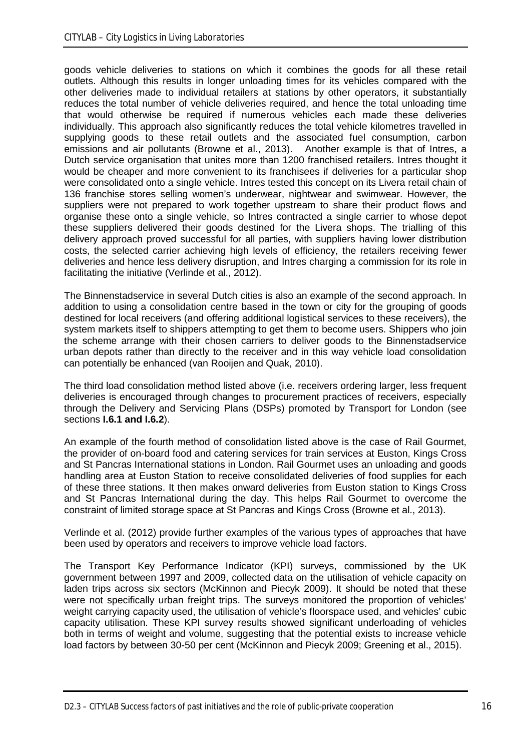goods vehicle deliveries to stations on which it combines the goods for all these retail outlets. Although this results in longer unloading times for its vehicles compared with the other deliveries made to individual retailers at stations by other operators, it substantially reduces the total number of vehicle deliveries required, and hence the total unloading time that would otherwise be required if numerous vehicles each made these deliveries individually. This approach also significantly reduces the total vehicle kilometres travelled in supplying goods to these retail outlets and the associated fuel consumption, carbon emissions and air pollutants (Browne et al., 2013). Another example is that of Intres, a Dutch service organisation that unites more than 1200 franchised retailers. Intres thought it would be cheaper and more convenient to its franchisees if deliveries for a particular shop were consolidated onto a single vehicle. Intres tested this concept on its Livera retail chain of 136 franchise stores selling women's underwear, nightwear and swimwear. However, the suppliers were not prepared to work together upstream to share their product flows and organise these onto a single vehicle, so Intres contracted a single carrier to whose depot these suppliers delivered their goods destined for the Livera shops. The trialling of this delivery approach proved successful for all parties, with suppliers having lower distribution costs, the selected carrier achieving high levels of efficiency, the retailers receiving fewer deliveries and hence less delivery disruption, and Intres charging a commission for its role in facilitating the initiative (Verlinde et al., 2012).

The Binnenstadservice in several Dutch cities is also an example of the second approach. In addition to using a consolidation centre based in the town or city for the grouping of goods destined for local receivers (and offering additional logistical services to these receivers), the system markets itself to shippers attempting to get them to become users. Shippers who join the scheme arrange with their chosen carriers to deliver goods to the Binnenstadservice urban depots rather than directly to the receiver and in this way vehicle load consolidation can potentially be enhanced (van Rooijen and Quak, 2010).

The third load consolidation method listed above (i.e. receivers ordering larger, less frequent deliveries is encouraged through changes to procurement practices of receivers, especially through the Delivery and Servicing Plans (DSPs) promoted by Transport for London (see sections **I.6.1 and I.6.2**).

An example of the fourth method of consolidation listed above is the case of Rail Gourmet, the provider of on-board food and catering services for train services at Euston, Kings Cross and St Pancras International stations in London. Rail Gourmet uses an unloading and goods handling area at Euston Station to receive consolidated deliveries of food supplies for each of these three stations. It then makes onward deliveries from Euston station to Kings Cross and St Pancras International during the day. This helps Rail Gourmet to overcome the constraint of limited storage space at St Pancras and Kings Cross (Browne et al., 2013).

Verlinde et al. (2012) provide further examples of the various types of approaches that have been used by operators and receivers to improve vehicle load factors.

The Transport Key Performance Indicator (KPI) surveys, commissioned by the UK government between 1997 and 2009, collected data on the utilisation of vehicle capacity on laden trips across six sectors (McKinnon and Piecyk 2009). It should be noted that these were not specifically urban freight trips. The surveys monitored the proportion of vehicles' weight carrying capacity used, the utilisation of vehicle's floorspace used, and vehicles' cubic capacity utilisation. These KPI survey results showed significant underloading of vehicles both in terms of weight and volume, suggesting that the potential exists to increase vehicle load factors by between 30-50 per cent (McKinnon and Piecyk 2009; Greening et al., 2015).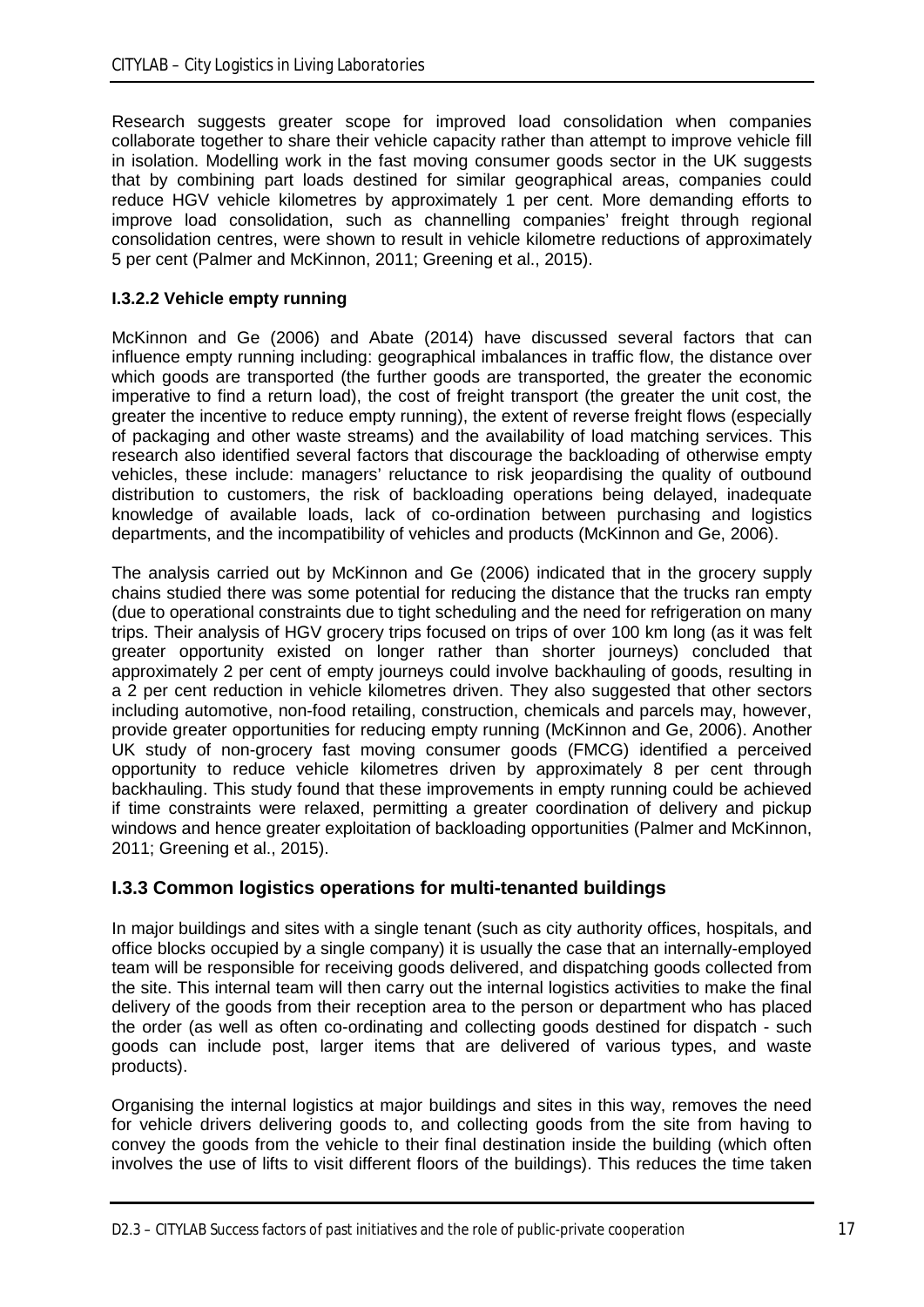Research suggests greater scope for improved load consolidation when companies collaborate together to share their vehicle capacity rather than attempt to improve vehicle fill in isolation. Modelling work in the fast moving consumer goods sector in the UK suggests that by combining part loads destined for similar geographical areas, companies could reduce HGV vehicle kilometres by approximately 1 per cent. More demanding efforts to improve load consolidation, such as channelling companies' freight through regional consolidation centres, were shown to result in vehicle kilometre reductions of approximately 5 per cent (Palmer and McKinnon, 2011; Greening et al., 2015).

#### I.3.2.2 Vehicle empty running

McKinnon and Ge (2006) and Abate (2014) have discussed several factors that can influence empty running including: geographical imbalances in traffic flow, the distance over which goods are transported (the further goods are transported, the greater the economic imperative to find a return load), the cost of freight transport (the greater the unit cost, the greater the incentive to reduce empty running), the extent of reverse freight flows (especially of packaging and other waste streams) and the availability of load matching services. This research also identified several factors that discourage the backloading of otherwise empty vehicles, these include: managers' reluctance to risk jeopardising the quality of outbound distribution to customers, the risk of backloading operations being delayed, inadequate knowledge of available loads, lack of co-ordination between purchasing and logistics departments, and the incompatibility of vehicles and products (McKinnon and Ge, 2006).

The analysis carried out by McKinnon and Ge (2006) indicated that in the grocery supply chains studied there was some potential for reducing the distance that the trucks ran empty (due to operational constraints due to tight scheduling and the need for refrigeration on many trips. Their analysis of HGV grocery trips focused on trips of over 100 km long (as it was felt greater opportunity existed on longer rather than shorter journeys) concluded that approximately 2 per cent of empty journeys could involve backhauling of goods, resulting in a 2 per cent reduction in vehicle kilometres driven. They also suggested that other sectors including automotive, non-food retailing, construction, chemicals and parcels may, however, provide greater opportunities for reducing empty running (McKinnon and Ge, 2006). Another UK study of non-grocery fast moving consumer goods (FMCG) identified a perceived opportunity to reduce vehicle kilometres driven by approximately 8 per cent through backhauling. This study found that these improvements in empty running could be achieved if time constraints were relaxed, permitting a greater coordination of delivery and pickup windows and hence greater exploitation of backloading opportunities (Palmer and McKinnon, 2011; Greening et al., 2015).

### I.3.3 Common logistics operations for multi-tenanted buildings

In major buildings and sites with a single tenant (such as city authority offices, hospitals, and office blocks occupied by a single company) it is usually the case that an internally-employed team will be responsible for receiving goods delivered, and dispatching goods collected from the site. This internal team will then carry out the internal logistics activities to make the final delivery of the goods from their reception area to the person or department who has placed the order (as well as often co-ordinating and collecting goods destined for dispatch - such goods can include post, larger items that are delivered of various types, and waste products).

Organising the internal logistics at major buildings and sites in this way, removes the need for vehicle drivers delivering goods to, and collecting goods from the site from having to convey the goods from the vehicle to their final destination inside the building (which often involves the use of lifts to visit different floors of the buildings). This reduces the time taken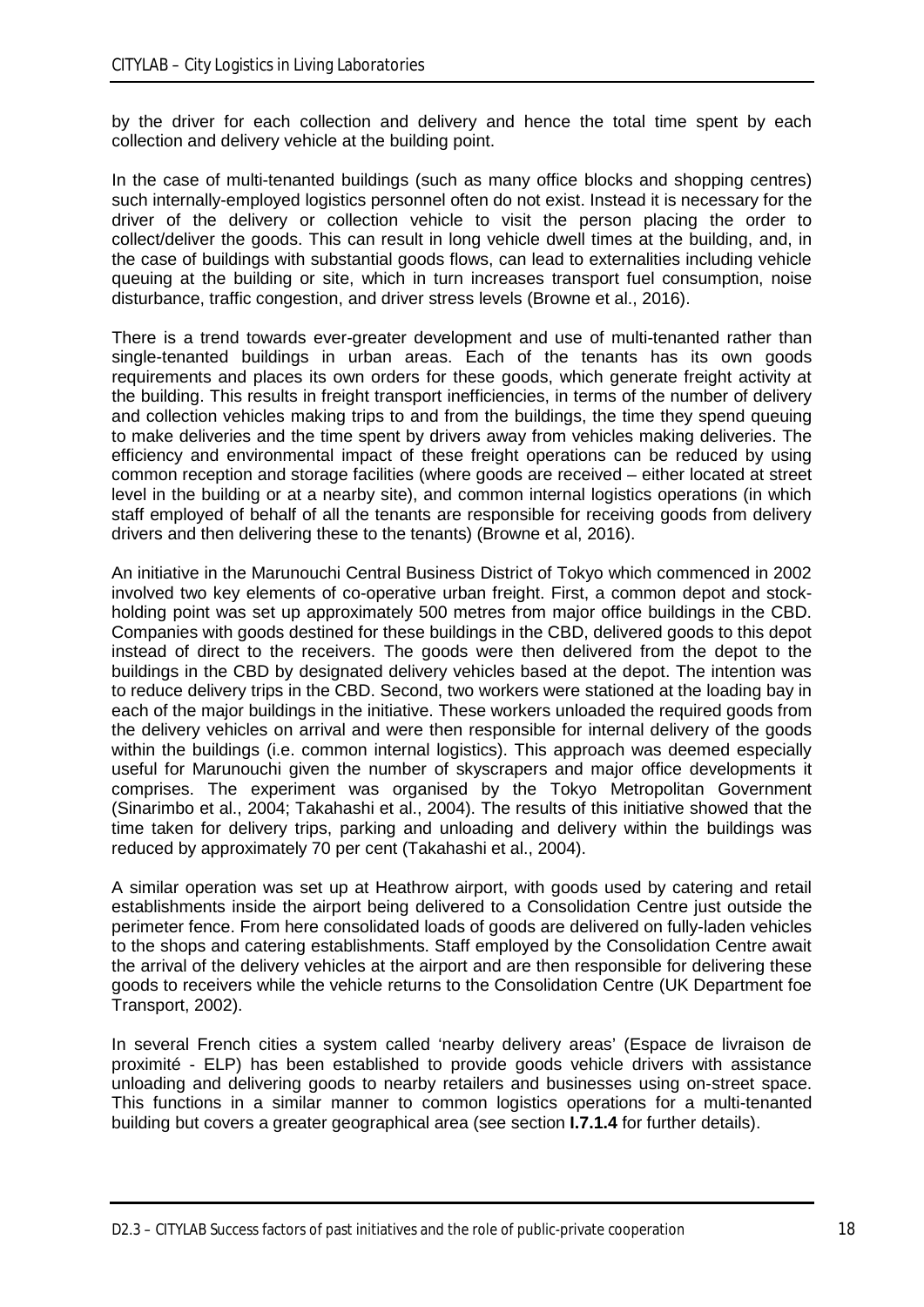by the driver for each collection and delivery and hence the total time spent by each collection and delivery vehicle at the building point.

In the case of multi-tenanted buildings (such as many office blocks and shopping centres) such internally-employed logistics personnel often do not exist. Instead it is necessary for the driver of the delivery or collection vehicle to visit the person placing the order to collect/deliver the goods. This can result in long vehicle dwell times at the building, and, in the case of buildings with substantial goods flows, can lead to externalities including vehicle queuing at the building or site, which in turn increases transport fuel consumption, noise disturbance, traffic congestion, and driver stress levels (Browne et al., 2016).

There is a trend towards ever-greater development and use of multi-tenanted rather than single-tenanted buildings in urban areas. Each of the tenants has its own goods requirements and places its own orders for these goods, which generate freight activity at the building. This results in freight transport inefficiencies, in terms of the number of delivery and collection vehicles making trips to and from the buildings, the time they spend queuing to make deliveries and the time spent by drivers away from vehicles making deliveries. The efficiency and environmental impact of these freight operations can be reduced by using common reception and storage facilities (where goods are received – either located at street level in the building or at a nearby site), and common internal logistics operations (in which staff employed of behalf of all the tenants are responsible for receiving goods from delivery drivers and then delivering these to the tenants) (Browne et al, 2016).

An initiative in the Marunouchi Central Business District of Tokyo which commenced in 2002 involved two key elements of co-operative urban freight. First, a common depot and stock-holding point was set up approximately 500 metres from major office buildings in the CBD. Companies with goods destined for these buildings in the CBD, delivered goods to this depot instead of direct to the receivers. The goods were then delivered from the depot to the buildings in the CBD by designated delivery vehicles based at the depot. The intention was to reduce delivery trips in the CBD. Second, two workers were stationed at the loading bay in each of the major buildings in the initiative. These workers unloaded the required goods from the delivery vehicles on arrival and were then responsible for internal delivery of the goods within the buildings (i.e. common internal logistics). This approach was deemed especially useful for Marunouchi given the number of skyscrapers and major office developments it comprises. The experiment was organised by the Tokyo Metropolitan Government (Sinarimbo et al., 2004; Takahashi et al., 2004). The results of this initiative showed that the time taken for delivery trips, parking and unloading and delivery within the buildings was reduced by approximately 70 per cent (Takahashi et al., 2004).

A similar operation was set up at Heathrow airport, with goods used by catering and retail establishments inside the airport being delivered to a Consolidation Centre just outside the perimeter fence. From here consolidated loads of goods are delivered on fully-laden vehicles to the shops and catering establishments. Staff employed by the Consolidation Centre await the arrival of the delivery vehicles at the airport and are then responsible for delivering these goods to receivers while the vehicle returns to the Consolidation Centre (UK Department foe Transport, 2002).

In several French cities a system called 'nearby delivery areas' (Espace de livraison de proximité - ELP) has been established to provide goods vehicle drivers with assistance unloading and delivering goods to nearby retailers and businesses using on-street space. This functions in a similar manner to common logistics operations for a multi-tenanted building but covers a greater geographical area (see section **I.7.1.4** for further details).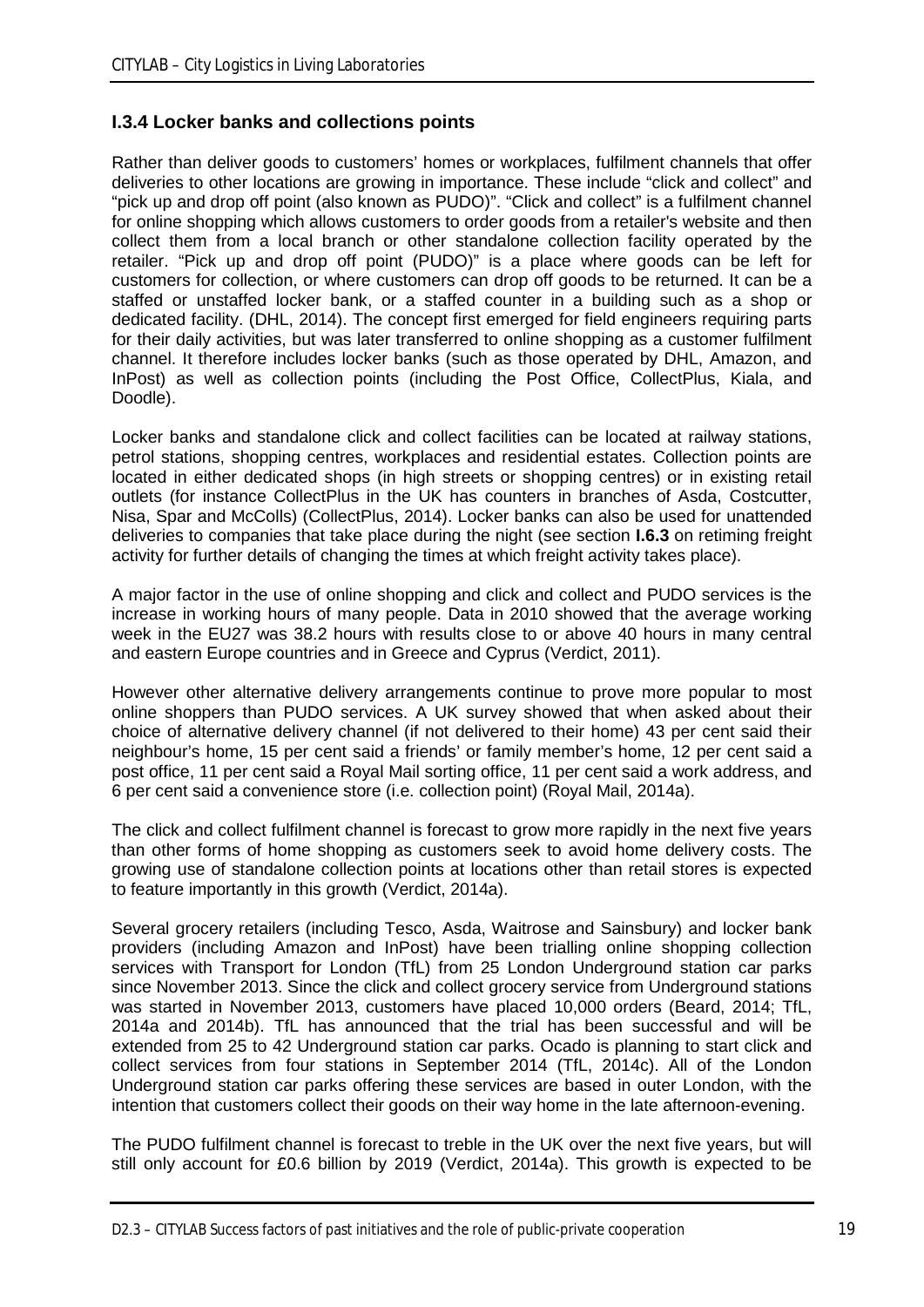### I.3.4 Locker banks and collections points

Rather than deliver goods to customers' homes or workplaces, fulfilment channels that offer deliveries to other locations are growing in importance. These include "click and collect" and "pick up and drop off point (also known as PUDO)". "Click and collect" is a fulfilment channel for online shopping which allows customers to order goods from a retailer's website and then collect them from a local branch or other standalone collection facility operated by the retailer. "Pick up and drop off point (PUDO)" is a place where goods can be left for customers for collection, or where customers can drop off goods to be returned. It can be a staffed or unstaffed locker bank, or a staffed counter in a building such as a shop or dedicated facility. (DHL, 2014). The concept first emerged for field engineers requiring parts for their daily activities, but was later transferred to online shopping as a customer fulfilment channel. It therefore includes locker banks (such as those operated by DHL, Amazon, and InPost) as well as collection points (including the Post Office, CollectPlus, Kiala, and Doodle).

Locker banks and standalone click and collect facilities can be located at railway stations, petrol stations, shopping centres, workplaces and residential estates. Collection points are located in either dedicated shops (in high streets or shopping centres) or in existing retail outlets (for instance CollectPlus in the UK has counters in branches of Asda, Costcutter, Nisa, Spar and McColls) (CollectPlus, 2014). Locker banks can also be used for unattended deliveries to companies that take place during the night (see section **I.6.3** on retiming freight activity for further details of changing the times at which freight activity takes place).

A major factor in the use of online shopping and click and collect and PUDO services is the increase in working hours of many people. Data in 2010 showed that the average working week in the EU27 was 38.2 hours with results close to or above 40 hours in many central and eastern Europe countries and in Greece and Cyprus (Verdict, 2011).

However other alternative delivery arrangements continue to prove more popular to most online shoppers than PUDO services. A UK survey showed that when asked about their choice of alternative delivery channel (if not delivered to their home) 43 per cent said their neighbour's home, 15 per cent said a friends' or family member's home, 12 per cent said a post office, 11 per cent said a Royal Mail sorting office, 11 per cent said a work address, and 6 per cent said a convenience store (i.e. collection point) (Royal Mail, 2014a).

The click and collect fulfilment channel is forecast to grow more rapidly in the next five years than other forms of home shopping as customers seek to avoid home delivery costs. The growing use of standalone collection points at locations other than retail stores is expected to feature importantly in this growth (Verdict, 2014a).

Several grocery retailers (including Tesco, Asda, Waitrose and Sainsbury) and locker bank providers (including Amazon and InPost) have been trialling online shopping collection services with Transport for London (TfL) from 25 London Underground station car parks since November 2013. Since the click and collect grocery service from Underground stations was started in November 2013, customers have placed 10,000 orders (Beard, 2014; TfL, 2014a and 2014b). TfL has announced that the trial has been successful and will be extended from 25 to 42 Underground station car parks. Ocado is planning to start click and collect services from four stations in September 2014 (TfL, 2014c). All of the London Underground station car parks offering these services are based in outer London, with the intention that customers collect their goods on their way home in the late afternoon-evening.

The PUDO fulfilment channel is forecast to treble in the UK over the next five years, but will still only account for £0.6 billion by 2019 (Verdict, 2014a). This growth is expected to be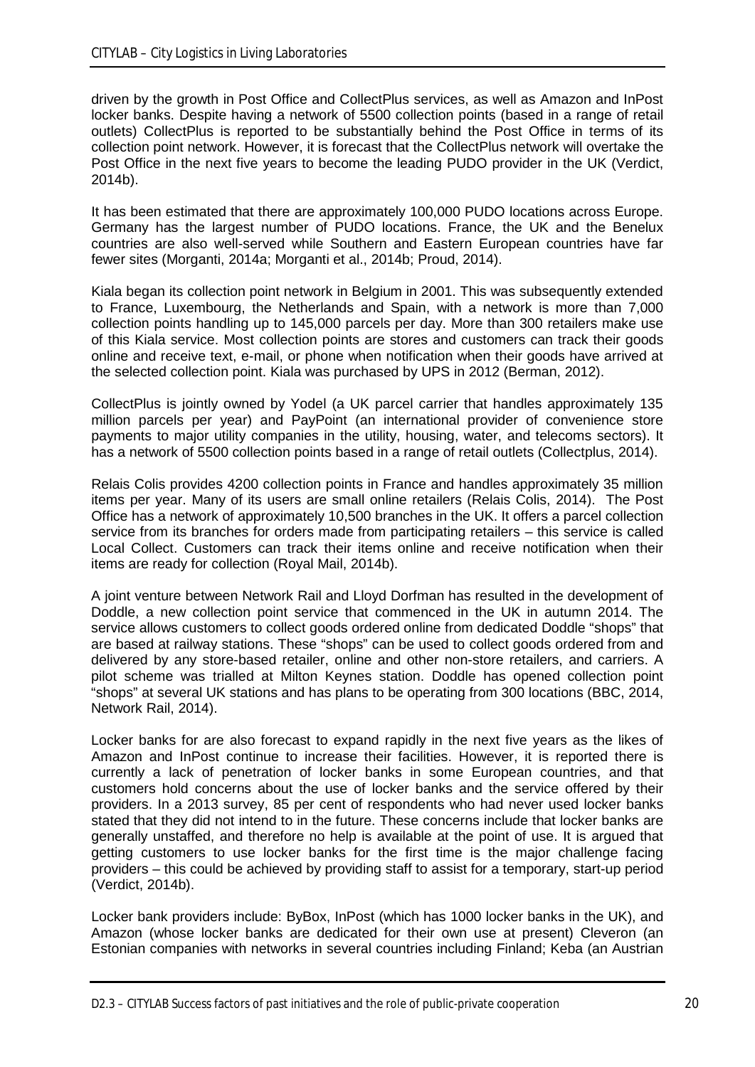driven by the growth in Post Office and CollectPlus services, as well as Amazon and InPost locker banks. Despite having a network of 5500 collection points (based in a range of retail outlets) CollectPlus is reported to be substantially behind the Post Office in terms of its collection point network. However, it is forecast that the CollectPlus network will overtake the Post Office in the next five years to become the leading PUDO provider in the UK (Verdict, 2014b).

It has been estimated that there are approximately 100,000 PUDO locations across Europe. Germany has the largest number of PUDO locations. France, the UK and the Benelux countries are also well-served while Southern and Eastern European countries have far fewer sites (Morganti, 2014a; Morganti et al., 2014b; Proud, 2014).

Kiala began its collection point network in Belgium in 2001. This was subsequently extended to France, Luxembourg, the Netherlands and Spain, with a network is more than 7,000 collection points handling up to 145,000 parcels per day. More than 300 retailers make use of this Kiala service. Most collection points are stores and customers can track their goods online and receive text, e-mail, or phone when notification when their goods have arrived at the selected collection point. Kiala was purchased by UPS in 2012 (Berman, 2012).

CollectPlus is jointly owned by Yodel (a UK parcel carrier that handles approximately 135 million parcels per year) and PayPoint (an international provider of convenience store payments to major utility companies in the utility, housing, water, and telecoms sectors). It has a network of 5500 collection points based in a range of retail outlets (Collectplus, 2014).

Relais Colis provides 4200 collection points in France and handles approximately 35 million items per year. Many of its users are small online retailers (Relais Colis, 2014). The Post Office has a network of approximately 10,500 branches in the UK. It offers a parcel collection service from its branches for orders made from participating retailers – this service is called Local Collect. Customers can track their items online and receive notification when their items are ready for collection (Royal Mail, 2014b).

A joint venture between Network Rail and Lloyd Dorfman has resulted in the development of Doddle, a new collection point service that commenced in the UK in autumn 2014. The service allows customers to collect goods ordered online from dedicated Doddle "shops" that are based at railway stations. These "shops" can be used to collect goods ordered from and delivered by any store-based retailer, online and other non-store retailers, and carriers. A pilot scheme was trialled at Milton Keynes station. Doddle has opened collection point "shops" at several UK stations and has plans to be operating from 300 locations (BBC, 2014, Network Rail, 2014).

Locker banks for are also forecast to expand rapidly in the next five years as the likes of Amazon and InPost continue to increase their facilities. However, it is reported there is currently a lack of penetration of locker banks in some European countries, and that customers hold concerns about the use of locker banks and the service offered by their providers. In a 2013 survey, 85 per cent of respondents who had never used locker banks stated that they did not intend to in the future. These concerns include that locker banks are generally unstaffed, and therefore no help is available at the point of use. It is argued that getting customers to use locker banks for the first time is the major challenge facing providers – this could be achieved by providing staff to assist for a temporary, start-up period (Verdict, 2014b).

Locker bank providers include: ByBox, InPost (which has 1000 locker banks in the UK), and Amazon (whose locker banks are dedicated for their own use at present) Cleveron (an Estonian companies with networks in several countries including Finland; Keba (an Austrian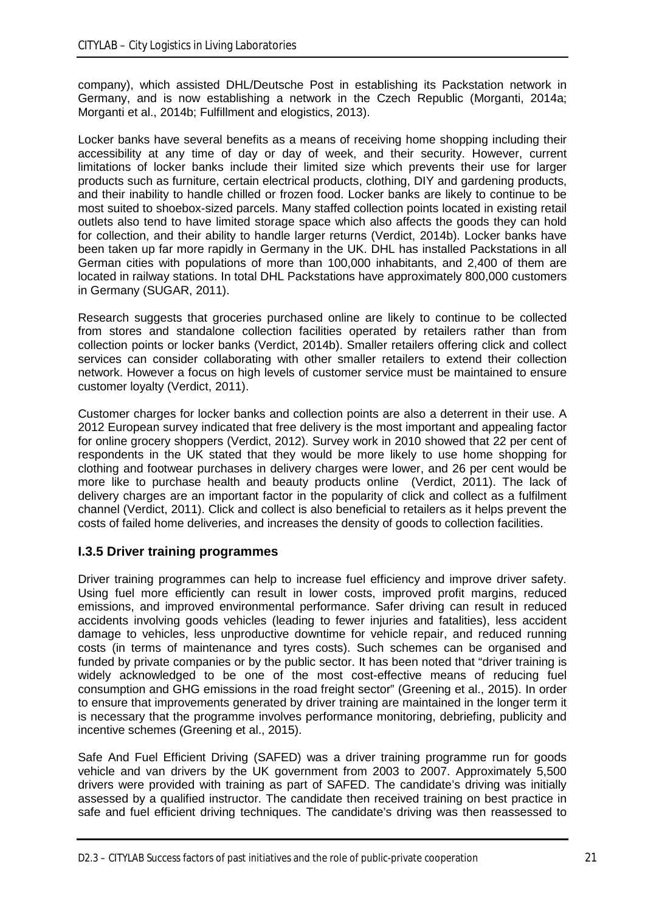company), which assisted DHL/Deutsche Post in establishing its Packstation network in Germany, and is now establishing a network in the Czech Republic (Morganti, 2014a; Morganti et al., 2014b; Fulfillment and elogistics, 2013).

Locker banks have several benefits as a means of receiving home shopping including their accessibility at any time of day or day of week, and their security. However, current limitations of locker banks include their limited size which prevents their use for larger products such as furniture, certain electrical products, clothing, DIY and gardening products, and their inability to handle chilled or frozen food. Locker banks are likely to continue to be most suited to shoebox-sized parcels. Many staffed collection points located in existing retail outlets also tend to have limited storage space which also affects the goods they can hold for collection, and their ability to handle larger returns (Verdict, 2014b). Locker banks have been taken up far more rapidly in Germany in the UK. DHL has installed Packstations in all German cities with populations of more than 100,000 inhabitants, and 2,400 of them are located in railway stations. In total DHL Packstations have approximately 800,000 customers in Germany (SUGAR, 2011).

Research suggests that groceries purchased online are likely to continue to be collected from stores and standalone collection facilities operated by retailers rather than from collection points or locker banks (Verdict, 2014b). Smaller retailers offering click and collect services can consider collaborating with other smaller retailers to extend their collection network. However a focus on high levels of customer service must be maintained to ensure customer loyalty (Verdict, 2011).

Customer charges for locker banks and collection points are also a deterrent in their use. A 2012 European survey indicated that free delivery is the most important and appealing factor for online grocery shoppers (Verdict, 2012). Survey work in 2010 showed that 22 per cent of respondents in the UK stated that they would be more likely to use home shopping for clothing and footwear purchases in delivery charges were lower, and 26 per cent would be more like to purchase health and beauty products online (Verdict, 2011). The lack of delivery charges are an important factor in the popularity of click and collect as a fulfilment channel (Verdict, 2011). Click and collect is also beneficial to retailers as it helps prevent the costs of failed home deliveries, and increases the density of goods to collection facilities.

### I.3.5 Driver training programmes

Driver training programmes can help to increase fuel efficiency and improve driver safety. Using fuel more efficiently can result in lower costs, improved profit margins, reduced emissions, and improved environmental performance. Safer driving can result in reduced accidents involving goods vehicles (leading to fewer injuries and fatalities), less accident damage to vehicles, less unproductive downtime for vehicle repair, and reduced running costs (in terms of maintenance and tyres costs). Such schemes can be organised and funded by private companies or by the public sector. It has been noted that "driver training is widely acknowledged to be one of the most cost-effective means of reducing fuel consumption and GHG emissions in the road freight sector" (Greening et al., 2015). In order to ensure that improvements generated by driver training are maintained in the longer term it is necessary that the programme involves performance monitoring, debriefing, publicity and incentive schemes (Greening et al., 2015).

Safe And Fuel Efficient Driving (SAFED) was a driver training programme run for goods vehicle and van drivers by the UK government from 2003 to 2007. Approximately 5,500 drivers were provided with training as part of SAFED. The candidate's driving was initially assessed by a qualified instructor. The candidate then received training on best practice in safe and fuel efficient driving techniques. The candidate's driving was then reassessed to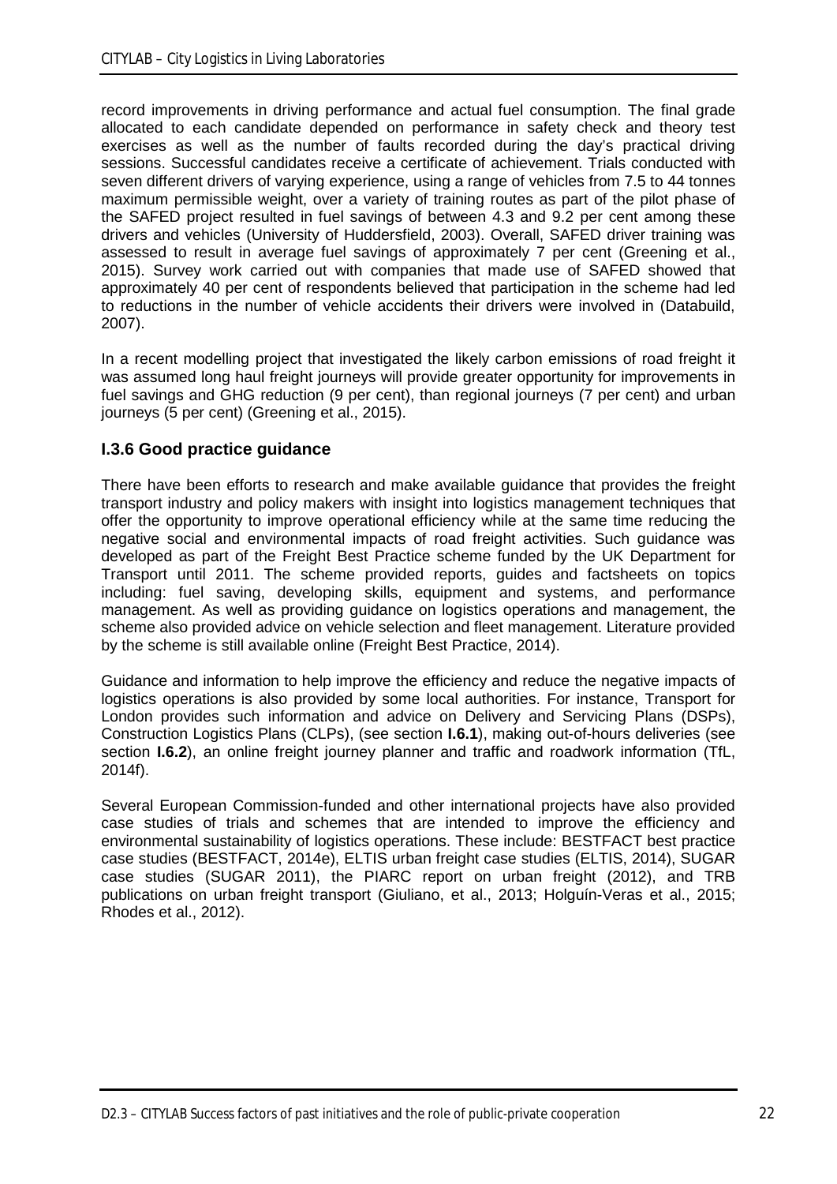record improvements in driving performance and actual fuel consumption. The final grade allocated to each candidate depended on performance in safety check and theory test exercises as well as the number of faults recorded during the day's practical driving sessions. Successful candidates receive a certificate of achievement. Trials conducted with seven different drivers of varying experience, using a range of vehicles from 7.5 to 44 tonnes maximum permissible weight, over a variety of training routes as part of the pilot phase of the SAFED project resulted in fuel savings of between 4.3 and 9.2 per cent among these drivers and vehicles (University of Huddersfield, 2003). Overall, SAFED driver training was assessed to result in average fuel savings of approximately 7 per cent (Greening et al., 2015). Survey work carried out with companies that made use of SAFED showed that approximately 40 per cent of respondents believed that participation in the scheme had led to reductions in the number of vehicle accidents their drivers were involved in (Databuild, 2007).

In a recent modelling project that investigated the likely carbon emissions of road freight it was assumed long haul freight journeys will provide greater opportunity for improvements in fuel savings and GHG reduction (9 per cent), than regional journeys (7 per cent) and urban journeys (5 per cent) (Greening et al., 2015).

### I.3.6 Good practice guidance

There have been efforts to research and make available guidance that provides the freight transport industry and policy makers with insight into logistics management techniques that offer the opportunity to improve operational efficiency while at the same time reducing the negative social and environmental impacts of road freight activities. Such guidance was developed as part of the Freight Best Practice scheme funded by the UK Department for Transport until 2011. The scheme provided reports, guides and factsheets on topics including: fuel saving, developing skills, equipment and systems, and performance management. As well as providing guidance on logistics operations and management, the scheme also provided advice on vehicle selection and fleet management. Literature provided by the scheme is still available online (Freight Best Practice, 2014).

Guidance and information to help improve the efficiency and reduce the negative impacts of logistics operations is also provided by some local authorities. For instance, Transport for London provides such information and advice on Delivery and Servicing Plans (DSPs), Construction Logistics Plans (CLPs), (see section **I.6.1**), making out-of-hours deliveries (see section **I.6.2**), an online freight journey planner and traffic and roadwork information (TfL, 2014f).

Several European Commission-funded and other international projects have also provided case studies of trials and schemes that are intended to improve the efficiency and environmental sustainability of logistics operations. These include: BESTFACT best practice case studies (BESTFACT, 2014e), ELTIS urban freight case studies (ELTIS, 2014), SUGAR case studies (SUGAR 2011), the PIARC report on urban freight (2012), and TRB publications on urban freight transport (Giuliano, et al., 2013; Holguín-Veras et al., 2015; Rhodes et al., 2012).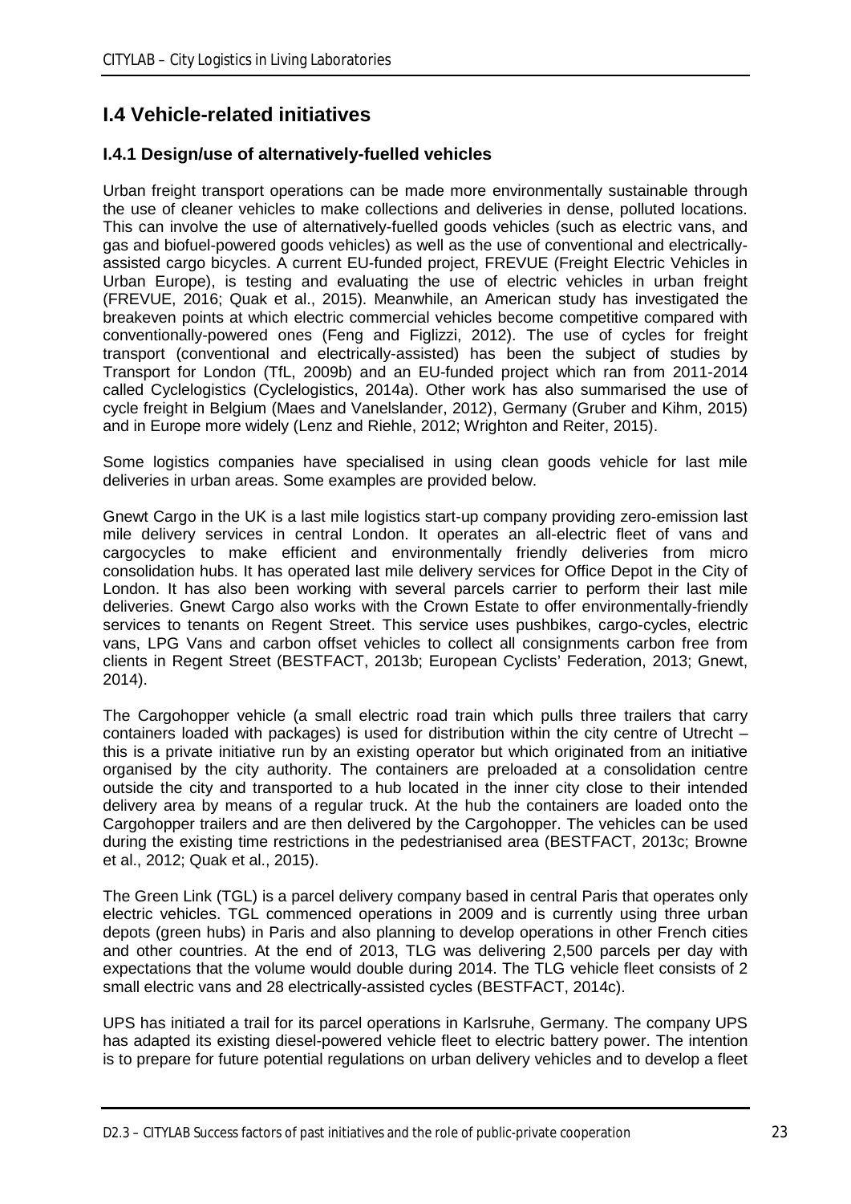## I.4 Vehicle-related initiatives

### I.4.1 Design/use of alternatively-fuelled vehicles

Urban freight transport operations can be made more environmentally sustainable through the use of cleaner vehicles to make collections and deliveries in dense, polluted locations. This can involve the use of alternatively-fuelled goods vehicles (such as electric vans, and gas and biofuel-powered goods vehicles) as well as the use of conventional and electrically-assisted cargo bicycles. A current EU-funded project, FREVUE (Freight Electric Vehicles in Urban Europe), is testing and evaluating the use of electric vehicles in urban freight (FREVUE, 2016; Quak et al., 2015). Meanwhile, an American study has investigated the breakeven points at which electric commercial vehicles become competitive compared with conventionally-powered ones (Feng and Figlizzi, 2012). The use of cycles for freight transport (conventional and electrically-assisted) has been the subject of studies by Transport for London (TfL, 2009b) and an EU-funded project which ran from 2011-2014 called Cyclelogistics (Cyclelogistics, 2014a). Other work has also summarised the use of cycle freight in Belgium (Maes and Vanelslander, 2012), Germany (Gruber and Kihm, 2015) and in Europe more widely (Lenz and Riehle, 2012; Wrighton and Reiter, 2015).

Some logistics companies have specialised in using clean goods vehicle for last mile deliveries in urban areas. Some examples are provided below.

Gnewt Cargo in the UK is a last mile logistics start-up company providing zero-emission last mile delivery services in central London. It operates an all-electric fleet of vans and cargocycles to make efficient and environmentally friendly deliveries from micro consolidation hubs. It has operated last mile delivery services for Office Depot in the City of London. It has also been working with several parcels carrier to perform their last mile deliveries. Gnewt Cargo also works with the Crown Estate to offer environmentally-friendly services to tenants on Regent Street. This service uses pushbikes, cargo-cycles, electric vans, LPG Vans and carbon offset vehicles to collect all consignments carbon free from clients in Regent Street (BESTFACT, 2013b; European Cyclists' Federation, 2013; Gnewt, 2014).

The Cargohopper vehicle (a small electric road train which pulls three trailers that carry containers loaded with packages) is used for distribution within the city centre of Utrecht – this is a private initiative run by an existing operator but which originated from an initiative organised by the city authority. The containers are preloaded at a consolidation centre outside the city and transported to a hub located in the inner city close to their intended delivery area by means of a regular truck. At the hub the containers are loaded onto the Cargohopper trailers and are then delivered by the Cargohopper. The vehicles can be used during the existing time restrictions in the pedestrianised area (BESTFACT, 2013c; Browne et al., 2012; Quak et al., 2015).

The Green Link (TGL) is a parcel delivery company based in central Paris that operates only electric vehicles. TGL commenced operations in 2009 and is currently using three urban depots (green hubs) in Paris and also planning to develop operations in other French cities and other countries. At the end of 2013, TLG was delivering 2,500 parcels per day with expectations that the volume would double during 2014. The TLG vehicle fleet consists of 2 small electric vans and 28 electrically-assisted cycles (BESTFACT, 2014c).

UPS has initiated a trail for its parcel operations in Karlsruhe, Germany. The company UPS has adapted its existing diesel-powered vehicle fleet to electric battery power. The intention is to prepare for future potential regulations on urban delivery vehicles and to develop a fleet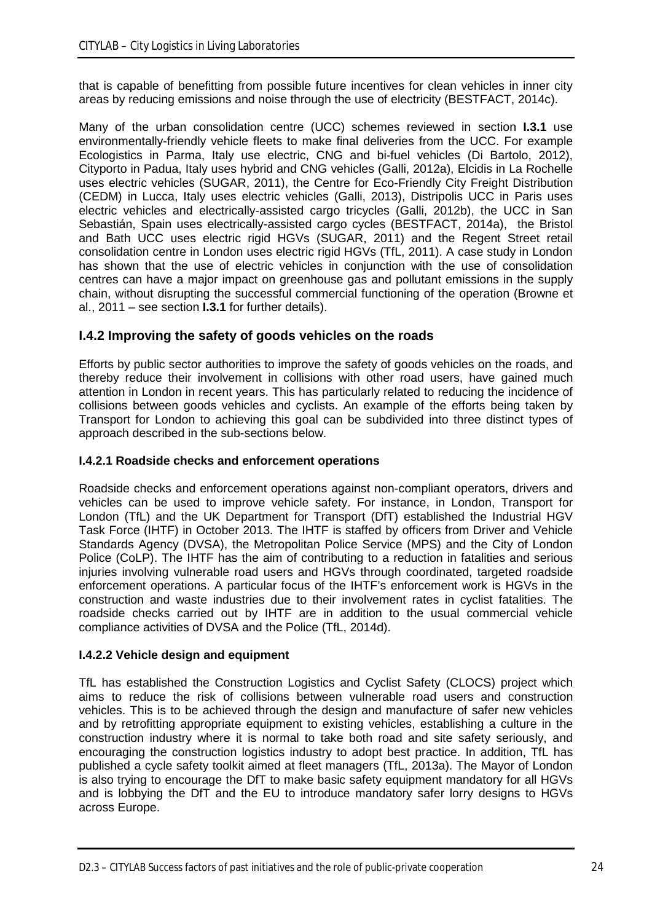that is capable of benefitting from possible future incentives for clean vehicles in inner city areas by reducing emissions and noise through the use of electricity (BESTFACT, 2014c).

Many of the urban consolidation centre (UCC) schemes reviewed in section **I.3.1** use environmentally-friendly vehicle fleets to make final deliveries from the UCC. For example Ecologistics in Parma, Italy use electric, CNG and bi-fuel vehicles (Di Bartolo, 2012), Cityporto in Padua, Italy uses hybrid and CNG vehicles (Galli, 2012a), Elcidis in La Rochelle uses electric vehicles (SUGAR, 2011), the Centre for Eco-Friendly City Freight Distribution (CEDM) in Lucca, Italy uses electric vehicles (Galli, 2013), Distripolis UCC in Paris uses electric vehicles and electrically-assisted cargo tricycles (Galli, 2012b), the UCC in San Sebastián, Spain uses electrically-assisted cargo cycles (BESTFACT, 2014a), the Bristol and Bath UCC uses electric rigid HGVs (SUGAR, 2011) and the Regent Street retail consolidation centre in London uses electric rigid HGVs (TfL, 2011). A case study in London has shown that the use of electric vehicles in conjunction with the use of consolidation centres can have a major impact on greenhouse gas and pollutant emissions in the supply chain, without disrupting the successful commercial functioning of the operation (Browne et al., 2011 – see section **I.3.1** for further details).

## I.4.2 Improving the safety of goods vehicles on the roads

Efforts by public sector authorities to improve the safety of goods vehicles on the roads, and thereby reduce their involvement in collisions with other road users, have gained much attention in London in recent years. This has particularly related to reducing the incidence of collisions between goods vehicles and cyclists. An example of the efforts being taken by Transport for London to achieving this goal can be subdivided into three distinct types of approach described in the sub-sections below.

### I.4.2.1 Roadside checks and enforcement operations

Roadside checks and enforcement operations against non-compliant operators, drivers and vehicles can be used to improve vehicle safety. For instance, in London, Transport for London (TfL) and the UK Department for Transport (DfT) established the Industrial HGV Task Force (IHTF) in October 2013. The IHTF is staffed by officers from Driver and Vehicle Standards Agency (DVSA), the Metropolitan Police Service (MPS) and the City of London Police (CoLP). The IHTF has the aim of contributing to a reduction in fatalities and serious injuries involving vulnerable road users and HGVs through coordinated, targeted roadside enforcement operations. A particular focus of the IHTF's enforcement work is HGVs in the construction and waste industries due to their involvement rates in cyclist fatalities. The roadside checks carried out by IHTF are in addition to the usual commercial vehicle compliance activities of DVSA and the Police (TfL, 2014d).

### I.4.2.2 Vehicle design and equipment

TfL has established the Construction Logistics and Cyclist Safety (CLOCS) project which aims to reduce the risk of collisions between vulnerable road users and construction vehicles. This is to be achieved through the design and manufacture of safer new vehicles and by retrofitting appropriate equipment to existing vehicles, establishing a culture in the construction industry where it is normal to take both road and site safety seriously, and encouraging the construction logistics industry to adopt best practice. In addition, TfL has published a cycle safety toolkit aimed at fleet managers (TfL, 2013a). The Mayor of London is also trying to encourage the DfT to make basic safety equipment mandatory for all HGVs and is lobbying the DfT and the EU to introduce mandatory safer lorry designs to HGVs across Europe.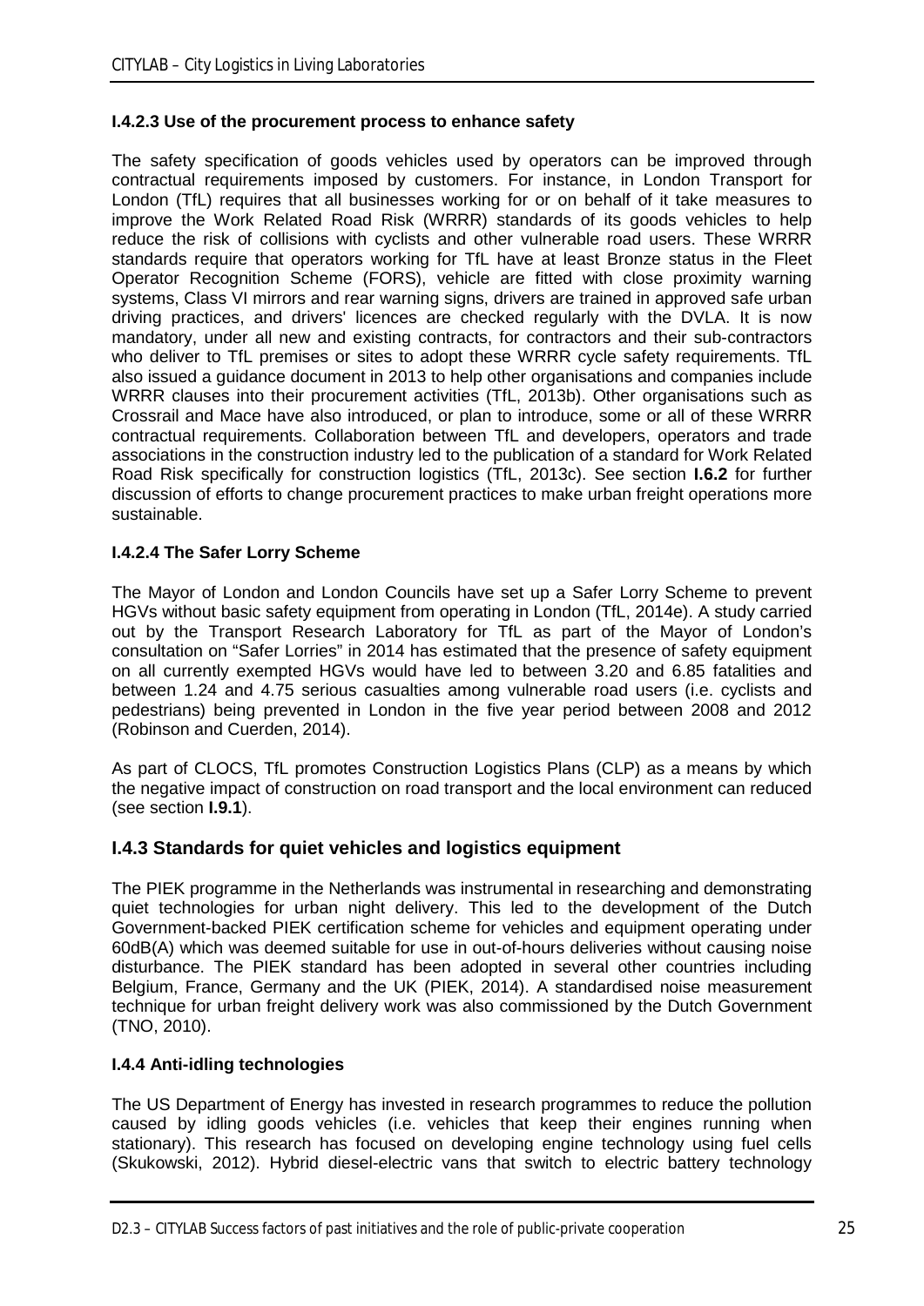#### I.4.2.3 Use of the procurement process to enhance safety

The safety specification of goods vehicles used by operators can be improved through contractual requirements imposed by customers. For instance, in London Transport for London (TfL) requires that all businesses working for or on behalf of it take measures to improve the Work Related Road Risk (WRRR) standards of its goods vehicles to help reduce the risk of collisions with cyclists and other vulnerable road users. These WRRR standards require that operators working for TfL have at least Bronze status in the Fleet Operator Recognition Scheme (FORS), vehicle are fitted with close proximity warning systems, Class VI mirrors and rear warning signs, drivers are trained in approved safe urban driving practices, and drivers' licences are checked regularly with the DVLA. It is now mandatory, under all new and existing contracts, for contractors and their sub-contractors who deliver to TfL premises or sites to adopt these WRRR cycle safety requirements. TfL also issued a guidance document in 2013 to help other organisations and companies include WRRR clauses into their procurement activities (TfL, 2013b). Other organisations such as Crossrail and Mace have also introduced, or plan to introduce, some or all of these WRRR contractual requirements. Collaboration between TfL and developers, operators and trade associations in the construction industry led to the publication of a standard for Work Related Road Risk specifically for construction logistics (TfL, 2013c). See section **I.6.2** for further discussion of efforts to change procurement practices to make urban freight operations more sustainable.

#### I.4.2.4 The Safer Lorry Scheme

The Mayor of London and London Councils have set up a Safer Lorry Scheme to prevent HGVs without basic safety equipment from operating in London (TfL, 2014e). A study carried out by the Transport Research Laboratory for TfL as part of the Mayor of London's consultation on "Safer Lorries" in 2014 has estimated that the presence of safety equipment on all currently exempted HGVs would have led to between 3.20 and 6.85 fatalities and between 1.24 and 4.75 serious casualties among vulnerable road users (i.e. cyclists and pedestrians) being prevented in London in the five year period between 2008 and 2012 (Robinson and Cuerden, 2014).

As part of CLOCS, TfL promotes Construction Logistics Plans (CLP) as a means by which the negative impact of construction on road transport and the local environment can reduced (see section **I.9.1**).

### I.4.3 Standards for quiet vehicles and logistics equipment

The PIEK programme in the Netherlands was instrumental in researching and demonstrating quiet technologies for urban night delivery. This led to the development of the Dutch Government-backed PIEK certification scheme for vehicles and equipment operating under 60dB(A) which was deemed suitable for use in out-of-hours deliveries without causing noise disturbance. The PIEK standard has been adopted in several other countries including Belgium, France, Germany and the UK (PIEK, 2014). A standardised noise measurement technique for urban freight delivery work was also commissioned by the Dutch Government (TNO, 2010).

#### I.4.4 Anti-idling technologies

The US Department of Energy has invested in research programmes to reduce the pollution caused by idling goods vehicles (i.e. vehicles that keep their engines running when stationary). This research has focused on developing engine technology using fuel cells (Skukowski, 2012). Hybrid diesel-electric vans that switch to electric battery technology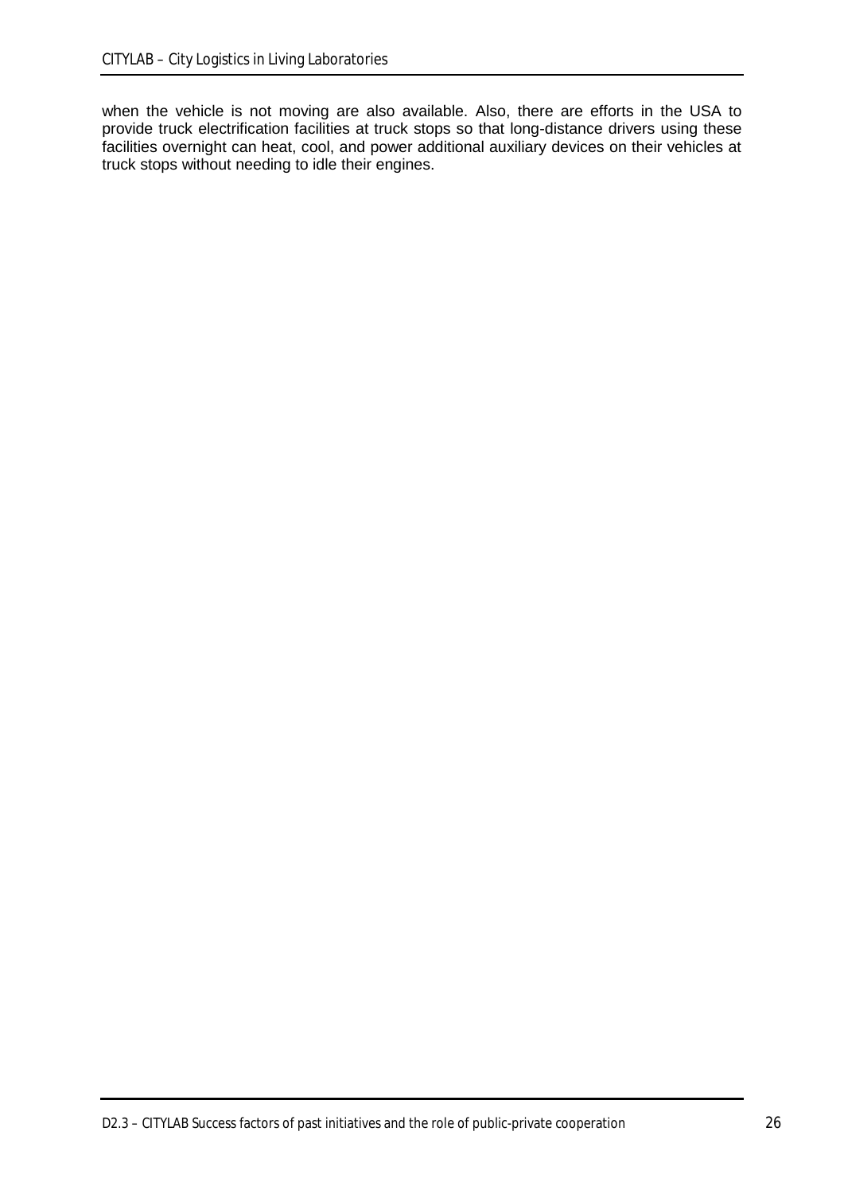when the vehicle is not moving are also available. Also, there are efforts in the USA to provide truck electrification facilities at truck stops so that long-distance drivers using these facilities overnight can heat, cool, and power additional auxiliary devices on their vehicles at truck stops without needing to idle their engines.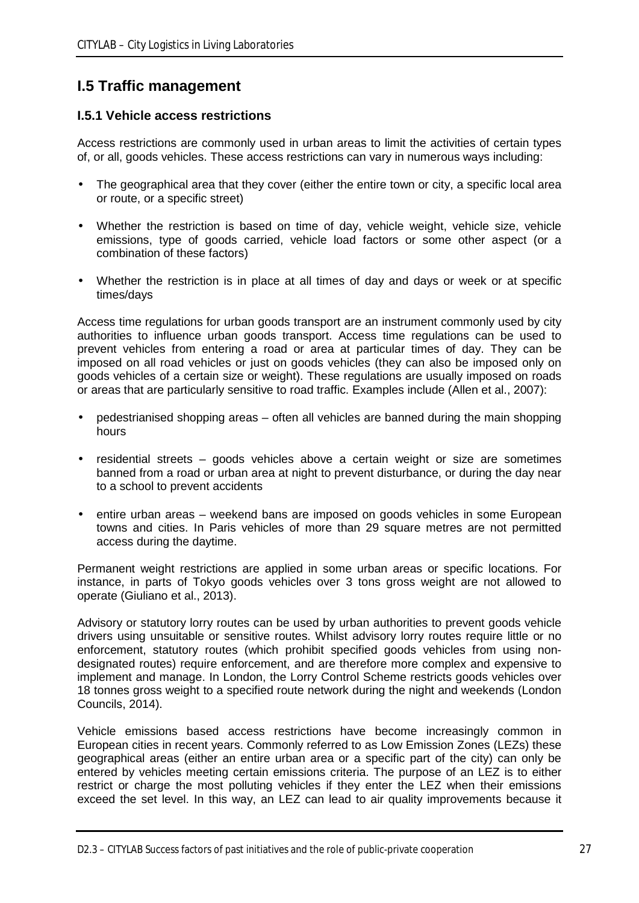## I.5 Traffic management

### I.5.1 Vehicle access restrictions

Access restrictions are commonly used in urban areas to limit the activities of certain types of, or all, goods vehicles. These access restrictions can vary in numerous ways including:

- The geographical area that they cover (either the entire town or city, a specific local area or route, or a specific street)
- Whether the restriction is based on time of day, vehicle weight, vehicle size, vehicle emissions, type of goods carried, vehicle load factors or some other aspect (or a combination of these factors)
- Whether the restriction is in place at all times of day and days or week or at specific times/days

Access time regulations for urban goods transport are an instrument commonly used by city authorities to influence urban goods transport. Access time regulations can be used to prevent vehicles from entering a road or area at particular times of day. They can be imposed on all road vehicles or just on goods vehicles (they can also be imposed only on goods vehicles of a certain size or weight). These regulations are usually imposed on roads or areas that are particularly sensitive to road traffic. Examples include (Allen et al., 2007):

- pedestrianised shopping areas – often all vehicles are banned during the main shopping hours
- residential streets – goods vehicles above a certain weight or size are sometimes banned from a road or urban area at night to prevent disturbance, or during the day near to a school to prevent accidents
- entire urban areas – weekend bans are imposed on goods vehicles in some European towns and cities. In Paris vehicles of more than 29 square metres are not permitted access during the daytime.

Permanent weight restrictions are applied in some urban areas or specific locations. For instance, in parts of Tokyo goods vehicles over 3 tons gross weight are not allowed to operate (Giuliano et al., 2013).

Advisory or statutory lorry routes can be used by urban authorities to prevent goods vehicle drivers using unsuitable or sensitive routes. Whilst advisory lorry routes require little or no enforcement, statutory routes (which prohibit specified goods vehicles from using non-designated routes) require enforcement, and are therefore more complex and expensive to implement and manage. In London, the Lorry Control Scheme restricts goods vehicles over 18 tonnes gross weight to a specified route network during the night and weekends (London Councils, 2014).

Vehicle emissions based access restrictions have become increasingly common in European cities in recent years. Commonly referred to as Low Emission Zones (LEZs) these geographical areas (either an entire urban area or a specific part of the city) can only be entered by vehicles meeting certain emissions criteria. The purpose of an LEZ is to either restrict or charge the most polluting vehicles if they enter the LEZ when their emissions exceed the set level. In this way, an LEZ can lead to air quality improvements because it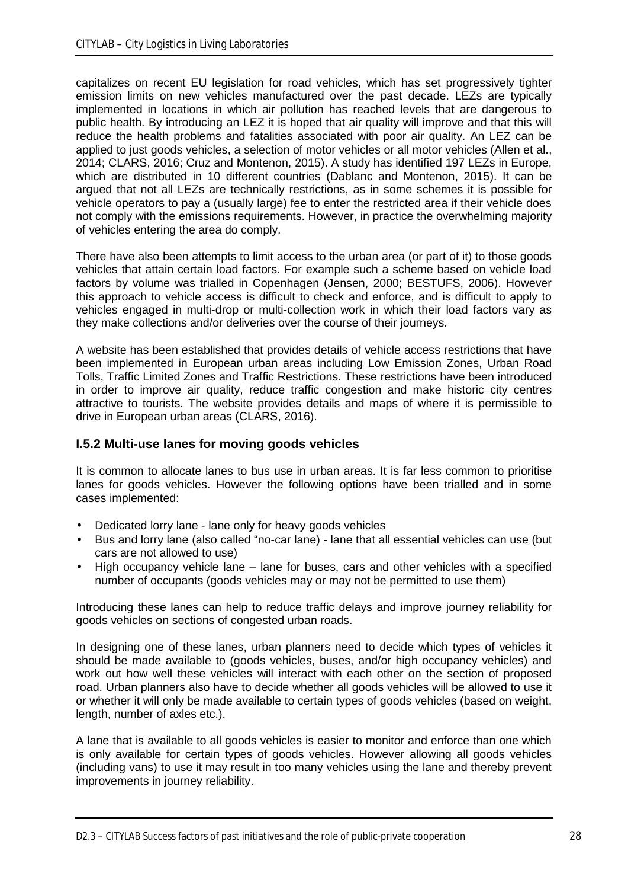capitalizes on recent EU legislation for road vehicles, which has set progressively tighter emission limits on new vehicles manufactured over the past decade. LEZs are typically implemented in locations in which air pollution has reached levels that are dangerous to public health. By introducing an LEZ it is hoped that air quality will improve and that this will reduce the health problems and fatalities associated with poor air quality. An LEZ can be applied to just goods vehicles, a selection of motor vehicles or all motor vehicles (Allen et al., 2014; CLARS, 2016; Cruz and Montenon, 2015). A study has identified 197 LEZs in Europe, which are distributed in 10 different countries (Dablanc and Montenon, 2015). It can be argued that not all LEZs are technically restrictions, as in some schemes it is possible for vehicle operators to pay a (usually large) fee to enter the restricted area if their vehicle does not comply with the emissions requirements. However, in practice the overwhelming majority of vehicles entering the area do comply.

There have also been attempts to limit access to the urban area (or part of it) to those goods vehicles that attain certain load factors. For example such a scheme based on vehicle load factors by volume was trialled in Copenhagen (Jensen, 2000; BESTUFS, 2006). However this approach to vehicle access is difficult to check and enforce, and is difficult to apply to vehicles engaged in multi-drop or multi-collection work in which their load factors vary as they make collections and/or deliveries over the course of their journeys.

A website has been established that provides details of vehicle access restrictions that have been implemented in European urban areas including Low Emission Zones, Urban Road Tolls, Traffic Limited Zones and Traffic Restrictions. These restrictions have been introduced in order to improve air quality, reduce traffic congestion and make historic city centres attractive to tourists. The website provides details and maps of where it is permissible to drive in European urban areas (CLARS, 2016).

### I.5.2 Multi-use lanes for moving goods vehicles

It is common to allocate lanes to bus use in urban areas. It is far less common to prioritise lanes for goods vehicles. However the following options have been trialled and in some cases implemented:

- Dedicated lorry lane - lane only for heavy goods vehicles
- Bus and lorry lane (also called "no-car lane) - lane that all essential vehicles can use (but cars are not allowed to use)
- High occupancy vehicle lane – lane for buses, cars and other vehicles with a specified number of occupants (goods vehicles may or may not be permitted to use them)

Introducing these lanes can help to reduce traffic delays and improve journey reliability for goods vehicles on sections of congested urban roads.

In designing one of these lanes, urban planners need to decide which types of vehicles it should be made available to (goods vehicles, buses, and/or high occupancy vehicles) and work out how well these vehicles will interact with each other on the section of proposed road. Urban planners also have to decide whether all goods vehicles will be allowed to use it or whether it will only be made available to certain types of goods vehicles (based on weight, length, number of axles etc.).

A lane that is available to all goods vehicles is easier to monitor and enforce than one which is only available for certain types of goods vehicles. However allowing all goods vehicles (including vans) to use it may result in too many vehicles using the lane and thereby prevent improvements in journey reliability.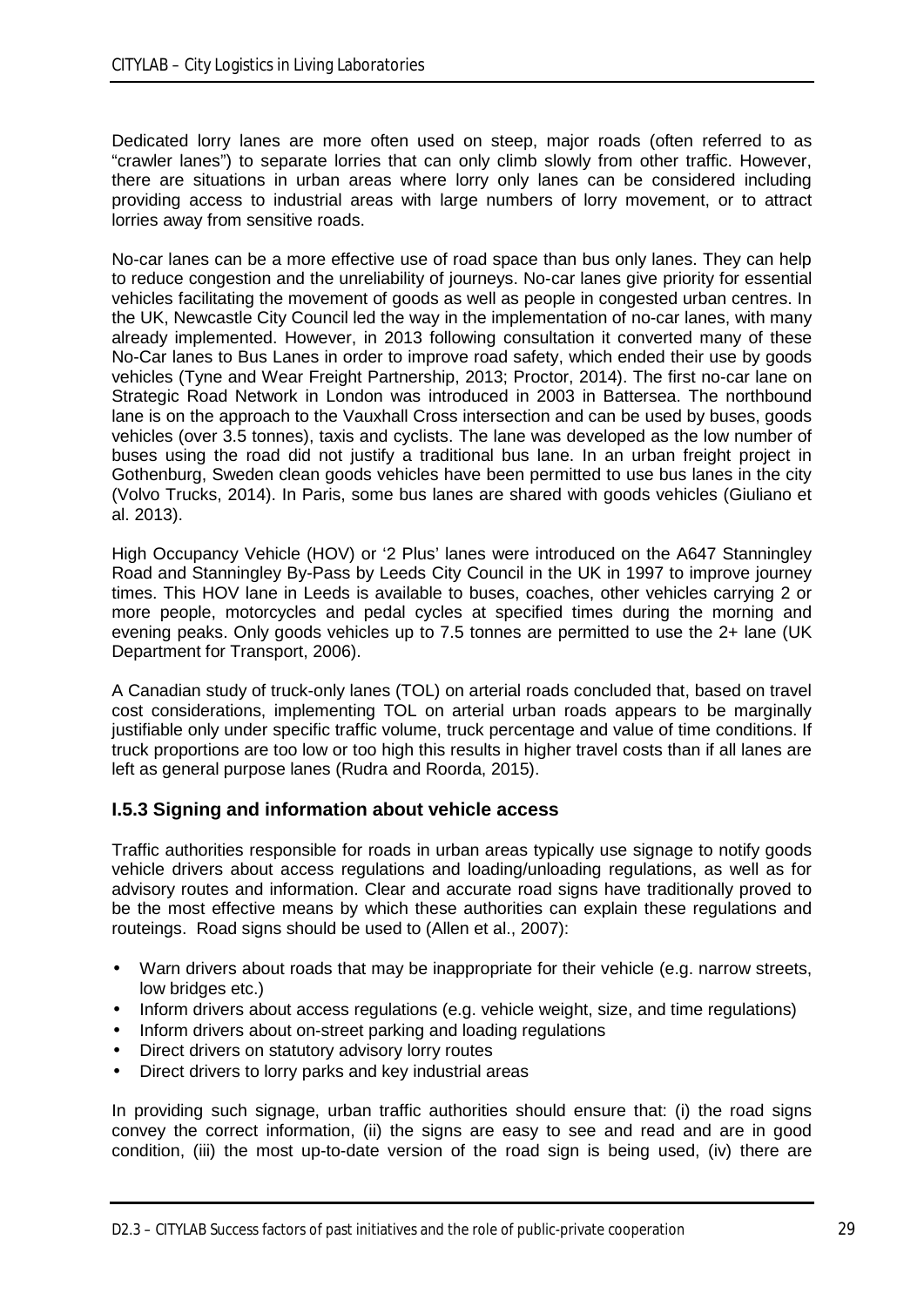Dedicated lorry lanes are more often used on steep, major roads (often referred to as "crawler lanes") to separate lorries that can only climb slowly from other traffic. However, there are situations in urban areas where lorry only lanes can be considered including providing access to industrial areas with large numbers of lorry movement, or to attract lorries away from sensitive roads.

No-car lanes can be a more effective use of road space than bus only lanes. They can help to reduce congestion and the unreliability of journeys. No-car lanes give priority for essential vehicles facilitating the movement of goods as well as people in congested urban centres. In the UK, Newcastle City Council led the way in the implementation of no-car lanes, with many already implemented. However, in 2013 following consultation it converted many of these No-Car lanes to Bus Lanes in order to improve road safety, which ended their use by goods vehicles (Tyne and Wear Freight Partnership, 2013; Proctor, 2014). The first no-car lane on Strategic Road Network in London was introduced in 2003 in Battersea. The northbound lane is on the approach to the Vauxhall Cross intersection and can be used by buses, goods vehicles (over 3.5 tonnes), taxis and cyclists. The lane was developed as the low number of buses using the road did not justify a traditional bus lane. In an urban freight project in Gothenburg, Sweden clean goods vehicles have been permitted to use bus lanes in the city (Volvo Trucks, 2014). In Paris, some bus lanes are shared with goods vehicles (Giuliano et al. 2013).

High Occupancy Vehicle (HOV) or '2 Plus' lanes were introduced on the A647 Stanningley Road and Stanningley By-Pass by Leeds City Council in the UK in 1997 to improve journey times. This HOV lane in Leeds is available to buses, coaches, other vehicles carrying 2 or more people, motorcycles and pedal cycles at specified times during the morning and evening peaks. Only goods vehicles up to 7.5 tonnes are permitted to use the 2+ lane (UK Department for Transport, 2006).

A Canadian study of truck-only lanes (TOL) on arterial roads concluded that, based on travel cost considerations, implementing TOL on arterial urban roads appears to be marginally justifiable only under specific traffic volume, truck percentage and value of time conditions. If truck proportions are too low or too high this results in higher travel costs than if all lanes are left as general purpose lanes (Rudra and Roorda, 2015).

### I.5.3 Signing and information about vehicle access

Traffic authorities responsible for roads in urban areas typically use signage to notify goods vehicle drivers about access regulations and loading/unloading regulations, as well as for advisory routes and information. Clear and accurate road signs have traditionally proved to be the most effective means by which these authorities can explain these regulations and routeings. Road signs should be used to (Allen et al., 2007):

- Warn drivers about roads that may be inappropriate for their vehicle (e.g. narrow streets, low bridges etc.)
- Inform drivers about access regulations (e.g. vehicle weight, size, and time regulations)
- Inform drivers about on-street parking and loading regulations
- Direct drivers on statutory advisory lorry routes
- Direct drivers to lorry parks and key industrial areas

In providing such signage, urban traffic authorities should ensure that: (i) the road signs convey the correct information, (ii) the signs are easy to see and read and are in good condition, (iii) the most up-to-date version of the road sign is being used, (iv) there are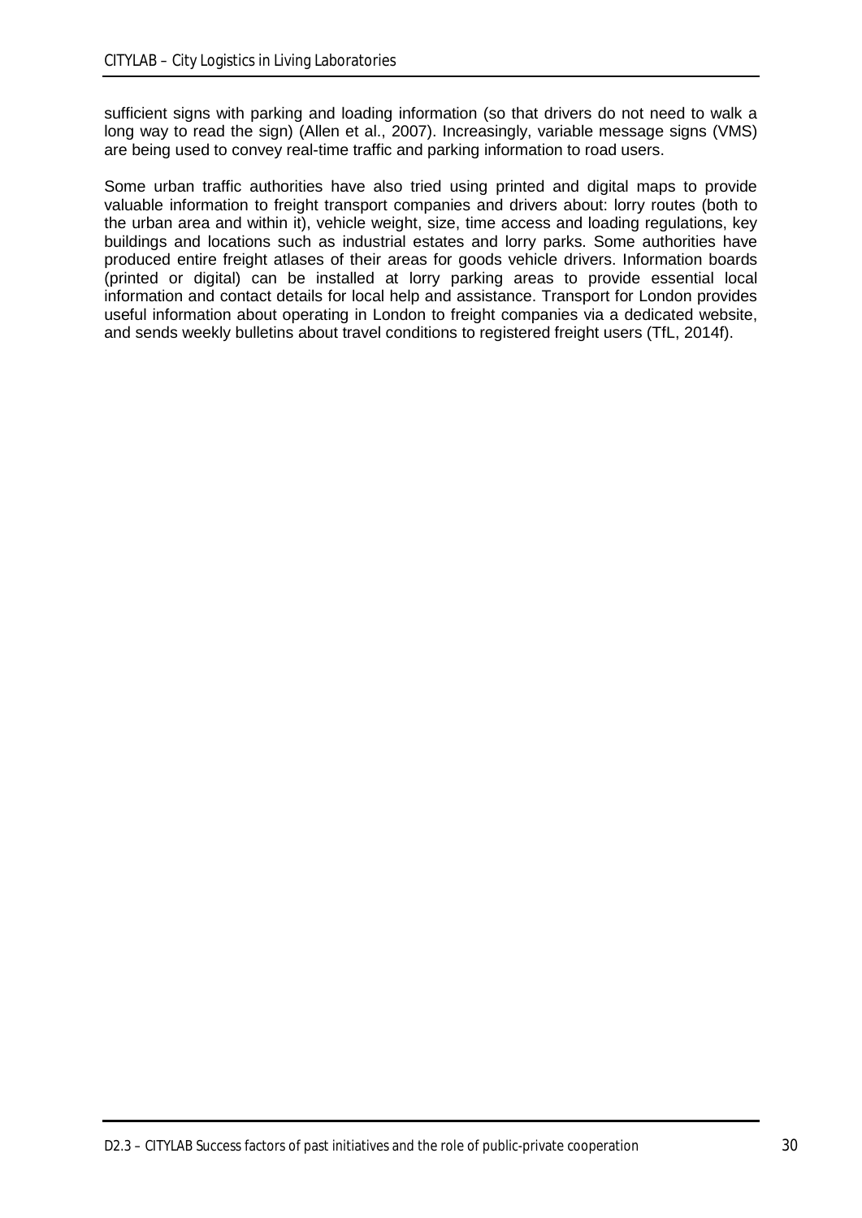sufficient signs with parking and loading information (so that drivers do not need to walk a long way to read the sign) (Allen et al., 2007). Increasingly, variable message signs (VMS) are being used to convey real-time traffic and parking information to road users.

Some urban traffic authorities have also tried using printed and digital maps to provide valuable information to freight transport companies and drivers about: lorry routes (both to the urban area and within it), vehicle weight, size, time access and loading regulations, key buildings and locations such as industrial estates and lorry parks. Some authorities have produced entire freight atlases of their areas for goods vehicle drivers. Information boards (printed or digital) can be installed at lorry parking areas to provide essential local information and contact details for local help and assistance. Transport for London provides useful information about operating in London to freight companies via a dedicated website, and sends weekly bulletins about travel conditions to registered freight users (TfL, 2014f).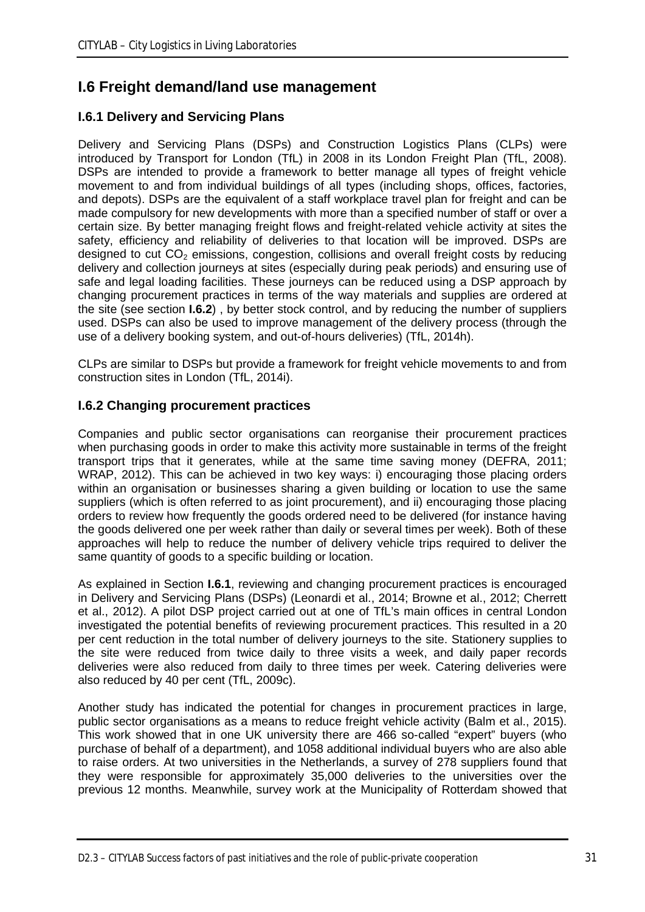## I.6 Freight demand/land use management

### I.6.1 Delivery and Servicing Plans

Delivery and Servicing Plans (DSPs) and Construction Logistics Plans (CLPs) were introduced by Transport for London (TfL) in 2008 in its London Freight Plan (TfL, 2008). DSPs are intended to provide a framework to better manage all types of freight vehicle movement to and from individual buildings of all types (including shops, offices, factories, and depots). DSPs are the equivalent of a staff workplace travel plan for freight and can be made compulsory for new developments with more than a specified number of staff or over a certain size. By better managing freight flows and freight-related vehicle activity at sites the safety, efficiency and reliability of deliveries to that location will be improved. DSPs are designed to cut $CO_2$ emissions, congestion, collisions and overall freight costs by reducing delivery and collection journeys at sites (especially during peak periods) and ensuring use of safe and legal loading facilities. These journeys can be reduced using a DSP approach by changing procurement practices in terms of the way materials and supplies are ordered at the site (see section **I.6.2**) , by better stock control, and by reducing the number of suppliers used. DSPs can also be used to improve management of the delivery process (through the use of a delivery booking system, and out-of-hours deliveries) (TfL, 2014h).

CLPs are similar to DSPs but provide a framework for freight vehicle movements to and from construction sites in London (TfL, 2014i).

### I.6.2 Changing procurement practices

Companies and public sector organisations can reorganise their procurement practices when purchasing goods in order to make this activity more sustainable in terms of the freight transport trips that it generates, while at the same time saving money (DEFRA, 2011; WRAP, 2012). This can be achieved in two key ways: i) encouraging those placing orders within an organisation or businesses sharing a given building or location to use the same suppliers (which is often referred to as joint procurement), and ii) encouraging those placing orders to review how frequently the goods ordered need to be delivered (for instance having the goods delivered one per week rather than daily or several times per week). Both of these approaches will help to reduce the number of delivery vehicle trips required to deliver the same quantity of goods to a specific building or location.

As explained in Section **I.6.1**, reviewing and changing procurement practices is encouraged in Delivery and Servicing Plans (DSPs) (Leonardi et al., 2014; Browne et al., 2012; Cherrett et al., 2012). A pilot DSP project carried out at one of TfL's main offices in central London investigated the potential benefits of reviewing procurement practices. This resulted in a 20 per cent reduction in the total number of delivery journeys to the site. Stationery supplies to the site were reduced from twice daily to three visits a week, and daily paper records deliveries were also reduced from daily to three times per week. Catering deliveries were also reduced by 40 per cent (TfL, 2009c).

Another study has indicated the potential for changes in procurement practices in large, public sector organisations as a means to reduce freight vehicle activity (Balm et al., 2015). This work showed that in one UK university there are 466 so-called "expert" buyers (who purchase of behalf of a department), and 1058 additional individual buyers who are also able to raise orders. At two universities in the Netherlands, a survey of 278 suppliers found that they were responsible for approximately 35,000 deliveries to the universities over the previous 12 months. Meanwhile, survey work at the Municipality of Rotterdam showed that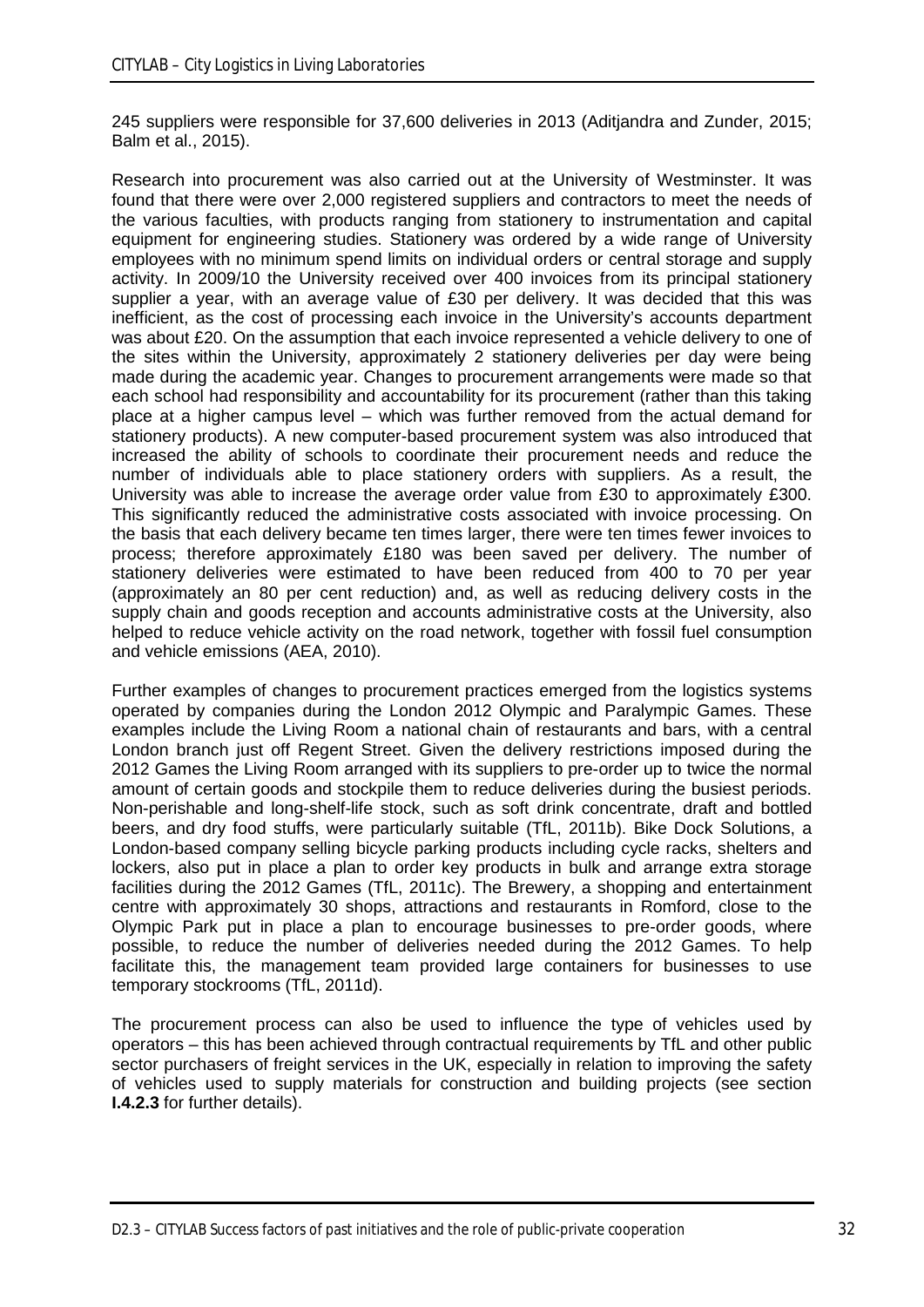245 suppliers were responsible for 37,600 deliveries in 2013 (Aditjandra and Zunder, 2015; Balm et al., 2015).

Research into procurement was also carried out at the University of Westminster. It was found that there were over 2,000 registered suppliers and contractors to meet the needs of the various faculties, with products ranging from stationery to instrumentation and capital equipment for engineering studies. Stationery was ordered by a wide range of University employees with no minimum spend limits on individual orders or central storage and supply activity. In 2009/10 the University received over 400 invoices from its principal stationery supplier a year, with an average value of £30 per delivery. It was decided that this was inefficient, as the cost of processing each invoice in the University's accounts department was about £20. On the assumption that each invoice represented a vehicle delivery to one of the sites within the University, approximately 2 stationery deliveries per day were being made during the academic year. Changes to procurement arrangements were made so that each school had responsibility and accountability for its procurement (rather than this taking place at a higher campus level – which was further removed from the actual demand for stationery products). A new computer-based procurement system was also introduced that increased the ability of schools to coordinate their procurement needs and reduce the number of individuals able to place stationery orders with suppliers. As a result, the University was able to increase the average order value from £30 to approximately £300. This significantly reduced the administrative costs associated with invoice processing. On the basis that each delivery became ten times larger, there were ten times fewer invoices to process; therefore approximately £180 was been saved per delivery. The number of stationery deliveries were estimated to have been reduced from 400 to 70 per year (approximately an 80 per cent reduction) and, as well as reducing delivery costs in the supply chain and goods reception and accounts administrative costs at the University, also helped to reduce vehicle activity on the road network, together with fossil fuel consumption and vehicle emissions (AEA, 2010).

Further examples of changes to procurement practices emerged from the logistics systems operated by companies during the London 2012 Olympic and Paralympic Games. These examples include the Living Room a national chain of restaurants and bars, with a central London branch just off Regent Street. Given the delivery restrictions imposed during the 2012 Games the Living Room arranged with its suppliers to pre-order up to twice the normal amount of certain goods and stockpile them to reduce deliveries during the busiest periods. Non-perishable and long-shelf-life stock, such as soft drink concentrate, draft and bottled beers, and dry food stuffs, were particularly suitable (TfL, 2011b). Bike Dock Solutions, a London-based company selling bicycle parking products including cycle racks, shelters and lockers, also put in place a plan to order key products in bulk and arrange extra storage facilities during the 2012 Games (TfL, 2011c). The Brewery, a shopping and entertainment centre with approximately 30 shops, attractions and restaurants in Romford, close to the Olympic Park put in place a plan to encourage businesses to pre-order goods, where possible, to reduce the number of deliveries needed during the 2012 Games. To help facilitate this, the management team provided large containers for businesses to use temporary stockrooms (TfL, 2011d).

The procurement process can also be used to influence the type of vehicles used by operators – this has been achieved through contractual requirements by TfL and other public sector purchasers of freight services in the UK, especially in relation to improving the safety of vehicles used to supply materials for construction and building projects (see section **I.4.2.3** for further details).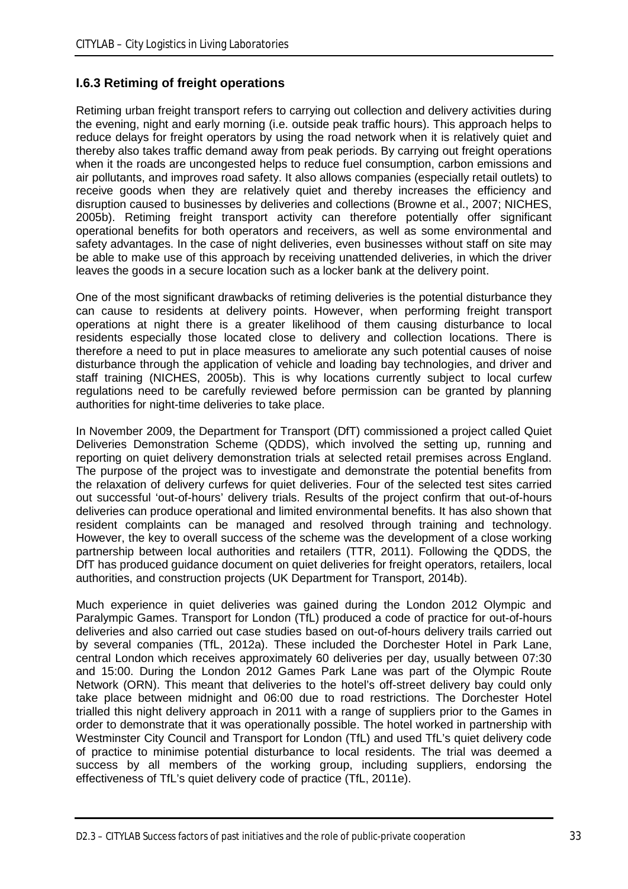### I.6.3 Retiming of freight operations

Retiming urban freight transport refers to carrying out collection and delivery activities during the evening, night and early morning (i.e. outside peak traffic hours). This approach helps to reduce delays for freight operators by using the road network when it is relatively quiet and thereby also takes traffic demand away from peak periods. By carrying out freight operations when it the roads are uncongested helps to reduce fuel consumption, carbon emissions and air pollutants, and improves road safety. It also allows companies (especially retail outlets) to receive goods when they are relatively quiet and thereby increases the efficiency and disruption caused to businesses by deliveries and collections (Browne et al., 2007; NICHES, 2005b). Retiming freight transport activity can therefore potentially offer significant operational benefits for both operators and receivers, as well as some environmental and safety advantages. In the case of night deliveries, even businesses without staff on site may be able to make use of this approach by receiving unattended deliveries, in which the driver leaves the goods in a secure location such as a locker bank at the delivery point.

One of the most significant drawbacks of retiming deliveries is the potential disturbance they can cause to residents at delivery points. However, when performing freight transport operations at night there is a greater likelihood of them causing disturbance to local residents especially those located close to delivery and collection locations. There is therefore a need to put in place measures to ameliorate any such potential causes of noise disturbance through the application of vehicle and loading bay technologies, and driver and staff training (NICHES, 2005b). This is why locations currently subject to local curfew regulations need to be carefully reviewed before permission can be granted by planning authorities for night-time deliveries to take place.

In November 2009, the Department for Transport (DfT) commissioned a project called Quiet Deliveries Demonstration Scheme (QDDS), which involved the setting up, running and reporting on quiet delivery demonstration trials at selected retail premises across England. The purpose of the project was to investigate and demonstrate the potential benefits from the relaxation of delivery curfews for quiet deliveries. Four of the selected test sites carried out successful 'out-of-hours' delivery trials. Results of the project confirm that out-of-hours deliveries can produce operational and limited environmental benefits. It has also shown that resident complaints can be managed and resolved through training and technology. However, the key to overall success of the scheme was the development of a close working partnership between local authorities and retailers (TTR, 2011). Following the QDDS, the DfT has produced guidance document on quiet deliveries for freight operators, retailers, local authorities, and construction projects (UK Department for Transport, 2014b).

Much experience in quiet deliveries was gained during the London 2012 Olympic and Paralympic Games. Transport for London (TfL) produced a code of practice for out-of-hours deliveries and also carried out case studies based on out-of-hours delivery trails carried out by several companies (TfL, 2012a). These included the Dorchester Hotel in Park Lane, central London which receives approximately 60 deliveries per day, usually between 07:30 and 15:00. During the London 2012 Games Park Lane was part of the Olympic Route Network (ORN). This meant that deliveries to the hotel's off-street delivery bay could only take place between midnight and 06:00 due to road restrictions. The Dorchester Hotel trialled this night delivery approach in 2011 with a range of suppliers prior to the Games in order to demonstrate that it was operationally possible. The hotel worked in partnership with Westminster City Council and Transport for London (TfL) and used TfL's quiet delivery code of practice to minimise potential disturbance to local residents. The trial was deemed a success by all members of the working group, including suppliers, endorsing the effectiveness of TfL's quiet delivery code of practice (TfL, 2011e).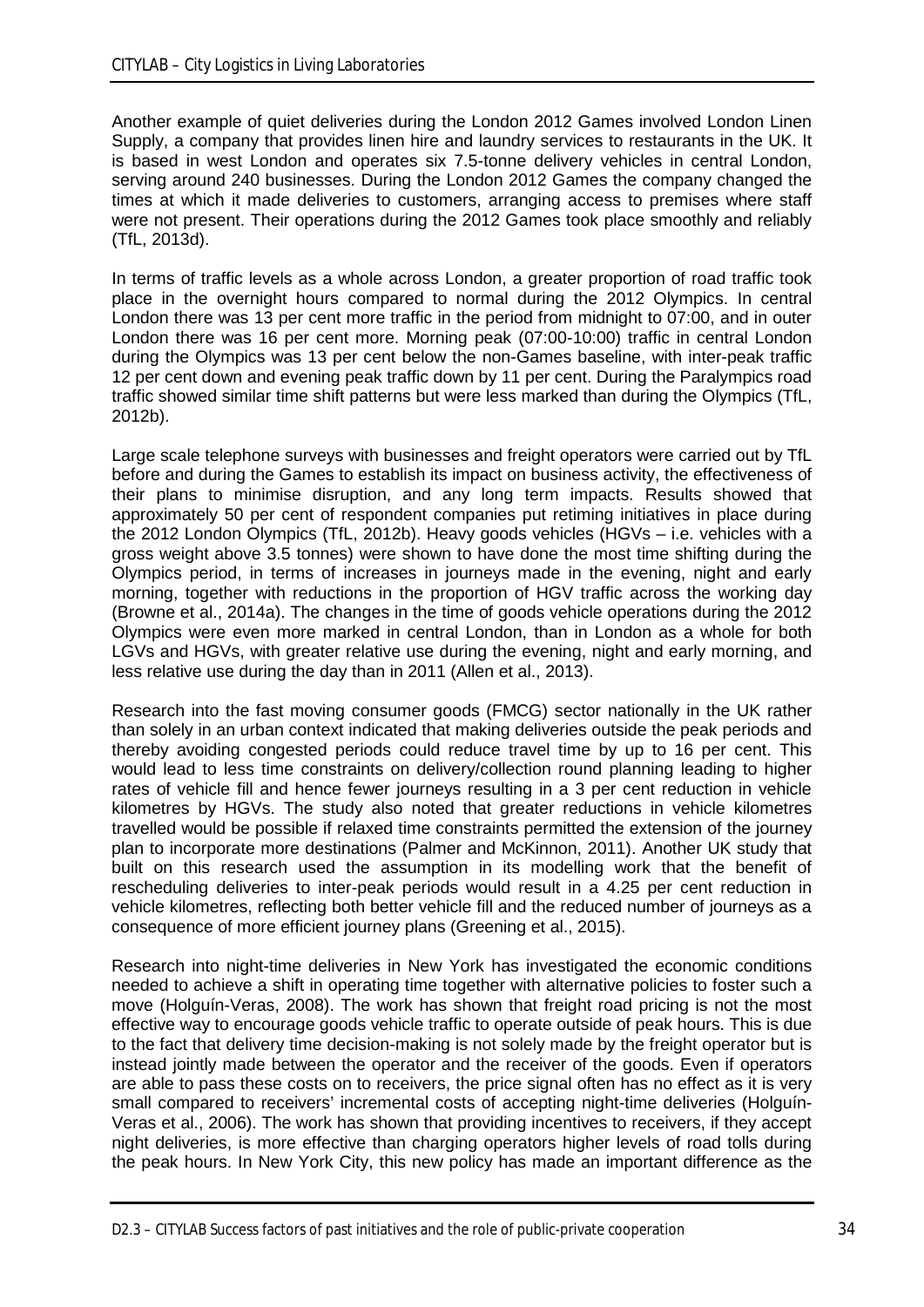Another example of quiet deliveries during the London 2012 Games involved London Linen Supply, a company that provides linen hire and laundry services to restaurants in the UK. It is based in west London and operates six 7.5-tonne delivery vehicles in central London, serving around 240 businesses. During the London 2012 Games the company changed the times at which it made deliveries to customers, arranging access to premises where staff were not present. Their operations during the 2012 Games took place smoothly and reliably (TfL, 2013d).

In terms of traffic levels as a whole across London, a greater proportion of road traffic took place in the overnight hours compared to normal during the 2012 Olympics. In central London there was 13 per cent more traffic in the period from midnight to 07:00, and in outer London there was 16 per cent more. Morning peak (07:00-10:00) traffic in central London during the Olympics was 13 per cent below the non-Games baseline, with inter-peak traffic 12 per cent down and evening peak traffic down by 11 per cent. During the Paralympics road traffic showed similar time shift patterns but were less marked than during the Olympics (TfL, 2012b).

Large scale telephone surveys with businesses and freight operators were carried out by TfL before and during the Games to establish its impact on business activity, the effectiveness of their plans to minimise disruption, and any long term impacts. Results showed that approximately 50 per cent of respondent companies put retiming initiatives in place during the 2012 London Olympics (TfL, 2012b). Heavy goods vehicles (HGVs – i.e. vehicles with a gross weight above 3.5 tonnes) were shown to have done the most time shifting during the Olympics period, in terms of increases in journeys made in the evening, night and early morning, together with reductions in the proportion of HGV traffic across the working day (Browne et al., 2014a). The changes in the time of goods vehicle operations during the 2012 Olympics were even more marked in central London, than in London as a whole for both LGVs and HGVs, with greater relative use during the evening, night and early morning, and less relative use during the day than in 2011 (Allen et al., 2013).

Research into the fast moving consumer goods (FMCG) sector nationally in the UK rather than solely in an urban context indicated that making deliveries outside the peak periods and thereby avoiding congested periods could reduce travel time by up to 16 per cent. This would lead to less time constraints on delivery/collection round planning leading to higher rates of vehicle fill and hence fewer journeys resulting in a 3 per cent reduction in vehicle kilometres by HGVs. The study also noted that greater reductions in vehicle kilometres travelled would be possible if relaxed time constraints permitted the extension of the journey plan to incorporate more destinations (Palmer and McKinnon, 2011). Another UK study that built on this research used the assumption in its modelling work that the benefit of rescheduling deliveries to inter-peak periods would result in a 4.25 per cent reduction in vehicle kilometres, reflecting both better vehicle fill and the reduced number of journeys as a consequence of more efficient journey plans (Greening et al., 2015).

Research into night-time deliveries in New York has investigated the economic conditions needed to achieve a shift in operating time together with alternative policies to foster such a move (Holguín-Veras, 2008). The work has shown that freight road pricing is not the most effective way to encourage goods vehicle traffic to operate outside of peak hours. This is due to the fact that delivery time decision-making is not solely made by the freight operator but is instead jointly made between the operator and the receiver of the goods. Even if operators are able to pass these costs on to receivers, the price signal often has no effect as it is very small compared to receivers' incremental costs of accepting night-time deliveries (Holguín-Veras et al., 2006). The work has shown that providing incentives to receivers, if they accept night deliveries, is more effective than charging operators higher levels of road tolls during the peak hours. In New York City, this new policy has made an important difference as the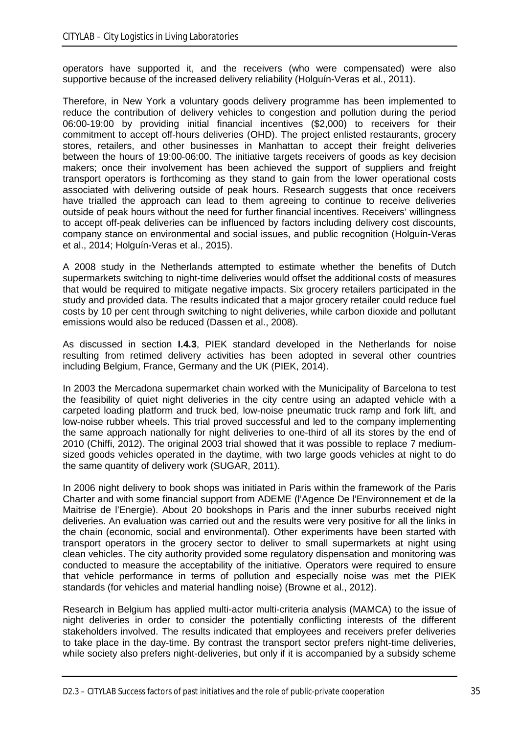operators have supported it, and the receivers (who were compensated) were also supportive because of the increased delivery reliability (Holguín-Veras et al., 2011).

Therefore, in New York a voluntary goods delivery programme has been implemented to reduce the contribution of delivery vehicles to congestion and pollution during the period 06:00-19:00 by providing initial financial incentives ($2,000) to receivers for their commitment to accept off-hours deliveries (OHD). The project enlisted restaurants, grocery stores, retailers, and other businesses in Manhattan to accept their freight deliveries between the hours of 19:00-06:00. The initiative targets receivers of goods as key decision makers; once their involvement has been achieved the support of suppliers and freight transport operators is forthcoming as they stand to gain from the lower operational costs associated with delivering outside of peak hours. Research suggests that once receivers have trialled the approach can lead to them agreeing to continue to receive deliveries outside of peak hours without the need for further financial incentives. Receivers' willingness to accept off-peak deliveries can be influenced by factors including delivery cost discounts, company stance on environmental and social issues, and public recognition (Holguín-Veras et al., 2014; Holguín-Veras et al., 2015).

A 2008 study in the Netherlands attempted to estimate whether the benefits of Dutch supermarkets switching to night-time deliveries would offset the additional costs of measures that would be required to mitigate negative impacts. Six grocery retailers participated in the study and provided data. The results indicated that a major grocery retailer could reduce fuel costs by 10 per cent through switching to night deliveries, while carbon dioxide and pollutant emissions would also be reduced (Dassen et al., 2008).

As discussed in section **I.4.3**, PIEK standard developed in the Netherlands for noise resulting from retimed delivery activities has been adopted in several other countries including Belgium, France, Germany and the UK (PIEK, 2014).

In 2003 the Mercadona supermarket chain worked with the Municipality of Barcelona to test the feasibility of quiet night deliveries in the city centre using an adapted vehicle with a carpeted loading platform and truck bed, low-noise pneumatic truck ramp and fork lift, and low-noise rubber wheels. This trial proved successful and led to the company implementing the same approach nationally for night deliveries to one-third of all its stores by the end of 2010 (Chiffi, 2012). The original 2003 trial showed that it was possible to replace 7 medium-sized goods vehicles operated in the daytime, with two large goods vehicles at night to do the same quantity of delivery work (SUGAR, 2011).

In 2006 night delivery to book shops was initiated in Paris within the framework of the Paris Charter and with some financial support from ADEME (l'Agence De l'Environnement et de la Maitrise de l'Energie). About 20 bookshops in Paris and the inner suburbs received night deliveries. An evaluation was carried out and the results were very positive for all the links in the chain (economic, social and environmental). Other experiments have been started with transport operators in the grocery sector to deliver to small supermarkets at night using clean vehicles. The city authority provided some regulatory dispensation and monitoring was conducted to measure the acceptability of the initiative. Operators were required to ensure that vehicle performance in terms of pollution and especially noise was met the PIEK standards (for vehicles and material handling noise) (Browne et al., 2012).

Research in Belgium has applied multi-actor multi-criteria analysis (MAMCA) to the issue of night deliveries in order to consider the potentially conflicting interests of the different stakeholders involved. The results indicated that employees and receivers prefer deliveries to take place in the day-time. By contrast the transport sector prefers night-time deliveries, while society also prefers night-deliveries, but only if it is accompanied by a subsidy scheme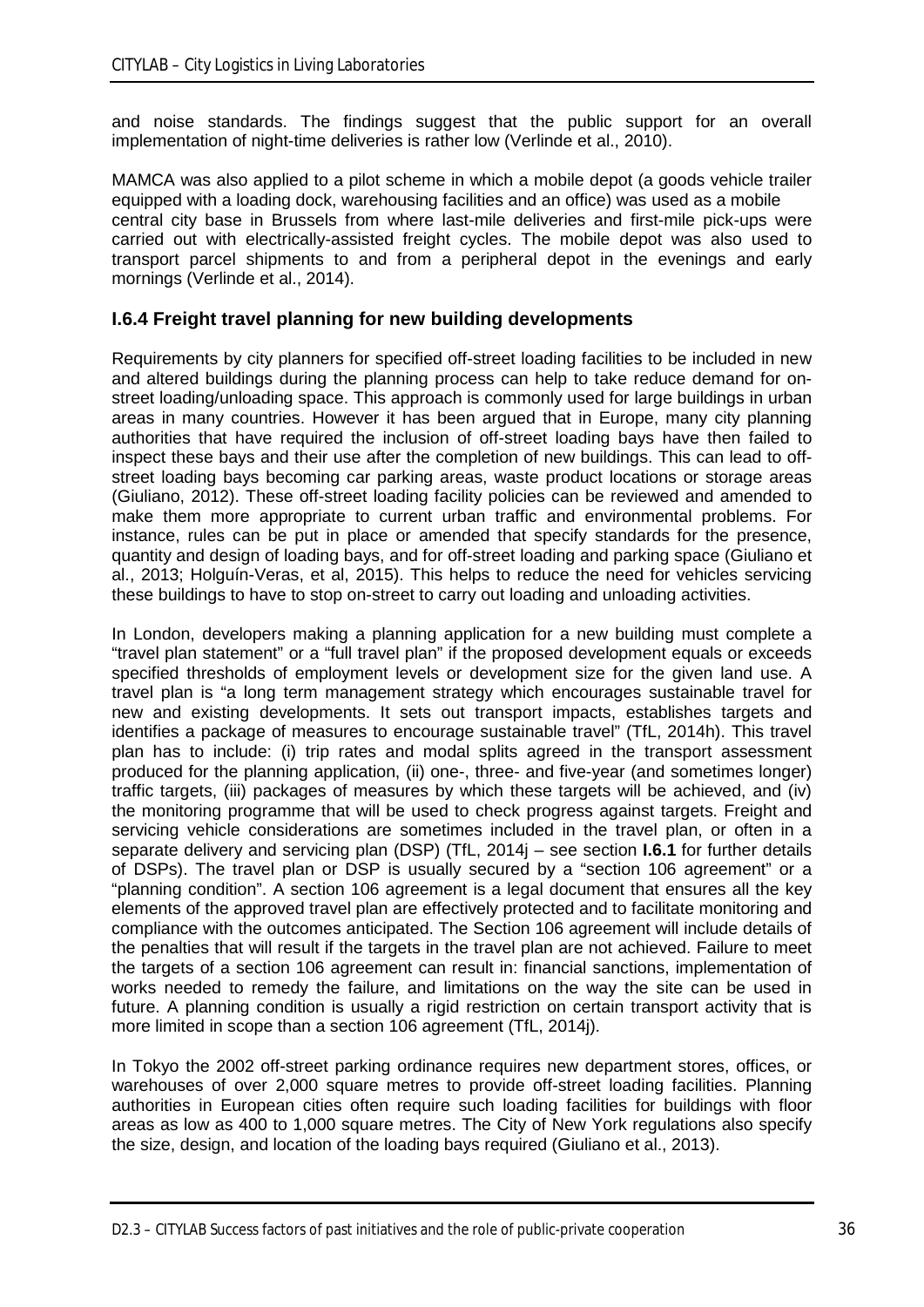and noise standards. The findings suggest that the public support for an overall implementation of night-time deliveries is rather low (Verlinde et al., 2010).

MAMCA was also applied to a pilot scheme in which a mobile depot (a goods vehicle trailer equipped with a loading dock, warehousing facilities and an office) was used as a mobile central city base in Brussels from where last-mile deliveries and first-mile pick-ups were carried out with electrically-assisted freight cycles. The mobile depot was also used to transport parcel shipments to and from a peripheral depot in the evenings and early mornings (Verlinde et al., 2014).

### I.6.4 Freight travel planning for new building developments

Requirements by city planners for specified off-street loading facilities to be included in new and altered buildings during the planning process can help to take reduce demand for on-street loading/unloading space. This approach is commonly used for large buildings in urban areas in many countries. However it has been argued that in Europe, many city planning authorities that have required the inclusion of off-street loading bays have then failed to inspect these bays and their use after the completion of new buildings. This can lead to off-street loading bays becoming car parking areas, waste product locations or storage areas (Giuliano, 2012). These off-street loading facility policies can be reviewed and amended to make them more appropriate to current urban traffic and environmental problems. For instance, rules can be put in place or amended that specify standards for the presence, quantity and design of loading bays, and for off-street loading and parking space (Giuliano et al., 2013; Holguín-Veras, et al, 2015). This helps to reduce the need for vehicles servicing these buildings to have to stop on-street to carry out loading and unloading activities.

In London, developers making a planning application for a new building must complete a "travel plan statement" or a "full travel plan" if the proposed development equals or exceeds specified thresholds of employment levels or development size for the given land use. A travel plan is "a long term management strategy which encourages sustainable travel for new and existing developments. It sets out transport impacts, establishes targets and identifies a package of measures to encourage sustainable travel" (TfL, 2014h). This travel plan has to include: (i) trip rates and modal splits agreed in the transport assessment produced for the planning application, (ii) one-, three- and five-year (and sometimes longer) traffic targets, (iii) packages of measures by which these targets will be achieved, and (iv) the monitoring programme that will be used to check progress against targets. Freight and servicing vehicle considerations are sometimes included in the travel plan, or often in a separate delivery and servicing plan (DSP) (TfL, 2014j – see section **I.6.1** for further details of DSPs). The travel plan or DSP is usually secured by a "section 106 agreement" or a "planning condition". A section 106 agreement is a legal document that ensures all the key elements of the approved travel plan are effectively protected and to facilitate monitoring and compliance with the outcomes anticipated. The Section 106 agreement will include details of the penalties that will result if the targets in the travel plan are not achieved. Failure to meet the targets of a section 106 agreement can result in: financial sanctions, implementation of works needed to remedy the failure, and limitations on the way the site can be used in future. A planning condition is usually a rigid restriction on certain transport activity that is more limited in scope than a section 106 agreement (TfL, 2014j).

In Tokyo the 2002 off-street parking ordinance requires new department stores, offices, or warehouses of over 2,000 square metres to provide off-street loading facilities. Planning authorities in European cities often require such loading facilities for buildings with floor areas as low as 400 to 1,000 square metres. The City of New York regulations also specify the size, design, and location of the loading bays required (Giuliano et al., 2013).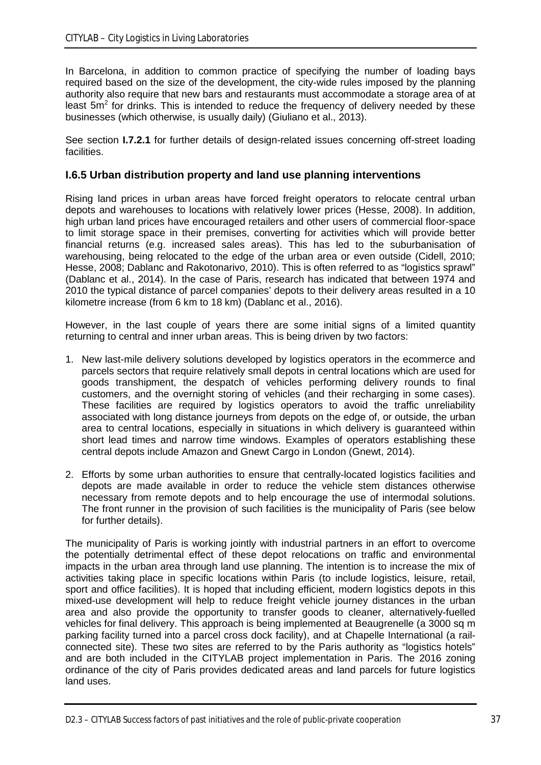In Barcelona, in addition to common practice of specifying the number of loading bays required based on the size of the development, the city-wide rules imposed by the planning authority also require that new bars and restaurants must accommodate a storage area of at least 5m$^2$ for drinks. This is intended to reduce the frequency of delivery needed by these businesses (which otherwise, is usually daily) (Giuliano et al., 2013).

See section **I.7.2.1** for further details of design-related issues concerning off-street loading facilities.

### I.6.5 Urban distribution property and land use planning interventions

Rising land prices in urban areas have forced freight operators to relocate central urban depots and warehouses to locations with relatively lower prices (Hesse, 2008). In addition, high urban land prices have encouraged retailers and other users of commercial floor-space to limit storage space in their premises, converting for activities which will provide better financial returns (e.g. increased sales areas). This has led to the suburbanisation of warehousing, being relocated to the edge of the urban area or even outside (Cidell, 2010; Hesse, 2008; Dablanc and Rakotonarivo, 2010). This is often referred to as "logistics sprawl" (Dablanc et al., 2014). In the case of Paris, research has indicated that between 1974 and 2010 the typical distance of parcel companies' depots to their delivery areas resulted in a 10 kilometre increase (from 6 km to 18 km) (Dablanc et al., 2016).

However, in the last couple of years there are some initial signs of a limited quantity returning to central and inner urban areas. This is being driven by two factors:

1. New last-mile delivery solutions developed by logistics operators in the ecommerce and parcels sectors that require relatively small depots in central locations which are used for goods transhipment, the despatch of vehicles performing delivery rounds to final customers, and the overnight storing of vehicles (and their recharging in some cases). These facilities are required by logistics operators to avoid the traffic unreliability associated with long distance journeys from depots on the edge of, or outside, the urban area to central locations, especially in situations in which delivery is guaranteed within short lead times and narrow time windows. Examples of operators establishing these central depots include Amazon and Gnewt Cargo in London (Gnewt, 2014).
2. Efforts by some urban authorities to ensure that centrally-located logistics facilities and depots are made available in order to reduce the vehicle stem distances otherwise necessary from remote depots and to help encourage the use of intermodal solutions. The front runner in the provision of such facilities is the municipality of Paris (see below for further details).

The municipality of Paris is working jointly with industrial partners in an effort to overcome the potentially detrimental effect of these depot relocations on traffic and environmental impacts in the urban area through land use planning. The intention is to increase the mix of activities taking place in specific locations within Paris (to include logistics, leisure, retail, sport and office facilities). It is hoped that including efficient, modern logistics depots in this mixed-use development will help to reduce freight vehicle journey distances in the urban area and also provide the opportunity to transfer goods to cleaner, alternatively-fuelled vehicles for final delivery. This approach is being implemented at Beaugrenelle (a 3000 sq m parking facility turned into a parcel cross dock facility), and at Chapelle International (a rail-connected site). These two sites are referred to by the Paris authority as "logistics hotels" and are both included in the CITYLAB project implementation in Paris. The 2016 zoning ordinance of the city of Paris provides dedicated areas and land parcels for future logistics land uses.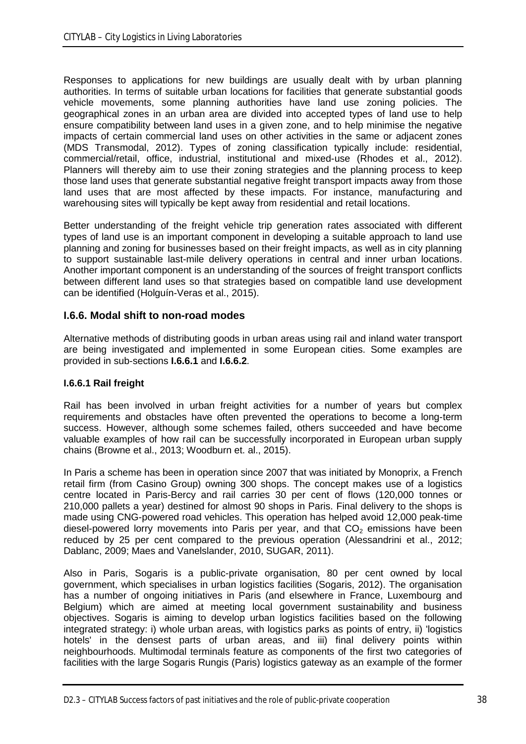Responses to applications for new buildings are usually dealt with by urban planning authorities. In terms of suitable urban locations for facilities that generate substantial goods vehicle movements, some planning authorities have land use zoning policies. The geographical zones in an urban area are divided into accepted types of land use to help ensure compatibility between land uses in a given zone, and to help minimise the negative impacts of certain commercial land uses on other activities in the same or adjacent zones (MDS Transmodal, 2012). Types of zoning classification typically include: residential, commercial/retail, office, industrial, institutional and mixed-use (Rhodes et al., 2012). Planners will thereby aim to use their zoning strategies and the planning process to keep those land uses that generate substantial negative freight transport impacts away from those land uses that are most affected by these impacts. For instance, manufacturing and warehousing sites will typically be kept away from residential and retail locations.

Better understanding of the freight vehicle trip generation rates associated with different types of land use is an important component in developing a suitable approach to land use planning and zoning for businesses based on their freight impacts, as well as in city planning to support sustainable last-mile delivery operations in central and inner urban locations. Another important component is an understanding of the sources of freight transport conflicts between different land uses so that strategies based on compatible land use development can be identified (Holguín-Veras et al., 2015).

### I.6.6. Modal shift to non-road modes

Alternative methods of distributing goods in urban areas using rail and inland water transport are being investigated and implemented in some European cities. Some examples are provided in sub-sections **I.6.6.1** and **I.6.6.2**.

#### I.6.6.1 Rail freight

Rail has been involved in urban freight activities for a number of years but complex requirements and obstacles have often prevented the operations to become a long-term success. However, although some schemes failed, others succeeded and have become valuable examples of how rail can be successfully incorporated in European urban supply chains (Browne et al., 2013; Woodburn et. al., 2015).

In Paris a scheme has been in operation since 2007 that was initiated by Monoprix, a French retail firm (from Casino Group) owning 300 shops. The concept makes use of a logistics centre located in Paris-Bercy and rail carries 30 per cent of flows (120,000 tonnes or 210,000 pallets a year) destined for almost 90 shops in Paris. Final delivery to the shops is made using CNG-powered road vehicles. This operation has helped avoid 12,000 peak-time diesel-powered lorry movements into Paris per year, and that $CO_2$ emissions have been reduced by 25 per cent compared to the previous operation (Alessandrini et al., 2012; Dablanc, 2009; Maes and Vanelslander, 2010, SUGAR, 2011).

Also in Paris, Sogaris is a public-private organisation, 80 per cent owned by local government, which specialises in urban logistics facilities (Sogaris, 2012). The organisation has a number of ongoing initiatives in Paris (and elsewhere in France, Luxembourg and Belgium) which are aimed at meeting local government sustainability and business objectives. Sogaris is aiming to develop urban logistics facilities based on the following integrated strategy: i) whole urban areas, with logistics parks as points of entry, ii) 'logistics hotels' in the densest parts of urban areas, and iii) final delivery points within neighbourhoods. Multimodal terminals feature as components of the first two categories of facilities with the large Sogaris Rungis (Paris) logistics gateway as an example of the former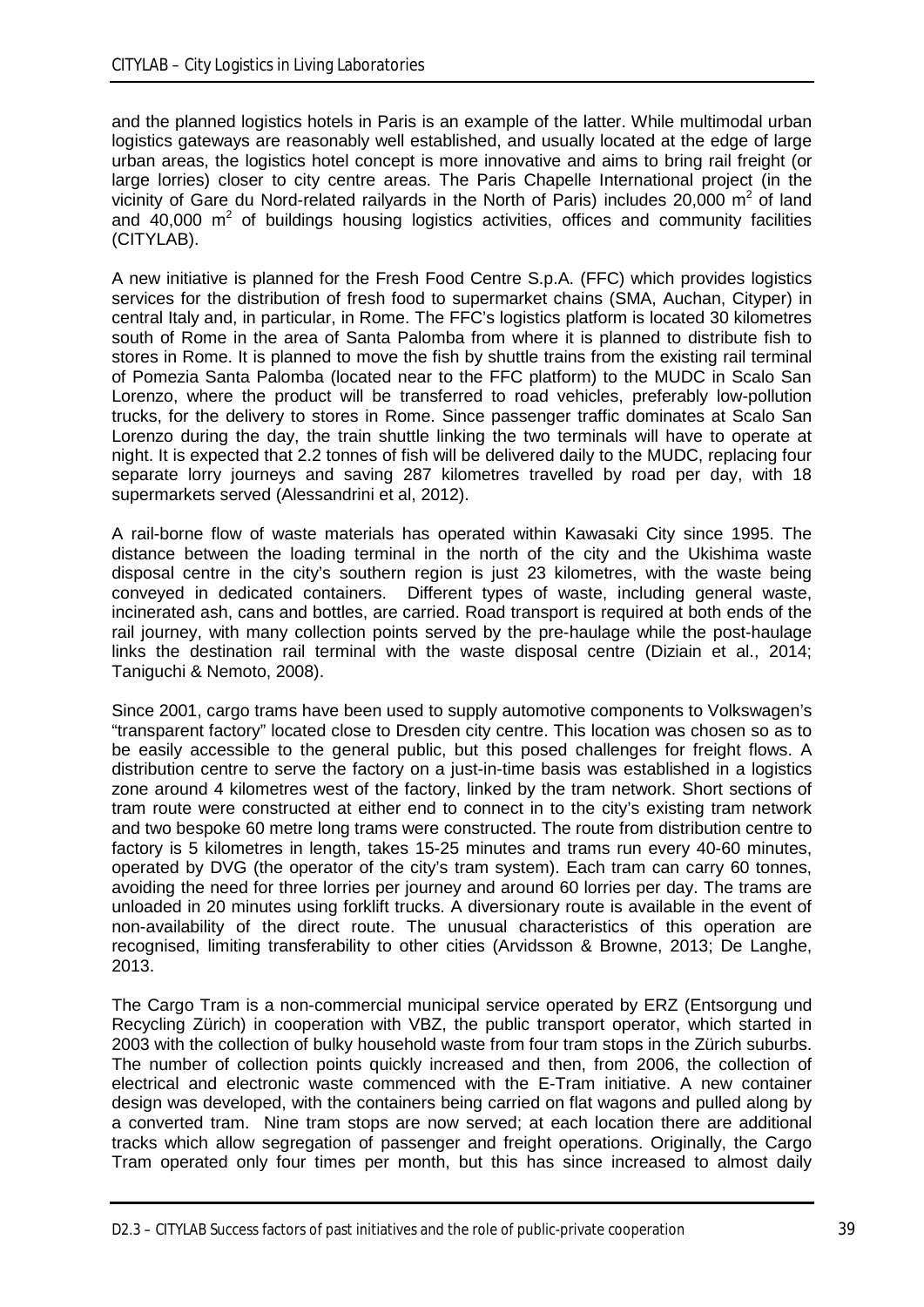and the planned logistics hotels in Paris is an example of the latter. While multimodal urban logistics gateways are reasonably well established, and usually located at the edge of large urban areas, the logistics hotel concept is more innovative and aims to bring rail freight (or large lorries) closer to city centre areas. The Paris Chapelle International project (in the vicinity of Gare du Nord-related railyards in the North of Paris) includes 20,000 $m^2$ of land and 40,000 $m^2$ of buildings housing logistics activities, offices and community facilities (CITYLAB).

A new initiative is planned for the Fresh Food Centre S.p.A. (FFC) which provides logistics services for the distribution of fresh food to supermarket chains (SMA, Auchan, Cityper) in central Italy and, in particular, in Rome. The FFC's logistics platform is located 30 kilometres south of Rome in the area of Santa Palomba from where it is planned to distribute fish to stores in Rome. It is planned to move the fish by shuttle trains from the existing rail terminal of Pomezia Santa Palomba (located near to the FFC platform) to the MUDC in Scalo San Lorenzo, where the product will be transferred to road vehicles, preferably low-pollution trucks, for the delivery to stores in Rome. Since passenger traffic dominates at Scalo San Lorenzo during the day, the train shuttle linking the two terminals will have to operate at night. It is expected that 2.2 tonnes of fish will be delivered daily to the MUDC, replacing four separate lorry journeys and saving 287 kilometres travelled by road per day, with 18 supermarkets served (Alessandrini et al, 2012).

A rail-borne flow of waste materials has operated within Kawasaki City since 1995. The distance between the loading terminal in the north of the city and the Ukishima waste disposal centre in the city's southern region is just 23 kilometres, with the waste being conveyed in dedicated containers. Different types of waste, including general waste, incinerated ash, cans and bottles, are carried. Road transport is required at both ends of the rail journey, with many collection points served by the pre-haulage while the post-haulage links the destination rail terminal with the waste disposal centre (Diziain et al., 2014; Taniguchi & Nemoto, 2008).

Since 2001, cargo trams have been used to supply automotive components to Volkswagen's "transparent factory" located close to Dresden city centre. This location was chosen so as to be easily accessible to the general public, but this posed challenges for freight flows. A distribution centre to serve the factory on a just-in-time basis was established in a logistics zone around 4 kilometres west of the factory, linked by the tram network. Short sections of tram route were constructed at either end to connect in to the city's existing tram network and two bespoke 60 metre long trams were constructed. The route from distribution centre to factory is 5 kilometres in length, takes 15-25 minutes and trams run every 40-60 minutes, operated by DVG (the operator of the city's tram system). Each tram can carry 60 tonnes, avoiding the need for three lorries per journey and around 60 lorries per day. The trams are unloaded in 20 minutes using forklift trucks. A diversionary route is available in the event of non-availability of the direct route. The unusual characteristics of this operation are recognised, limiting transferability to other cities (Arvidsson & Browne, 2013; De Langhe, 2013.

The Cargo Tram is a non-commercial municipal service operated by ERZ (Entsorgung und Recycling Zürich) in cooperation with VBZ, the public transport operator, which started in 2003 with the collection of bulky household waste from four tram stops in the Zürich suburbs. The number of collection points quickly increased and then, from 2006, the collection of electrical and electronic waste commenced with the E-Tram initiative. A new container design was developed, with the containers being carried on flat wagons and pulled along by a converted tram. Nine tram stops are now served; at each location there are additional tracks which allow segregation of passenger and freight operations. Originally, the Cargo Tram operated only four times per month, but this has since increased to almost daily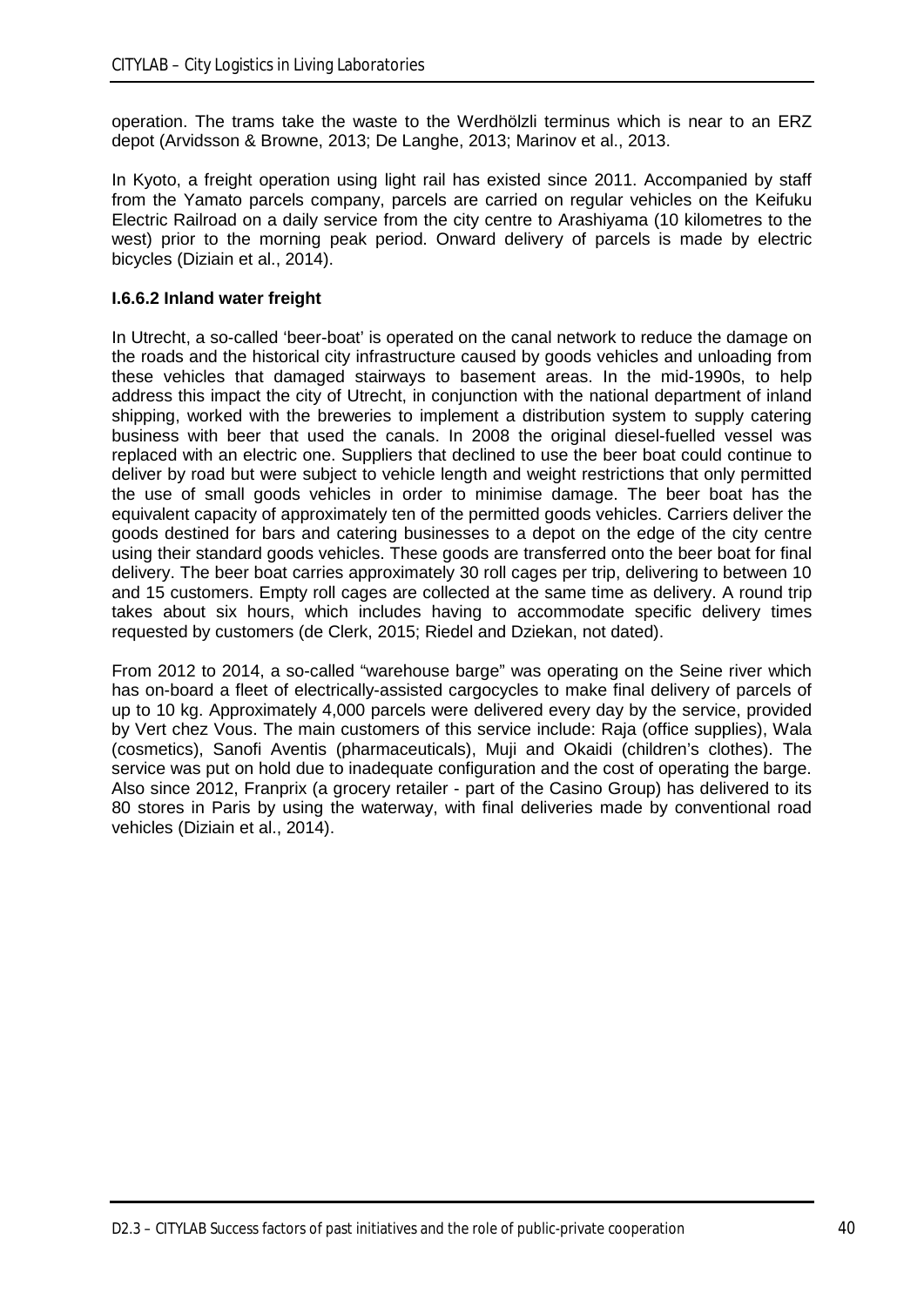operation. The trams take the waste to the Werdhölzli terminus which is near to an ERZ depot (Arvidsson & Browne, 2013; De Langhe, 2013; Marinov et al., 2013.

In Kyoto, a freight operation using light rail has existed since 2011. Accompanied by staff from the Yamato parcels company, parcels are carried on regular vehicles on the Keifuku Electric Railroad on a daily service from the city centre to Arashiyama (10 kilometres to the west) prior to the morning peak period. Onward delivery of parcels is made by electric bicycles (Diziain et al., 2014).

#### I.6.6.2 Inland water freight

In Utrecht, a so-called 'beer-boat' is operated on the canal network to reduce the damage on the roads and the historical city infrastructure caused by goods vehicles and unloading from these vehicles that damaged stairways to basement areas. In the mid-1990s, to help address this impact the city of Utrecht, in conjunction with the national department of inland shipping, worked with the breweries to implement a distribution system to supply catering business with beer that used the canals. In 2008 the original diesel-fuelled vessel was replaced with an electric one. Suppliers that declined to use the beer boat could continue to deliver by road but were subject to vehicle length and weight restrictions that only permitted the use of small goods vehicles in order to minimise damage. The beer boat has the equivalent capacity of approximately ten of the permitted goods vehicles. Carriers deliver the goods destined for bars and catering businesses to a depot on the edge of the city centre using their standard goods vehicles. These goods are transferred onto the beer boat for final delivery. The beer boat carries approximately 30 roll cages per trip, delivering to between 10 and 15 customers. Empty roll cages are collected at the same time as delivery. A round trip takes about six hours, which includes having to accommodate specific delivery times requested by customers (de Clerk, 2015; Riedel and Dziekan, not dated).

From 2012 to 2014, a so-called "warehouse barge" was operating on the Seine river which has on-board a fleet of electrically-assisted cargocycles to make final delivery of parcels of up to 10 kg. Approximately 4,000 parcels were delivered every day by the service, provided by Vert chez Vous. The main customers of this service include: Raja (office supplies), Wala (cosmetics), Sanofi Aventis (pharmaceuticals), Muji and Okaidi (children's clothes). The service was put on hold due to inadequate configuration and the cost of operating the barge. Also since 2012, Franprix (a grocery retailer - part of the Casino Group) has delivered to its 80 stores in Paris by using the waterway, with final deliveries made by conventional road vehicles (Diziain et al., 2014).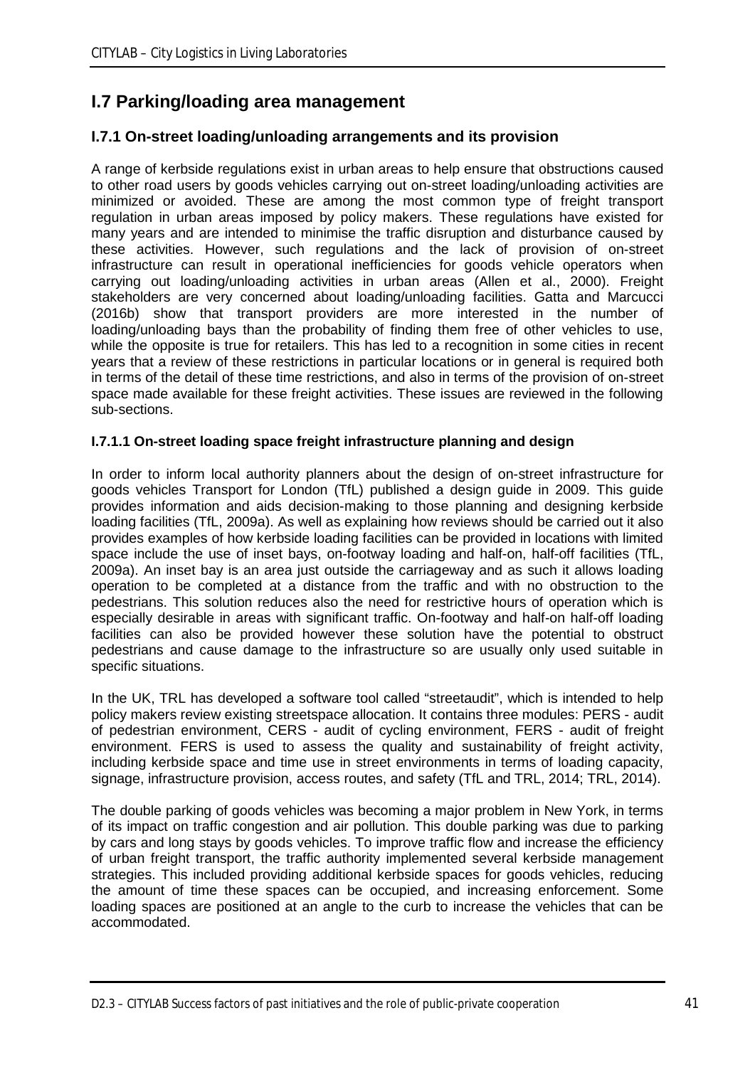## I.7 Parking/loading area management

### I.7.1 On-street loading/unloading arrangements and its provision

A range of kerbside regulations exist in urban areas to help ensure that obstructions caused to other road users by goods vehicles carrying out on-street loading/unloading activities are minimized or avoided. These are among the most common type of freight transport regulation in urban areas imposed by policy makers. These regulations have existed for many years and are intended to minimise the traffic disruption and disturbance caused by these activities. However, such regulations and the lack of provision of on-street infrastructure can result in operational inefficiencies for goods vehicle operators when carrying out loading/unloading activities in urban areas (Allen et al., 2000). Freight stakeholders are very concerned about loading/unloading facilities. Gatta and Marcucci (2016b) show that transport providers are more interested in the number of loading/unloading bays than the probability of finding them free of other vehicles to use, while the opposite is true for retailers. This has led to a recognition in some cities in recent years that a review of these restrictions in particular locations or in general is required both in terms of the detail of these time restrictions, and also in terms of the provision of on-street space made available for these freight activities. These issues are reviewed in the following sub-sections.

#### I.7.1.1 On-street loading space freight infrastructure planning and design

In order to inform local authority planners about the design of on-street infrastructure for goods vehicles Transport for London (TfL) published a design guide in 2009. This guide provides information and aids decision-making to those planning and designing kerbside loading facilities (TfL, 2009a). As well as explaining how reviews should be carried out it also provides examples of how kerbside loading facilities can be provided in locations with limited space include the use of inset bays, on-footway loading and half-on, half-off facilities (TfL, 2009a). An inset bay is an area just outside the carriageway and as such it allows loading operation to be completed at a distance from the traffic and with no obstruction to the pedestrians. This solution reduces also the need for restrictive hours of operation which is especially desirable in areas with significant traffic. On-footway and half-on half-off loading facilities can also be provided however these solution have the potential to obstruct pedestrians and cause damage to the infrastructure so are usually only used suitable in specific situations.

In the UK, TRL has developed a software tool called "streetaudit", which is intended to help policy makers review existing streetspace allocation. It contains three modules: PERS - audit of pedestrian environment, CERS - audit of cycling environment, FERS - audit of freight environment. FERS is used to assess the quality and sustainability of freight activity, including kerbside space and time use in street environments in terms of loading capacity, signage, infrastructure provision, access routes, and safety (TfL and TRL, 2014; TRL, 2014).

The double parking of goods vehicles was becoming a major problem in New York, in terms of its impact on traffic congestion and air pollution. This double parking was due to parking by cars and long stays by goods vehicles. To improve traffic flow and increase the efficiency of urban freight transport, the traffic authority implemented several kerbside management strategies. This included providing additional kerbside spaces for goods vehicles, reducing the amount of time these spaces can be occupied, and increasing enforcement. Some loading spaces are positioned at an angle to the curb to increase the vehicles that can be accommodated.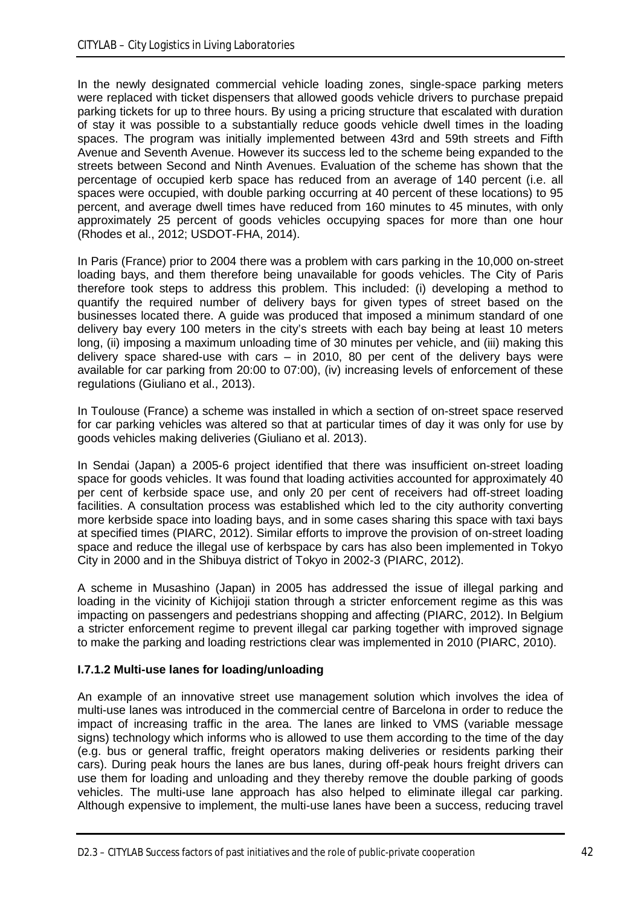In the newly designated commercial vehicle loading zones, single-space parking meters were replaced with ticket dispensers that allowed goods vehicle drivers to purchase prepaid parking tickets for up to three hours. By using a pricing structure that escalated with duration of stay it was possible to a substantially reduce goods vehicle dwell times in the loading spaces. The program was initially implemented between 43rd and 59th streets and Fifth Avenue and Seventh Avenue. However its success led to the scheme being expanded to the streets between Second and Ninth Avenues. Evaluation of the scheme has shown that the percentage of occupied kerb space has reduced from an average of 140 percent (i.e. all spaces were occupied, with double parking occurring at 40 percent of these locations) to 95 percent, and average dwell times have reduced from 160 minutes to 45 minutes, with only approximately 25 percent of goods vehicles occupying spaces for more than one hour (Rhodes et al., 2012; USDOT-FHA, 2014).

In Paris (France) prior to 2004 there was a problem with cars parking in the 10,000 on-street loading bays, and them therefore being unavailable for goods vehicles. The City of Paris therefore took steps to address this problem. This included: (i) developing a method to quantify the required number of delivery bays for given types of street based on the businesses located there. A guide was produced that imposed a minimum standard of one delivery bay every 100 meters in the city's streets with each bay being at least 10 meters long, (ii) imposing a maximum unloading time of 30 minutes per vehicle, and (iii) making this delivery space shared-use with cars – in 2010, 80 per cent of the delivery bays were available for car parking from 20:00 to 07:00), (iv) increasing levels of enforcement of these regulations (Giuliano et al., 2013).

In Toulouse (France) a scheme was installed in which a section of on-street space reserved for car parking vehicles was altered so that at particular times of day it was only for use by goods vehicles making deliveries (Giuliano et al. 2013).

In Sendai (Japan) a 2005-6 project identified that there was insufficient on-street loading space for goods vehicles. It was found that loading activities accounted for approximately 40 per cent of kerbside space use, and only 20 per cent of receivers had off-street loading facilities. A consultation process was established which led to the city authority converting more kerbside space into loading bays, and in some cases sharing this space with taxi bays at specified times (PIARC, 2012). Similar efforts to improve the provision of on-street loading space and reduce the illegal use of kerbspace by cars has also been implemented in Tokyo City in 2000 and in the Shibuya district of Tokyo in 2002-3 (PIARC, 2012).

A scheme in Musashino (Japan) in 2005 has addressed the issue of illegal parking and loading in the vicinity of Kichijoji station through a stricter enforcement regime as this was impacting on passengers and pedestrians shopping and affecting (PIARC, 2012). In Belgium a stricter enforcement regime to prevent illegal car parking together with improved signage to make the parking and loading restrictions clear was implemented in 2010 (PIARC, 2010).

#### I.7.1.2 Multi-use lanes for loading/unloading

An example of an innovative street use management solution which involves the idea of multi-use lanes was introduced in the commercial centre of Barcelona in order to reduce the impact of increasing traffic in the area. The lanes are linked to VMS (variable message signs) technology which informs who is allowed to use them according to the time of the day (e.g. bus or general traffic, freight operators making deliveries or residents parking their cars). During peak hours the lanes are bus lanes, during off-peak hours freight drivers can use them for loading and unloading and they thereby remove the double parking of goods vehicles. The multi-use lane approach has also helped to eliminate illegal car parking. Although expensive to implement, the multi-use lanes have been a success, reducing travel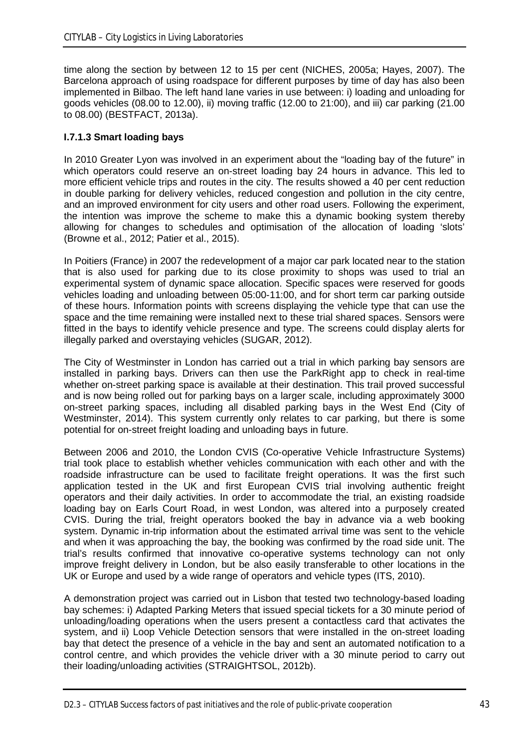time along the section by between 12 to 15 per cent (NICHES, 2005a; Hayes, 2007). The Barcelona approach of using roadspace for different purposes by time of day has also been implemented in Bilbao. The left hand lane varies in use between: i) loading and unloading for goods vehicles (08.00 to 12.00), ii) moving traffic (12.00 to 21:00), and iii) car parking (21.00 to 08.00) (BESTFACT, 2013a).

### I.7.1.3 Smart loading bays

In 2010 Greater Lyon was involved in an experiment about the "loading bay of the future" in which operators could reserve an on-street loading bay 24 hours in advance. This led to more efficient vehicle trips and routes in the city. The results showed a 40 per cent reduction in double parking for delivery vehicles, reduced congestion and pollution in the city centre, and an improved environment for city users and other road users. Following the experiment, the intention was improve the scheme to make this a dynamic booking system thereby allowing for changes to schedules and optimisation of the allocation of loading 'slots' (Browne et al., 2012; Patier et al., 2015).

In Poitiers (France) in 2007 the redevelopment of a major car park located near to the station that is also used for parking due to its close proximity to shops was used to trial an experimental system of dynamic space allocation. Specific spaces were reserved for goods vehicles loading and unloading between 05:00-11:00, and for short term car parking outside of these hours. Information points with screens displaying the vehicle type that can use the space and the time remaining were installed next to these trial shared spaces. Sensors were fitted in the bays to identify vehicle presence and type. The screens could display alerts for illegally parked and overstaying vehicles (SUGAR, 2012).

The City of Westminster in London has carried out a trial in which parking bay sensors are installed in parking bays. Drivers can then use the ParkRight app to check in real-time whether on-street parking space is available at their destination. This trail proved successful and is now being rolled out for parking bays on a larger scale, including approximately 3000 on-street parking spaces, including all disabled parking bays in the West End (City of Westminster, 2014). This system currently only relates to car parking, but there is some potential for on-street freight loading and unloading bays in future.

Between 2006 and 2010, the London CVIS (Co-operative Vehicle Infrastructure Systems) trial took place to establish whether vehicles communication with each other and with the roadside infrastructure can be used to facilitate freight operations. It was the first such application tested in the UK and first European CVIS trial involving authentic freight operators and their daily activities. In order to accommodate the trial, an existing roadside loading bay on Earls Court Road, in west London, was altered into a purposely created CVIS. During the trial, freight operators booked the bay in advance via a web booking system. Dynamic in-trip information about the estimated arrival time was sent to the vehicle and when it was approaching the bay, the booking was confirmed by the road side unit. The trial's results confirmed that innovative co-operative systems technology can not only improve freight delivery in London, but be also easily transferable to other locations in the UK or Europe and used by a wide range of operators and vehicle types (ITS, 2010).

A demonstration project was carried out in Lisbon that tested two technology-based loading bay schemes: i) Adapted Parking Meters that issued special tickets for a 30 minute period of unloading/loading operations when the users present a contactless card that activates the system, and ii) Loop Vehicle Detection sensors that were installed in the on-street loading bay that detect the presence of a vehicle in the bay and sent an automated notification to a control centre, and which provides the vehicle driver with a 30 minute period to carry out their loading/unloading activities (STRAIGHTSOL, 2012b).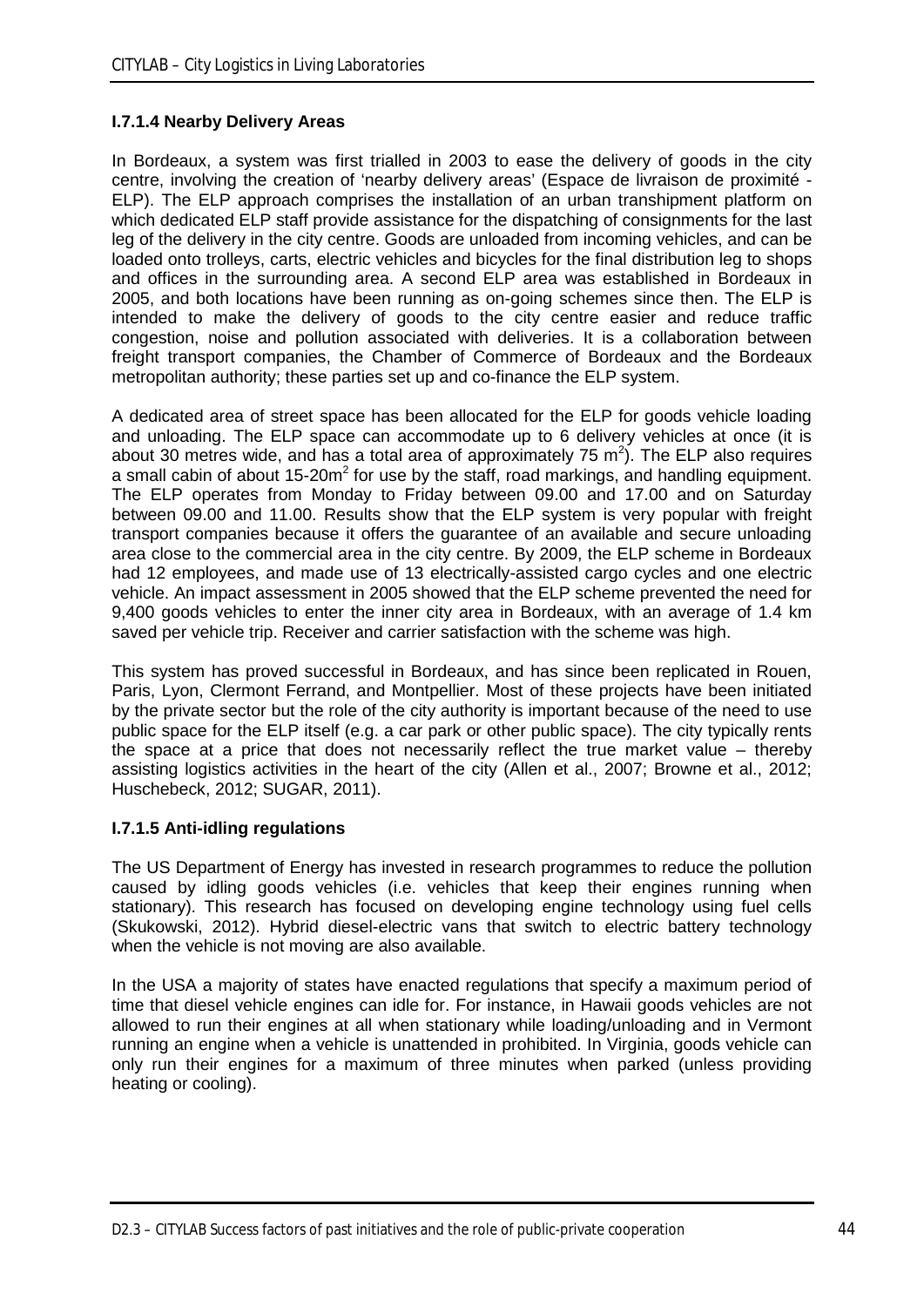#### I.7.1.4 Nearby Delivery Areas

In Bordeaux, a system was first trialled in 2003 to ease the delivery of goods in the city centre, involving the creation of 'nearby delivery areas' (Espace de livraison de proximité - ELP). The ELP approach comprises the installation of an urban transhipment platform on which dedicated ELP staff provide assistance for the dispatching of consignments for the last leg of the delivery in the city centre. Goods are unloaded from incoming vehicles, and can be loaded onto trolleys, carts, electric vehicles and bicycles for the final distribution leg to shops and offices in the surrounding area. A second ELP area was established in Bordeaux in 2005, and both locations have been running as on-going schemes since then. The ELP is intended to make the delivery of goods to the city centre easier and reduce traffic congestion, noise and pollution associated with deliveries. It is a collaboration between freight transport companies, the Chamber of Commerce of Bordeaux and the Bordeaux metropolitan authority; these parties set up and co-finance the ELP system.

A dedicated area of street space has been allocated for the ELP for goods vehicle loading and unloading. The ELP space can accommodate up to 6 delivery vehicles at once (it is about 30 metres wide, and has a total area of approximately 75 $m^2$). The ELP also requires a small cabin of about 15-20$m^2$ for use by the staff, road markings, and handling equipment. The ELP operates from Monday to Friday between 09.00 and 17.00 and on Saturday between 09.00 and 11.00. Results show that the ELP system is very popular with freight transport companies because it offers the guarantee of an available and secure unloading area close to the commercial area in the city centre. By 2009, the ELP scheme in Bordeaux had 12 employees, and made use of 13 electrically-assisted cargo cycles and one electric vehicle. An impact assessment in 2005 showed that the ELP scheme prevented the need for 9,400 goods vehicles to enter the inner city area in Bordeaux, with an average of 1.4 km saved per vehicle trip. Receiver and carrier satisfaction with the scheme was high.

This system has proved successful in Bordeaux, and has since been replicated in Rouen, Paris, Lyon, Clermont Ferrand, and Montpellier. Most of these projects have been initiated by the private sector but the role of the city authority is important because of the need to use public space for the ELP itself (e.g. a car park or other public space). The city typically rents the space at a price that does not necessarily reflect the true market value – thereby assisting logistics activities in the heart of the city (Allen et al., 2007; Browne et al., 2012; Huschebeck, 2012; SUGAR, 2011).

#### I.7.1.5 Anti-idling regulations

The US Department of Energy has invested in research programmes to reduce the pollution caused by idling goods vehicles (i.e. vehicles that keep their engines running when stationary). This research has focused on developing engine technology using fuel cells (Skukowski, 2012). Hybrid diesel-electric vans that switch to electric battery technology when the vehicle is not moving are also available.

In the USA a majority of states have enacted regulations that specify a maximum period of time that diesel vehicle engines can idle for. For instance, in Hawaii goods vehicles are not allowed to run their engines at all when stationary while loading/unloading and in Vermont running an engine when a vehicle is unattended in prohibited. In Virginia, goods vehicle can only run their engines for a maximum of three minutes when parked (unless providing heating or cooling).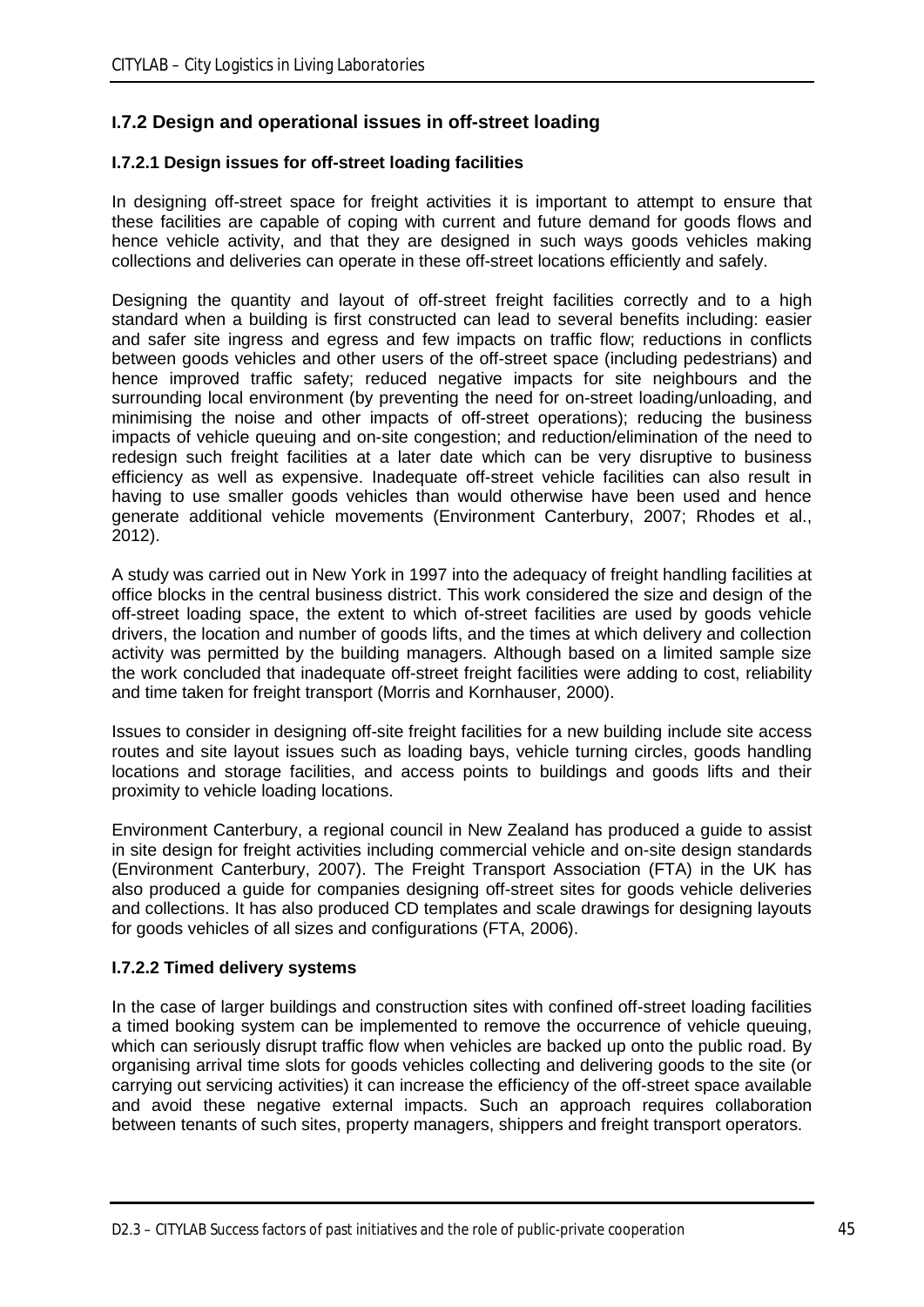### I.7.2 Design and operational issues in off-street loading

#### I.7.2.1 Design issues for off-street loading facilities

In designing off-street space for freight activities it is important to attempt to ensure that these facilities are capable of coping with current and future demand for goods flows and hence vehicle activity, and that they are designed in such ways goods vehicles making collections and deliveries can operate in these off-street locations efficiently and safely.

Designing the quantity and layout of off-street freight facilities correctly and to a high standard when a building is first constructed can lead to several benefits including: easier and safer site ingress and egress and few impacts on traffic flow; reductions in conflicts between goods vehicles and other users of the off-street space (including pedestrians) and hence improved traffic safety; reduced negative impacts for site neighbours and the surrounding local environment (by preventing the need for on-street loading/unloading, and minimising the noise and other impacts of off-street operations); reducing the business impacts of vehicle queuing and on-site congestion; and reduction/elimination of the need to redesign such freight facilities at a later date which can be very disruptive to business efficiency as well as expensive. Inadequate off-street vehicle facilities can also result in having to use smaller goods vehicles than would otherwise have been used and hence generate additional vehicle movements (Environment Canterbury, 2007; Rhodes et al., 2012).

A study was carried out in New York in 1997 into the adequacy of freight handling facilities at office blocks in the central business district. This work considered the size and design of the off-street loading space, the extent to which of-street facilities are used by goods vehicle drivers, the location and number of goods lifts, and the times at which delivery and collection activity was permitted by the building managers. Although based on a limited sample size the work concluded that inadequate off-street freight facilities were adding to cost, reliability and time taken for freight transport (Morris and Kornhauser, 2000).

Issues to consider in designing off-site freight facilities for a new building include site access routes and site layout issues such as loading bays, vehicle turning circles, goods handling locations and storage facilities, and access points to buildings and goods lifts and their proximity to vehicle loading locations.

Environment Canterbury, a regional council in New Zealand has produced a guide to assist in site design for freight activities including commercial vehicle and on-site design standards (Environment Canterbury, 2007). The Freight Transport Association (FTA) in the UK has also produced a guide for companies designing off-street sites for goods vehicle deliveries and collections. It has also produced CD templates and scale drawings for designing layouts for goods vehicles of all sizes and configurations (FTA, 2006).

#### I.7.2.2 Timed delivery systems

In the case of larger buildings and construction sites with confined off-street loading facilities a timed booking system can be implemented to remove the occurrence of vehicle queuing, which can seriously disrupt traffic flow when vehicles are backed up onto the public road. By organising arrival time slots for goods vehicles collecting and delivering goods to the site (or carrying out servicing activities) it can increase the efficiency of the off-street space available and avoid these negative external impacts. Such an approach requires collaboration between tenants of such sites, property managers, shippers and freight transport operators.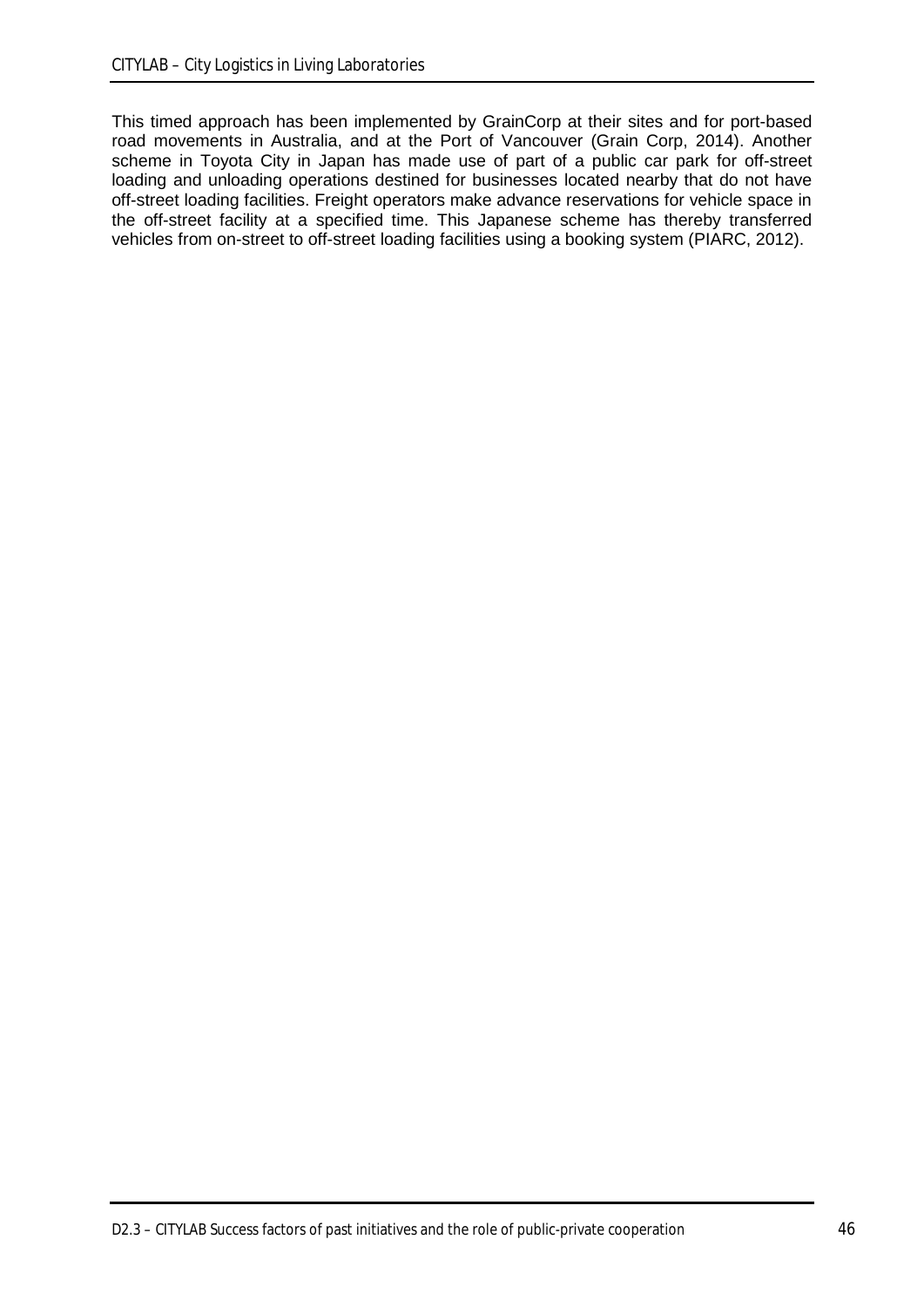This timed approach has been implemented by GrainCorp at their sites and for port-based road movements in Australia, and at the Port of Vancouver (Grain Corp, 2014). Another scheme in Toyota City in Japan has made use of part of a public car park for off-street loading and unloading operations destined for businesses located nearby that do not have off-street loading facilities. Freight operators make advance reservations for vehicle space in the off-street facility at a specified time. This Japanese scheme has thereby transferred vehicles from on-street to off-street loading facilities using a booking system (PIARC, 2012).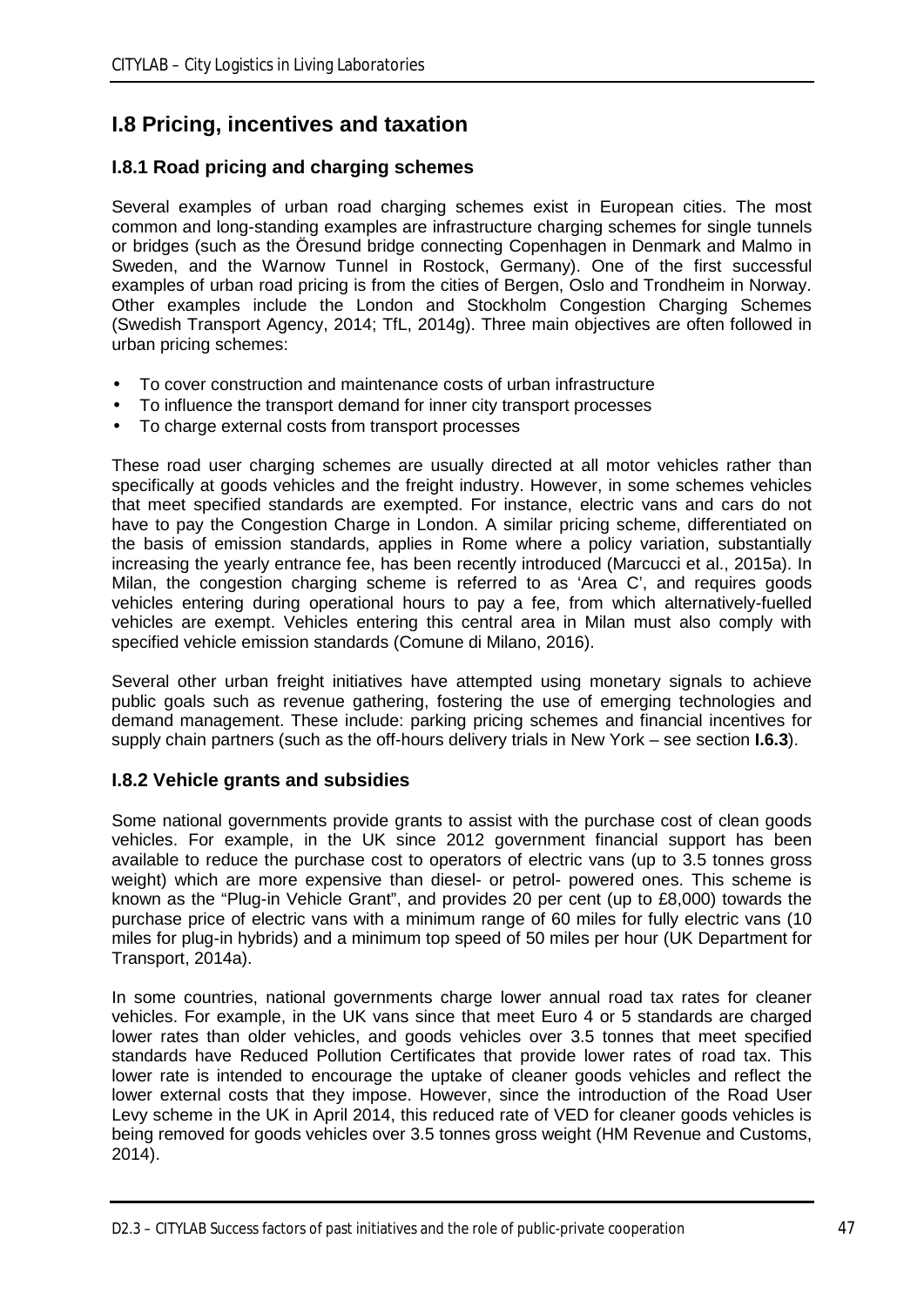## I.8 Pricing, incentives and taxation

### I.8.1 Road pricing and charging schemes

Several examples of urban road charging schemes exist in European cities. The most common and long-standing examples are infrastructure charging schemes for single tunnels or bridges (such as the Öresund bridge connecting Copenhagen in Denmark and Malmo in Sweden, and the Warnow Tunnel in Rostock, Germany). One of the first successful examples of urban road pricing is from the cities of Bergen, Oslo and Trondheim in Norway. Other examples include the London and Stockholm Congestion Charging Schemes (Swedish Transport Agency, 2014; TfL, 2014g). Three main objectives are often followed in urban pricing schemes:

- To cover construction and maintenance costs of urban infrastructure
- To influence the transport demand for inner city transport processes
- To charge external costs from transport processes

These road user charging schemes are usually directed at all motor vehicles rather than specifically at goods vehicles and the freight industry. However, in some schemes vehicles that meet specified standards are exempted. For instance, electric vans and cars do not have to pay the Congestion Charge in London. A similar pricing scheme, differentiated on the basis of emission standards, applies in Rome where a policy variation, substantially increasing the yearly entrance fee, has been recently introduced (Marcucci et al., 2015a). In Milan, the congestion charging scheme is referred to as 'Area C', and requires goods vehicles entering during operational hours to pay a fee, from which alternatively-fuelled vehicles are exempt. Vehicles entering this central area in Milan must also comply with specified vehicle emission standards (Comune di Milano, 2016).

Several other urban freight initiatives have attempted using monetary signals to achieve public goals such as revenue gathering, fostering the use of emerging technologies and demand management. These include: parking pricing schemes and financial incentives for supply chain partners (such as the off-hours delivery trials in New York – see section **I.6.3**).

### I.8.2 Vehicle grants and subsidies

Some national governments provide grants to assist with the purchase cost of clean goods vehicles. For example, in the UK since 2012 government financial support has been available to reduce the purchase cost to operators of electric vans (up to 3.5 tonnes gross weight) which are more expensive than diesel- or petrol- powered ones. This scheme is known as the "Plug-in Vehicle Grant", and provides 20 per cent (up to £8,000) towards the purchase price of electric vans with a minimum range of 60 miles for fully electric vans (10 miles for plug-in hybrids) and a minimum top speed of 50 miles per hour (UK Department for Transport, 2014a).

In some countries, national governments charge lower annual road tax rates for cleaner vehicles. For example, in the UK vans since that meet Euro 4 or 5 standards are charged lower rates than older vehicles, and goods vehicles over 3.5 tonnes that meet specified standards have Reduced Pollution Certificates that provide lower rates of road tax. This lower rate is intended to encourage the uptake of cleaner goods vehicles and reflect the lower external costs that they impose. However, since the introduction of the Road User Levy scheme in the UK in April 2014, this reduced rate of VED for cleaner goods vehicles is being removed for goods vehicles over 3.5 tonnes gross weight (HM Revenue and Customs, 2014).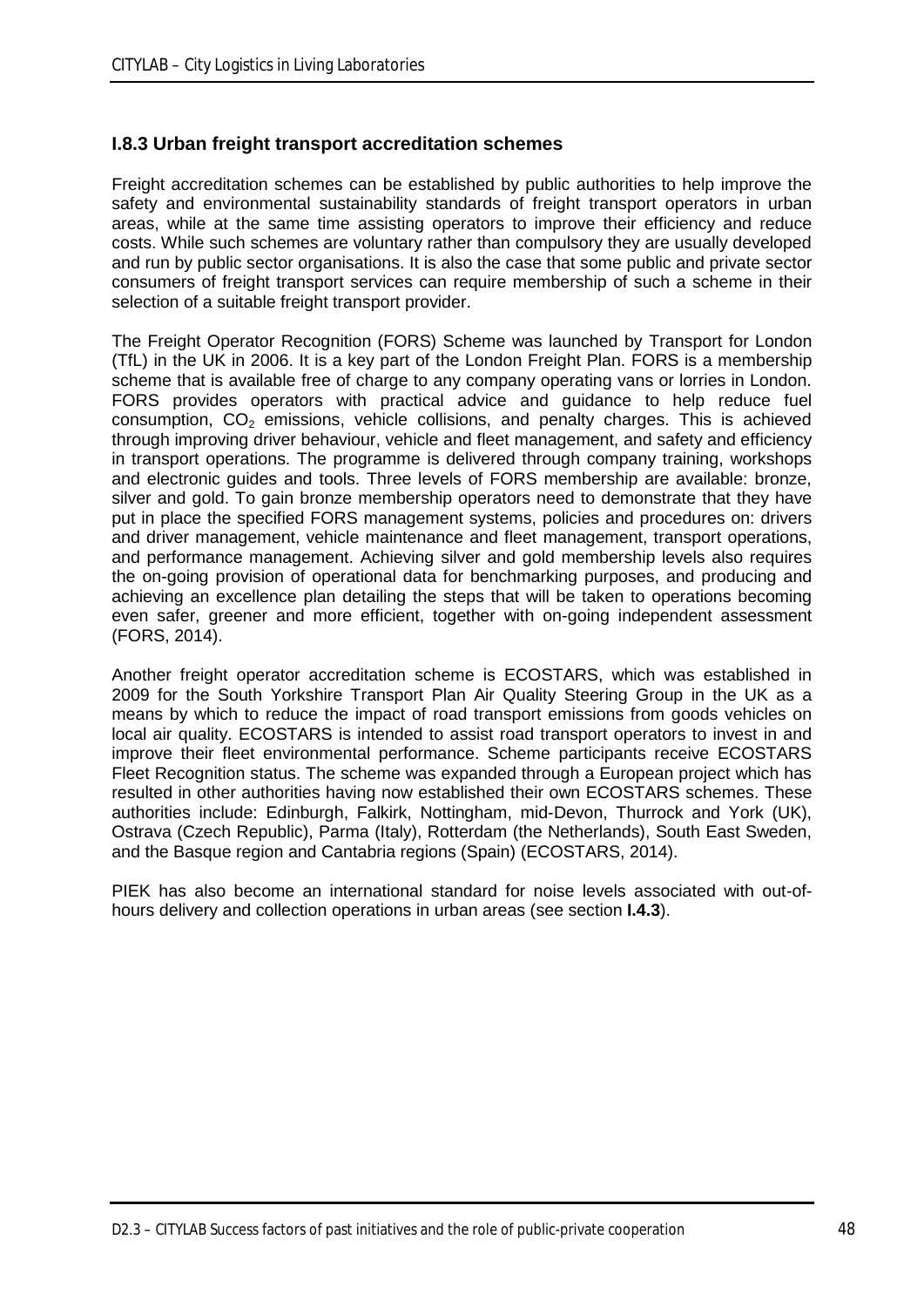### I.8.3 Urban freight transport accreditation schemes

Freight accreditation schemes can be established by public authorities to help improve the safety and environmental sustainability standards of freight transport operators in urban areas, while at the same time assisting operators to improve their efficiency and reduce costs. While such schemes are voluntary rather than compulsory they are usually developed and run by public sector organisations. It is also the case that some public and private sector consumers of freight transport services can require membership of such a scheme in their selection of a suitable freight transport provider.

The Freight Operator Recognition (FORS) Scheme was launched by Transport for London (TfL) in the UK in 2006. It is a key part of the London Freight Plan. FORS is a membership scheme that is available free of charge to any company operating vans or lorries in London. FORS provides operators with practical advice and guidance to help reduce fuel consumption, $CO_2$ emissions, vehicle collisions, and penalty charges. This is achieved through improving driver behaviour, vehicle and fleet management, and safety and efficiency in transport operations. The programme is delivered through company training, workshops and electronic guides and tools. Three levels of FORS membership are available: bronze, silver and gold. To gain bronze membership operators need to demonstrate that they have put in place the specified FORS management systems, policies and procedures on: drivers and driver management, vehicle maintenance and fleet management, transport operations, and performance management. Achieving silver and gold membership levels also requires the on-going provision of operational data for benchmarking purposes, and producing and achieving an excellence plan detailing the steps that will be taken to operations becoming even safer, greener and more efficient, together with on-going independent assessment (FORS, 2014).

Another freight operator accreditation scheme is ECOSTARS, which was established in 2009 for the South Yorkshire Transport Plan Air Quality Steering Group in the UK as a means by which to reduce the impact of road transport emissions from goods vehicles on local air quality. ECOSTARS is intended to assist road transport operators to invest in and improve their fleet environmental performance. Scheme participants receive ECOSTARS Fleet Recognition status. The scheme was expanded through a European project which has resulted in other authorities having now established their own ECOSTARS schemes. These authorities include: Edinburgh, Falkirk, Nottingham, mid-Devon, Thurrock and York (UK), Ostrava (Czech Republic), Parma (Italy), Rotterdam (the Netherlands), South East Sweden, and the Basque region and Cantabria regions (Spain) (ECOSTARS, 2014).

PIEK has also become an international standard for noise levels associated with out-of-hours delivery and collection operations in urban areas (see section **I.4.3**).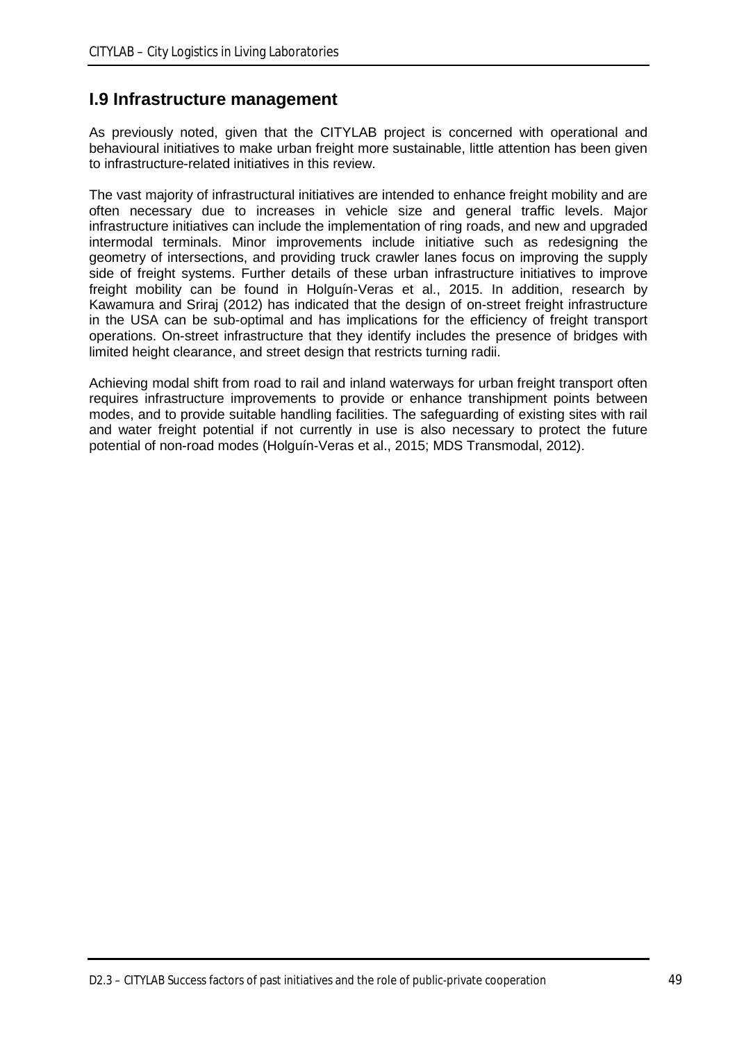## I.9 Infrastructure management

As previously noted, given that the CITYLAB project is concerned with operational and behavioural initiatives to make urban freight more sustainable, little attention has been given to infrastructure-related initiatives in this review.

The vast majority of infrastructural initiatives are intended to enhance freight mobility and are often necessary due to increases in vehicle size and general traffic levels. Major infrastructure initiatives can include the implementation of ring roads, and new and upgraded intermodal terminals. Minor improvements include initiative such as redesigning the geometry of intersections, and providing truck crawler lanes focus on improving the supply side of freight systems. Further details of these urban infrastructure initiatives to improve freight mobility can be found in Holguín-Veras et al., 2015. In addition, research by Kawamura and Sriraj (2012) has indicated that the design of on-street freight infrastructure in the USA can be sub-optimal and has implications for the efficiency of freight transport operations. On-street infrastructure that they identify includes the presence of bridges with limited height clearance, and street design that restricts turning radii.

Achieving modal shift from road to rail and inland waterways for urban freight transport often requires infrastructure improvements to provide or enhance transhipment points between modes, and to provide suitable handling facilities. The safeguarding of existing sites with rail and water freight potential if not currently in use is also necessary to protect the future potential of non-road modes (Holguín-Veras et al., 2015; MDS Transmodal, 2012).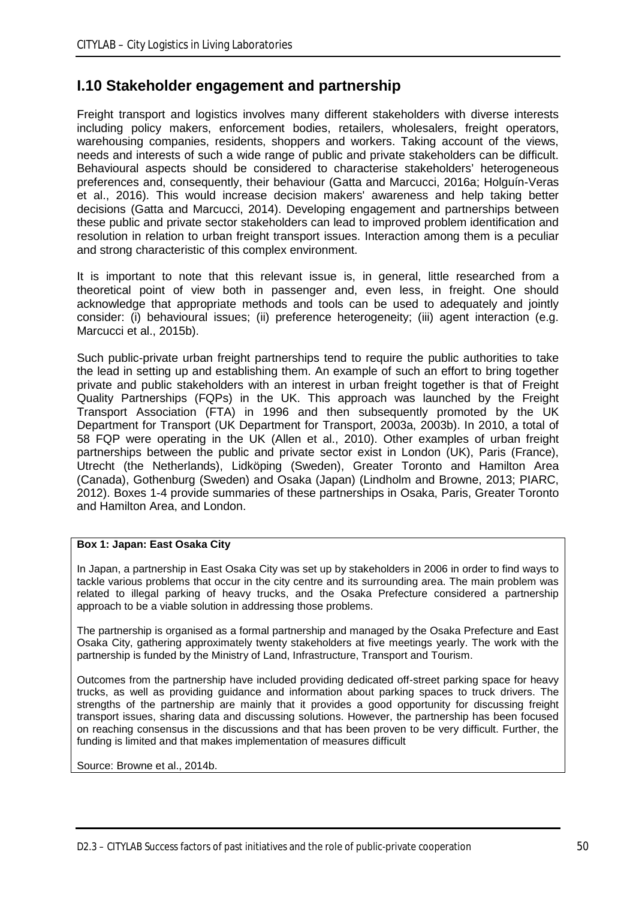## I.10 Stakeholder engagement and partnership

Freight transport and logistics involves many different stakeholders with diverse interests including policy makers, enforcement bodies, retailers, wholesalers, freight operators, warehousing companies, residents, shoppers and workers. Taking account of the views, needs and interests of such a wide range of public and private stakeholders can be difficult. Behavioural aspects should be considered to characterise stakeholders' heterogeneous preferences and, consequently, their behaviour (Gatta and Marcucci, 2016a; Holguín-Veras et al., 2016). This would increase decision makers' awareness and help taking better decisions (Gatta and Marcucci, 2014). Developing engagement and partnerships between these public and private sector stakeholders can lead to improved problem identification and resolution in relation to urban freight transport issues. Interaction among them is a peculiar and strong characteristic of this complex environment.

It is important to note that this relevant issue is, in general, little researched from a theoretical point of view both in passenger and, even less, in freight. One should acknowledge that appropriate methods and tools can be used to adequately and jointly consider: (i) behavioural issues; (ii) preference heterogeneity; (iii) agent interaction (e.g. Marcucci et al., 2015b).

Such public-private urban freight partnerships tend to require the public authorities to take the lead in setting up and establishing them. An example of such an effort to bring together private and public stakeholders with an interest in urban freight together is that of Freight Quality Partnerships (FQPs) in the UK. This approach was launched by the Freight Transport Association (FTA) in 1996 and then subsequently promoted by the UK Department for Transport (UK Department for Transport, 2003a, 2003b). In 2010, a total of 58 FQP were operating in the UK (Allen et al., 2010). Other examples of urban freight partnerships between the public and private sector exist in London (UK), Paris (France), Utrecht (the Netherlands), Lidköping (Sweden), Greater Toronto and Hamilton Area (Canada), Gothenburg (Sweden) and Osaka (Japan) (Lindholm and Browne, 2013; PIARC, 2012). Boxes 1-4 provide summaries of these partnerships in Osaka, Paris, Greater Toronto and Hamilton Area, and London.

**Box 1: Japan: East Osaka City**

In Japan, a partnership in East Osaka City was set up by stakeholders in 2006 in order to find ways to tackle various problems that occur in the city centre and its surrounding area. The main problem was related to illegal parking of heavy trucks, and the Osaka Prefecture considered a partnership approach to be a viable solution in addressing those problems.

The partnership is organised as a formal partnership and managed by the Osaka Prefecture and East Osaka City, gathering approximately twenty stakeholders at five meetings yearly. The work with the partnership is funded by the Ministry of Land, Infrastructure, Transport and Tourism.

Outcomes from the partnership have included providing dedicated off-street parking space for heavy trucks, as well as providing guidance and information about parking spaces to truck drivers. The strengths of the partnership are mainly that it provides a good opportunity for discussing freight transport issues, sharing data and discussing solutions. However, the partnership has been focused on reaching consensus in the discussions and that has been proven to be very difficult. Further, the funding is limited and that makes implementation of measures difficult

Source: Browne et al., 2014b.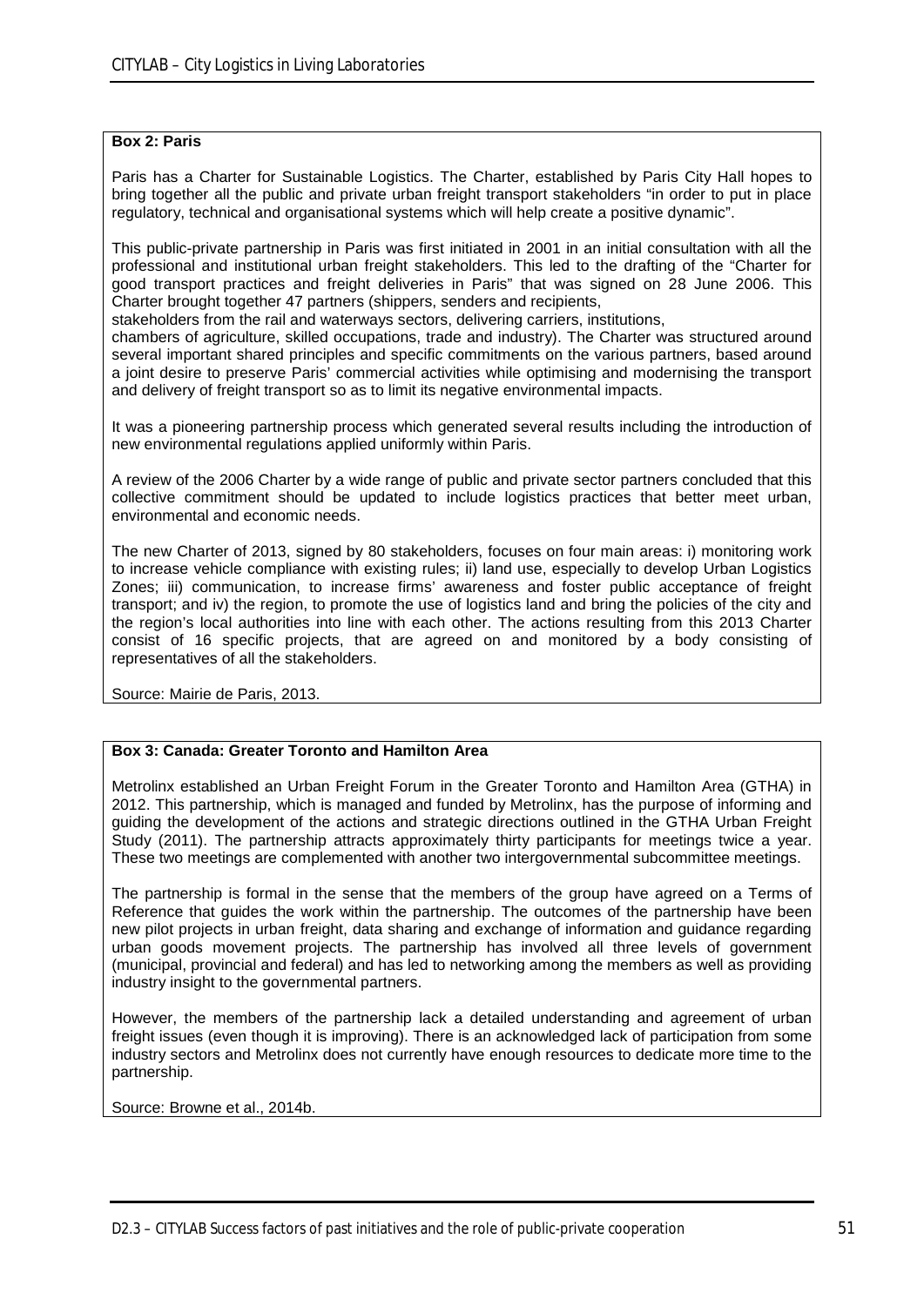**Box 2: Paris**

Paris has a Charter for Sustainable Logistics. The Charter, established by Paris City Hall hopes to bring together all the public and private urban freight transport stakeholders "in order to put in place regulatory, technical and organisational systems which will help create a positive dynamic".

This public-private partnership in Paris was first initiated in 2001 in an initial consultation with all the professional and institutional urban freight stakeholders. This led to the drafting of the "Charter for good transport practices and freight deliveries in Paris" that was signed on 28 June 2006. This Charter brought together 47 partners (shippers, senders and recipients,
stakeholders from the rail and waterways sectors, delivering carriers, institutions,
chambers of agriculture, skilled occupations, trade and industry). The Charter was structured around several important shared principles and specific commitments on the various partners, based around a joint desire to preserve Paris' commercial activities while optimising and modernising the transport and delivery of freight transport so as to limit its negative environmental impacts.

It was a pioneering partnership process which generated several results including the introduction of new environmental regulations applied uniformly within Paris.

A review of the 2006 Charter by a wide range of public and private sector partners concluded that this collective commitment should be updated to include logistics practices that better meet urban, environmental and economic needs.

The new Charter of 2013, signed by 80 stakeholders, focuses on four main areas: i) monitoring work to increase vehicle compliance with existing rules; ii) land use, especially to develop Urban Logistics Zones; iii) communication, to increase firms' awareness and foster public acceptance of freight transport; and iv) the region, to promote the use of logistics land and bring the policies of the city and the region's local authorities into line with each other. The actions resulting from this 2013 Charter consist of 16 specific projects, that are agreed on and monitored by a body consisting of representatives of all the stakeholders.

Source: Mairie de Paris, 2013.

**Box 3: Canada: Greater Toronto and Hamilton Area**

Metrolinx established an Urban Freight Forum in the Greater Toronto and Hamilton Area (GTHA) in 2012. This partnership, which is managed and funded by Metrolinx, has the purpose of informing and guiding the development of the actions and strategic directions outlined in the GTHA Urban Freight Study (2011). The partnership attracts approximately thirty participants for meetings twice a year. These two meetings are complemented with another two intergovernmental subcommittee meetings.

The partnership is formal in the sense that the members of the group have agreed on a Terms of Reference that guides the work within the partnership. The outcomes of the partnership have been new pilot projects in urban freight, data sharing and exchange of information and guidance regarding urban goods movement projects. The partnership has involved all three levels of government (municipal, provincial and federal) and has led to networking among the members as well as providing industry insight to the governmental partners.

However, the members of the partnership lack a detailed understanding and agreement of urban freight issues (even though it is improving). There is an acknowledged lack of participation from some industry sectors and Metrolinx does not currently have enough resources to dedicate more time to the partnership.

Source: Browne et al., 2014b.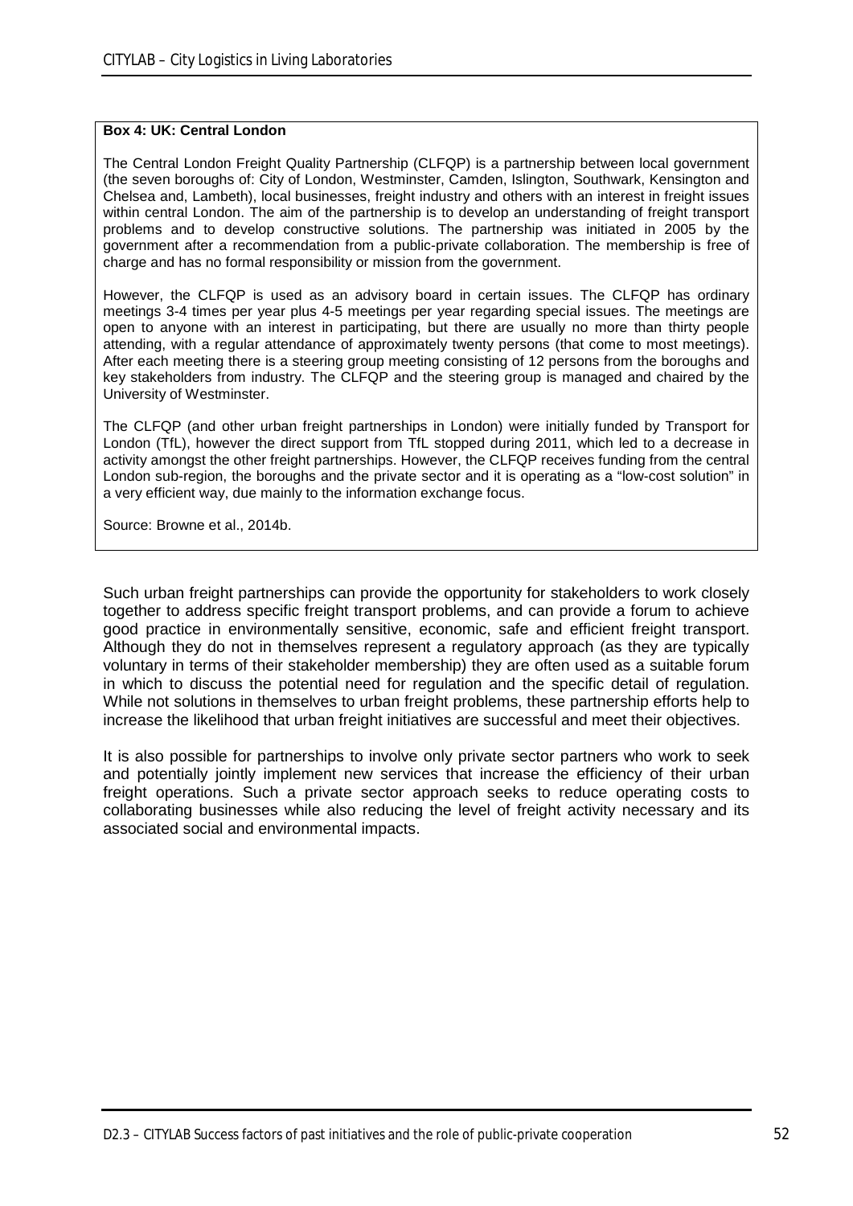**Box 4: UK: Central London**

The Central London Freight Quality Partnership (CLFQP) is a partnership between local government (the seven boroughs of: City of London, Westminster, Camden, Islington, Southwark, Kensington and Chelsea and, Lambeth), local businesses, freight industry and others with an interest in freight issues within central London. The aim of the partnership is to develop an understanding of freight transport problems and to develop constructive solutions. The partnership was initiated in 2005 by the government after a recommendation from a public-private collaboration. The membership is free of charge and has no formal responsibility or mission from the government.

However, the CLFQP is used as an advisory board in certain issues. The CLFQP has ordinary meetings 3-4 times per year plus 4-5 meetings per year regarding special issues. The meetings are open to anyone with an interest in participating, but there are usually no more than thirty people attending, with a regular attendance of approximately twenty persons (that come to most meetings). After each meeting there is a steering group meeting consisting of 12 persons from the boroughs and key stakeholders from industry. The CLFQP and the steering group is managed and chaired by the University of Westminster.

The CLFQP (and other urban freight partnerships in London) were initially funded by Transport for London (TfL), however the direct support from TfL stopped during 2011, which led to a decrease in activity amongst the other freight partnerships. However, the CLFQP receives funding from the central London sub-region, the boroughs and the private sector and it is operating as a "low-cost solution" in a very efficient way, due mainly to the information exchange focus.

Source: Browne et al., 2014b.

Such urban freight partnerships can provide the opportunity for stakeholders to work closely together to address specific freight transport problems, and can provide a forum to achieve good practice in environmentally sensitive, economic, safe and efficient freight transport. Although they do not in themselves represent a regulatory approach (as they are typically voluntary in terms of their stakeholder membership) they are often used as a suitable forum in which to discuss the potential need for regulation and the specific detail of regulation. While not solutions in themselves to urban freight problems, these partnership efforts help to increase the likelihood that urban freight initiatives are successful and meet their objectives.

It is also possible for partnerships to involve only private sector partners who work to seek and potentially jointly implement new services that increase the efficiency of their urban freight operations. Such a private sector approach seeks to reduce operating costs to collaborating businesses while also reducing the level of freight activity necessary and its associated social and environmental impacts.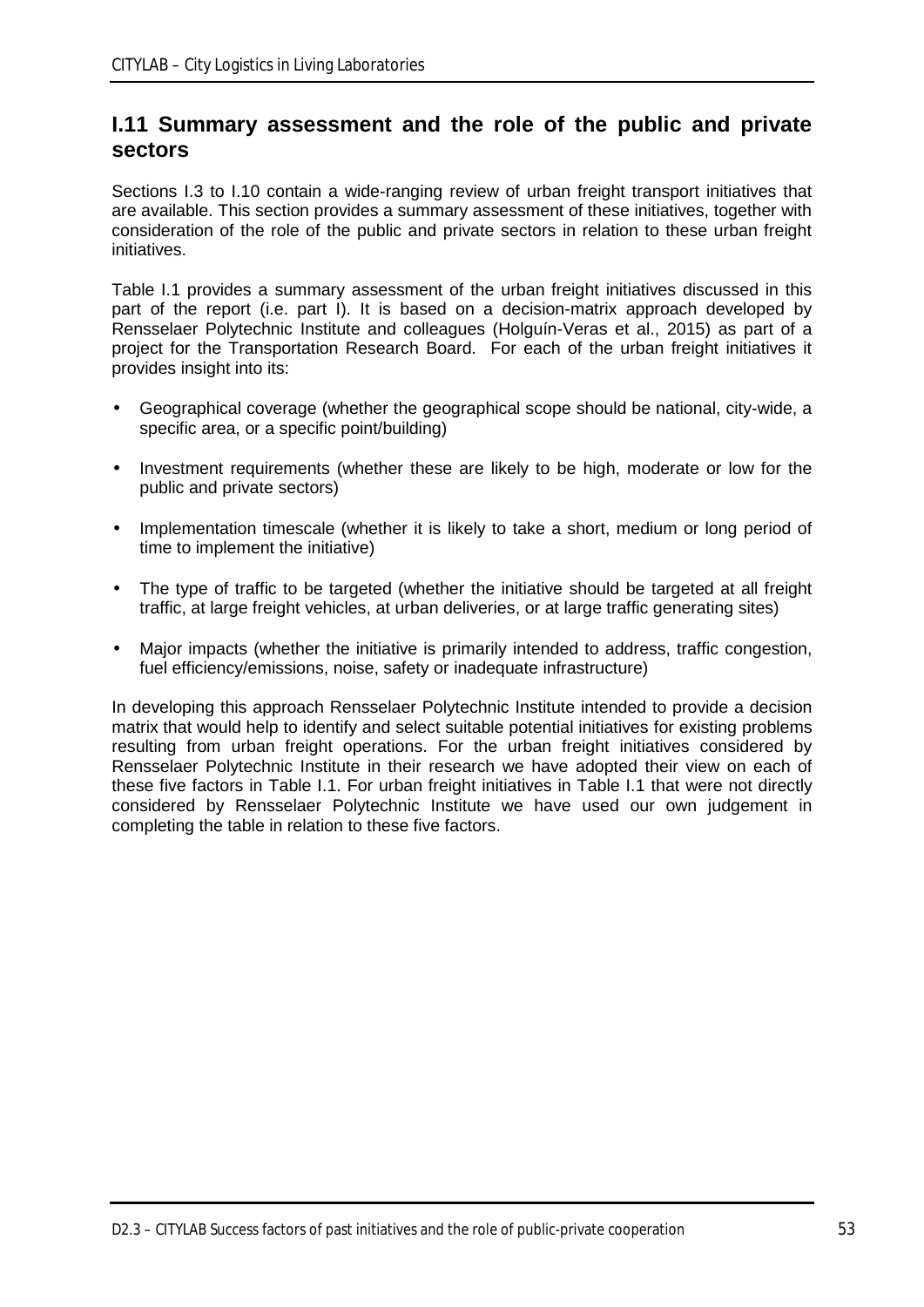## I.11 Summary assessment and the role of the public and private sectors

Sections I.3 to I.10 contain a wide-ranging review of urban freight transport initiatives that are available. This section provides a summary assessment of these initiatives, together with consideration of the role of the public and private sectors in relation to these urban freight initiatives.

Table I.1 provides a summary assessment of the urban freight initiatives discussed in this part of the report (i.e. part I). It is based on a decision-matrix approach developed by Rensselaer Polytechnic Institute and colleagues (Holguín-Veras et al., 2015) as part of a project for the Transportation Research Board. For each of the urban freight initiatives it provides insight into its:

- Geographical coverage (whether the geographical scope should be national, city-wide, a specific area, or a specific point/building)
- Investment requirements (whether these are likely to be high, moderate or low for the public and private sectors)
- Implementation timescale (whether it is likely to take a short, medium or long period of time to implement the initiative)
- The type of traffic to be targeted (whether the initiative should be targeted at all freight traffic, at large freight vehicles, at urban deliveries, or at large traffic generating sites)
- Major impacts (whether the initiative is primarily intended to address, traffic congestion, fuel efficiency/emissions, noise, safety or inadequate infrastructure)

In developing this approach Rensselaer Polytechnic Institute intended to provide a decision matrix that would help to identify and select suitable potential initiatives for existing problems resulting from urban freight operations. For the urban freight initiatives considered by Rensselaer Polytechnic Institute in their research we have adopted their view on each of these five factors in Table I.1. For urban freight initiatives in Table I.1 that were not directly considered by Rensselaer Polytechnic Institute we have used our own judgement in completing the table in relation to these five factors.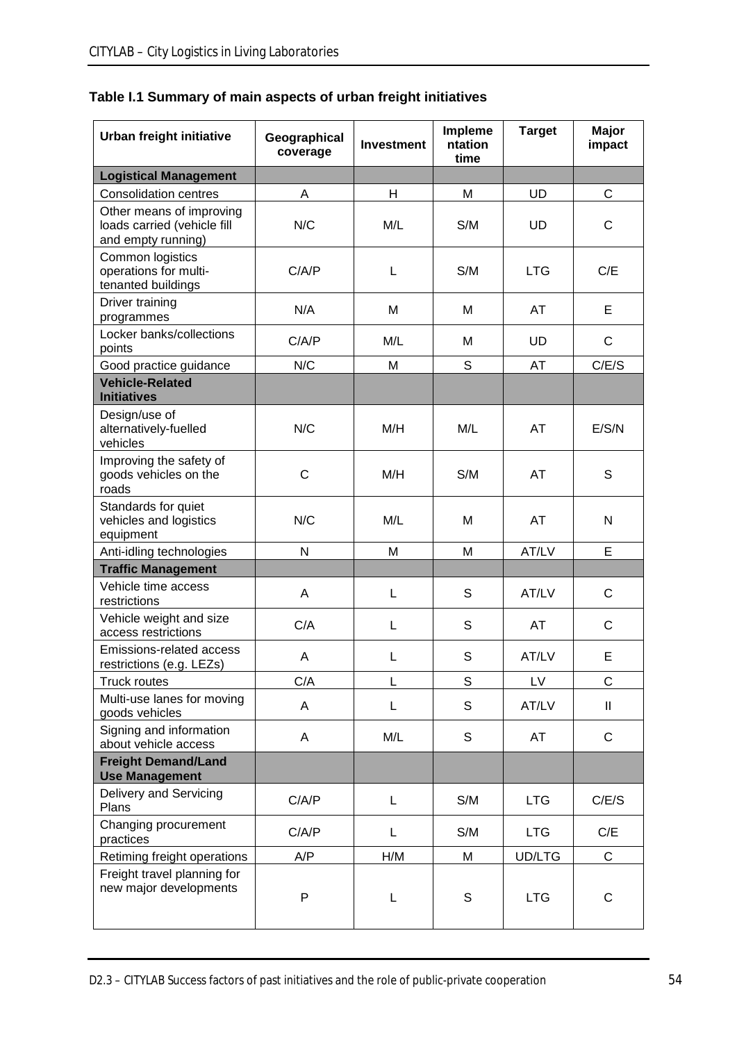**Table I.1 Summary of main aspects of urban freight initiatives**

| Urban freight initiative | Geographical coverage | Investment | Implementation time | Target | Major impact |
|---|---|---|---|---|---|
| **Logistical Management** | | | | | |
| Consolidation centres | A | H | M | UD | C |
| Other means of improving loads carried (vehicle fill and empty running) | N/C | M/L | S/M | UD | C |
| Common logistics operations for multi-tenanted buildings | C/A/P | L | S/M | LTG | C/E |
| Driver training programmes | N/A | M | M | AT | E |
| Locker banks/collections points | C/A/P | M/L | M | UD | C |
| Good practice guidance | N/C | M | S | AT | C/E/S |
| **Vehicle-Related Initiatives** | | | | | |
| Design/use of alternatively-fuelled vehicles | N/C | M/H | M/L | AT | E/S/N |
| Improving the safety of goods vehicles on the roads | C | M/H | S/M | AT | S |
| Standards for quiet vehicles and logistics equipment | N/C | M/L | M | AT | N |
| Anti-idling technologies | N | M | M | AT/LV | E |
| **Traffic Management** | | | | | |
| Vehicle time access restrictions | A | L | S | AT/LV | C |
| Vehicle weight and size access restrictions | C/A | L | S | AT | C |
| Emissions-related access restrictions (e.g. LEZs) | A | L | S | AT/LV | E |
| Truck routes | C/A | L | S | LV | C |
| Multi-use lanes for moving goods vehicles | A | L | S | AT/LV | II |
| Signing and information about vehicle access | A | M/L | S | AT | C |
| **Freight Demand/Land Use Management** | | | | | |
| Delivery and Servicing Plans | C/A/P | L | S/M | LTG | C/E/S |
| Changing procurement practices | C/A/P | L | S/M | LTG | C/E |
| Retiming freight operations | A/P | H/M | M | UD/LTG | C |
| Freight travel planning for new major developments | P | L | S | LTG | C |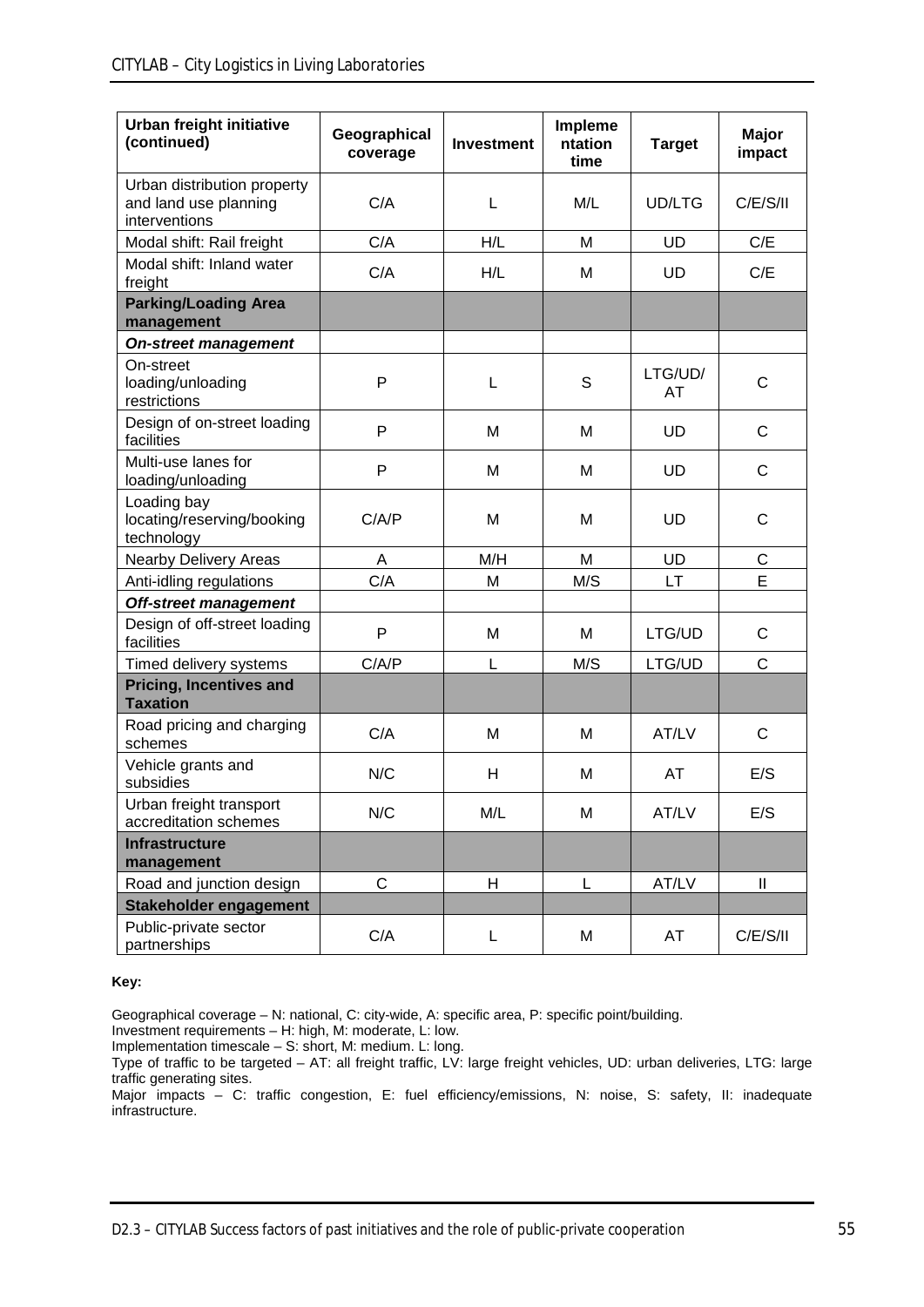| Urban freight initiative (continued) | Geographical coverage | Investment | Implementation time | Target | Major impact |
|---|---|---|---|---|---|
| Urban distribution property and land use planning interventions | C/A | L | M/L | UD/LTG | C/E/S/II |
| Modal shift: Rail freight | C/A | H/L | M | UD | C/E |
| Modal shift: Inland water freight | C/A | H/L | M | UD | C/E |
| **Parking/Loading Area management** | | | | | |
| ***On-street management*** | | | | | |
| On-street loading/unloading restrictions | P | L | S | LTG/UD/AT | C |
| Design of on-street loading facilities | P | M | M | UD | C |
| Multi-use lanes for loading/unloading | P | M | M | UD | C |
| Loading bay locating/reserving/booking technology | C/A/P | M | M | UD | C |
| Nearby Delivery Areas | A | M/H | M | UD | C |
| Anti-idling regulations | C/A | M | M/S | LT | E |
| ***Off-street management*** | | | | | |
| Design of off-street loading facilities | P | M | M | LTG/UD | C |
| Timed delivery systems | C/A/P | L | M/S | LTG/UD | C |
| **Pricing, Incentives and Taxation** | | | | | |
| Road pricing and charging schemes | C/A | M | M | AT/LV | C |
| Vehicle grants and subsidies | N/C | H | M | AT | E/S |
| Urban freight transport accreditation schemes | N/C | M/L | M | AT/LV | E/S |
| **Infrastructure management** | | | | | |
| Road and junction design | C | H | L | AT/LV | II |
| **Stakeholder engagement** | | | | | |
| Public-private sector partnerships | C/A | L | M | AT | C/E/S/II |

**Key:**

Geographical coverage – N: national, C: city-wide, A: specific area, P: specific point/building.
Investment requirements – H: high, M: moderate, L: low.
Implementation timescale – S: short, M: medium. L: long.
Type of traffic to be targeted – AT: all freight traffic, LV: large freight vehicles, UD: urban deliveries, LTG: large traffic generating sites.
Major impacts – C: traffic congestion, E: fuel efficiency/emissions, N: noise, S: safety, II: inadequate infrastructure.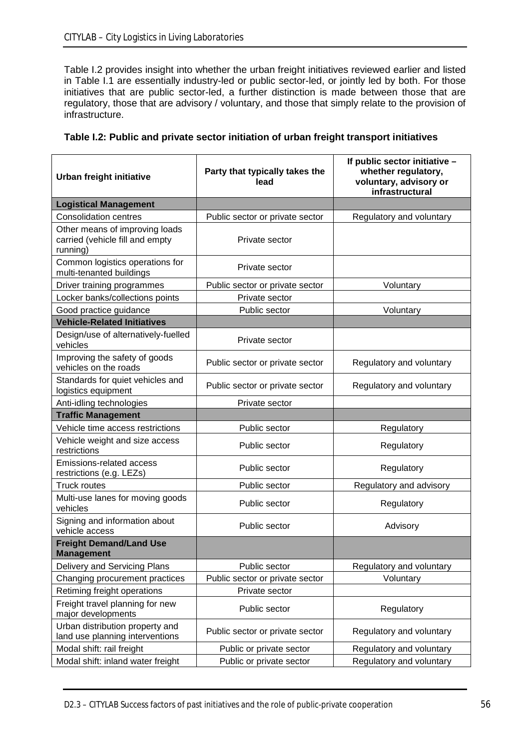Table I.2 provides insight into whether the urban freight initiatives reviewed earlier and listed in Table I.1 are essentially industry-led or public sector-led, or jointly led by both. For those initiatives that are public sector-led, a further distinction is made between those that are regulatory, those that are advisory / voluntary, and those that simply relate to the provision of infrastructure.

**Table I.2: Public and private sector initiation of urban freight transport initiatives**

| Urban freight initiative | Party that typically takes the lead | If public sector initiative – whether regulatory, voluntary, advisory or infrastructural |
|---|---|---|
| **Logistical Management** | | |
| Consolidation centres | Public sector or private sector | Regulatory and voluntary |
| Other means of improving loads carried (vehicle fill and empty running) | Private sector | |
| Common logistics operations for multi-tenanted buildings | Private sector | |
| Driver training programmes | Public sector or private sector | Voluntary |
| Locker banks/collections points | Private sector | |
| Good practice guidance | Public sector | Voluntary |
| **Vehicle-Related Initiatives** | | |
| Design/use of alternatively-fuelled vehicles | Private sector | |
| Improving the safety of goods vehicles on the roads | Public sector or private sector | Regulatory and voluntary |
| Standards for quiet vehicles and logistics equipment | Public sector or private sector | Regulatory and voluntary |
| Anti-idling technologies | Private sector | |
| **Traffic Management** | | |
| Vehicle time access restrictions | Public sector | Regulatory |
| Vehicle weight and size access restrictions | Public sector | Regulatory |
| Emissions-related access restrictions (e.g. LEZs) | Public sector | Regulatory |
| Truck routes | Public sector | Regulatory and advisory |
| Multi-use lanes for moving goods vehicles | Public sector | Regulatory |
| Signing and information about vehicle access | Public sector | Advisory |
| **Freight Demand/Land Use Management** | | |
| Delivery and Servicing Plans | Public sector | Regulatory and voluntary |
| Changing procurement practices | Public sector or private sector | Voluntary |
| Retiming freight operations | Private sector | |
| Freight travel planning for new major developments | Public sector | Regulatory |
| Urban distribution property and land use planning interventions | Public sector or private sector | Regulatory and voluntary |
| Modal shift: rail freight | Public or private sector | Regulatory and voluntary |
| Modal shift: inland water freight | Public or private sector | Regulatory and voluntary |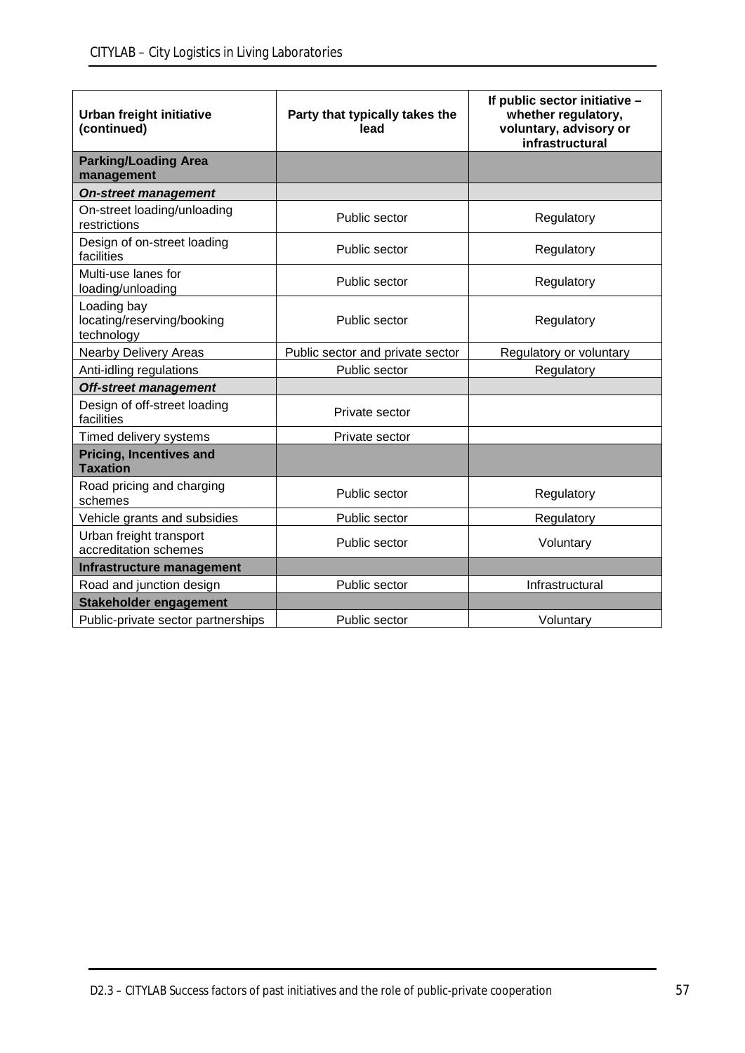| Urban freight initiative (continued) | Party that typically takes the lead | If public sector initiative – whether regulatory, voluntary, advisory or infrastructural |
|---|---|---|
| **Parking/Loading Area management** | | |
| ***On-street management*** | | |
| On-street loading/unloading restrictions | Public sector | Regulatory |
| Design of on-street loading facilities | Public sector | Regulatory |
| Multi-use lanes for loading/unloading | Public sector | Regulatory |
| Loading bay locating/reserving/booking technology | Public sector | Regulatory |
| Nearby Delivery Areas | Public sector and private sector | Regulatory or voluntary |
| Anti-idling regulations | Public sector | Regulatory |
| ***Off-street management*** | | |
| Design of off-street loading facilities | Private sector | |
| Timed delivery systems | Private sector | |
| **Pricing, Incentives and Taxation** | | |
| Road pricing and charging schemes | Public sector | Regulatory |
| Vehicle grants and subsidies | Public sector | Regulatory |
| Urban freight transport accreditation schemes | Public sector | Voluntary |
| **Infrastructure management** | | |
| Road and junction design | Public sector | Infrastructural |
| **Stakeholder engagement** | | |
| Public-private sector partnerships | Public sector | Voluntary |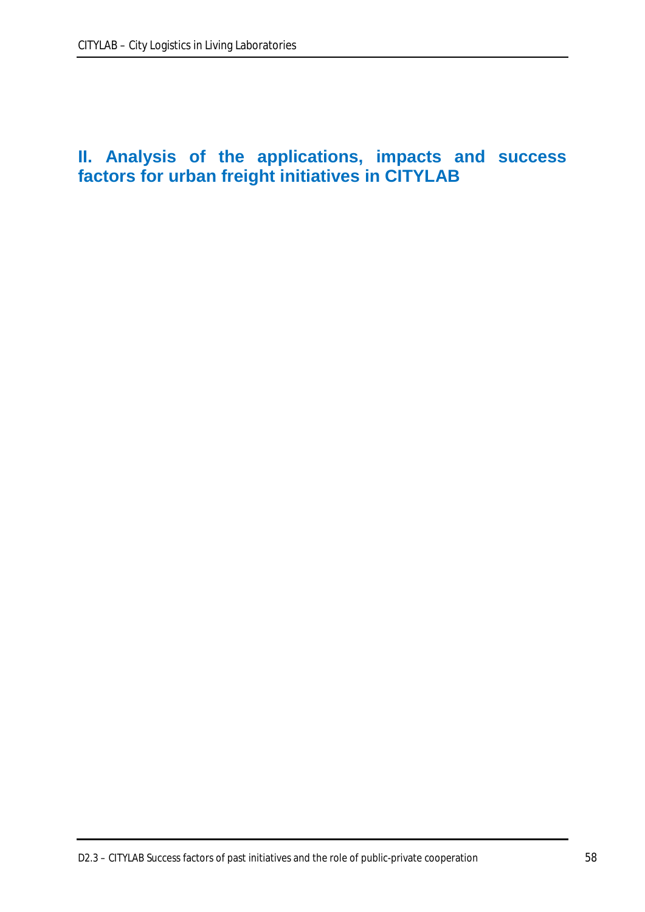# II. Analysis of the applications, impacts and success factors for urban freight initiatives in CITYLAB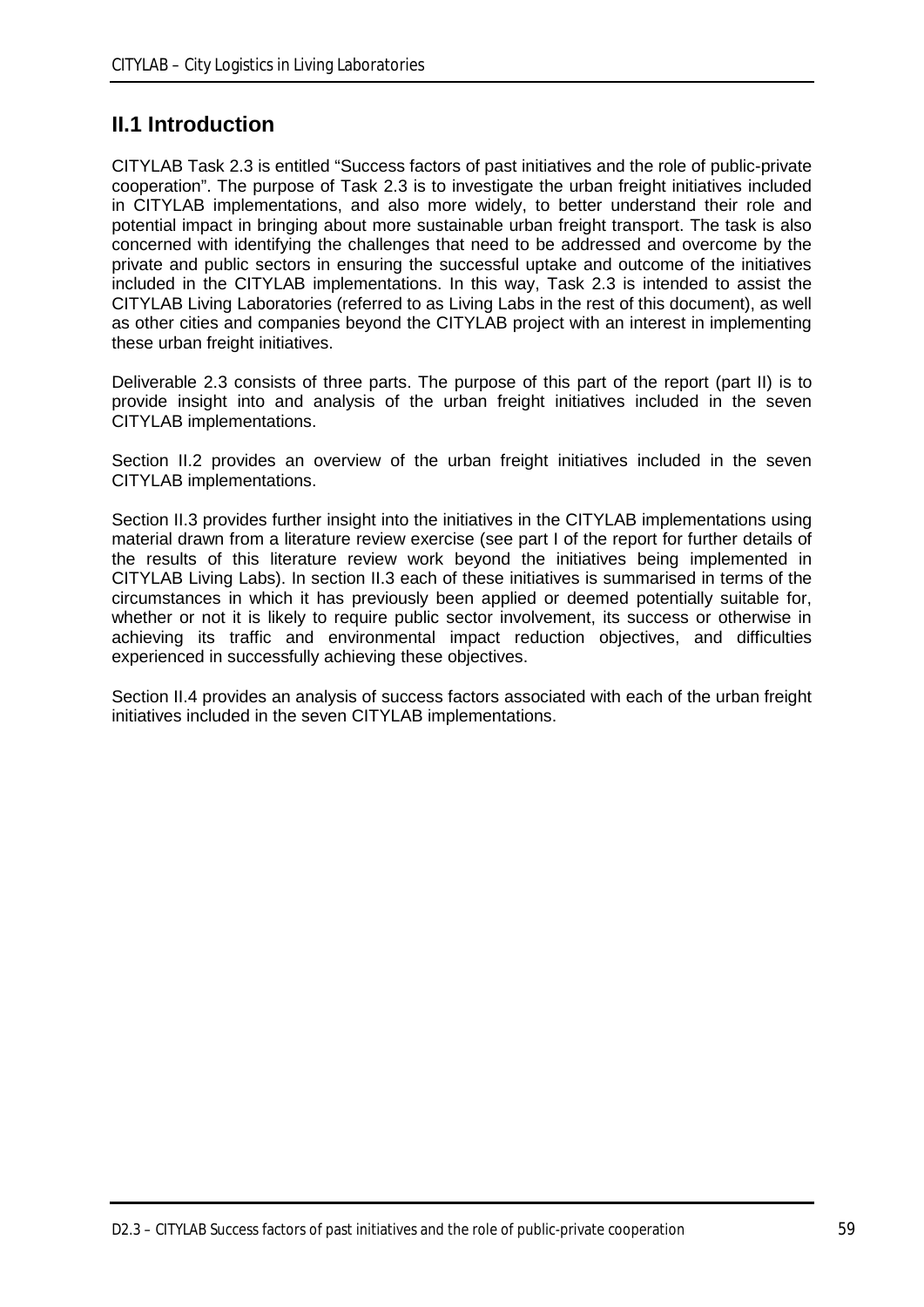## II.1 Introduction

CITYLAB Task 2.3 is entitled “Success factors of past initiatives and the role of public-private cooperation”. The purpose of Task 2.3 is to investigate the urban freight initiatives included in CITYLAB implementations, and also more widely, to better understand their role and potential impact in bringing about more sustainable urban freight transport. The task is also concerned with identifying the challenges that need to be addressed and overcome by the private and public sectors in ensuring the successful uptake and outcome of the initiatives included in the CITYLAB implementations. In this way, Task 2.3 is intended to assist the CITYLAB Living Laboratories (referred to as Living Labs in the rest of this document), as well as other cities and companies beyond the CITYLAB project with an interest in implementing these urban freight initiatives.

Deliverable 2.3 consists of three parts. The purpose of this part of the report (part II) is to provide insight into and analysis of the urban freight initiatives included in the seven CITYLAB implementations.

Section II.2 provides an overview of the urban freight initiatives included in the seven CITYLAB implementations.

Section II.3 provides further insight into the initiatives in the CITYLAB implementations using material drawn from a literature review exercise (see part I of the report for further details of the results of this literature review work beyond the initiatives being implemented in CITYLAB Living Labs). In section II.3 each of these initiatives is summarised in terms of the circumstances in which it has previously been applied or deemed potentially suitable for, whether or not it is likely to require public sector involvement, its success or otherwise in achieving its traffic and environmental impact reduction objectives, and difficulties experienced in successfully achieving these objectives.

Section II.4 provides an analysis of success factors associated with each of the urban freight initiatives included in the seven CITYLAB implementations.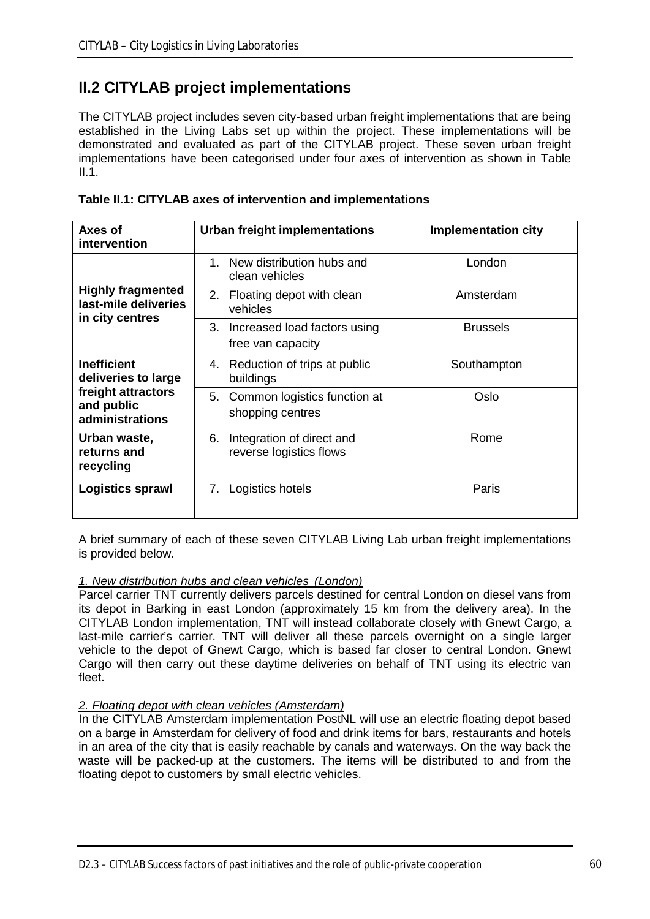## II.2 CITYLAB project implementations

The CITYLAB project includes seven city-based urban freight implementations that are being established in the Living Labs set up within the project. These implementations will be demonstrated and evaluated as part of the CITYLAB project. These seven urban freight implementations have been categorised under four axes of intervention as shown in Table II.1.

**Table II.1: CITYLAB axes of intervention and implementations**

| Axes of intervention | Urban freight implementations | Implementation city |
|---|---|---|
| **Highly fragmented last-mile deliveries in city centres** | 1. New distribution hubs and clean vehicles | London |
| | 2. Floating depot with clean vehicles | Amsterdam |
| | 3. Increased load factors using free van capacity | Brussels |
| **Inefficient deliveries to large freight attractors and public administrations** | 4. Reduction of trips at public buildings | Southampton |
| | 5. Common logistics function at shopping centres | Oslo |
| **Urban waste, returns and recycling** | 6. Integration of direct and reverse logistics flows | Rome |
| **Logistics sprawl** | 7. Logistics hotels | Paris |

A brief summary of each of these seven CITYLAB Living Lab urban freight implementations is provided below.

*1. New distribution hubs and clean vehicles (London)*

Parcel carrier TNT currently delivers parcels destined for central London on diesel vans from its depot in Barking in east London (approximately 15 km from the delivery area). In the CITYLAB London implementation, TNT will instead collaborate closely with Gnewt Cargo, a last-mile carrier's carrier. TNT will deliver all these parcels overnight on a single larger vehicle to the depot of Gnewt Cargo, which is based far closer to central London. Gnewt Cargo will then carry out these daytime deliveries on behalf of TNT using its electric van fleet.

*2. Floating depot with clean vehicles (Amsterdam)*

In the CITYLAB Amsterdam implementation PostNL will use an electric floating depot based on a barge in Amsterdam for delivery of food and drink items for bars, restaurants and hotels in an area of the city that is easily reachable by canals and waterways. On the way back the waste will be packed-up at the customers. The items will be distributed to and from the floating depot to customers by small electric vehicles.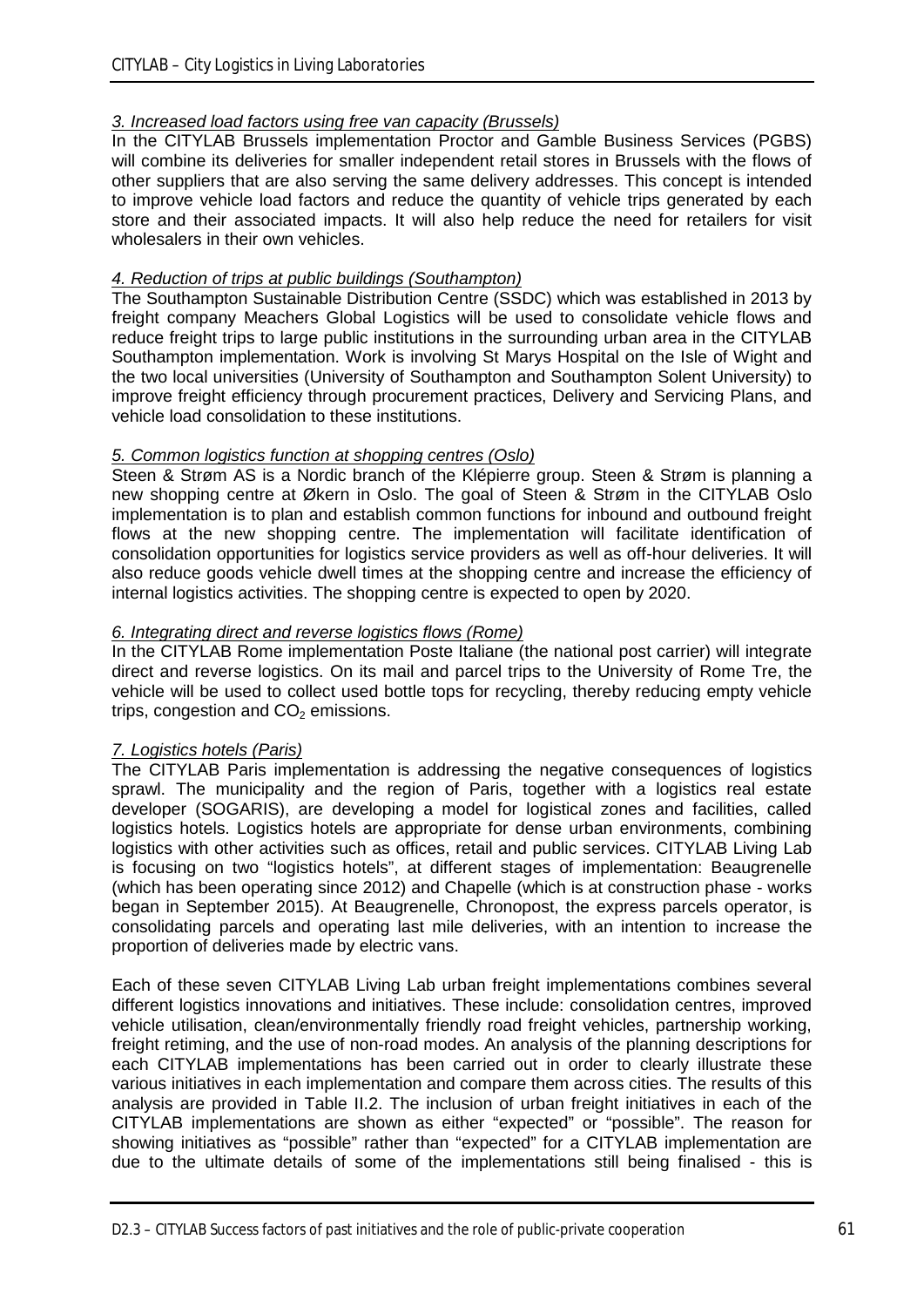*3. Increased load factors using free van capacity (Brussels)*

In the CITYLAB Brussels implementation Proctor and Gamble Business Services (PGBS) will combine its deliveries for smaller independent retail stores in Brussels with the flows of other suppliers that are also serving the same delivery addresses. This concept is intended to improve vehicle load factors and reduce the quantity of vehicle trips generated by each store and their associated impacts. It will also help reduce the need for retailers for visit wholesalers in their own vehicles.

*4. Reduction of trips at public buildings (Southampton)*

The Southampton Sustainable Distribution Centre (SSDC) which was established in 2013 by freight company Meachers Global Logistics will be used to consolidate vehicle flows and reduce freight trips to large public institutions in the surrounding urban area in the CITYLAB Southampton implementation. Work is involving St Marys Hospital on the Isle of Wight and the two local universities (University of Southampton and Southampton Solent University) to improve freight efficiency through procurement practices, Delivery and Servicing Plans, and vehicle load consolidation to these institutions.

*5. Common logistics function at shopping centres (Oslo)*

Steen & Strøm AS is a Nordic branch of the Klépierre group. Steen & Strøm is planning a new shopping centre at Økern in Oslo. The goal of Steen & Strøm in the CITYLAB Oslo implementation is to plan and establish common functions for inbound and outbound freight flows at the new shopping centre. The implementation will facilitate identification of consolidation opportunities for logistics service providers as well as off-hour deliveries. It will also reduce goods vehicle dwell times at the shopping centre and increase the efficiency of internal logistics activities. The shopping centre is expected to open by 2020.

*6. Integrating direct and reverse logistics flows (Rome)*

In the CITYLAB Rome implementation Poste Italiane (the national post carrier) will integrate direct and reverse logistics. On its mail and parcel trips to the University of Rome Tre, the vehicle will be used to collect used bottle tops for recycling, thereby reducing empty vehicle trips, congestion and $CO_2$ emissions.

*7. Logistics hotels (Paris)*

The CITYLAB Paris implementation is addressing the negative consequences of logistics sprawl. The municipality and the region of Paris, together with a logistics real estate developer (SOGARIS), are developing a model for logistical zones and facilities, called logistics hotels. Logistics hotels are appropriate for dense urban environments, combining logistics with other activities such as offices, retail and public services. CITYLAB Living Lab is focusing on two "logistics hotels", at different stages of implementation: Beaugrenelle (which has been operating since 2012) and Chapelle (which is at construction phase - works began in September 2015). At Beaugrenelle, Chronopost, the express parcels operator, is consolidating parcels and operating last mile deliveries, with an intention to increase the proportion of deliveries made by electric vans.

Each of these seven CITYLAB Living Lab urban freight implementations combines several different logistics innovations and initiatives. These include: consolidation centres, improved vehicle utilisation, clean/environmentally friendly road freight vehicles, partnership working, freight retiming, and the use of non-road modes. An analysis of the planning descriptions for each CITYLAB implementations has been carried out in order to clearly illustrate these various initiatives in each implementation and compare them across cities. The results of this analysis are provided in Table II.2. The inclusion of urban freight initiatives in each of the CITYLAB implementations are shown as either "expected" or "possible". The reason for showing initiatives as "possible" rather than "expected" for a CITYLAB implementation are due to the ultimate details of some of the implementations still being finalised - this is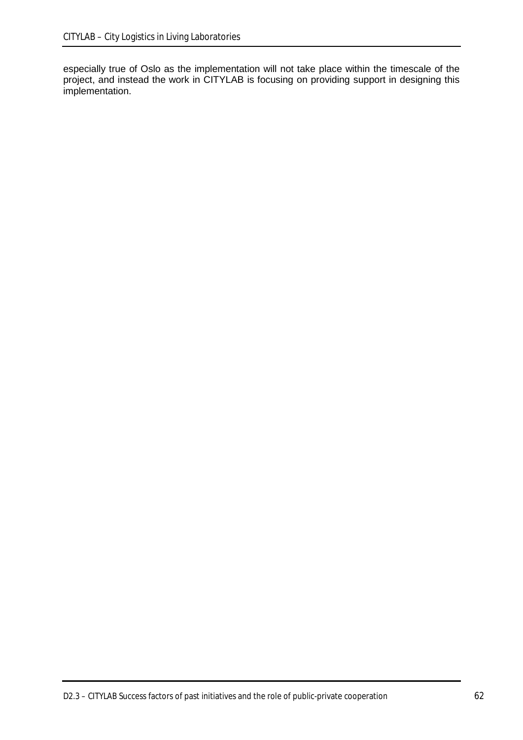especially true of Oslo as the implementation will not take place within the timescale of the project, and instead the work in CITYLAB is focusing on providing support in designing this implementation.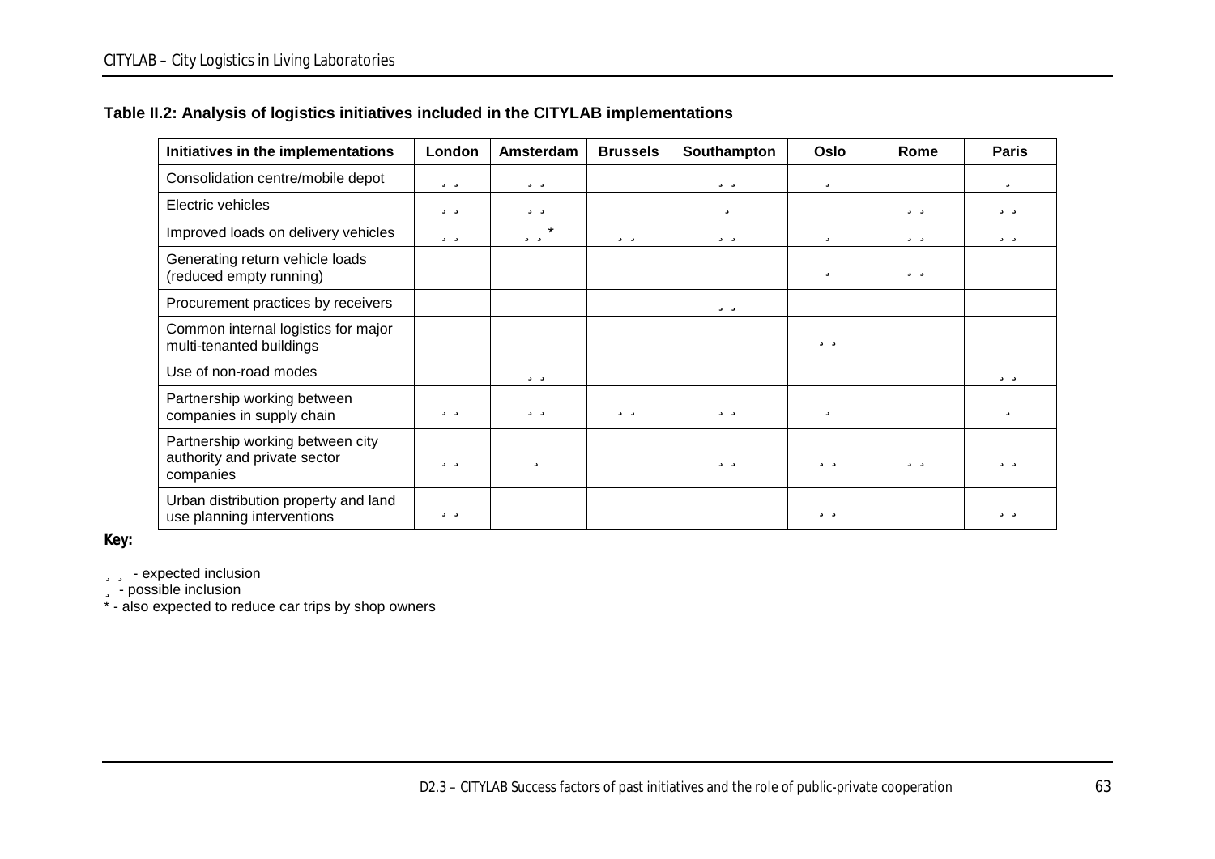**Table II.2: Analysis of logistics initiatives included in the CITYLAB implementations**

| Initiatives in the implementations | London | Amsterdam | Brussels | Southampton | Oslo | Rome | Paris |
|---|---|---|---|---|---|---|---|
| Consolidation centre/mobile depot | ¸ ¸ | ¸ ¸ | | ¸ ¸ | ¸ | | ¸ |
| Electric vehicles | ¸ ¸ | ¸ ¸ | | ¸ | | ¸ ¸ | ¸ ¸ |
| Improved loads on delivery vehicles | ¸ ¸ | ¸ ¸ * | ¸ ¸ | ¸ ¸ | ¸ | ¸ ¸ | ¸ ¸ |
| Generating return vehicle loads (reduced empty running) | | | | | ¸ | ¸ ¸ | |
| Procurement practices by receivers | | | | ¸ ¸ | | | |
| Common internal logistics for major multi-tenanted buildings | | | | | ¸ ¸ | | |
| Use of non-road modes | | ¸ ¸ | | | | | ¸ ¸ |
| Partnership working between companies in supply chain | ¸ ¸ | ¸ ¸ | ¸ ¸ | ¸ ¸ | ¸ | | ¸ |
| Partnership working between city authority and private sector companies | ¸ ¸ | ¸ | | ¸ ¸ | ¸ ¸ | ¸ ¸ | ¸ ¸ |
| Urban distribution property and land use planning interventions | ¸ ¸ | | | | ¸ ¸ | | ¸ ¸ |

**Key:**

¸ ¸ - expected inclusion
¸ - possible inclusion
* - also expected to reduce car trips by shop owners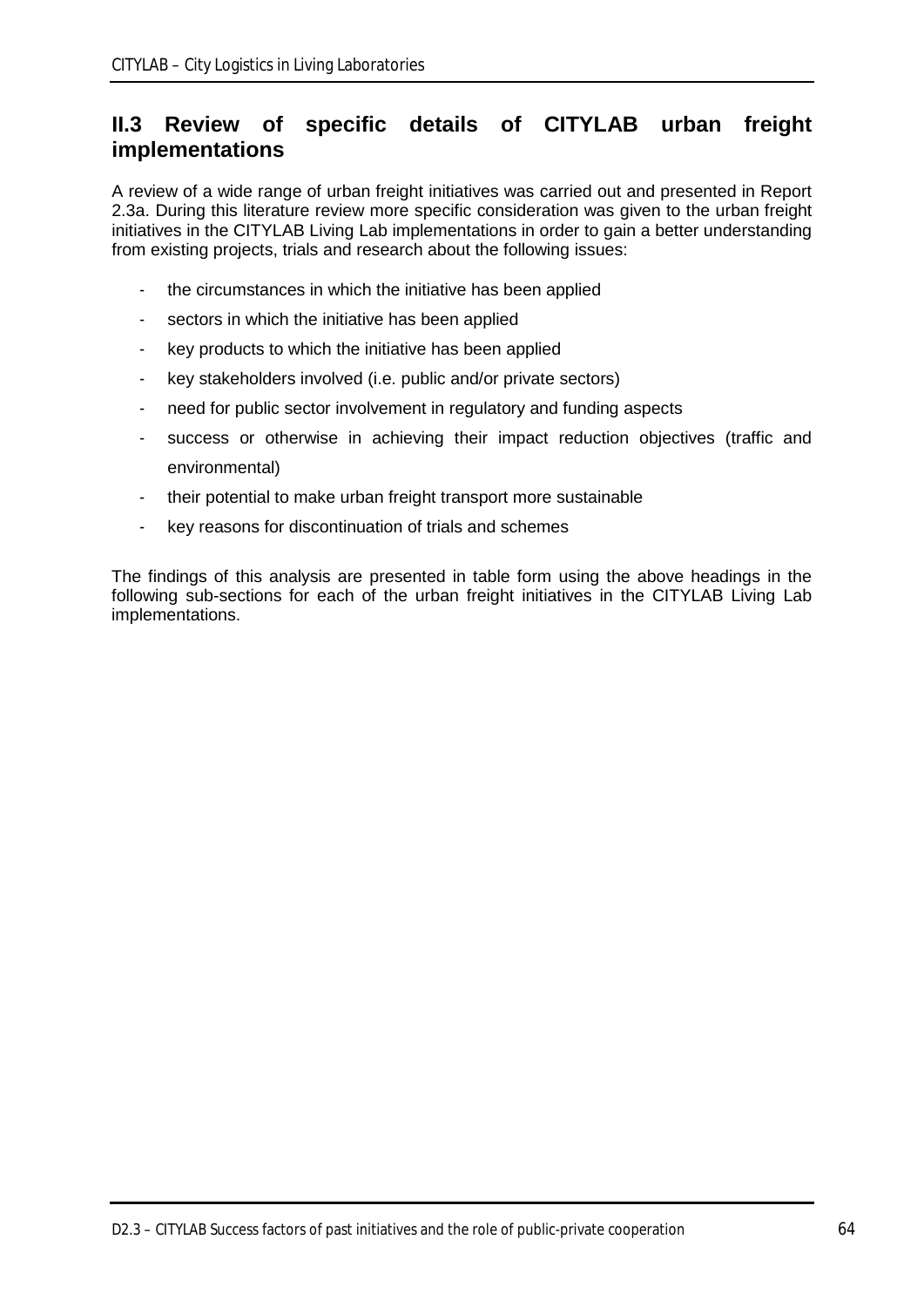## II.3 Review of specific details of CITYLAB urban freight implementations

A review of a wide range of urban freight initiatives was carried out and presented in Report 2.3a. During this literature review more specific consideration was given to the urban freight initiatives in the CITYLAB Living Lab implementations in order to gain a better understanding from existing projects, trials and research about the following issues:

- the circumstances in which the initiative has been applied
- sectors in which the initiative has been applied
- key products to which the initiative has been applied
- key stakeholders involved (i.e. public and/or private sectors)
- need for public sector involvement in regulatory and funding aspects
- success or otherwise in achieving their impact reduction objectives (traffic and environmental)
- their potential to make urban freight transport more sustainable
- key reasons for discontinuation of trials and schemes

The findings of this analysis are presented in table form using the above headings in the following sub-sections for each of the urban freight initiatives in the CITYLAB Living Lab implementations.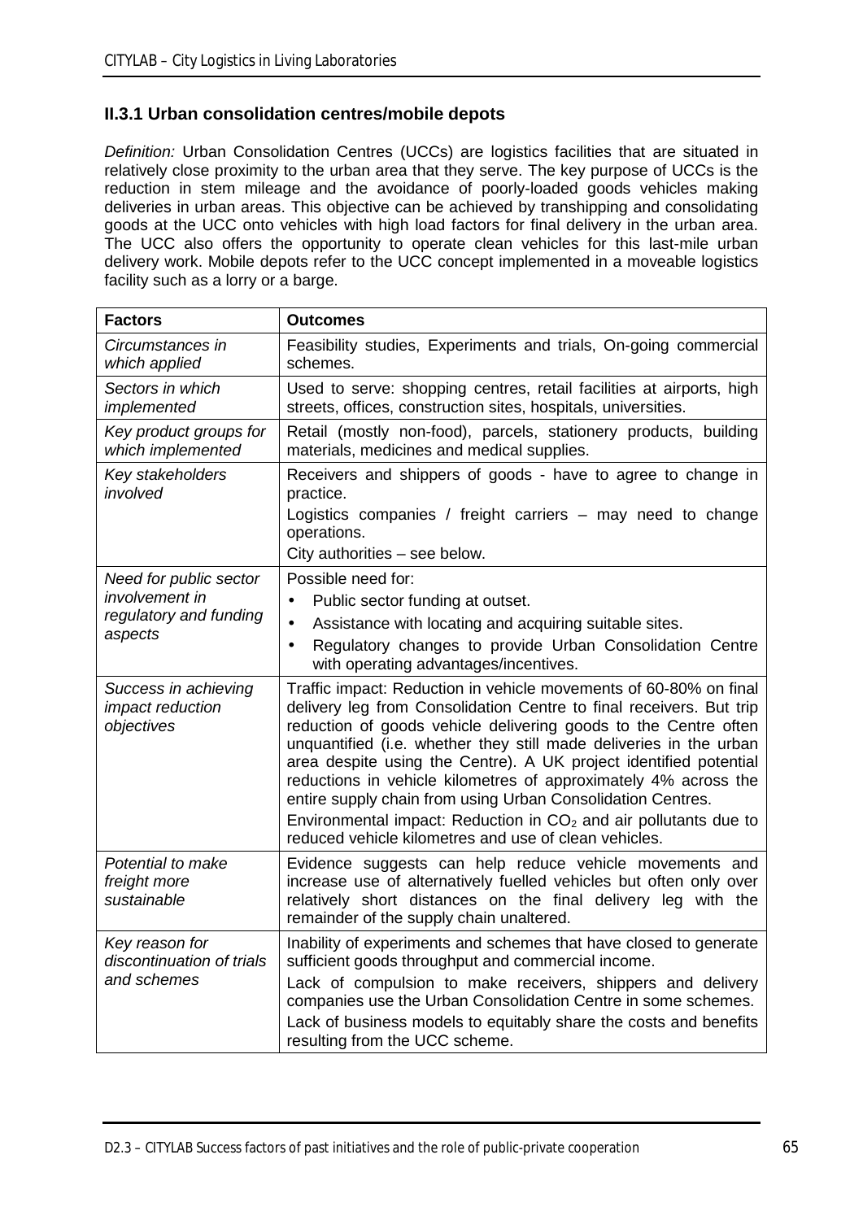### II.3.1 Urban consolidation centres/mobile depots

*Definition:* Urban Consolidation Centres (UCCs) are logistics facilities that are situated in relatively close proximity to the urban area that they serve. The key purpose of UCCs is the reduction in stem mileage and the avoidance of poorly-loaded goods vehicles making deliveries in urban areas. This objective can be achieved by transhipping and consolidating goods at the UCC onto vehicles with high load factors for final delivery in the urban area. The UCC also offers the opportunity to operate clean vehicles for this last-mile urban delivery work. Mobile depots refer to the UCC concept implemented in a moveable logistics facility such as a lorry or a barge.

| **Factors** | **Outcomes** |
|---|---|
| *Circumstances in which applied* | Feasibility studies, Experiments and trials, On-going commercial schemes. |
| *Sectors in which implemented* | Used to serve: shopping centres, retail facilities at airports, high streets, offices, construction sites, hospitals, universities. |
| *Key product groups for which implemented* | Retail (mostly non-food), parcels, stationery products, building materials, medicines and medical supplies. |
| *Key stakeholders involved* | Receivers and shippers of goods - have to agree to change in practice.<br>Logistics companies / freight carriers – may need to change operations.<br>City authorities – see below. |
| *Need for public sector involvement in regulatory and funding aspects* | Possible need for:<br>• Public sector funding at outset.<br>• Assistance with locating and acquiring suitable sites.<br>• Regulatory changes to provide Urban Consolidation Centre with operating advantages/incentives. |
| *Success in achieving impact reduction objectives* | Traffic impact: Reduction in vehicle movements of 60-80% on final delivery leg from Consolidation Centre to final receivers. But trip reduction of goods vehicle delivering goods to the Centre often unquantified (i.e. whether they still made deliveries in the urban area despite using the Centre). A UK project identified potential reductions in vehicle kilometres of approximately 4% across the entire supply chain from using Urban Consolidation Centres.<br>Environmental impact: Reduction in $CO_2$ and air pollutants due to reduced vehicle kilometres and use of clean vehicles. |
| *Potential to make freight more sustainable* | Evidence suggests can help reduce vehicle movements and increase use of alternatively fuelled vehicles but often only over relatively short distances on the final delivery leg with the remainder of the supply chain unaltered. |
| *Key reason for discontinuation of trials and schemes* | Inability of experiments and schemes that have closed to generate sufficient goods throughput and commercial income.<br>Lack of compulsion to make receivers, shippers and delivery companies use the Urban Consolidation Centre in some schemes.<br>Lack of business models to equitably share the costs and benefits resulting from the UCC scheme. |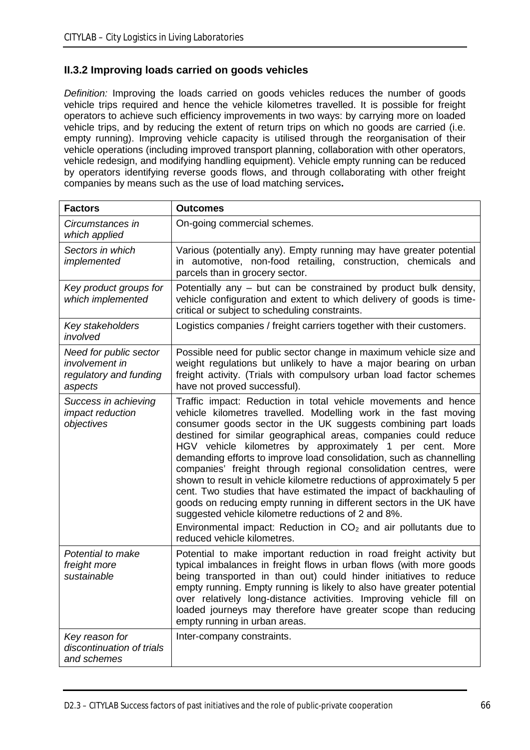### II.3.2 Improving loads carried on goods vehicles

*Definition:* Improving the loads carried on goods vehicles reduces the number of goods vehicle trips required and hence the vehicle kilometres travelled. It is possible for freight operators to achieve such efficiency improvements in two ways: by carrying more on loaded vehicle trips, and by reducing the extent of return trips on which no goods are carried (i.e. empty running). Improving vehicle capacity is utilised through the reorganisation of their vehicle operations (including improved transport planning, collaboration with other operators, vehicle redesign, and modifying handling equipment). Vehicle empty running can be reduced by operators identifying reverse goods flows, and through collaborating with other freight companies by means such as the use of load matching services**.**

| **Factors** | **Outcomes** |
|---|---|
| *Circumstances in which applied* | On-going commercial schemes. |
| *Sectors in which implemented* | Various (potentially any). Empty running may have greater potential in automotive, non-food retailing, construction, chemicals and parcels than in grocery sector. |
| *Key product groups for which implemented* | Potentially any – but can be constrained by product bulk density, vehicle configuration and extent to which delivery of goods is time-critical or subject to scheduling constraints. |
| *Key stakeholders involved* | Logistics companies / freight carriers together with their customers. |
| *Need for public sector involvement in regulatory and funding aspects* | Possible need for public sector change in maximum vehicle size and weight regulations but unlikely to have a major bearing on urban freight activity. (Trials with compulsory urban load factor schemes have not proved successful). |
| *Success in achieving impact reduction objectives* | Traffic impact: Reduction in total vehicle movements and hence vehicle kilometres travelled. Modelling work in the fast moving consumer goods sector in the UK suggests combining part loads destined for similar geographical areas, companies could reduce HGV vehicle kilometres by approximately 1 per cent. More demanding efforts to improve load consolidation, such as channelling companies' freight through regional consolidation centres, were shown to result in vehicle kilometre reductions of approximately 5 per cent. Two studies that have estimated the impact of backhauling of goods on reducing empty running in different sectors in the UK have suggested vehicle kilometre reductions of 2 and 8%.<br>Environmental impact: Reduction in $CO_2$ and air pollutants due to reduced vehicle kilometres. |
| *Potential to make freight more sustainable* | Potential to make important reduction in road freight activity but typical imbalances in freight flows in urban flows (with more goods being transported in than out) could hinder initiatives to reduce empty running. Empty running is likely to also have greater potential over relatively long-distance activities. Improving vehicle fill on loaded journeys may therefore have greater scope than reducing empty running in urban areas. |
| *Key reason for discontinuation of trials and schemes* | Inter-company constraints. |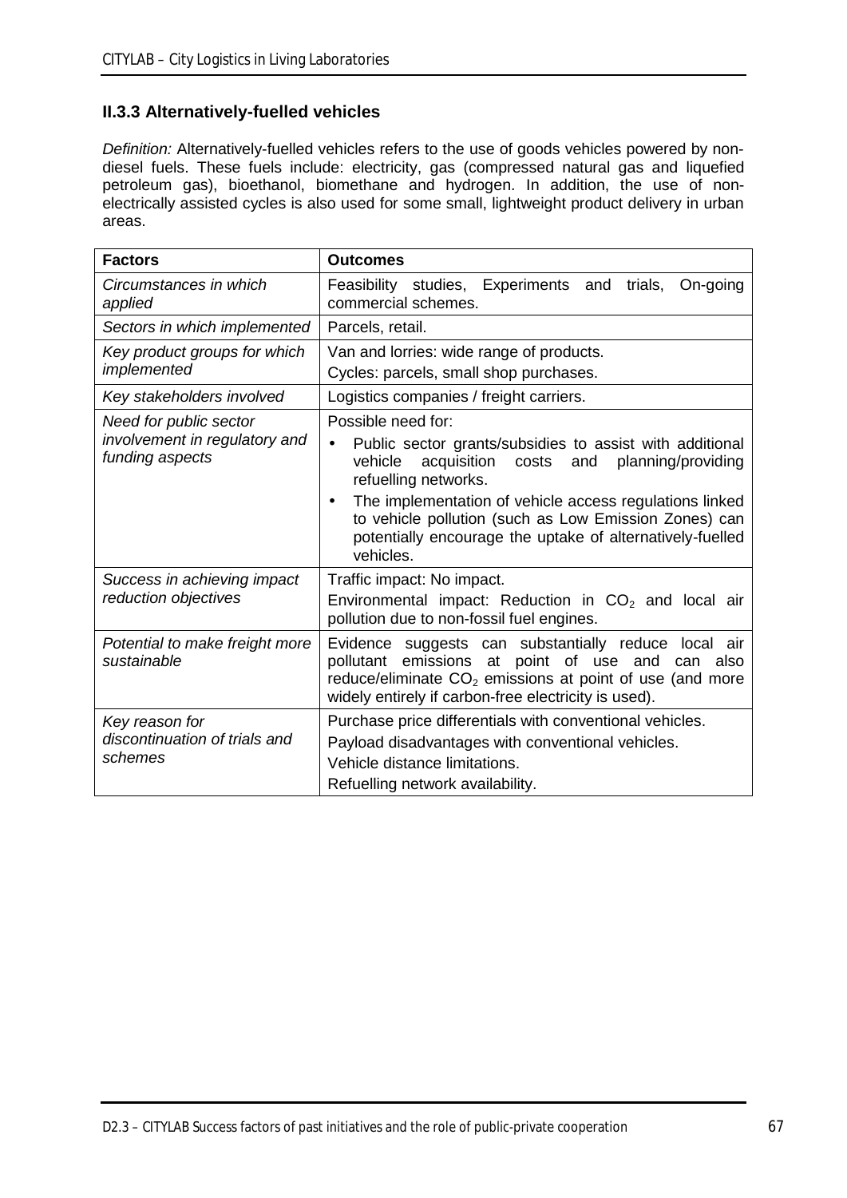### II.3.3 Alternatively-fuelled vehicles

*Definition:* Alternatively-fuelled vehicles refers to the use of goods vehicles powered by non-diesel fuels. These fuels include: electricity, gas (compressed natural gas and liquefied petroleum gas), bioethanol, biomethane and hydrogen. In addition, the use of non-electrically assisted cycles is also used for some small, lightweight product delivery in urban areas.

| **Factors** | **Outcomes** |
|---|---|
| *Circumstances in which applied* | Feasibility studies, Experiments and trials, On-going commercial schemes. |
| *Sectors in which implemented* | Parcels, retail. |
| *Key product groups for which implemented* | Van and lorries: wide range of products.<br>Cycles: parcels, small shop purchases. |
| *Key stakeholders involved* | Logistics companies / freight carriers. |
| *Need for public sector involvement in regulatory and funding aspects* | Possible need for:<br>• Public sector grants/subsidies to assist with additional vehicle acquisition costs and planning/providing refuelling networks.<br>• The implementation of vehicle access regulations linked to vehicle pollution (such as Low Emission Zones) can potentially encourage the uptake of alternatively-fuelled vehicles. |
| *Success in achieving impact reduction objectives* | Traffic impact: No impact.<br>Environmental impact: Reduction in $CO_2$ and local air pollution due to non-fossil fuel engines. |
| *Potential to make freight more sustainable* | Evidence suggests can substantially reduce local air pollutant emissions at point of use and can also reduce/eliminate $CO_2$ emissions at point of use (and more widely entirely if carbon-free electricity is used). |
| *Key reason for discontinuation of trials and schemes* | Purchase price differentials with conventional vehicles.<br>Payload disadvantages with conventional vehicles.<br>Vehicle distance limitations.<br>Refuelling network availability. |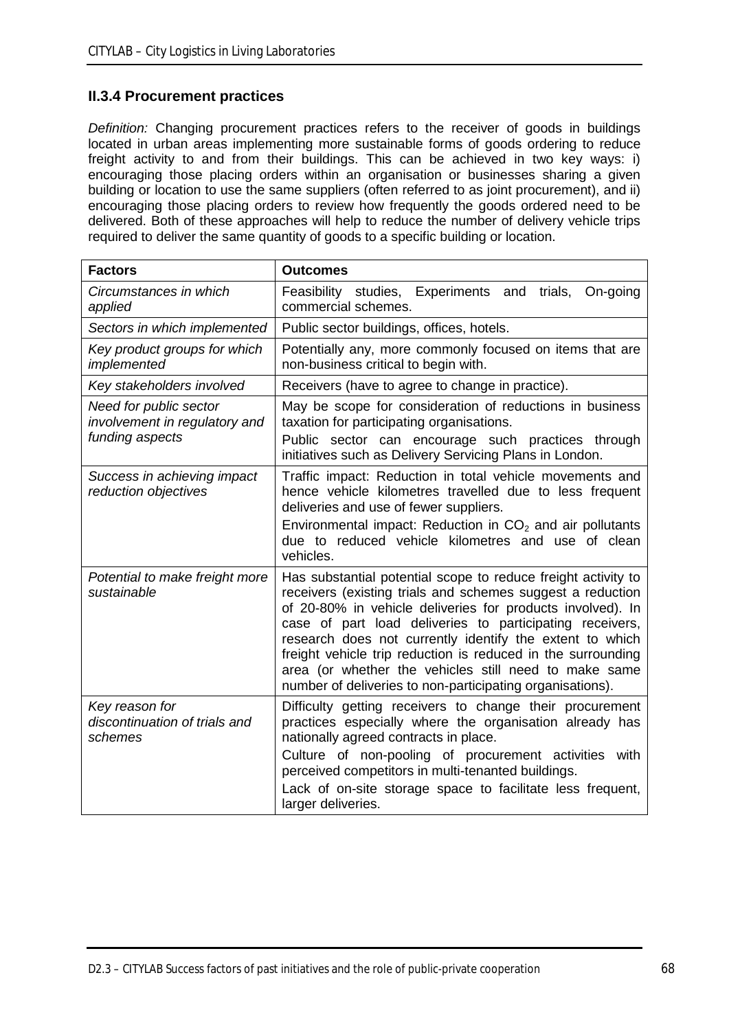### II.3.4 Procurement practices

*Definition:* Changing procurement practices refers to the receiver of goods in buildings located in urban areas implementing more sustainable forms of goods ordering to reduce freight activity to and from their buildings. This can be achieved in two key ways: i) encouraging those placing orders within an organisation or businesses sharing a given building or location to use the same suppliers (often referred to as joint procurement), and ii) encouraging those placing orders to review how frequently the goods ordered need to be delivered. Both of these approaches will help to reduce the number of delivery vehicle trips required to deliver the same quantity of goods to a specific building or location.

| **Factors** | **Outcomes** |
|---|---|
| *Circumstances in which applied* | Feasibility studies, Experiments and trials, On-going commercial schemes. |
| *Sectors in which implemented* | Public sector buildings, offices, hotels. |
| *Key product groups for which implemented* | Potentially any, more commonly focused on items that are non-business critical to begin with. |
| *Key stakeholders involved* | Receivers (have to agree to change in practice). |
| *Need for public sector involvement in regulatory and funding aspects* | May be scope for consideration of reductions in business taxation for participating organisations.<br>Public sector can encourage such practices through initiatives such as Delivery Servicing Plans in London. |
| *Success in achieving impact reduction objectives* | Traffic impact: Reduction in total vehicle movements and hence vehicle kilometres travelled due to less frequent deliveries and use of fewer suppliers.<br>Environmental impact: Reduction in $CO_2$ and air pollutants due to reduced vehicle kilometres and use of clean vehicles. |
| *Potential to make freight more sustainable* | Has substantial potential scope to reduce freight activity to receivers (existing trials and schemes suggest a reduction of 20-80% in vehicle deliveries for products involved). In case of part load deliveries to participating receivers, research does not currently identify the extent to which freight vehicle trip reduction is reduced in the surrounding area (or whether the vehicles still need to make same number of deliveries to non-participating organisations). |
| *Key reason for discontinuation of trials and schemes* | Difficulty getting receivers to change their procurement practices especially where the organisation already has nationally agreed contracts in place.<br>Culture of non-pooling of procurement activities with perceived competitors in multi-tenanted buildings.<br>Lack of on-site storage space to facilitate less frequent, larger deliveries. |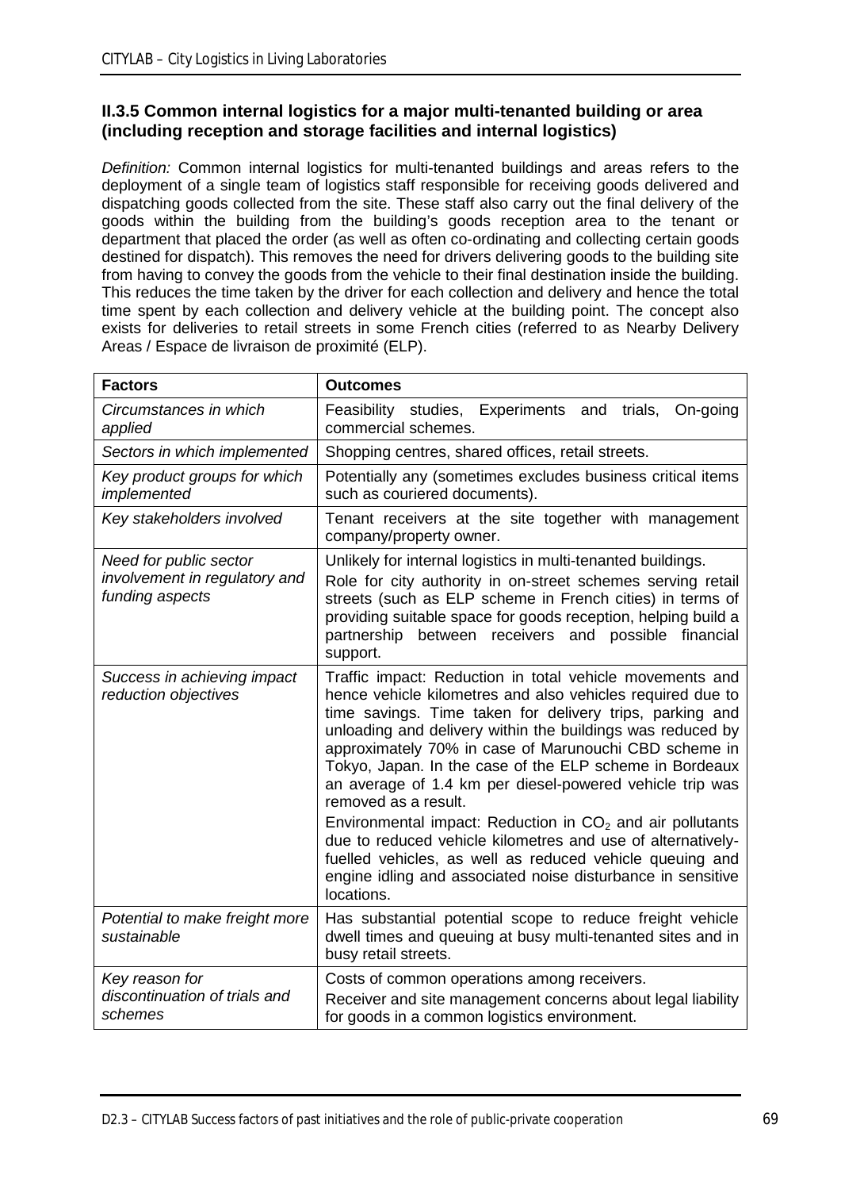### II.3.5 Common internal logistics for a major multi-tenanted building or area (including reception and storage facilities and internal logistics)

*Definition:* Common internal logistics for multi-tenanted buildings and areas refers to the deployment of a single team of logistics staff responsible for receiving goods delivered and dispatching goods collected from the site. These staff also carry out the final delivery of the goods within the building from the building's goods reception area to the tenant or department that placed the order (as well as often co-ordinating and collecting certain goods destined for dispatch). This removes the need for drivers delivering goods to the building site from having to convey the goods from the vehicle to their final destination inside the building. This reduces the time taken by the driver for each collection and delivery and hence the total time spent by each collection and delivery vehicle at the building point. The concept also exists for deliveries to retail streets in some French cities (referred to as Nearby Delivery Areas / Espace de livraison de proximité (ELP).

| **Factors** | **Outcomes** |
|---|---|
| *Circumstances in which applied* | Feasibility studies, Experiments and trials, On-going commercial schemes. |
| *Sectors in which implemented* | Shopping centres, shared offices, retail streets. |
| *Key product groups for which implemented* | Potentially any (sometimes excludes business critical items such as couriered documents). |
| *Key stakeholders involved* | Tenant receivers at the site together with management company/property owner. |
| *Need for public sector involvement in regulatory and funding aspects* | Unlikely for internal logistics in multi-tenanted buildings.<br>Role for city authority in on-street schemes serving retail streets (such as ELP scheme in French cities) in terms of providing suitable space for goods reception, helping build a partnership between receivers and possible financial support. |
| *Success in achieving impact reduction objectives* | Traffic impact: Reduction in total vehicle movements and hence vehicle kilometres and also vehicles required due to time savings. Time taken for delivery trips, parking and unloading and delivery within the buildings was reduced by approximately 70% in case of Marunouchi CBD scheme in Tokyo, Japan. In the case of the ELP scheme in Bordeaux an average of 1.4 km per diesel-powered vehicle trip was removed as a result.<br>Environmental impact: Reduction in $CO_2$ and air pollutants due to reduced vehicle kilometres and use of alternatively-fuelled vehicles, as well as reduced vehicle queuing and engine idling and associated noise disturbance in sensitive locations. |
| *Potential to make freight more sustainable* | Has substantial potential scope to reduce freight vehicle dwell times and queuing at busy multi-tenanted sites and in busy retail streets. |
| *Key reason for discontinuation of trials and schemes* | Costs of common operations among receivers.<br>Receiver and site management concerns about legal liability for goods in a common logistics environment. |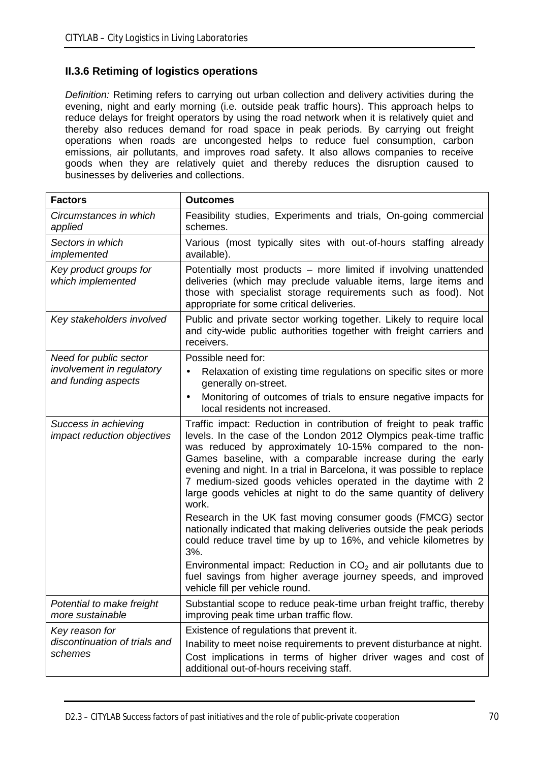### II.3.6 Retiming of logistics operations

*Definition:* Retiming refers to carrying out urban collection and delivery activities during the evening, night and early morning (i.e. outside peak traffic hours). This approach helps to reduce delays for freight operators by using the road network when it is relatively quiet and thereby also reduces demand for road space in peak periods. By carrying out freight operations when roads are uncongested helps to reduce fuel consumption, carbon emissions, air pollutants, and improves road safety. It also allows companies to receive goods when they are relatively quiet and thereby reduces the disruption caused to businesses by deliveries and collections.

| **Factors** | **Outcomes** |
|---|---|
| *Circumstances in which applied* | Feasibility studies, Experiments and trials, On-going commercial schemes. |
| *Sectors in which implemented* | Various (most typically sites with out-of-hours staffing already available). |
| *Key product groups for which implemented* | Potentially most products – more limited if involving unattended deliveries (which may preclude valuable items, large items and those with specialist storage requirements such as food). Not appropriate for some critical deliveries. |
| *Key stakeholders involved* | Public and private sector working together. Likely to require local and city-wide public authorities together with freight carriers and receivers. |
| *Need for public sector involvement in regulatory and funding aspects* | Possible need for: <br>• Relaxation of existing time regulations on specific sites or more generally on-street. <br>• Monitoring of outcomes of trials to ensure negative impacts for local residents not increased. |
| *Success in achieving impact reduction objectives* | Traffic impact: Reduction in contribution of freight to peak traffic levels. In the case of the London 2012 Olympics peak-time traffic was reduced by approximately 10-15% compared to the non-Games baseline, with a comparable increase during the early evening and night. In a trial in Barcelona, it was possible to replace 7 medium-sized goods vehicles operated in the daytime with 2 large goods vehicles at night to do the same quantity of delivery work. <br>Research in the UK fast moving consumer goods (FMCG) sector nationally indicated that making deliveries outside the peak periods could reduce travel time by up to 16%, and vehicle kilometres by 3%. <br>Environmental impact: Reduction in $CO_2$ and air pollutants due to fuel savings from higher average journey speeds, and improved vehicle fill per vehicle round. |
| *Potential to make freight more sustainable* | Substantial scope to reduce peak-time urban freight traffic, thereby improving peak time urban traffic flow. |
| *Key reason for discontinuation of trials and schemes* | Existence of regulations that prevent it. <br>Inability to meet noise requirements to prevent disturbance at night. <br>Cost implications in terms of higher driver wages and cost of additional out-of-hours receiving staff. |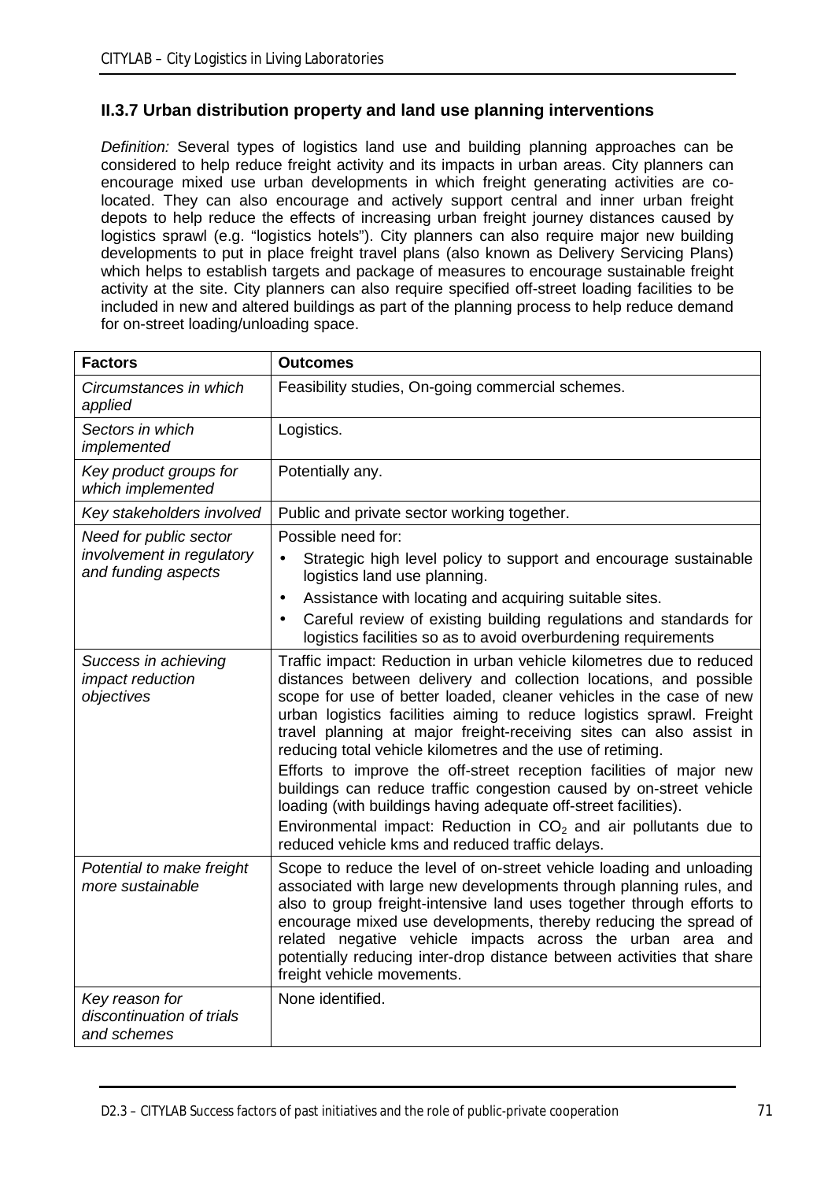### II.3.7 Urban distribution property and land use planning interventions

*Definition:* Several types of logistics land use and building planning approaches can be considered to help reduce freight activity and its impacts in urban areas. City planners can encourage mixed use urban developments in which freight generating activities are co-located. They can also encourage and actively support central and inner urban freight depots to help reduce the effects of increasing urban freight journey distances caused by logistics sprawl (e.g. “logistics hotels”). City planners can also require major new building developments to put in place freight travel plans (also known as Delivery Servicing Plans) which helps to establish targets and package of measures to encourage sustainable freight activity at the site. City planners can also require specified off-street loading facilities to be included in new and altered buildings as part of the planning process to help reduce demand for on-street loading/unloading space.

| **Factors** | **Outcomes** |
|---|---|
| *Circumstances in which applied* | Feasibility studies, On-going commercial schemes. |
| *Sectors in which implemented* | Logistics. |
| *Key product groups for which implemented* | Potentially any. |
| *Key stakeholders involved* | Public and private sector working together. |
| *Need for public sector involvement in regulatory and funding aspects* | Possible need for:<br>• Strategic high level policy to support and encourage sustainable logistics land use planning.<br>• Assistance with locating and acquiring suitable sites.<br>• Careful review of existing building regulations and standards for logistics facilities so as to avoid overburdening requirements |
| *Success in achieving impact reduction objectives* | Traffic impact: Reduction in urban vehicle kilometres due to reduced distances between delivery and collection locations, and possible scope for use of better loaded, cleaner vehicles in the case of new urban logistics facilities aiming to reduce logistics sprawl. Freight travel planning at major freight-receiving sites can also assist in reducing total vehicle kilometres and the use of retiming.<br>Efforts to improve the off-street reception facilities of major new buildings can reduce traffic congestion caused by on-street vehicle loading (with buildings having adequate off-street facilities).<br>Environmental impact: Reduction in $CO_2$ and air pollutants due to reduced vehicle kms and reduced traffic delays. |
| *Potential to make freight more sustainable* | Scope to reduce the level of on-street vehicle loading and unloading associated with large new developments through planning rules, and also to group freight-intensive land uses together through efforts to encourage mixed use developments, thereby reducing the spread of related negative vehicle impacts across the urban area and potentially reducing inter-drop distance between activities that share freight vehicle movements. |
| *Key reason for discontinuation of trials and schemes* | None identified. |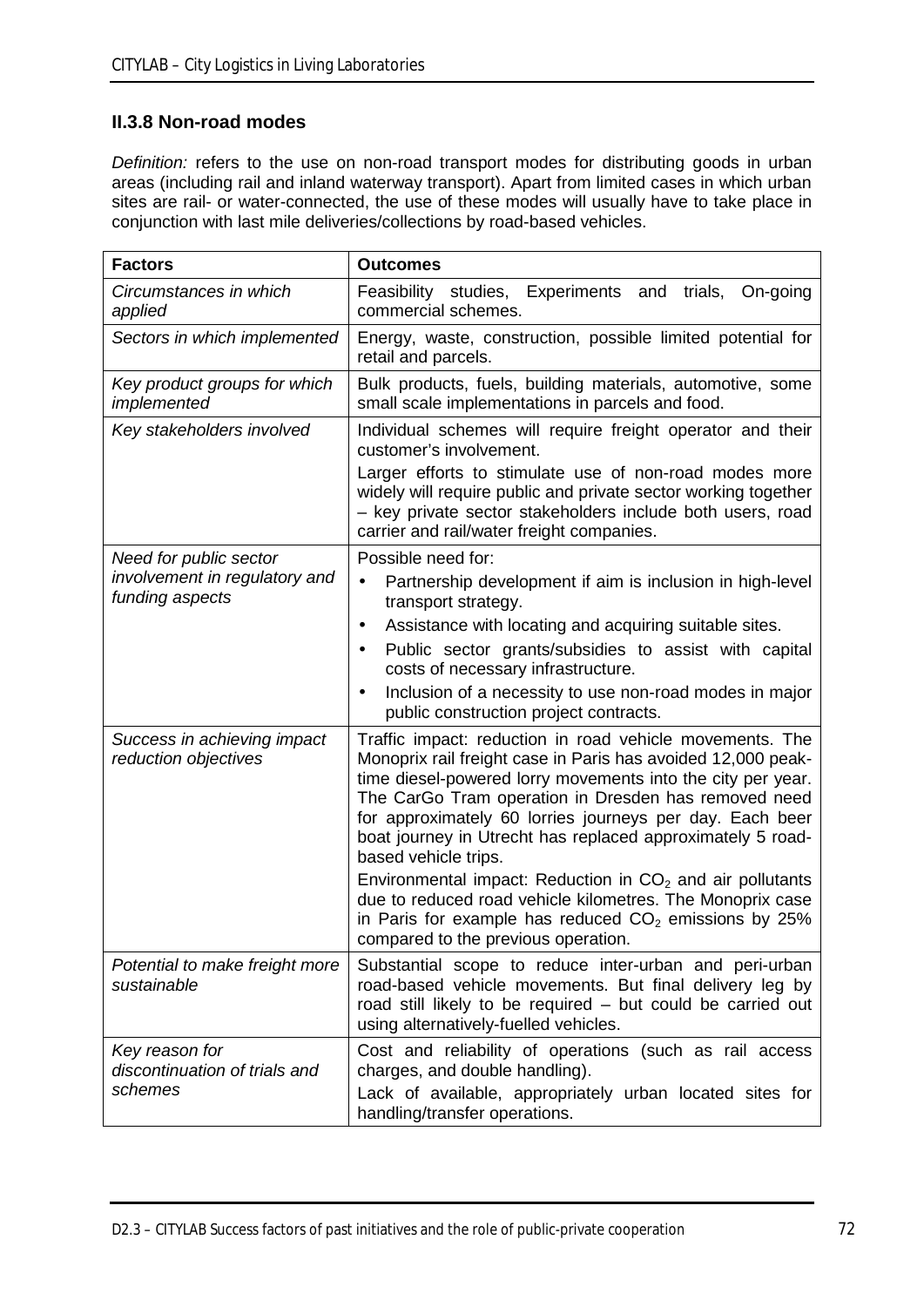### II.3.8 Non-road modes

*Definition:* refers to the use on non-road transport modes for distributing goods in urban areas (including rail and inland waterway transport). Apart from limited cases in which urban sites are rail- or water-connected, the use of these modes will usually have to take place in conjunction with last mile deliveries/collections by road-based vehicles.

| **Factors** | **Outcomes** |
|---|---|
| *Circumstances in which applied* | Feasibility studies, Experiments and trials, On-going commercial schemes. |
| *Sectors in which implemented* | Energy, waste, construction, possible limited potential for retail and parcels. |
| *Key product groups for which implemented* | Bulk products, fuels, building materials, automotive, some small scale implementations in parcels and food. |
| *Key stakeholders involved* | Individual schemes will require freight operator and their customer's involvement.<br>Larger efforts to stimulate use of non-road modes more widely will require public and private sector working together – key private sector stakeholders include both users, road carrier and rail/water freight companies. |
| *Need for public sector involvement in regulatory and funding aspects* | Possible need for:<br>• Partnership development if aim is inclusion in high-level transport strategy.<br>• Assistance with locating and acquiring suitable sites.<br>• Public sector grants/subsidies to assist with capital costs of necessary infrastructure.<br>• Inclusion of a necessity to use non-road modes in major public construction project contracts. |
| *Success in achieving impact reduction objectives* | Traffic impact: reduction in road vehicle movements. The Monoprix rail freight case in Paris has avoided 12,000 peak-time diesel-powered lorry movements into the city per year. The CarGo Tram operation in Dresden has removed need for approximately 60 lorries journeys per day. Each beer boat journey in Utrecht has replaced approximately 5 road-based vehicle trips.<br>Environmental impact: Reduction in $CO_2$ and air pollutants due to reduced road vehicle kilometres. The Monoprix case in Paris for example has reduced $CO_2$ emissions by 25% compared to the previous operation. |
| *Potential to make freight more sustainable* | Substantial scope to reduce inter-urban and peri-urban road-based vehicle movements. But final delivery leg by road still likely to be required – but could be carried out using alternatively-fuelled vehicles. |
| *Key reason for discontinuation of trials and schemes* | Cost and reliability of operations (such as rail access charges, and double handling).<br>Lack of available, appropriately urban located sites for handling/transfer operations. |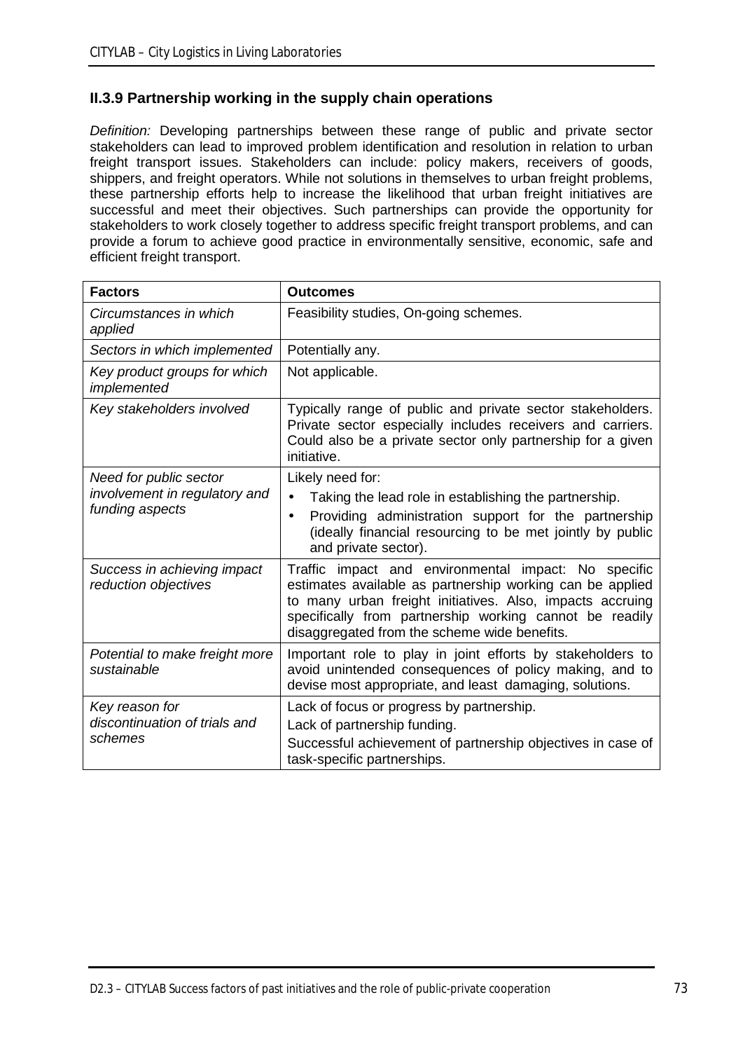### II.3.9 Partnership working in the supply chain operations

*Definition:* Developing partnerships between these range of public and private sector stakeholders can lead to improved problem identification and resolution in relation to urban freight transport issues. Stakeholders can include: policy makers, receivers of goods, shippers, and freight operators. While not solutions in themselves to urban freight problems, these partnership efforts help to increase the likelihood that urban freight initiatives are successful and meet their objectives. Such partnerships can provide the opportunity for stakeholders to work closely together to address specific freight transport problems, and can provide a forum to achieve good practice in environmentally sensitive, economic, safe and efficient freight transport.

| **Factors** | **Outcomes** |
| --- | --- |
| *Circumstances in which applied* | Feasibility studies, On-going schemes. |
| *Sectors in which implemented* | Potentially any. |
| *Key product groups for which implemented* | Not applicable. |
| *Key stakeholders involved* | Typically range of public and private sector stakeholders. Private sector especially includes receivers and carriers. Could also be a private sector only partnership for a given initiative. |
| *Need for public sector involvement in regulatory and funding aspects* | Likely need for:<br>• Taking the lead role in establishing the partnership.<br>• Providing administration support for the partnership (ideally financial resourcing to be met jointly by public and private sector). |
| *Success in achieving impact reduction objectives* | Traffic impact and environmental impact: No specific estimates available as partnership working can be applied to many urban freight initiatives. Also, impacts accruing specifically from partnership working cannot be readily disaggregated from the scheme wide benefits. |
| *Potential to make freight more sustainable* | Important role to play in joint efforts by stakeholders to avoid unintended consequences of policy making, and to devise most appropriate, and least damaging, solutions. |
| *Key reason for discontinuation of trials and schemes* | Lack of focus or progress by partnership.<br>Lack of partnership funding.<br>Successful achievement of partnership objectives in case of task-specific partnerships. |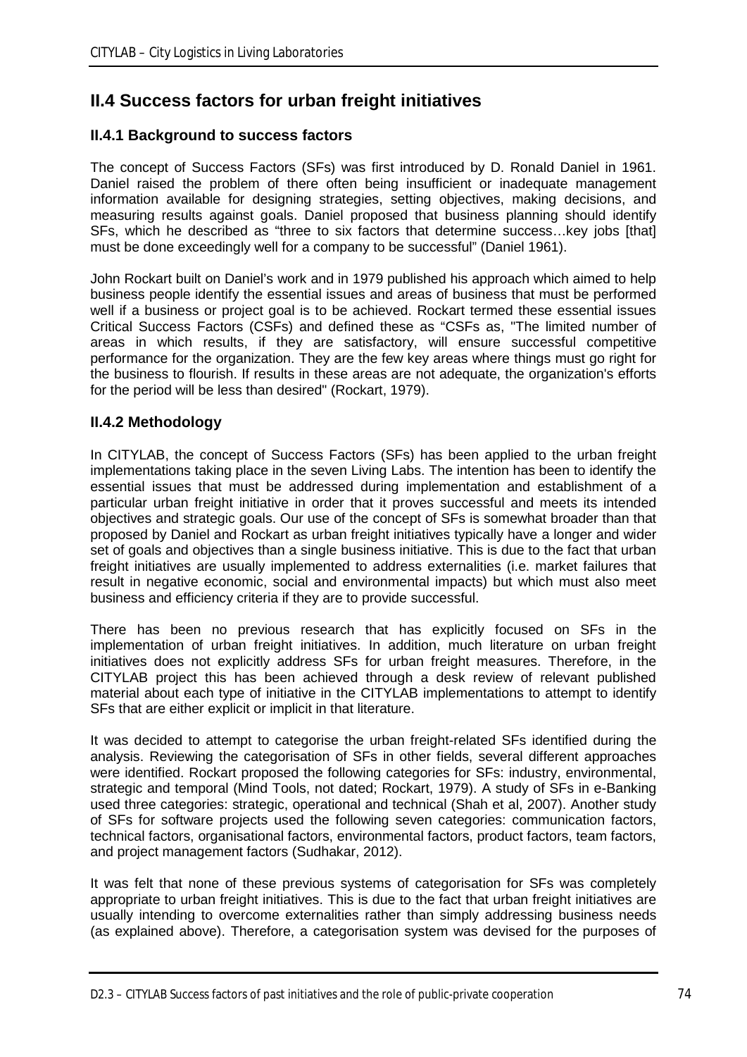## II.4 Success factors for urban freight initiatives

### II.4.1 Background to success factors

The concept of Success Factors (SFs) was first introduced by D. Ronald Daniel in 1961. Daniel raised the problem of there often being insufficient or inadequate management information available for designing strategies, setting objectives, making decisions, and measuring results against goals. Daniel proposed that business planning should identify SFs, which he described as "three to six factors that determine success…key jobs [that] must be done exceedingly well for a company to be successful" (Daniel 1961).

John Rockart built on Daniel's work and in 1979 published his approach which aimed to help business people identify the essential issues and areas of business that must be performed well if a business or project goal is to be achieved. Rockart termed these essential issues Critical Success Factors (CSFs) and defined these as "CSFs as, "The limited number of areas in which results, if they are satisfactory, will ensure successful competitive performance for the organization. They are the few key areas where things must go right for the business to flourish. If results in these areas are not adequate, the organization's efforts for the period will be less than desired" (Rockart, 1979).

### II.4.2 Methodology

In CITYLAB, the concept of Success Factors (SFs) has been applied to the urban freight implementations taking place in the seven Living Labs. The intention has been to identify the essential issues that must be addressed during implementation and establishment of a particular urban freight initiative in order that it proves successful and meets its intended objectives and strategic goals. Our use of the concept of SFs is somewhat broader than that proposed by Daniel and Rockart as urban freight initiatives typically have a longer and wider set of goals and objectives than a single business initiative. This is due to the fact that urban freight initiatives are usually implemented to address externalities (i.e. market failures that result in negative economic, social and environmental impacts) but which must also meet business and efficiency criteria if they are to provide successful.

There has been no previous research that has explicitly focused on SFs in the implementation of urban freight initiatives. In addition, much literature on urban freight initiatives does not explicitly address SFs for urban freight measures. Therefore, in the CITYLAB project this has been achieved through a desk review of relevant published material about each type of initiative in the CITYLAB implementations to attempt to identify SFs that are either explicit or implicit in that literature.

It was decided to attempt to categorise the urban freight-related SFs identified during the analysis. Reviewing the categorisation of SFs in other fields, several different approaches were identified. Rockart proposed the following categories for SFs: industry, environmental, strategic and temporal (Mind Tools, not dated; Rockart, 1979). A study of SFs in e-Banking used three categories: strategic, operational and technical (Shah et al, 2007). Another study of SFs for software projects used the following seven categories: communication factors, technical factors, organisational factors, environmental factors, product factors, team factors, and project management factors (Sudhakar, 2012).

It was felt that none of these previous systems of categorisation for SFs was completely appropriate to urban freight initiatives. This is due to the fact that urban freight initiatives are usually intending to overcome externalities rather than simply addressing business needs (as explained above). Therefore, a categorisation system was devised for the purposes of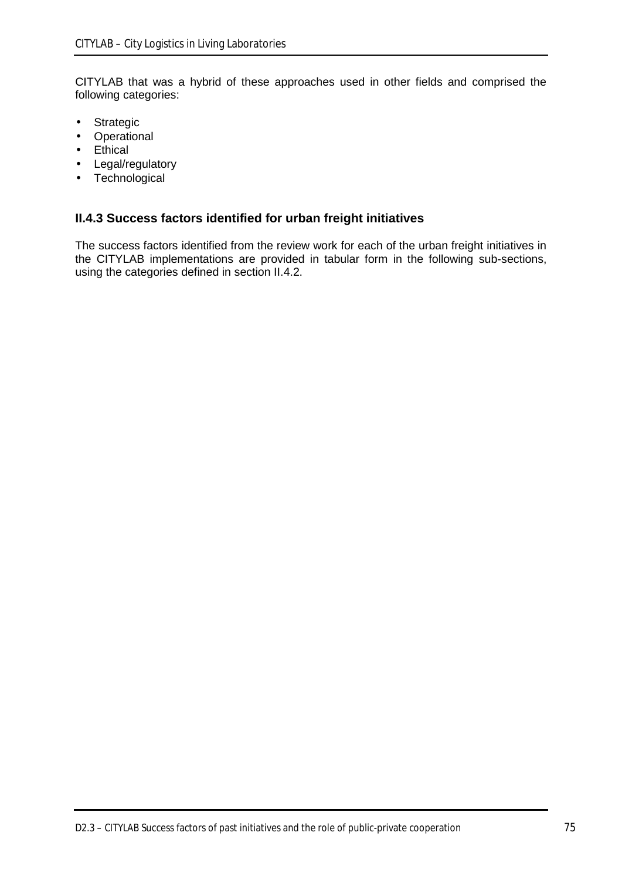CITYLAB that was a hybrid of these approaches used in other fields and comprised the following categories:

- Strategic
- Operational
- Ethical
- Legal/regulatory
- Technological

### II.4.3 Success factors identified for urban freight initiatives

The success factors identified from the review work for each of the urban freight initiatives in the CITYLAB implementations are provided in tabular form in the following sub-sections, using the categories defined in section II.4.2.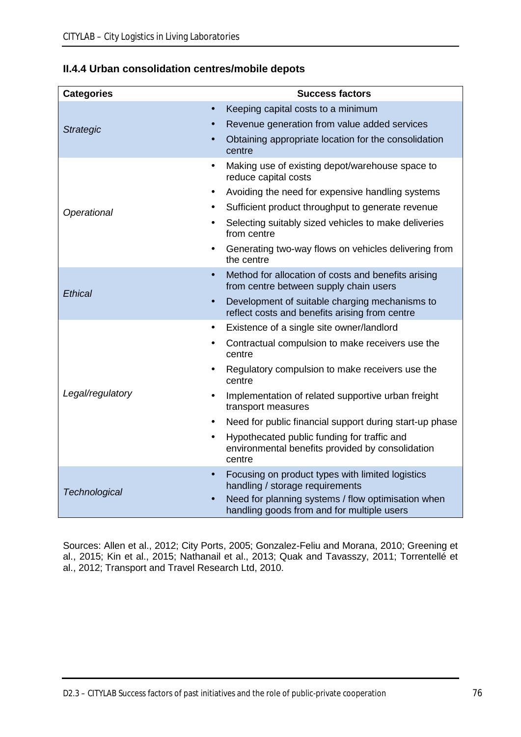### II.4.4 Urban consolidation centres/mobile depots

| Categories | Success factors |
| --- | --- |
| *Strategic* | • Keeping capital costs to a minimum<br>• Revenue generation from value added services<br>• Obtaining appropriate location for the consolidation centre |
| *Operational* | • Making use of existing depot/warehouse space to reduce capital costs<br>• Avoiding the need for expensive handling systems<br>• Sufficient product throughput to generate revenue<br>• Selecting suitably sized vehicles to make deliveries from centre<br>• Generating two-way flows on vehicles delivering from the centre |
| *Ethical* | • Method for allocation of costs and benefits arising from centre between supply chain users<br>• Development of suitable charging mechanisms to reflect costs and benefits arising from centre |
| *Legal/regulatory* | • Existence of a single site owner/landlord<br>• Contractual compulsion to make receivers use the centre<br>• Regulatory compulsion to make receivers use the centre<br>• Implementation of related supportive urban freight transport measures<br>• Need for public financial support during start-up phase<br>• Hypothecated public funding for traffic and environmental benefits provided by consolidation centre |
| *Technological* | • Focusing on product types with limited logistics handling / storage requirements<br>• Need for planning systems / flow optimisation when handling goods from and for multiple users |

Sources: Allen et al., 2012; City Ports, 2005; Gonzalez-Feliu and Morana, 2010; Greening et al., 2015; Kin et al., 2015; Nathanail et al., 2013; Quak and Tavasszy, 2011; Torrentellé et al., 2012; Transport and Travel Research Ltd, 2010.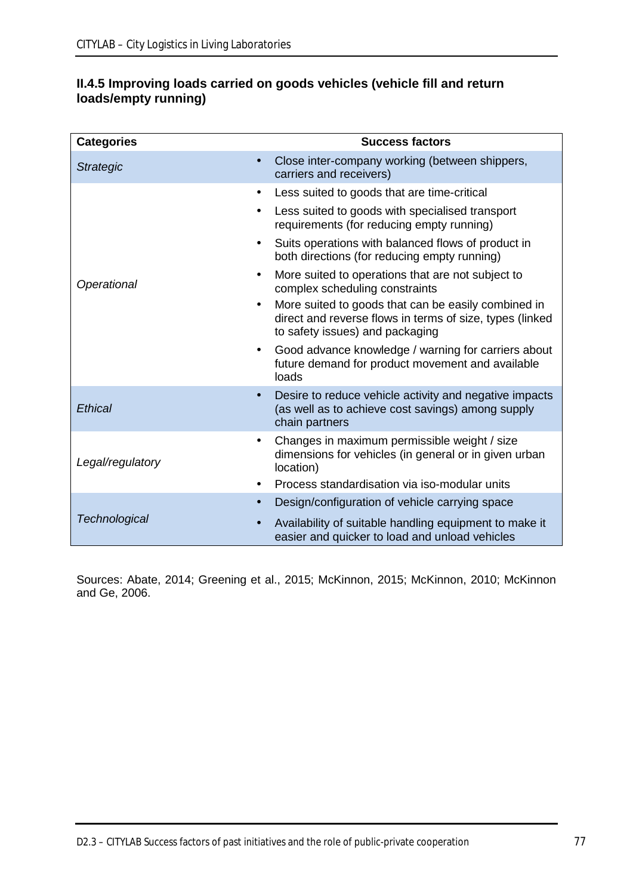### II.4.5 Improving loads carried on goods vehicles (vehicle fill and return loads/empty running)

| Categories | Success factors |
|---|---|
| *Strategic* | • Close inter-company working (between shippers, carriers and receivers) |
| *Operational* | • Less suited to goods that are time-critical<br>• Less suited to goods with specialised transport requirements (for reducing empty running)<br>• Suits operations with balanced flows of product in both directions (for reducing empty running)<br>• More suited to operations that are not subject to complex scheduling constraints<br>• More suited to goods that can be easily combined in direct and reverse flows in terms of size, types (linked to safety issues) and packaging<br>• Good advance knowledge / warning for carriers about future demand for product movement and available loads |
| *Ethical* | • Desire to reduce vehicle activity and negative impacts (as well as to achieve cost savings) among supply chain partners |
| *Legal/regulatory* | • Changes in maximum permissible weight / size dimensions for vehicles (in general or in given urban location)<br>• Process standardisation via iso-modular units |
| *Technological* | • Design/configuration of vehicle carrying space<br>• Availability of suitable handling equipment to make it easier and quicker to load and unload vehicles |

Sources: Abate, 2014; Greening et al., 2015; McKinnon, 2015; McKinnon, 2010; McKinnon and Ge, 2006.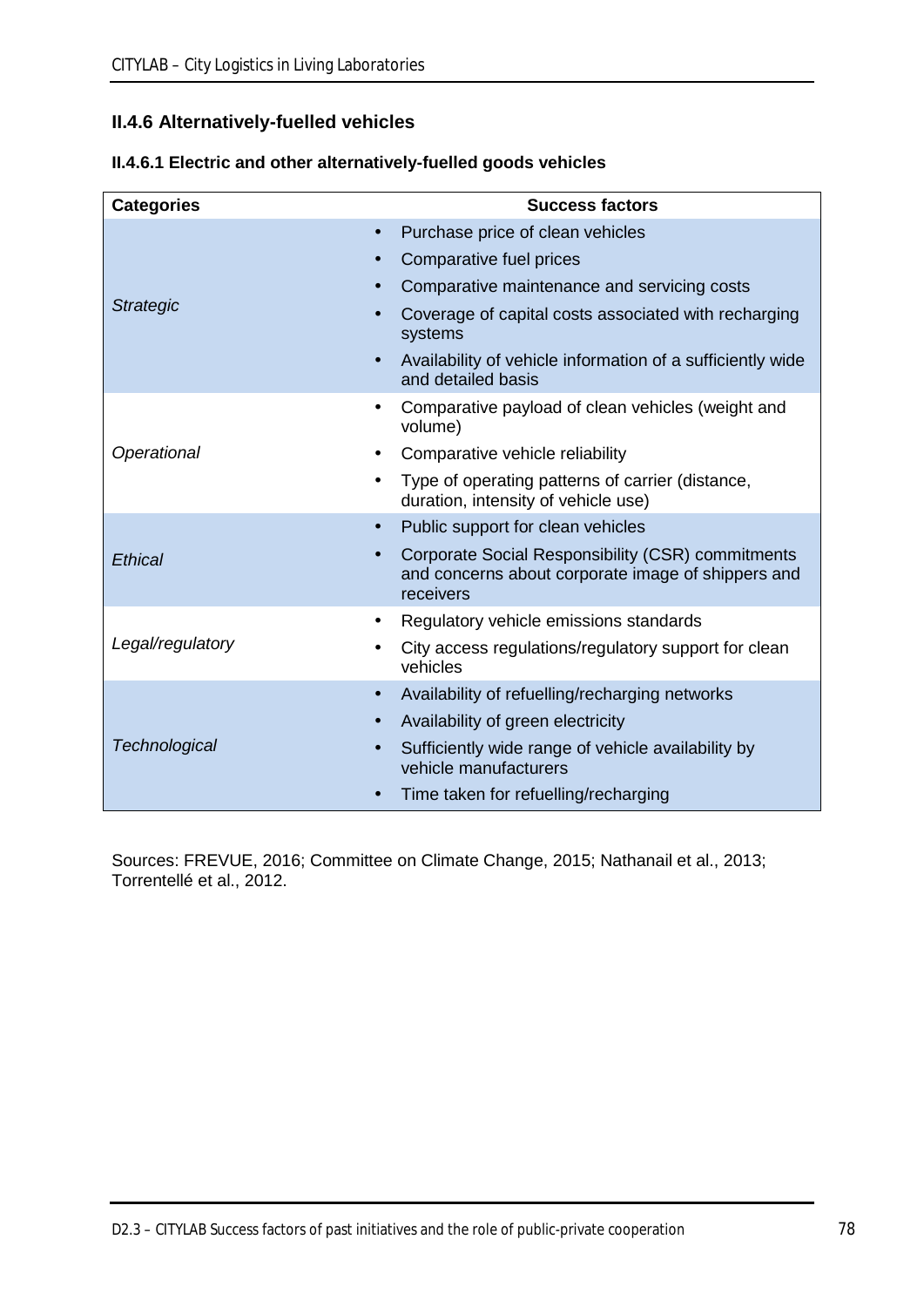### II.4.6 Alternatively-fuelled vehicles

#### II.4.6.1 Electric and other alternatively-fuelled goods vehicles

| Categories | Success factors |
|---|---|
| *Strategic* | • Purchase price of clean vehicles<br>• Comparative fuel prices<br>• Comparative maintenance and servicing costs<br>• Coverage of capital costs associated with recharging systems<br>• Availability of vehicle information of a sufficiently wide and detailed basis |
| *Operational* | • Comparative payload of clean vehicles (weight and volume)<br>• Comparative vehicle reliability<br>• Type of operating patterns of carrier (distance, duration, intensity of vehicle use) |
| *Ethical* | • Public support for clean vehicles<br>• Corporate Social Responsibility (CSR) commitments and concerns about corporate image of shippers and receivers |
| *Legal/regulatory* | • Regulatory vehicle emissions standards<br>• City access regulations/regulatory support for clean vehicles |
| *Technological* | • Availability of refuelling/recharging networks<br>• Availability of green electricity<br>• Sufficiently wide range of vehicle availability by vehicle manufacturers<br>• Time taken for refuelling/recharging |

Sources: FREVUE, 2016; Committee on Climate Change, 2015; Nathanail et al., 2013; Torrentellé et al., 2012.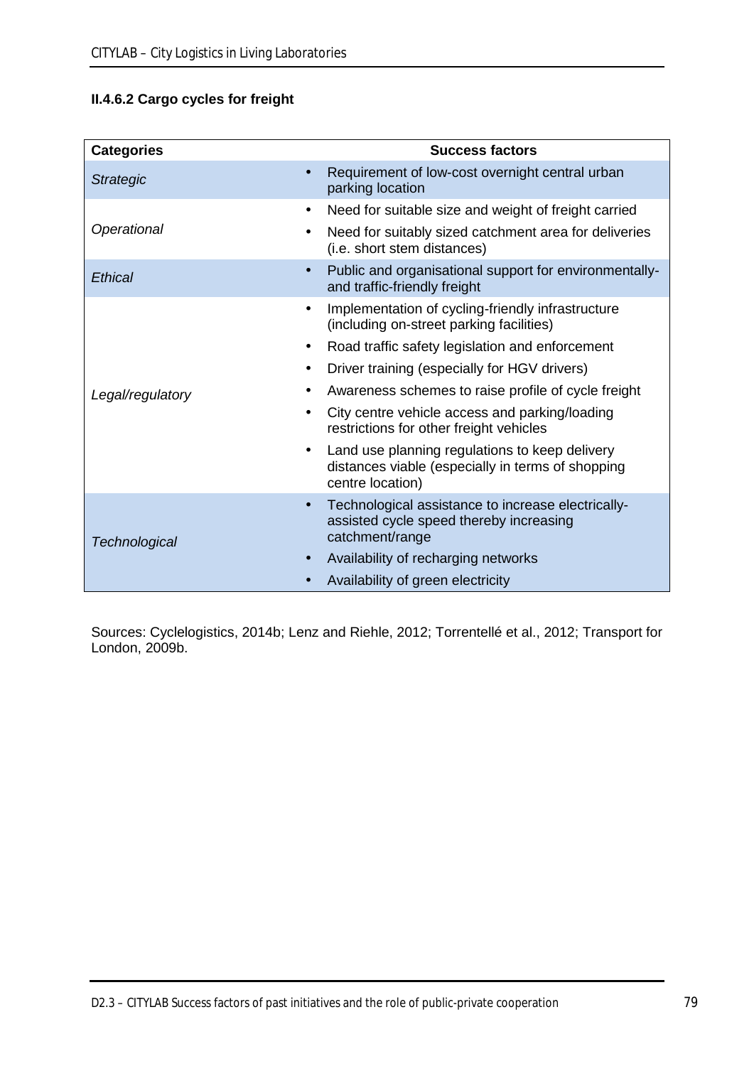#### II.4.6.2 Cargo cycles for freight

| Categories | Success factors |
|---|---|
| *Strategic* | • Requirement of low-cost overnight central urban parking location |
| *Operational* | • Need for suitable size and weight of freight carried<br>• Need for suitably sized catchment area for deliveries (i.e. short stem distances) |
| *Ethical* | • Public and organisational support for environmentally- and traffic-friendly freight |
| *Legal/regulatory* | • Implementation of cycling-friendly infrastructure (including on-street parking facilities)<br>• Road traffic safety legislation and enforcement<br>• Driver training (especially for HGV drivers)<br>• Awareness schemes to raise profile of cycle freight<br>• City centre vehicle access and parking/loading restrictions for other freight vehicles<br>• Land use planning regulations to keep delivery distances viable (especially in terms of shopping centre location) |
| *Technological* | • Technological assistance to increase electrically-assisted cycle speed thereby increasing catchment/range<br>• Availability of recharging networks<br>• Availability of green electricity |

Sources: Cyclelogistics, 2014b; Lenz and Riehle, 2012; Torrentellé et al., 2012; Transport for London, 2009b.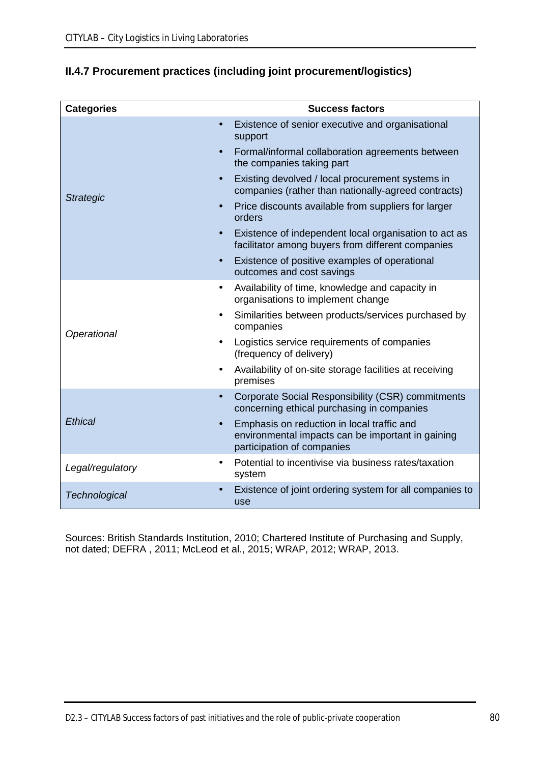### II.4.7 Procurement practices (including joint procurement/logistics)

| Categories | Success factors |
|---|---|
| *Strategic* | • Existence of senior executive and organisational support<br>• Formal/informal collaboration agreements between the companies taking part<br>• Existing devolved / local procurement systems in companies (rather than nationally-agreed contracts)<br>• Price discounts available from suppliers for larger orders<br>• Existence of independent local organisation to act as facilitator among buyers from different companies<br>• Existence of positive examples of operational outcomes and cost savings |
| *Operational* | • Availability of time, knowledge and capacity in organisations to implement change<br>• Similarities between products/services purchased by companies<br>• Logistics service requirements of companies (frequency of delivery)<br>• Availability of on-site storage facilities at receiving premises |
| *Ethical* | • Corporate Social Responsibility (CSR) commitments concerning ethical purchasing in companies<br>• Emphasis on reduction in local traffic and environmental impacts can be important in gaining participation of companies |
| *Legal/regulatory* | • Potential to incentivise via business rates/taxation system |
| *Technological* | • Existence of joint ordering system for all companies to use |

Sources: British Standards Institution, 2010; Chartered Institute of Purchasing and Supply, not dated; DEFRA , 2011; McLeod et al., 2015; WRAP, 2012; WRAP, 2013.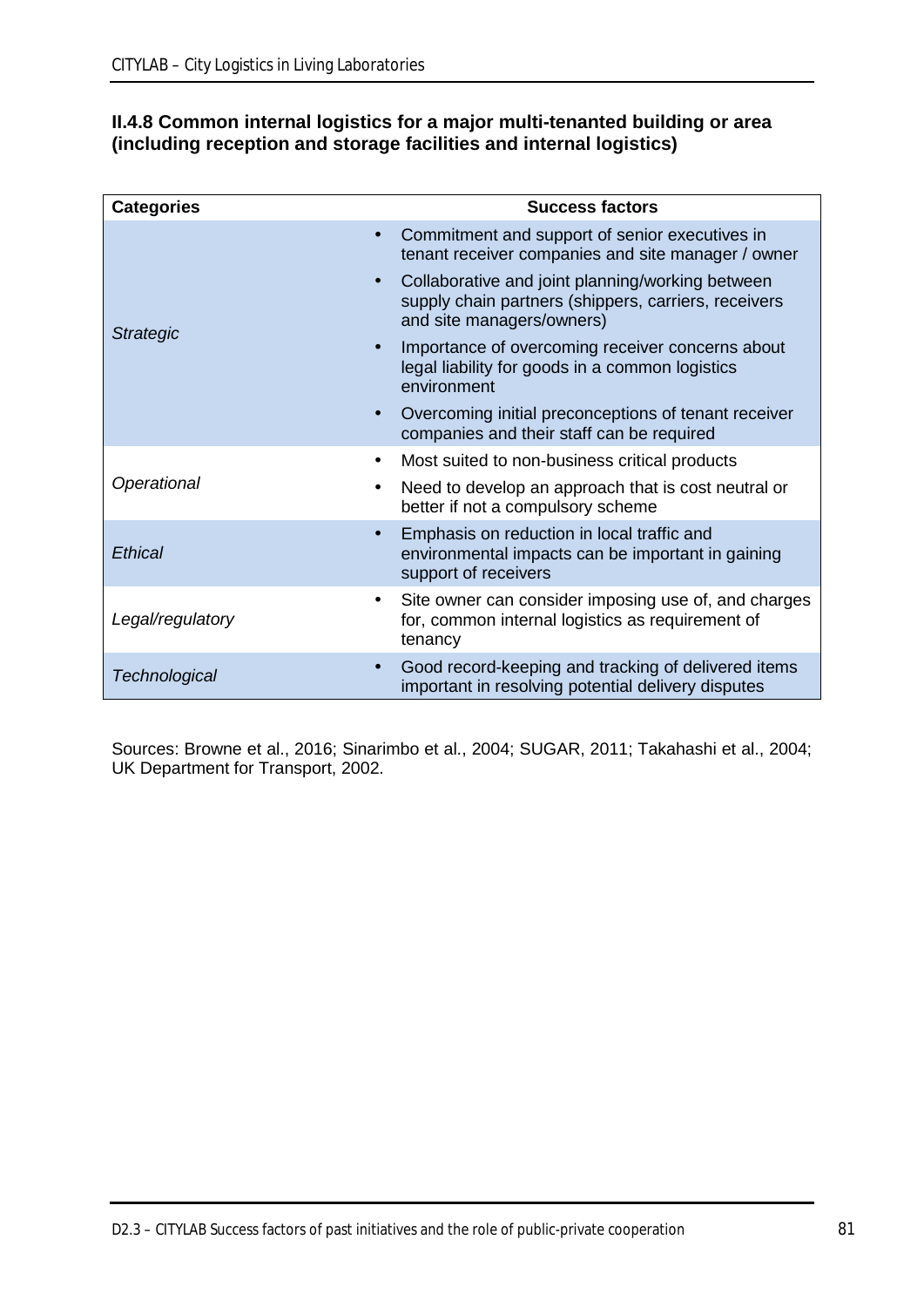### II.4.8 Common internal logistics for a major multi-tenanted building or area (including reception and storage facilities and internal logistics)

| Categories | Success factors |
|---|---|
| *Strategic* | • Commitment and support of senior executives in tenant receiver companies and site manager / owner<br>• Collaborative and joint planning/working between supply chain partners (shippers, carriers, receivers and site managers/owners)<br>• Importance of overcoming receiver concerns about legal liability for goods in a common logistics environment<br>• Overcoming initial preconceptions of tenant receiver companies and their staff can be required |
| *Operational* | • Most suited to non-business critical products<br>• Need to develop an approach that is cost neutral or better if not a compulsory scheme |
| *Ethical* | • Emphasis on reduction in local traffic and environmental impacts can be important in gaining support of receivers |
| *Legal/regulatory* | • Site owner can consider imposing use of, and charges for, common internal logistics as requirement of tenancy |
| *Technological* | • Good record-keeping and tracking of delivered items important in resolving potential delivery disputes |

Sources: Browne et al., 2016; Sinarimbo et al., 2004; SUGAR, 2011; Takahashi et al., 2004; UK Department for Transport, 2002.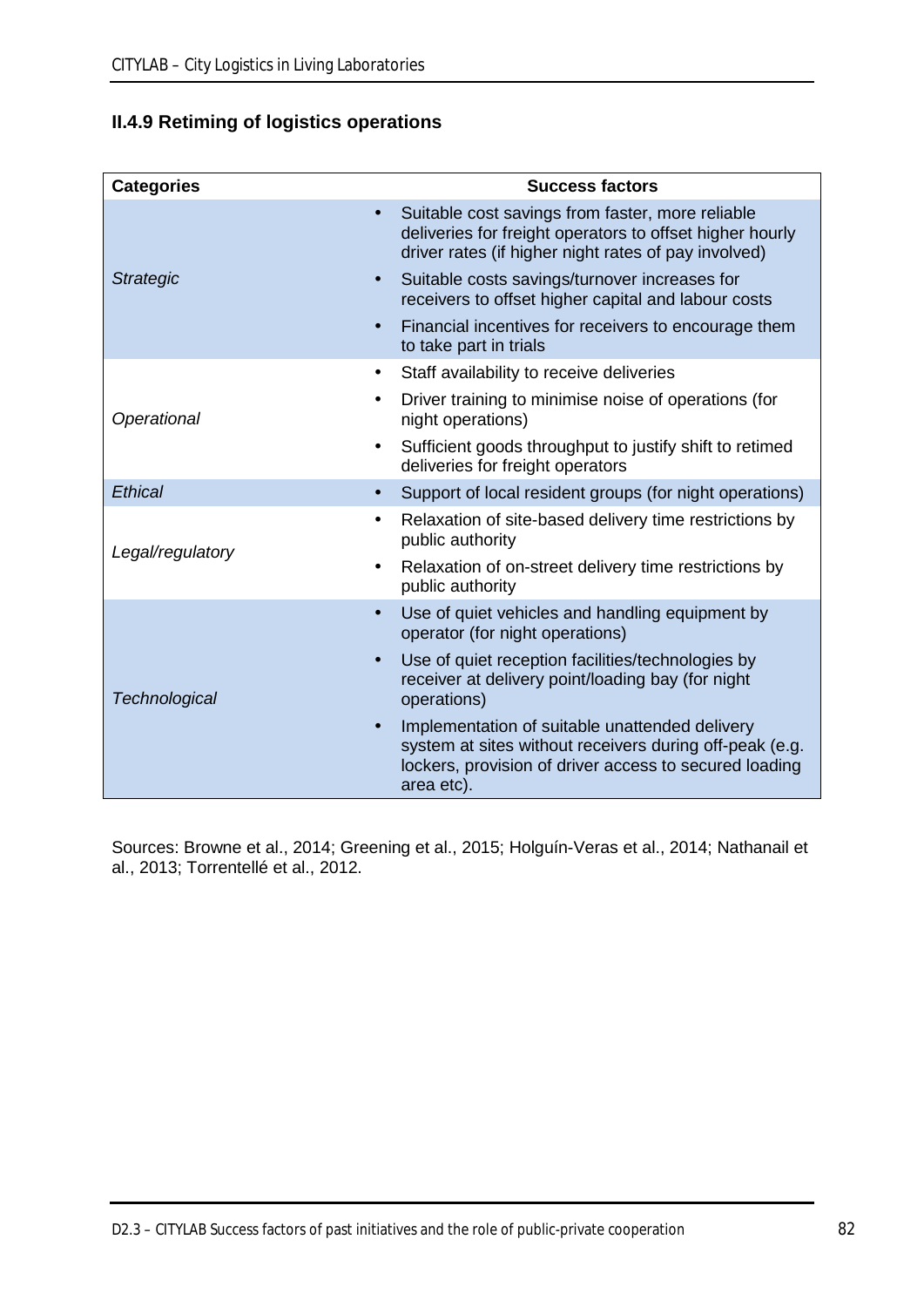### II.4.9 Retiming of logistics operations

| Categories | Success factors |
|---|---|
| *Strategic* | • Suitable cost savings from faster, more reliable deliveries for freight operators to offset higher hourly driver rates (if higher night rates of pay involved)<br>• Suitable costs savings/turnover increases for receivers to offset higher capital and labour costs<br>• Financial incentives for receivers to encourage them to take part in trials |
| *Operational* | • Staff availability to receive deliveries<br>• Driver training to minimise noise of operations (for night operations)<br>• Sufficient goods throughput to justify shift to retimed deliveries for freight operators |
| *Ethical* | • Support of local resident groups (for night operations) |
| *Legal/regulatory* | • Relaxation of site-based delivery time restrictions by public authority<br>• Relaxation of on-street delivery time restrictions by public authority |
| *Technological* | • Use of quiet vehicles and handling equipment by operator (for night operations)<br>• Use of quiet reception facilities/technologies by receiver at delivery point/loading bay (for night operations)<br>• Implementation of suitable unattended delivery system at sites without receivers during off-peak (e.g. lockers, provision of driver access to secured loading area etc). |

Sources: Browne et al., 2014; Greening et al., 2015; Holguín-Veras et al., 2014; Nathanail et al., 2013; Torrentellé et al., 2012.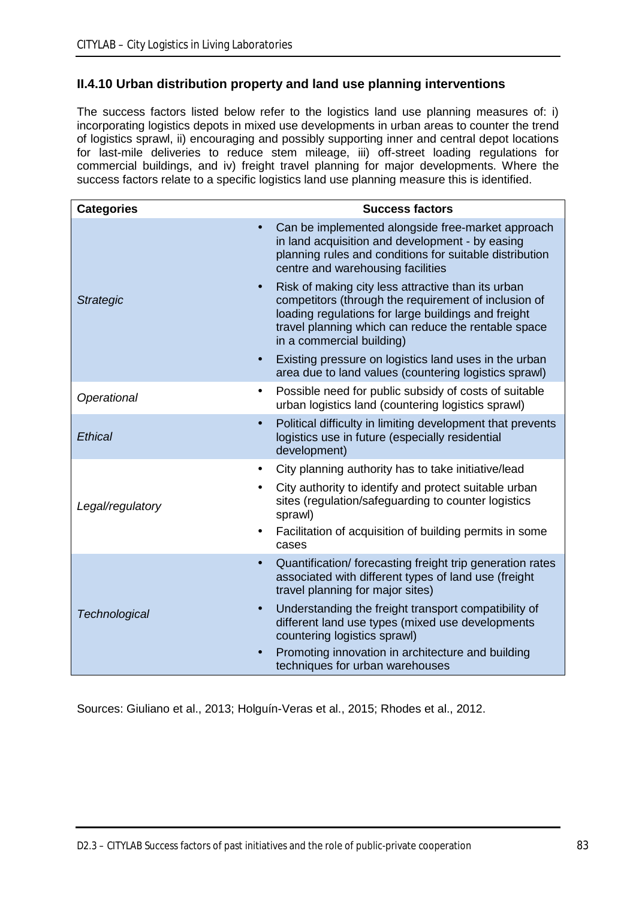### II.4.10 Urban distribution property and land use planning interventions

The success factors listed below refer to the logistics land use planning measures of: i) incorporating logistics depots in mixed use developments in urban areas to counter the trend of logistics sprawl, ii) encouraging and possibly supporting inner and central depot locations for last-mile deliveries to reduce stem mileage, iii) off-street loading regulations for commercial buildings, and iv) freight travel planning for major developments. Where the success factors relate to a specific logistics land use planning measure this is identified.

| Categories | Success factors |
|---|---|
| *Strategic* | • Can be implemented alongside free-market approach in land acquisition and development - by easing planning rules and conditions for suitable distribution centre and warehousing facilities<br>• Risk of making city less attractive than its urban competitors (through the requirement of inclusion of loading regulations for large buildings and freight travel planning which can reduce the rentable space in a commercial building)<br>• Existing pressure on logistics land uses in the urban area due to land values (countering logistics sprawl) |
| *Operational* | • Possible need for public subsidy of costs of suitable urban logistics land (countering logistics sprawl) |
| *Ethical* | • Political difficulty in limiting development that prevents logistics use in future (especially residential development) |
| *Legal/regulatory* | • City planning authority has to take initiative/lead<br>• City authority to identify and protect suitable urban sites (regulation/safeguarding to counter logistics sprawl)<br>• Facilitation of acquisition of building permits in some cases |
| *Technological* | • Quantification/ forecasting freight trip generation rates associated with different types of land use (freight travel planning for major sites)<br>• Understanding the freight transport compatibility of different land use types (mixed use developments countering logistics sprawl)<br>• Promoting innovation in architecture and building techniques for urban warehouses |

Sources: Giuliano et al., 2013; Holguín-Veras et al., 2015; Rhodes et al., 2012.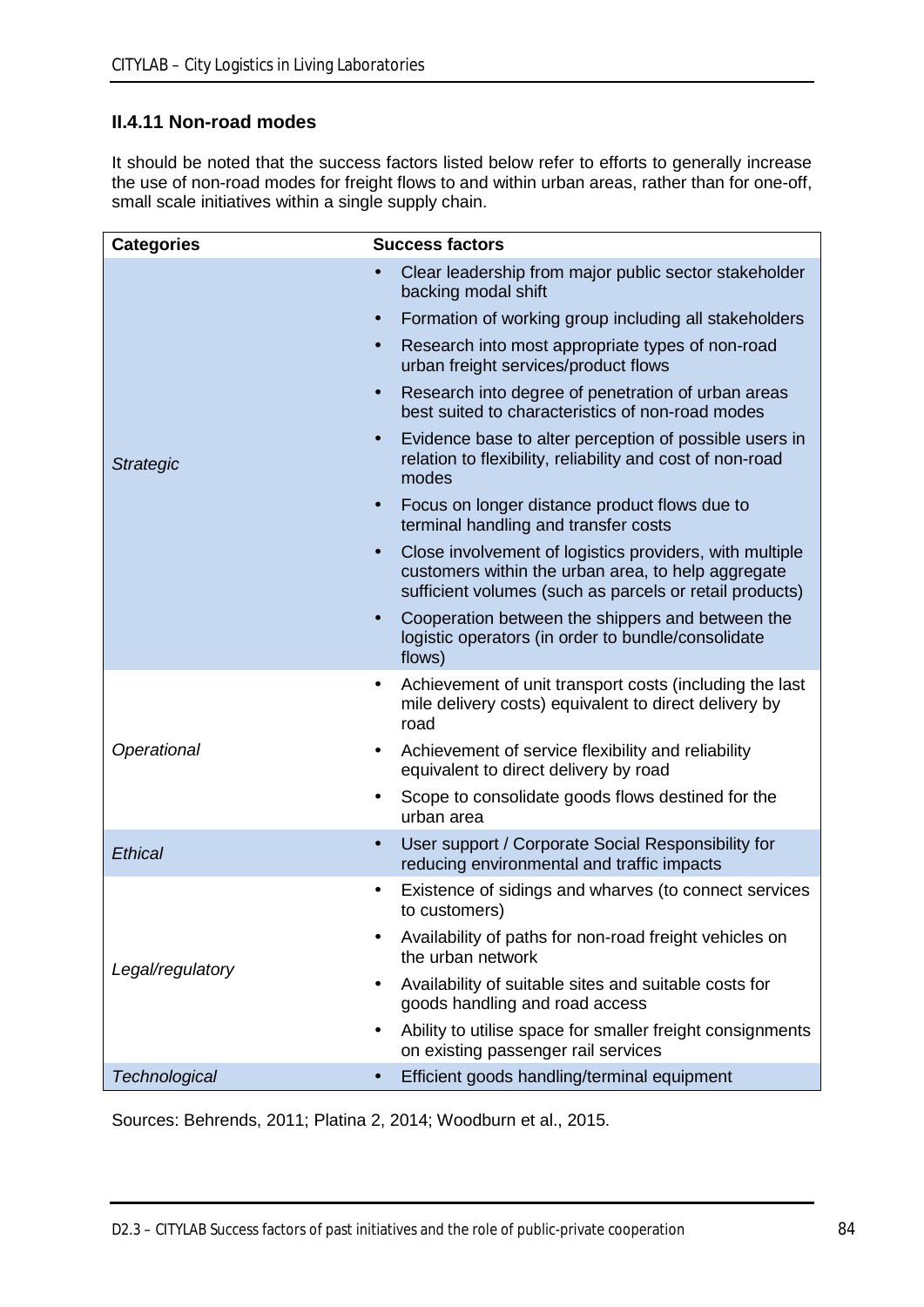### II.4.11 Non-road modes

It should be noted that the success factors listed below refer to efforts to generally increase the use of non-road modes for freight flows to and within urban areas, rather than for one-off, small scale initiatives within a single supply chain.

| Categories | Success factors |
| --- | --- |
| *Strategic* | • Clear leadership from major public sector stakeholder backing modal shift<br>• Formation of working group including all stakeholders<br>• Research into most appropriate types of non-road urban freight services/product flows<br>• Research into degree of penetration of urban areas best suited to characteristics of non-road modes<br>• Evidence base to alter perception of possible users in relation to flexibility, reliability and cost of non-road modes<br>• Focus on longer distance product flows due to terminal handling and transfer costs<br>• Close involvement of logistics providers, with multiple customers within the urban area, to help aggregate sufficient volumes (such as parcels or retail products)<br>• Cooperation between the shippers and between the logistic operators (in order to bundle/consolidate flows) |
| *Operational* | • Achievement of unit transport costs (including the last mile delivery costs) equivalent to direct delivery by road<br>• Achievement of service flexibility and reliability equivalent to direct delivery by road<br>• Scope to consolidate goods flows destined for the urban area |
| *Ethical* | • User support / Corporate Social Responsibility for reducing environmental and traffic impacts |
| *Legal/regulatory* | • Existence of sidings and wharves (to connect services to customers)<br>• Availability of paths for non-road freight vehicles on the urban network<br>• Availability of suitable sites and suitable costs for goods handling and road access<br>• Ability to utilise space for smaller freight consignments on existing passenger rail services |
| *Technological* | • Efficient goods handling/terminal equipment |

Sources: Behrends, 2011; Platina 2, 2014; Woodburn et al., 2015.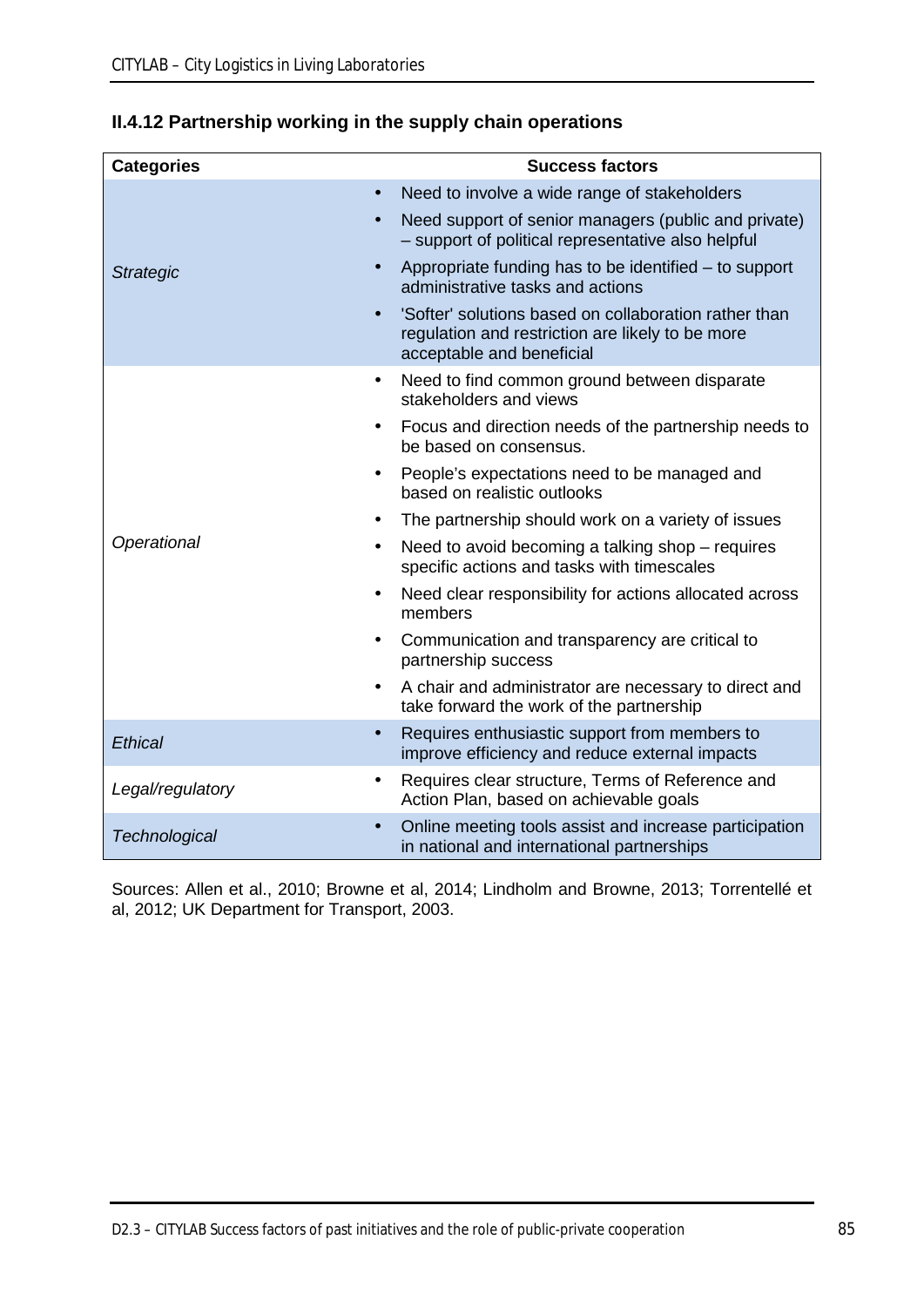### II.4.12 Partnership working in the supply chain operations

| Categories | Success factors |
|---|---|
| *Strategic* | • Need to involve a wide range of stakeholders<br>• Need support of senior managers (public and private) – support of political representative also helpful<br>• Appropriate funding has to be identified – to support administrative tasks and actions<br>• 'Softer' solutions based on collaboration rather than regulation and restriction are likely to be more acceptable and beneficial |
| *Operational* | • Need to find common ground between disparate stakeholders and views<br>• Focus and direction needs of the partnership needs to be based on consensus.<br>• People's expectations need to be managed and based on realistic outlooks<br>• The partnership should work on a variety of issues<br>• Need to avoid becoming a talking shop – requires specific actions and tasks with timescales<br>• Need clear responsibility for actions allocated across members<br>• Communication and transparency are critical to partnership success<br>• A chair and administrator are necessary to direct and take forward the work of the partnership |
| *Ethical* | • Requires enthusiastic support from members to improve efficiency and reduce external impacts |
| *Legal/regulatory* | • Requires clear structure, Terms of Reference and Action Plan, based on achievable goals |
| *Technological* | • Online meeting tools assist and increase participation in national and international partnerships |

Sources: Allen et al., 2010; Browne et al, 2014; Lindholm and Browne, 2013; Torrentellé et al, 2012; UK Department for Transport, 2003.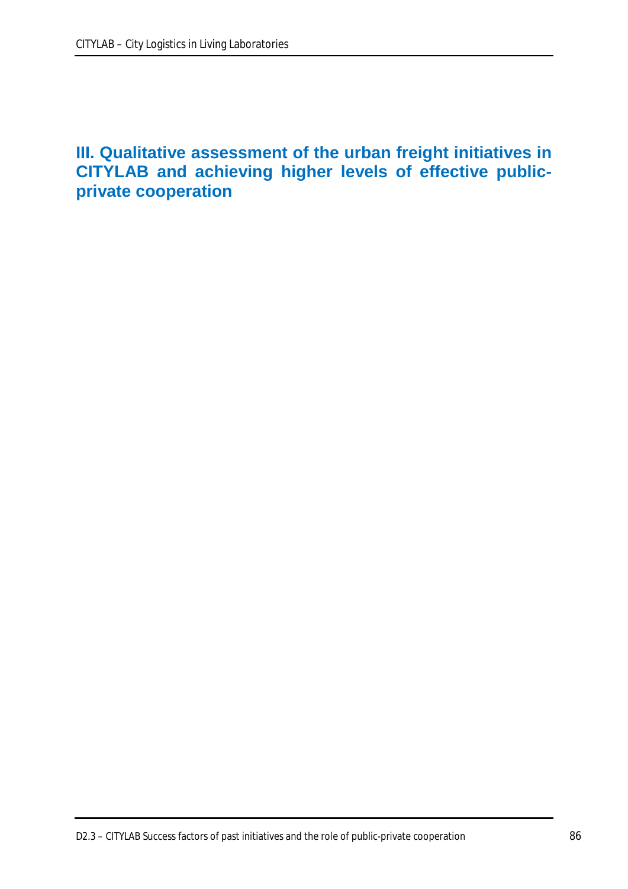# III. Qualitative assessment of the urban freight initiatives in CITYLAB and achieving higher levels of effective public-private cooperation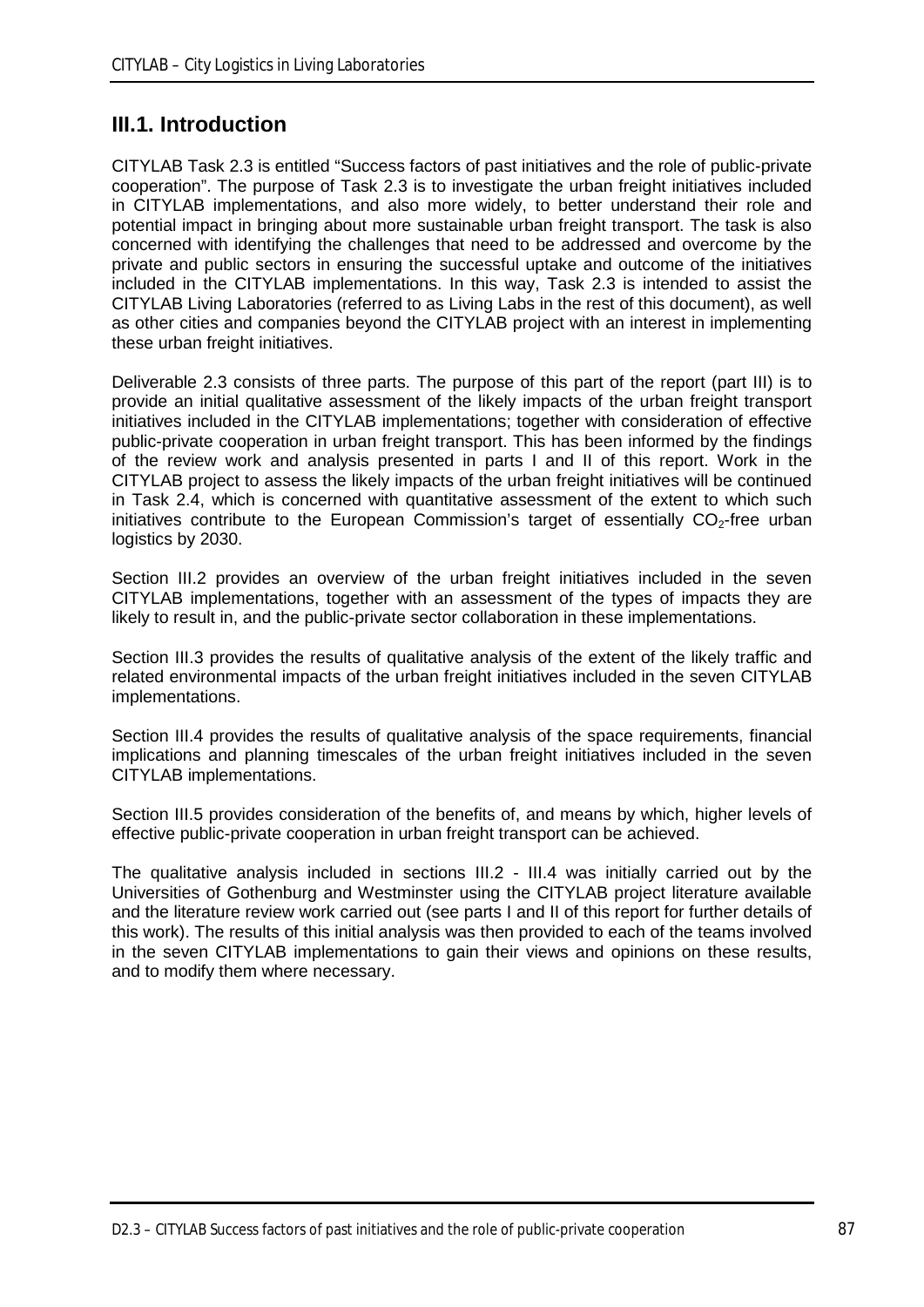## III.1. Introduction

CITYLAB Task 2.3 is entitled "Success factors of past initiatives and the role of public-private cooperation". The purpose of Task 2.3 is to investigate the urban freight initiatives included in CITYLAB implementations, and also more widely, to better understand their role and potential impact in bringing about more sustainable urban freight transport. The task is also concerned with identifying the challenges that need to be addressed and overcome by the private and public sectors in ensuring the successful uptake and outcome of the initiatives included in the CITYLAB implementations. In this way, Task 2.3 is intended to assist the CITYLAB Living Laboratories (referred to as Living Labs in the rest of this document), as well as other cities and companies beyond the CITYLAB project with an interest in implementing these urban freight initiatives.

Deliverable 2.3 consists of three parts. The purpose of this part of the report (part III) is to provide an initial qualitative assessment of the likely impacts of the urban freight transport initiatives included in the CITYLAB implementations; together with consideration of effective public-private cooperation in urban freight transport. This has been informed by the findings of the review work and analysis presented in parts I and II of this report. Work in the CITYLAB project to assess the likely impacts of the urban freight initiatives will be continued in Task 2.4, which is concerned with quantitative assessment of the extent to which such initiatives contribute to the European Commission's target of essentially $CO_2$-free urban logistics by 2030.

Section III.2 provides an overview of the urban freight initiatives included in the seven CITYLAB implementations, together with an assessment of the types of impacts they are likely to result in, and the public-private sector collaboration in these implementations.

Section III.3 provides the results of qualitative analysis of the extent of the likely traffic and related environmental impacts of the urban freight initiatives included in the seven CITYLAB implementations.

Section III.4 provides the results of qualitative analysis of the space requirements, financial implications and planning timescales of the urban freight initiatives included in the seven CITYLAB implementations.

Section III.5 provides consideration of the benefits of, and means by which, higher levels of effective public-private cooperation in urban freight transport can be achieved.

The qualitative analysis included in sections III.2 - III.4 was initially carried out by the Universities of Gothenburg and Westminster using the CITYLAB project literature available and the literature review work carried out (see parts I and II of this report for further details of this work). The results of this initial analysis was then provided to each of the teams involved in the seven CITYLAB implementations to gain their views and opinions on these results, and to modify them where necessary.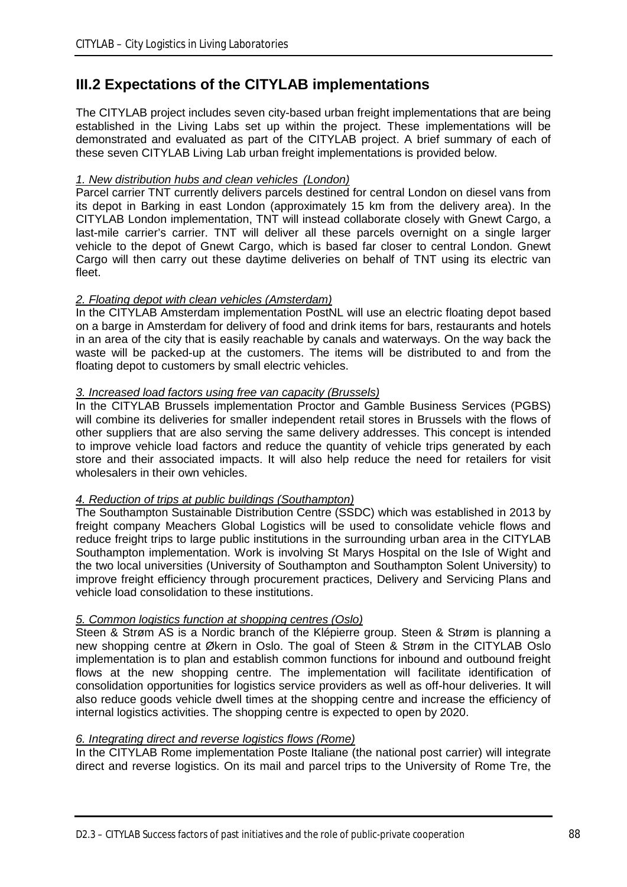## III.2 Expectations of the CITYLAB implementations

The CITYLAB project includes seven city-based urban freight implementations that are being established in the Living Labs set up within the project. These implementations will be demonstrated and evaluated as part of the CITYLAB project. A brief summary of each of these seven CITYLAB Living Lab urban freight implementations is provided below.

*1. New distribution hubs and clean vehicles (London)*

Parcel carrier TNT currently delivers parcels destined for central London on diesel vans from its depot in Barking in east London (approximately 15 km from the delivery area). In the CITYLAB London implementation, TNT will instead collaborate closely with Gnewt Cargo, a last-mile carrier's carrier. TNT will deliver all these parcels overnight on a single larger vehicle to the depot of Gnewt Cargo, which is based far closer to central London. Gnewt Cargo will then carry out these daytime deliveries on behalf of TNT using its electric van fleet.

*2. Floating depot with clean vehicles (Amsterdam)*

In the CITYLAB Amsterdam implementation PostNL will use an electric floating depot based on a barge in Amsterdam for delivery of food and drink items for bars, restaurants and hotels in an area of the city that is easily reachable by canals and waterways. On the way back the waste will be packed-up at the customers. The items will be distributed to and from the floating depot to customers by small electric vehicles.

*3. Increased load factors using free van capacity (Brussels)*

In the CITYLAB Brussels implementation Proctor and Gamble Business Services (PGBS) will combine its deliveries for smaller independent retail stores in Brussels with the flows of other suppliers that are also serving the same delivery addresses. This concept is intended to improve vehicle load factors and reduce the quantity of vehicle trips generated by each store and their associated impacts. It will also help reduce the need for retailers for visit wholesalers in their own vehicles.

*4. Reduction of trips at public buildings (Southampton)*

The Southampton Sustainable Distribution Centre (SSDC) which was established in 2013 by freight company Meachers Global Logistics will be used to consolidate vehicle flows and reduce freight trips to large public institutions in the surrounding urban area in the CITYLAB Southampton implementation. Work is involving St Marys Hospital on the Isle of Wight and the two local universities (University of Southampton and Southampton Solent University) to improve freight efficiency through procurement practices, Delivery and Servicing Plans and vehicle load consolidation to these institutions.

*5. Common logistics function at shopping centres (Oslo)*

Steen & Strøm AS is a Nordic branch of the Klépierre group. Steen & Strøm is planning a new shopping centre at Økern in Oslo. The goal of Steen & Strøm in the CITYLAB Oslo implementation is to plan and establish common functions for inbound and outbound freight flows at the new shopping centre. The implementation will facilitate identification of consolidation opportunities for logistics service providers as well as off-hour deliveries. It will also reduce goods vehicle dwell times at the shopping centre and increase the efficiency of internal logistics activities. The shopping centre is expected to open by 2020.

*6. Integrating direct and reverse logistics flows (Rome)*

In the CITYLAB Rome implementation Poste Italiane (the national post carrier) will integrate direct and reverse logistics. On its mail and parcel trips to the University of Rome Tre, the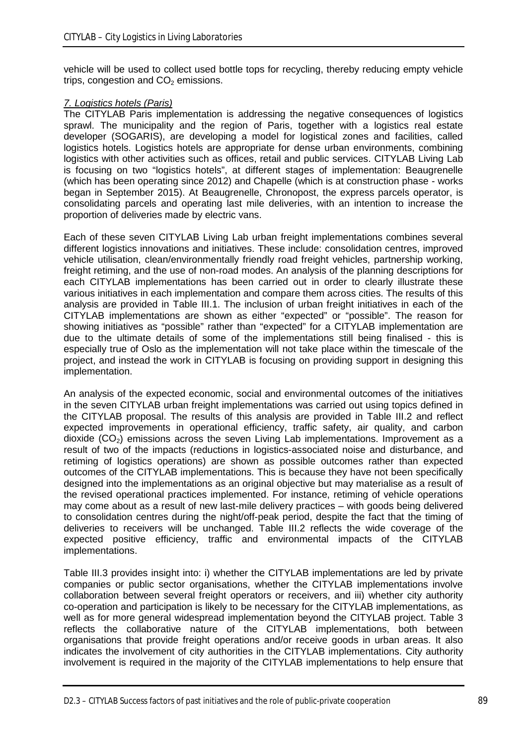vehicle will be used to collect used bottle tops for recycling, thereby reducing empty vehicle trips, congestion and $CO_2$ emissions.

*7. Logistics hotels (Paris)*

The CITYLAB Paris implementation is addressing the negative consequences of logistics sprawl. The municipality and the region of Paris, together with a logistics real estate developer (SOGARIS), are developing a model for logistical zones and facilities, called logistics hotels. Logistics hotels are appropriate for dense urban environments, combining logistics with other activities such as offices, retail and public services. CITYLAB Living Lab is focusing on two "logistics hotels", at different stages of implementation: Beaugrenelle (which has been operating since 2012) and Chapelle (which is at construction phase - works began in September 2015). At Beaugrenelle, Chronopost, the express parcels operator, is consolidating parcels and operating last mile deliveries, with an intention to increase the proportion of deliveries made by electric vans.

Each of these seven CITYLAB Living Lab urban freight implementations combines several different logistics innovations and initiatives. These include: consolidation centres, improved vehicle utilisation, clean/environmentally friendly road freight vehicles, partnership working, freight retiming, and the use of non-road modes. An analysis of the planning descriptions for each CITYLAB implementations has been carried out in order to clearly illustrate these various initiatives in each implementation and compare them across cities. The results of this analysis are provided in Table III.1. The inclusion of urban freight initiatives in each of the CITYLAB implementations are shown as either "expected" or "possible". The reason for showing initiatives as "possible" rather than "expected" for a CITYLAB implementation are due to the ultimate details of some of the implementations still being finalised - this is especially true of Oslo as the implementation will not take place within the timescale of the project, and instead the work in CITYLAB is focusing on providing support in designing this implementation.

An analysis of the expected economic, social and environmental outcomes of the initiatives in the seven CITYLAB urban freight implementations was carried out using topics defined in the CITYLAB proposal. The results of this analysis are provided in Table III.2 and reflect expected improvements in operational efficiency, traffic safety, air quality, and carbon dioxide ($CO_2$) emissions across the seven Living Lab implementations. Improvement as a result of two of the impacts (reductions in logistics-associated noise and disturbance, and retiming of logistics operations) are shown as possible outcomes rather than expected outcomes of the CITYLAB implementations. This is because they have not been specifically designed into the implementations as an original objective but may materialise as a result of the revised operational practices implemented. For instance, retiming of vehicle operations may come about as a result of new last-mile delivery practices – with goods being delivered to consolidation centres during the night/off-peak period, despite the fact that the timing of deliveries to receivers will be unchanged. Table III.2 reflects the wide coverage of the expected positive efficiency, traffic and environmental impacts of the CITYLAB implementations.

Table III.3 provides insight into: i) whether the CITYLAB implementations are led by private companies or public sector organisations, whether the CITYLAB implementations involve collaboration between several freight operators or receivers, and iii) whether city authority co-operation and participation is likely to be necessary for the CITYLAB implementations, as well as for more general widespread implementation beyond the CITYLAB project. Table 3 reflects the collaborative nature of the CITYLAB implementations, both between organisations that provide freight operations and/or receive goods in urban areas. It also indicates the involvement of city authorities in the CITYLAB implementations. City authority involvement is required in the majority of the CITYLAB implementations to help ensure that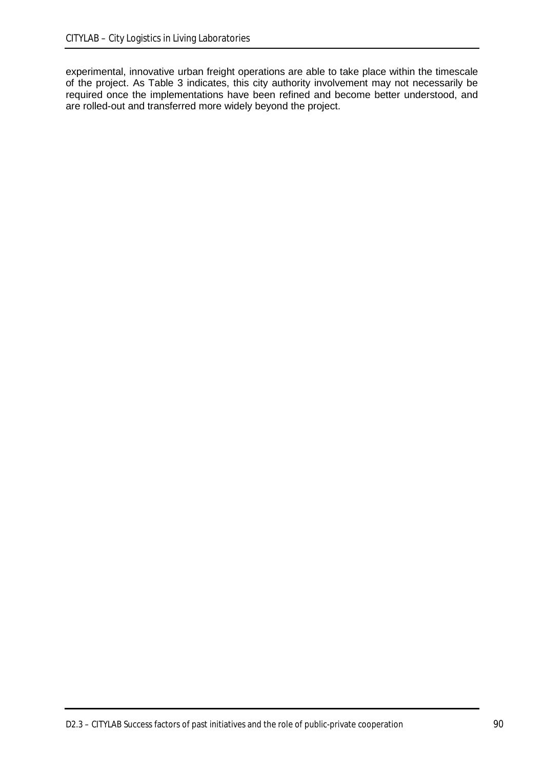experimental, innovative urban freight operations are able to take place within the timescale of the project. As Table 3 indicates, this city authority involvement may not necessarily be required once the implementations have been refined and become better understood, and are rolled-out and transferred more widely beyond the project.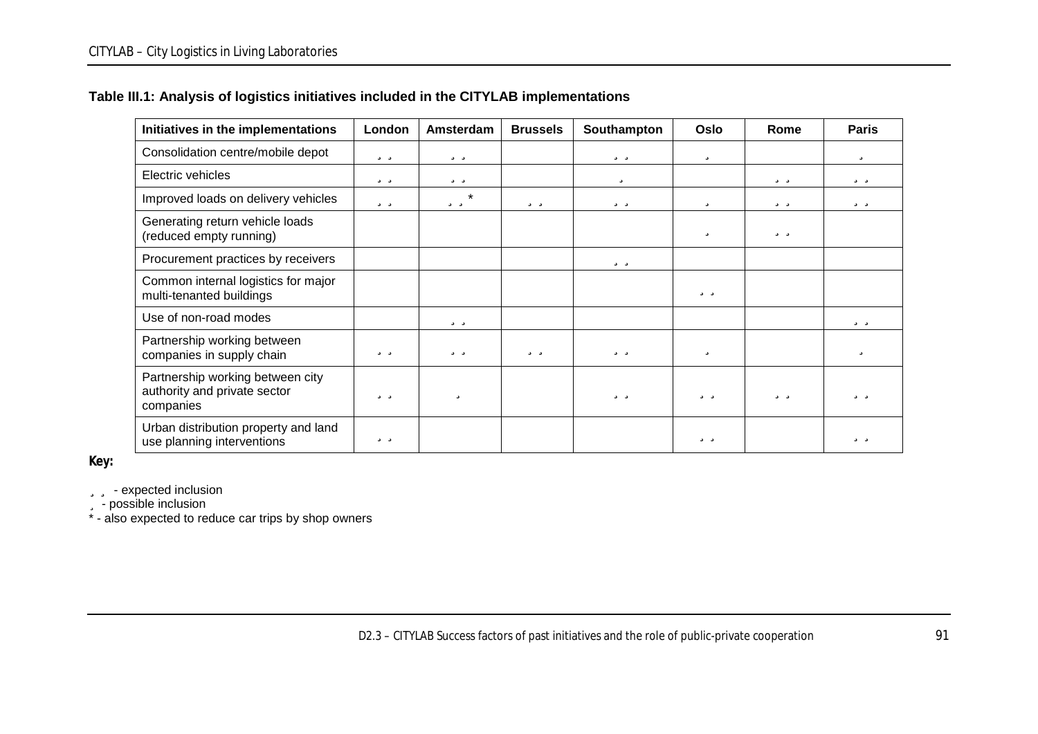**Table III.1: Analysis of logistics initiatives included in the CITYLAB implementations**

| Initiatives in the implementations | London | Amsterdam | Brussels | Southampton | Oslo | Rome | Paris |
|---|---|---|---|---|---|---|---|
| Consolidation centre/mobile depot | ¸ ¸ | ¸ ¸ | | ¸ ¸ | ¸ | | ¸ |
| Electric vehicles | ¸ ¸ | ¸ ¸ | | ¸ | | ¸ ¸ | ¸ ¸ |
| Improved loads on delivery vehicles | ¸ ¸ | ¸ ¸ * | ¸ ¸ | ¸ ¸ | ¸ | ¸ ¸ | ¸ ¸ |
| Generating return vehicle loads (reduced empty running) | | | | | ¸ | ¸ ¸ | |
| Procurement practices by receivers | | | | ¸ ¸ | | | |
| Common internal logistics for major multi-tenanted buildings | | | | | ¸ ¸ | | |
| Use of non-road modes | | ¸ ¸ | | | | | ¸ ¸ |
| Partnership working between companies in supply chain | ¸ ¸ | ¸ ¸ | ¸ ¸ | ¸ ¸ | ¸ | | ¸ |
| Partnership working between city authority and private sector companies | ¸ ¸ | ¸ | | ¸ ¸ | ¸ ¸ | ¸ ¸ | ¸ ¸ |
| Urban distribution property and land use planning interventions | ¸ ¸ | | | | ¸ ¸ | | ¸ ¸ |

**Key:**

¸ ¸ - expected inclusion
¸ - possible inclusion
* - also expected to reduce car trips by shop owners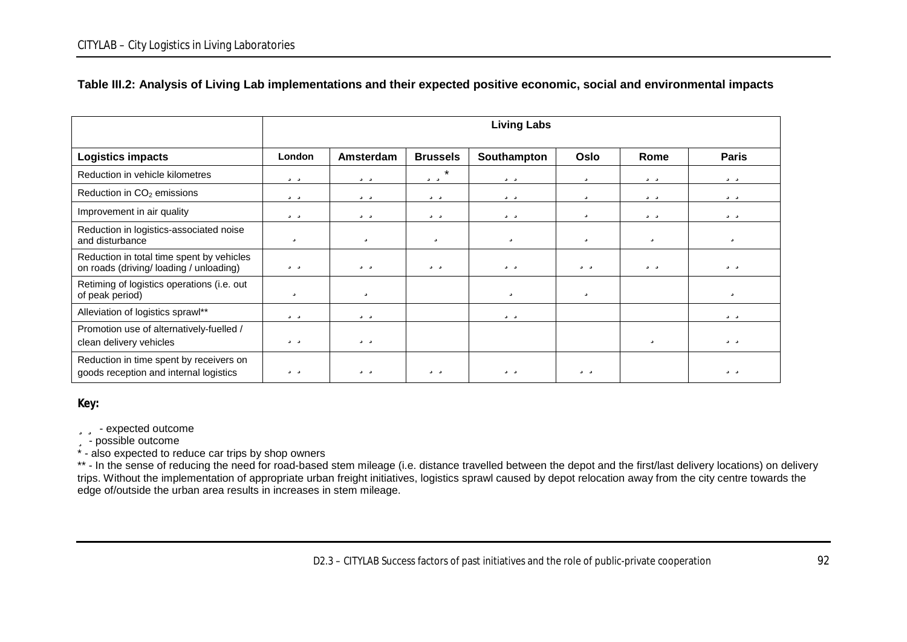**Table III.2: Analysis of Living Lab implementations and their expected positive economic, social and environmental impacts**

| | Living Labs | | | | | | |
|---|---|---|---|---|---|---|---|
| **Logistics impacts** | **London** | **Amsterdam** | **Brussels** | **Southampton** | **Oslo** | **Rome** | **Paris** |
| Reduction in vehicle kilometres | ¸ ¸ | ¸ ¸ | ¸ ¸ * | ¸ ¸ | ¸ | ¸ ¸ | ¸ ¸ |
| Reduction in $CO_2$ emissions | ¸ ¸ | ¸ ¸ | ¸ ¸ | ¸ ¸ | ¸ | ¸ ¸ | ¸ ¸ |
| Improvement in air quality | ¸ ¸ | ¸ ¸ | ¸ ¸ | ¸ ¸ | ¸ | ¸ ¸ | ¸ ¸ |
| Reduction in logistics-associated noise and disturbance | ¸ | ¸ | ¸ | ¸ | ¸ | ¸ | ¸ |
| Reduction in total time spent by vehicles on roads (driving/ loading / unloading) | ¸ ¸ | ¸ ¸ | ¸ ¸ | ¸ ¸ | ¸ ¸ | ¸ ¸ | ¸ ¸ |
| Retiming of logistics operations (i.e. out of peak period) | ¸ | ¸ | | ¸ | ¸ | | ¸ |
| Alleviation of logistics sprawl** | ¸ ¸ | ¸ ¸ | | ¸ ¸ | | | ¸ ¸ |
| Promotion use of alternatively-fuelled / clean delivery vehicles | ¸ ¸ | ¸ ¸ | | | | ¸ | ¸ ¸ |
| Reduction in time spent by receivers on goods reception and internal logistics | ¸ ¸ | ¸ ¸ | ¸ ¸ | ¸ ¸ | ¸ ¸ | | ¸ ¸ |

**Key:**

¸ ¸ - expected outcome
¸ - possible outcome
* - also expected to reduce car trips by shop owners
** - In the sense of reducing the need for road-based stem mileage (i.e. distance travelled between the depot and the first/last delivery locations) on delivery trips. Without the implementation of appropriate urban freight initiatives, logistics sprawl caused by depot relocation away from the city centre towards the edge of/outside the urban area results in increases in stem mileage.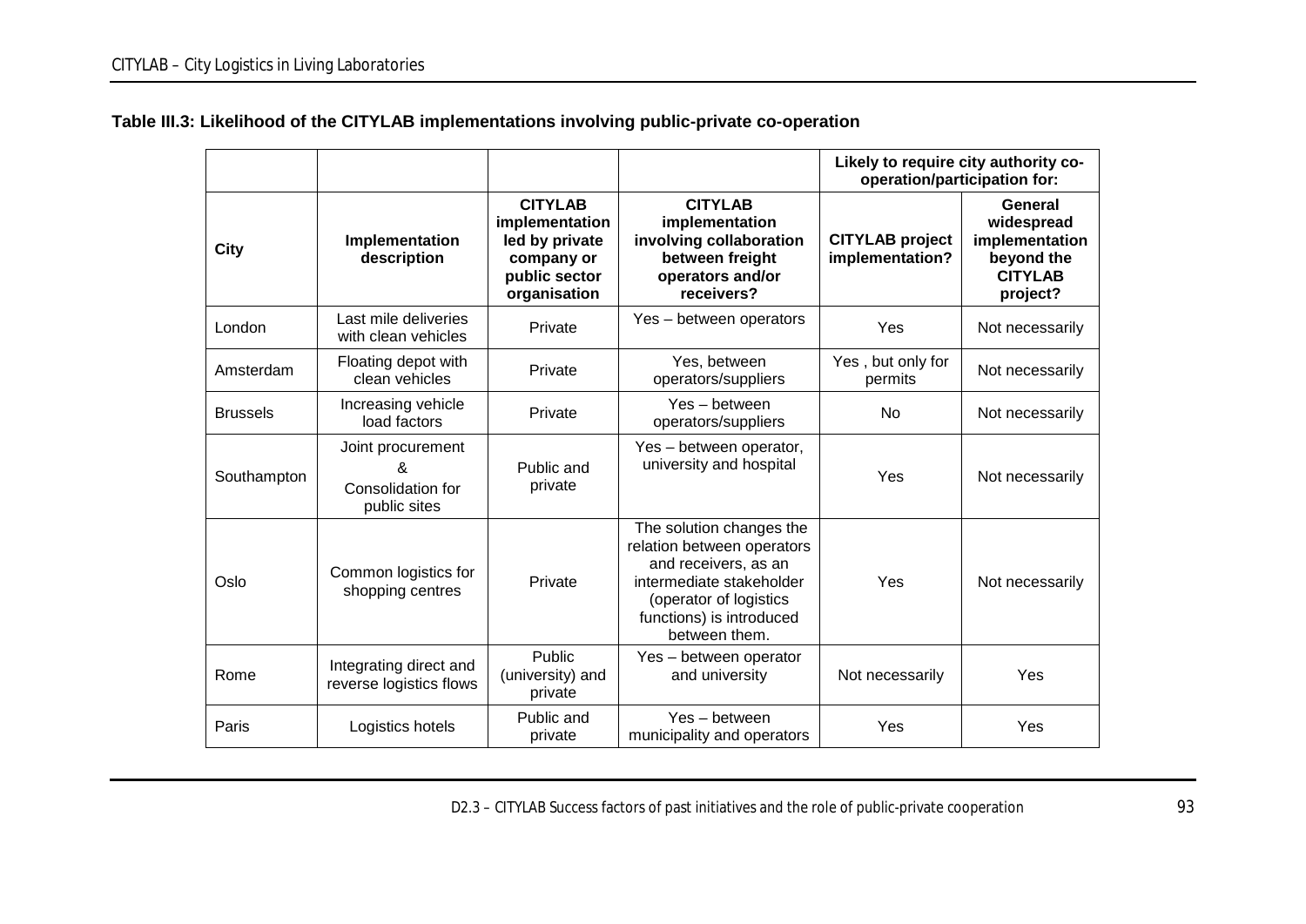**Table III.3: Likelihood of the CITYLAB implementations involving public-private co-operation**

| | | | | Likely to require city authority co-operation/participation for: | |
|---|---|---|---|---|---|
| **City** | **Implementation description** | **CITYLAB implementation led by private company or public sector organisation** | **CITYLAB implementation involving collaboration between freight operators and/or receivers?** | **CITYLAB project implementation?** | **General widespread implementation beyond the CITYLAB project?** |
| London | Last mile deliveries with clean vehicles | Private | Yes – between operators | Yes | Not necessarily |
| Amsterdam | Floating depot with clean vehicles | Private | Yes, between operators/suppliers | Yes , but only for permits | Not necessarily |
| Brussels | Increasing vehicle load factors | Private | Yes – between operators/suppliers | No | Not necessarily |
| Southampton | Joint procurement & Consolidation for public sites | Public and private | Yes – between operator, university and hospital | Yes | Not necessarily |
| Oslo | Common logistics for shopping centres | Private | The solution changes the relation between operators and receivers, as an intermediate stakeholder (operator of logistics functions) is introduced between them. | Yes | Not necessarily |
| Rome | Integrating direct and reverse logistics flows | Public (university) and private | Yes – between operator and university | Not necessarily | Yes |
| Paris | Logistics hotels | Public and private | Yes – between municipality and operators | Yes | Yes |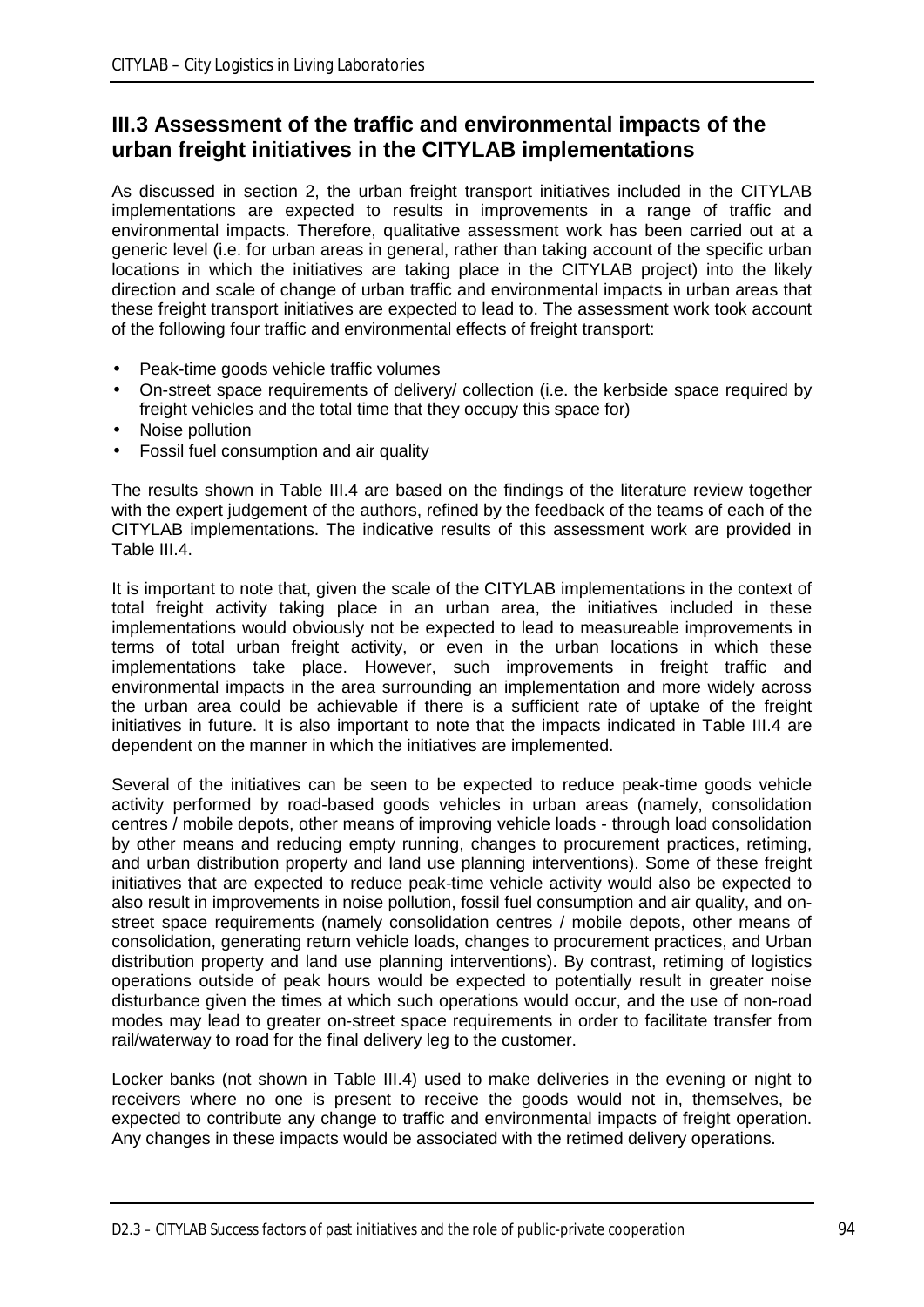## III.3 Assessment of the traffic and environmental impacts of the urban freight initiatives in the CITYLAB implementations

As discussed in section 2, the urban freight transport initiatives included in the CITYLAB implementations are expected to results in improvements in a range of traffic and environmental impacts. Therefore, qualitative assessment work has been carried out at a generic level (i.e. for urban areas in general, rather than taking account of the specific urban locations in which the initiatives are taking place in the CITYLAB project) into the likely direction and scale of change of urban traffic and environmental impacts in urban areas that these freight transport initiatives are expected to lead to. The assessment work took account of the following four traffic and environmental effects of freight transport:

- Peak-time goods vehicle traffic volumes
- On-street space requirements of delivery/ collection (i.e. the kerbside space required by freight vehicles and the total time that they occupy this space for)
- Noise pollution
- Fossil fuel consumption and air quality

The results shown in Table III.4 are based on the findings of the literature review together with the expert judgement of the authors, refined by the feedback of the teams of each of the CITYLAB implementations. The indicative results of this assessment work are provided in Table III.4.

It is important to note that, given the scale of the CITYLAB implementations in the context of total freight activity taking place in an urban area, the initiatives included in these implementations would obviously not be expected to lead to measureable improvements in terms of total urban freight activity, or even in the urban locations in which these implementations take place. However, such improvements in freight traffic and environmental impacts in the area surrounding an implementation and more widely across the urban area could be achievable if there is a sufficient rate of uptake of the freight initiatives in future. It is also important to note that the impacts indicated in Table III.4 are dependent on the manner in which the initiatives are implemented.

Several of the initiatives can be seen to be expected to reduce peak-time goods vehicle activity performed by road-based goods vehicles in urban areas (namely, consolidation centres / mobile depots, other means of improving vehicle loads - through load consolidation by other means and reducing empty running, changes to procurement practices, retiming, and urban distribution property and land use planning interventions). Some of these freight initiatives that are expected to reduce peak-time vehicle activity would also be expected to also result in improvements in noise pollution, fossil fuel consumption and air quality, and on-street space requirements (namely consolidation centres / mobile depots, other means of consolidation, generating return vehicle loads, changes to procurement practices, and Urban distribution property and land use planning interventions). By contrast, retiming of logistics operations outside of peak hours would be expected to potentially result in greater noise disturbance given the times at which such operations would occur, and the use of non-road modes may lead to greater on-street space requirements in order to facilitate transfer from rail/waterway to road for the final delivery leg to the customer.

Locker banks (not shown in Table III.4) used to make deliveries in the evening or night to receivers where no one is present to receive the goods would not in, themselves, be expected to contribute any change to traffic and environmental impacts of freight operation. Any changes in these impacts would be associated with the retimed delivery operations.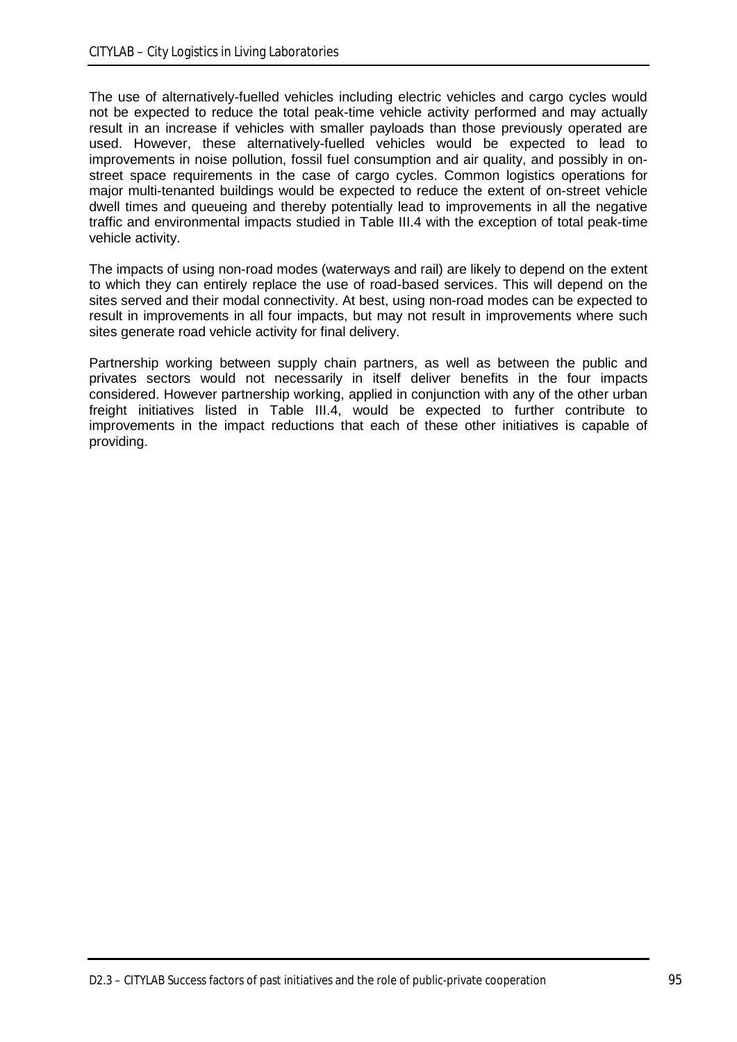The use of alternatively-fuelled vehicles including electric vehicles and cargo cycles would not be expected to reduce the total peak-time vehicle activity performed and may actually result in an increase if vehicles with smaller payloads than those previously operated are used. However, these alternatively-fuelled vehicles would be expected to lead to improvements in noise pollution, fossil fuel consumption and air quality, and possibly in on-street space requirements in the case of cargo cycles. Common logistics operations for major multi-tenanted buildings would be expected to reduce the extent of on-street vehicle dwell times and queueing and thereby potentially lead to improvements in all the negative traffic and environmental impacts studied in Table III.4 with the exception of total peak-time vehicle activity.

The impacts of using non-road modes (waterways and rail) are likely to depend on the extent to which they can entirely replace the use of road-based services. This will depend on the sites served and their modal connectivity. At best, using non-road modes can be expected to result in improvements in all four impacts, but may not result in improvements where such sites generate road vehicle activity for final delivery.

Partnership working between supply chain partners, as well as between the public and privates sectors would not necessarily in itself deliver benefits in the four impacts considered. However partnership working, applied in conjunction with any of the other urban freight initiatives listed in Table III.4, would be expected to further contribute to improvements in the impact reductions that each of these other initiatives is capable of providing.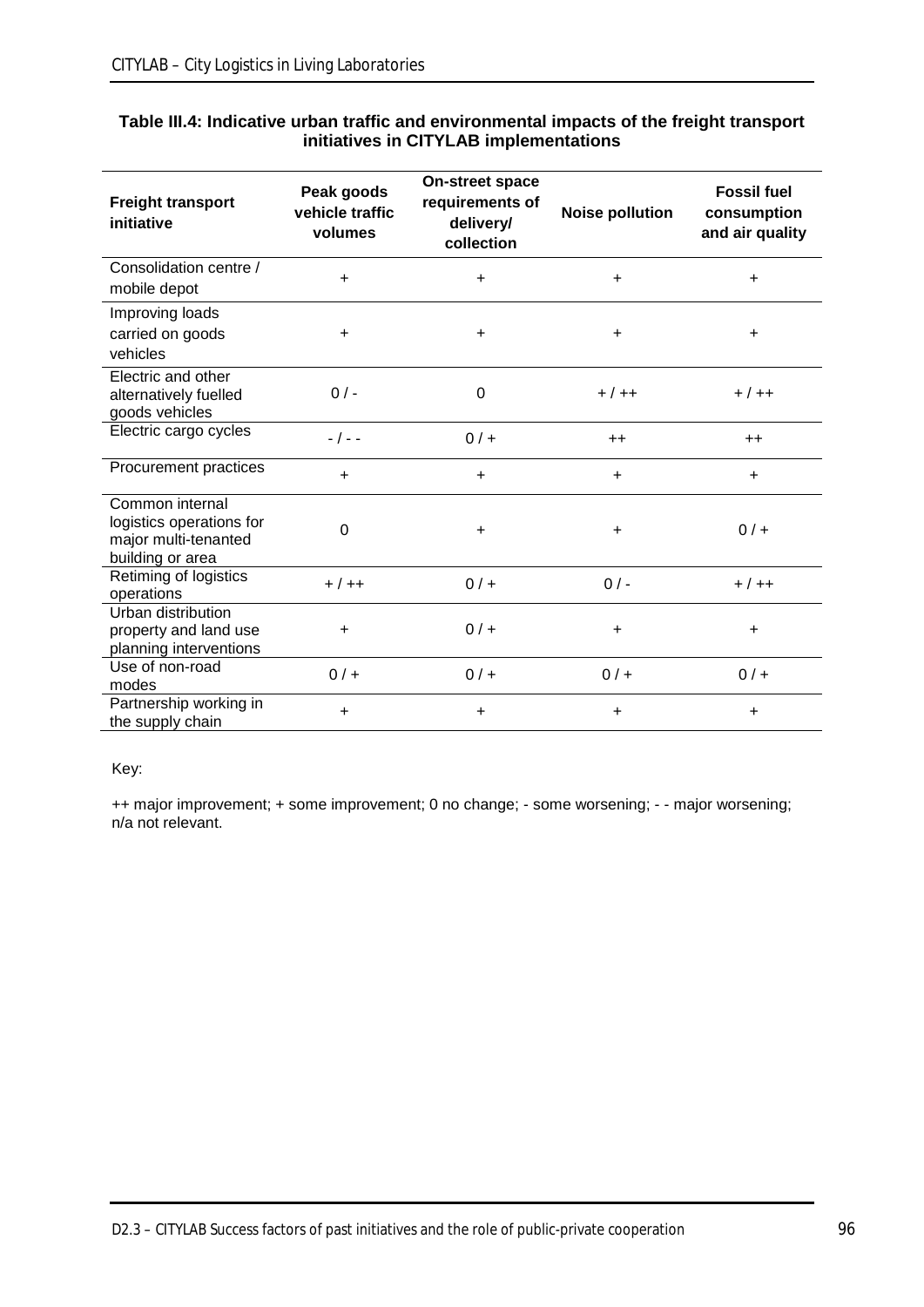**Table III.4: Indicative urban traffic and environmental impacts of the freight transport initiatives in CITYLAB implementations**

| Freight transport initiative | Peak goods vehicle traffic volumes | On-street space requirements of delivery/ collection | Noise pollution | Fossil fuel consumption and air quality |
|---|---|---|---|---|
| Consolidation centre / mobile depot | + | + | + | + |
| Improving loads carried on goods vehicles | + | + | + | + |
| Electric and other alternatively fuelled goods vehicles | 0 / - | 0 | + / ++ | + / ++ |
| Electric cargo cycles | - / - - | 0 / + | ++ | ++ |
| Procurement practices | + | + | + | + |
| Common internal logistics operations for major multi-tenanted building or area | 0 | + | + | 0 / + |
| Retiming of logistics operations | + / ++ | 0 / + | 0 / - | + / ++ |
| Urban distribution property and land use planning interventions | + | 0 / + | + | + |
| Use of non-road modes | 0 / + | 0 / + | 0 / + | 0 / + |
| Partnership working in the supply chain | + | + | + | + |

Key:

++ major improvement; + some improvement; 0 no change; - some worsening; - - major worsening; n/a not relevant.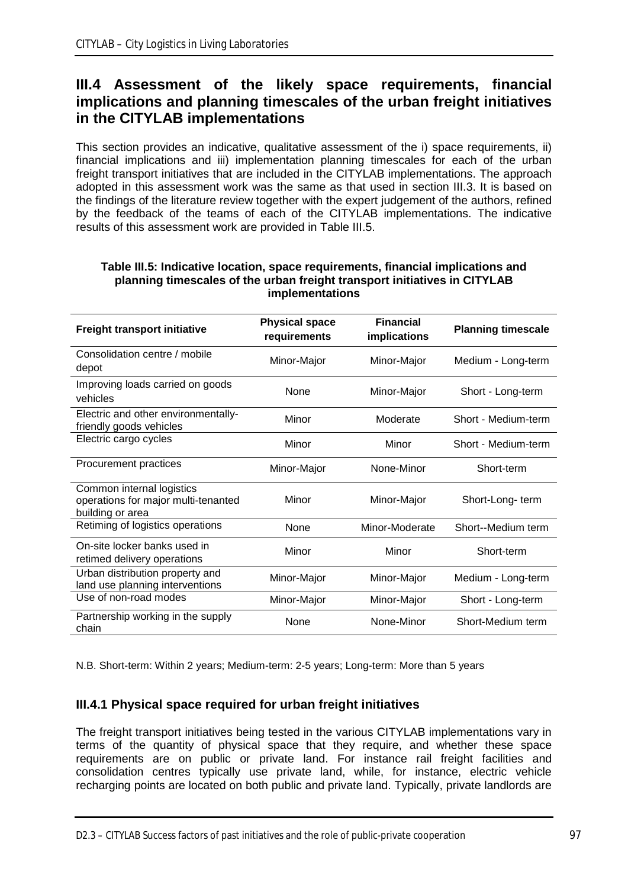## III.4 Assessment of the likely space requirements, financial implications and planning timescales of the urban freight initiatives in the CITYLAB implementations

This section provides an indicative, qualitative assessment of the i) space requirements, ii) financial implications and iii) implementation planning timescales for each of the urban freight transport initiatives that are included in the CITYLAB implementations. The approach adopted in this assessment work was the same as that used in section III.3. It is based on the findings of the literature review together with the expert judgement of the authors, refined by the feedback of the teams of each of the CITYLAB implementations. The indicative results of this assessment work are provided in Table III.5.

**Table III.5: Indicative location, space requirements, financial implications and planning timescales of the urban freight transport initiatives in CITYLAB implementations**

| Freight transport initiative | Physical space requirements | Financial implications | Planning timescale |
|---|---|---|---|
| Consolidation centre / mobile depot | Minor-Major | Minor-Major | Medium - Long-term |
| Improving loads carried on goods vehicles | None | Minor-Major | Short - Long-term |
| Electric and other environmentally-friendly goods vehicles | Minor | Moderate | Short - Medium-term |
| Electric cargo cycles | Minor | Minor | Short - Medium-term |
| Procurement practices | Minor-Major | None-Minor | Short-term |
| Common internal logistics operations for major multi-tenanted building or area | Minor | Minor-Major | Short-Long- term |
| Retiming of logistics operations | None | Minor-Moderate | Short--Medium term |
| On-site locker banks used in retimed delivery operations | Minor | Minor | Short-term |
| Urban distribution property and land use planning interventions | Minor-Major | Minor-Major | Medium - Long-term |
| Use of non-road modes | Minor-Major | Minor-Major | Short - Long-term |
| Partnership working in the supply chain | None | None-Minor | Short-Medium term |

N.B. Short-term: Within 2 years; Medium-term: 2-5 years; Long-term: More than 5 years

### III.4.1 Physical space required for urban freight initiatives

The freight transport initiatives being tested in the various CITYLAB implementations vary in terms of the quantity of physical space that they require, and whether these space requirements are on public or private land. For instance rail freight facilities and consolidation centres typically use private land, while, for instance, electric vehicle recharging points are located on both public and private land. Typically, private landlords are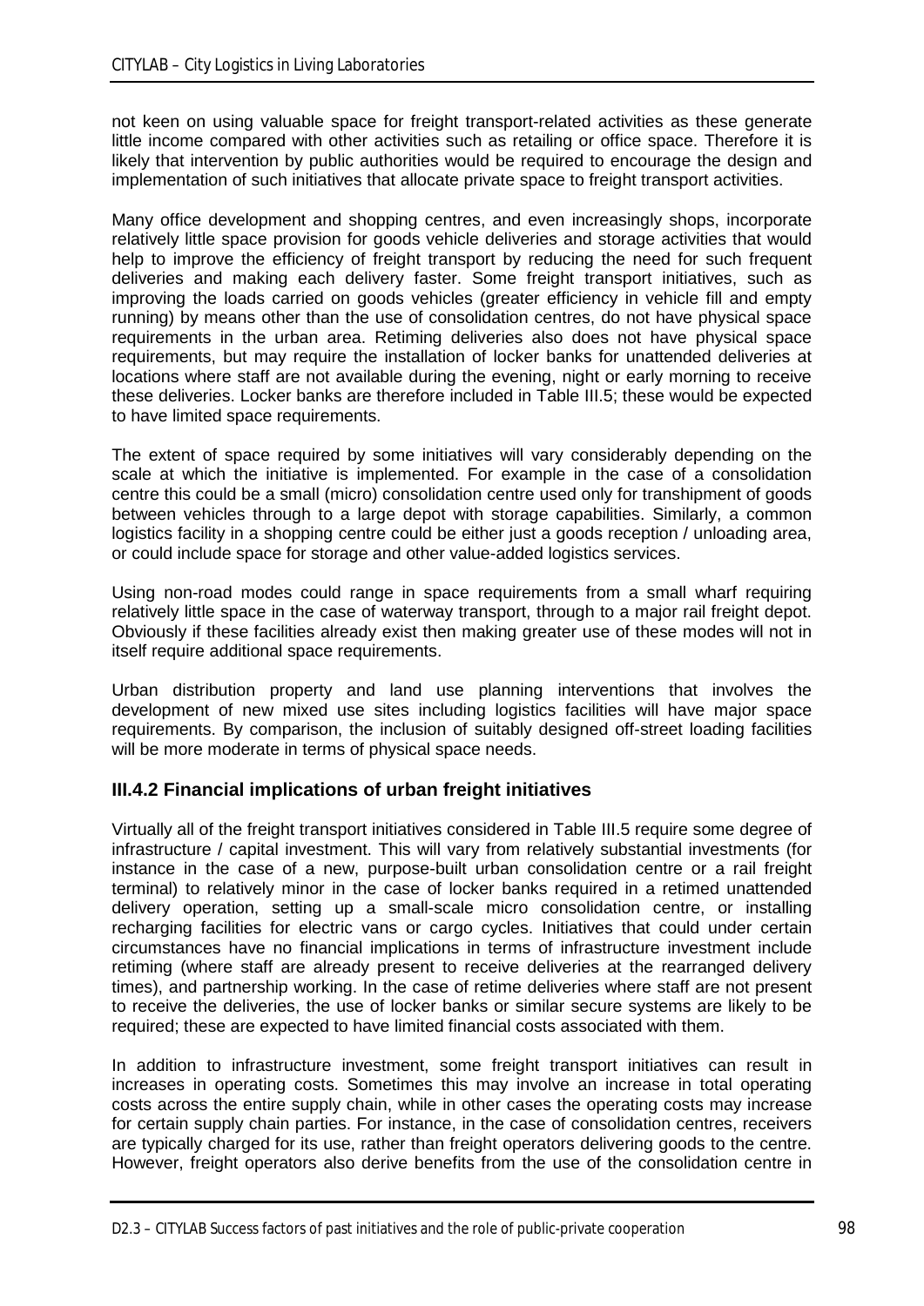not keen on using valuable space for freight transport-related activities as these generate little income compared with other activities such as retailing or office space. Therefore it is likely that intervention by public authorities would be required to encourage the design and implementation of such initiatives that allocate private space to freight transport activities.

Many office development and shopping centres, and even increasingly shops, incorporate relatively little space provision for goods vehicle deliveries and storage activities that would help to improve the efficiency of freight transport by reducing the need for such frequent deliveries and making each delivery faster. Some freight transport initiatives, such as improving the loads carried on goods vehicles (greater efficiency in vehicle fill and empty running) by means other than the use of consolidation centres, do not have physical space requirements in the urban area. Retiming deliveries also does not have physical space requirements, but may require the installation of locker banks for unattended deliveries at locations where staff are not available during the evening, night or early morning to receive these deliveries. Locker banks are therefore included in Table III.5; these would be expected to have limited space requirements.

The extent of space required by some initiatives will vary considerably depending on the scale at which the initiative is implemented. For example in the case of a consolidation centre this could be a small (micro) consolidation centre used only for transhipment of goods between vehicles through to a large depot with storage capabilities. Similarly, a common logistics facility in a shopping centre could be either just a goods reception / unloading area, or could include space for storage and other value-added logistics services.

Using non-road modes could range in space requirements from a small wharf requiring relatively little space in the case of waterway transport, through to a major rail freight depot. Obviously if these facilities already exist then making greater use of these modes will not in itself require additional space requirements.

Urban distribution property and land use planning interventions that involves the development of new mixed use sites including logistics facilities will have major space requirements. By comparison, the inclusion of suitably designed off-street loading facilities will be more moderate in terms of physical space needs.

### III.4.2 Financial implications of urban freight initiatives

Virtually all of the freight transport initiatives considered in Table III.5 require some degree of infrastructure / capital investment. This will vary from relatively substantial investments (for instance in the case of a new, purpose-built urban consolidation centre or a rail freight terminal) to relatively minor in the case of locker banks required in a retimed unattended delivery operation, setting up a small-scale micro consolidation centre, or installing recharging facilities for electric vans or cargo cycles. Initiatives that could under certain circumstances have no financial implications in terms of infrastructure investment include retiming (where staff are already present to receive deliveries at the rearranged delivery times), and partnership working. In the case of retime deliveries where staff are not present to receive the deliveries, the use of locker banks or similar secure systems are likely to be required; these are expected to have limited financial costs associated with them.

In addition to infrastructure investment, some freight transport initiatives can result in increases in operating costs. Sometimes this may involve an increase in total operating costs across the entire supply chain, while in other cases the operating costs may increase for certain supply chain parties. For instance, in the case of consolidation centres, receivers are typically charged for its use, rather than freight operators delivering goods to the centre. However, freight operators also derive benefits from the use of the consolidation centre in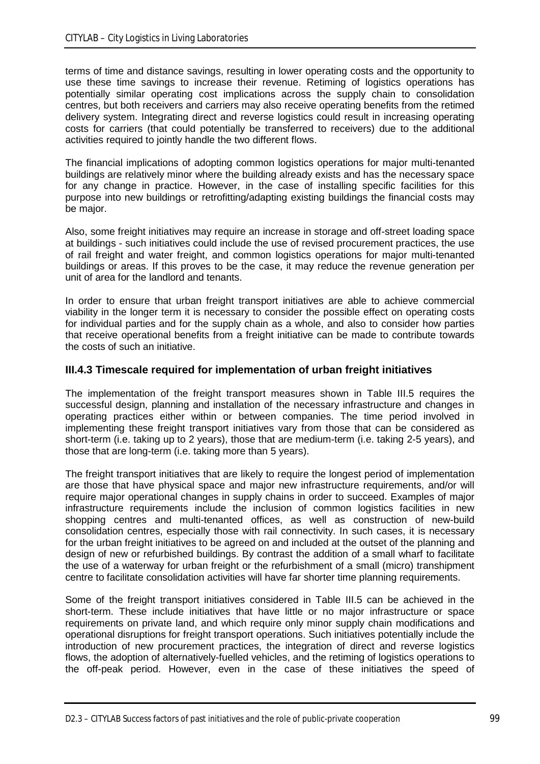terms of time and distance savings, resulting in lower operating costs and the opportunity to use these time savings to increase their revenue. Retiming of logistics operations has potentially similar operating cost implications across the supply chain to consolidation centres, but both receivers and carriers may also receive operating benefits from the retimed delivery system. Integrating direct and reverse logistics could result in increasing operating costs for carriers (that could potentially be transferred to receivers) due to the additional activities required to jointly handle the two different flows.

The financial implications of adopting common logistics operations for major multi-tenanted buildings are relatively minor where the building already exists and has the necessary space for any change in practice. However, in the case of installing specific facilities for this purpose into new buildings or retrofitting/adapting existing buildings the financial costs may be major.

Also, some freight initiatives may require an increase in storage and off-street loading space at buildings - such initiatives could include the use of revised procurement practices, the use of rail freight and water freight, and common logistics operations for major multi-tenanted buildings or areas. If this proves to be the case, it may reduce the revenue generation per unit of area for the landlord and tenants.

In order to ensure that urban freight transport initiatives are able to achieve commercial viability in the longer term it is necessary to consider the possible effect on operating costs for individual parties and for the supply chain as a whole, and also to consider how parties that receive operational benefits from a freight initiative can be made to contribute towards the costs of such an initiative.

### III.4.3 Timescale required for implementation of urban freight initiatives

The implementation of the freight transport measures shown in Table III.5 requires the successful design, planning and installation of the necessary infrastructure and changes in operating practices either within or between companies. The time period involved in implementing these freight transport initiatives vary from those that can be considered as short-term (i.e. taking up to 2 years), those that are medium-term (i.e. taking 2-5 years), and those that are long-term (i.e. taking more than 5 years).

The freight transport initiatives that are likely to require the longest period of implementation are those that have physical space and major new infrastructure requirements, and/or will require major operational changes in supply chains in order to succeed. Examples of major infrastructure requirements include the inclusion of common logistics facilities in new shopping centres and multi-tenanted offices, as well as construction of new-build consolidation centres, especially those with rail connectivity. In such cases, it is necessary for the urban freight initiatives to be agreed on and included at the outset of the planning and design of new or refurbished buildings. By contrast the addition of a small wharf to facilitate the use of a waterway for urban freight or the refurbishment of a small (micro) transhipment centre to facilitate consolidation activities will have far shorter time planning requirements.

Some of the freight transport initiatives considered in Table III.5 can be achieved in the short-term. These include initiatives that have little or no major infrastructure or space requirements on private land, and which require only minor supply chain modifications and operational disruptions for freight transport operations. Such initiatives potentially include the introduction of new procurement practices, the integration of direct and reverse logistics flows, the adoption of alternatively-fuelled vehicles, and the retiming of logistics operations to the off-peak period. However, even in the case of these initiatives the speed of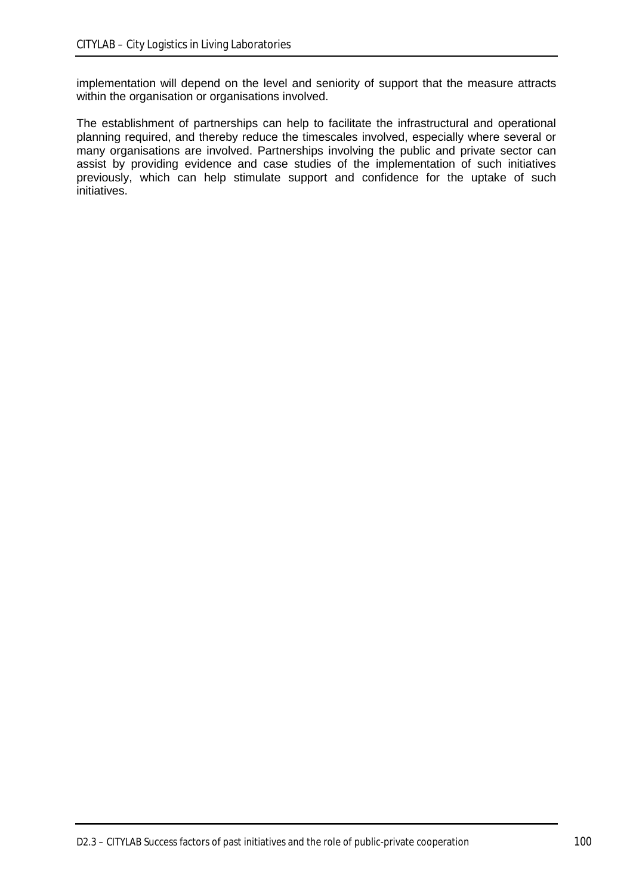implementation will depend on the level and seniority of support that the measure attracts within the organisation or organisations involved.

The establishment of partnerships can help to facilitate the infrastructural and operational planning required, and thereby reduce the timescales involved, especially where several or many organisations are involved. Partnerships involving the public and private sector can assist by providing evidence and case studies of the implementation of such initiatives previously, which can help stimulate support and confidence for the uptake of such initiatives.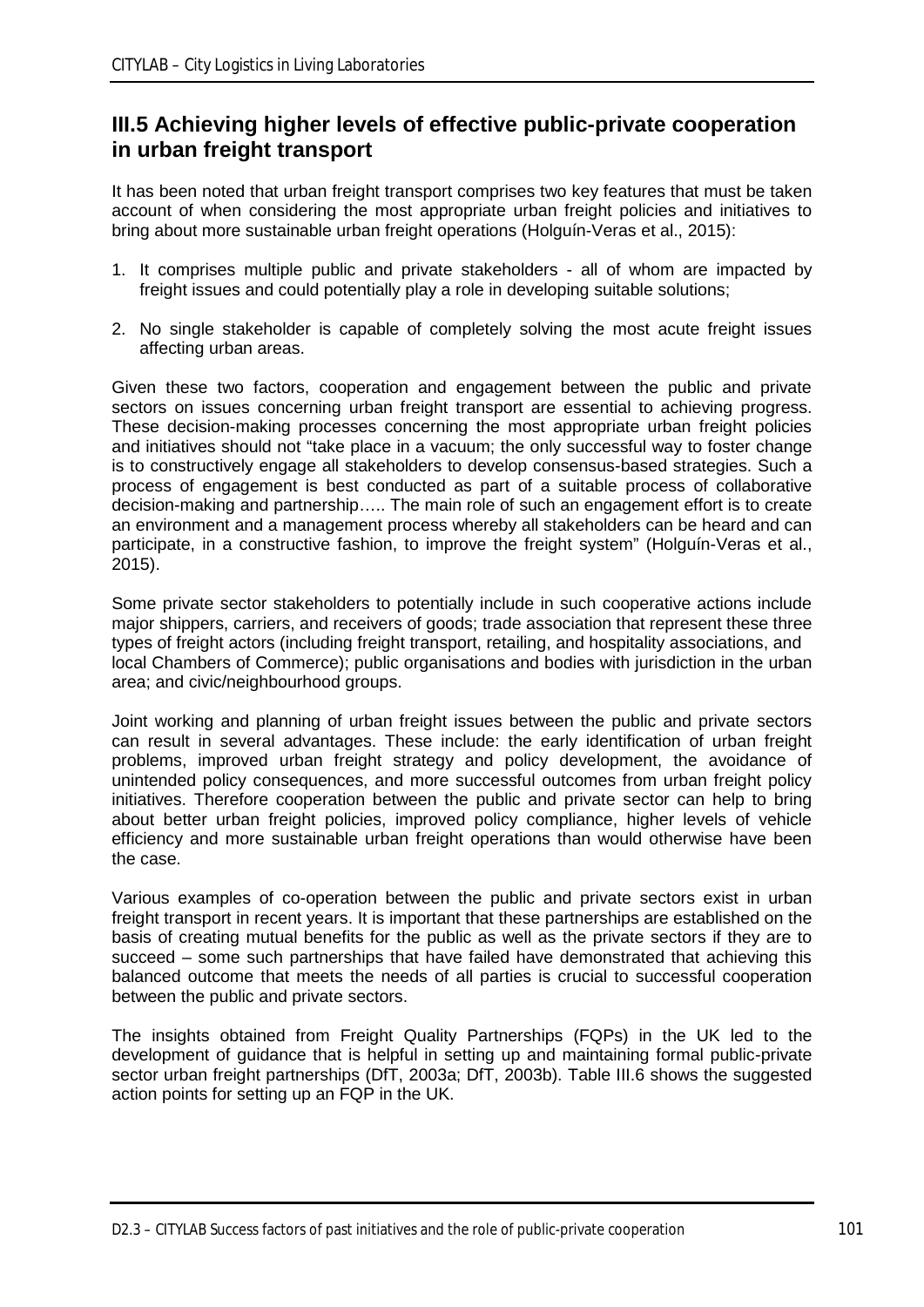## III.5 Achieving higher levels of effective public-private cooperation in urban freight transport

It has been noted that urban freight transport comprises two key features that must be taken account of when considering the most appropriate urban freight policies and initiatives to bring about more sustainable urban freight operations (Holguín-Veras et al., 2015):

1. It comprises multiple public and private stakeholders - all of whom are impacted by freight issues and could potentially play a role in developing suitable solutions;

2. No single stakeholder is capable of completely solving the most acute freight issues affecting urban areas.

Given these two factors, cooperation and engagement between the public and private sectors on issues concerning urban freight transport are essential to achieving progress. These decision-making processes concerning the most appropriate urban freight policies and initiatives should not "take place in a vacuum; the only successful way to foster change is to constructively engage all stakeholders to develop consensus-based strategies. Such a process of engagement is best conducted as part of a suitable process of collaborative decision-making and partnership….. The main role of such an engagement effort is to create an environment and a management process whereby all stakeholders can be heard and can participate, in a constructive fashion, to improve the freight system" (Holguín-Veras et al., 2015).

Some private sector stakeholders to potentially include in such cooperative actions include major shippers, carriers, and receivers of goods; trade association that represent these three types of freight actors (including freight transport, retailing, and hospitality associations, and local Chambers of Commerce); public organisations and bodies with jurisdiction in the urban area; and civic/neighbourhood groups.

Joint working and planning of urban freight issues between the public and private sectors can result in several advantages. These include: the early identification of urban freight problems, improved urban freight strategy and policy development, the avoidance of unintended policy consequences, and more successful outcomes from urban freight policy initiatives. Therefore cooperation between the public and private sector can help to bring about better urban freight policies, improved policy compliance, higher levels of vehicle efficiency and more sustainable urban freight operations than would otherwise have been the case.

Various examples of co-operation between the public and private sectors exist in urban freight transport in recent years. It is important that these partnerships are established on the basis of creating mutual benefits for the public as well as the private sectors if they are to succeed – some such partnerships that have failed have demonstrated that achieving this balanced outcome that meets the needs of all parties is crucial to successful cooperation between the public and private sectors.

The insights obtained from Freight Quality Partnerships (FQPs) in the UK led to the development of guidance that is helpful in setting up and maintaining formal public-private sector urban freight partnerships (DfT, 2003a; DfT, 2003b). Table III.6 shows the suggested action points for setting up an FQP in the UK.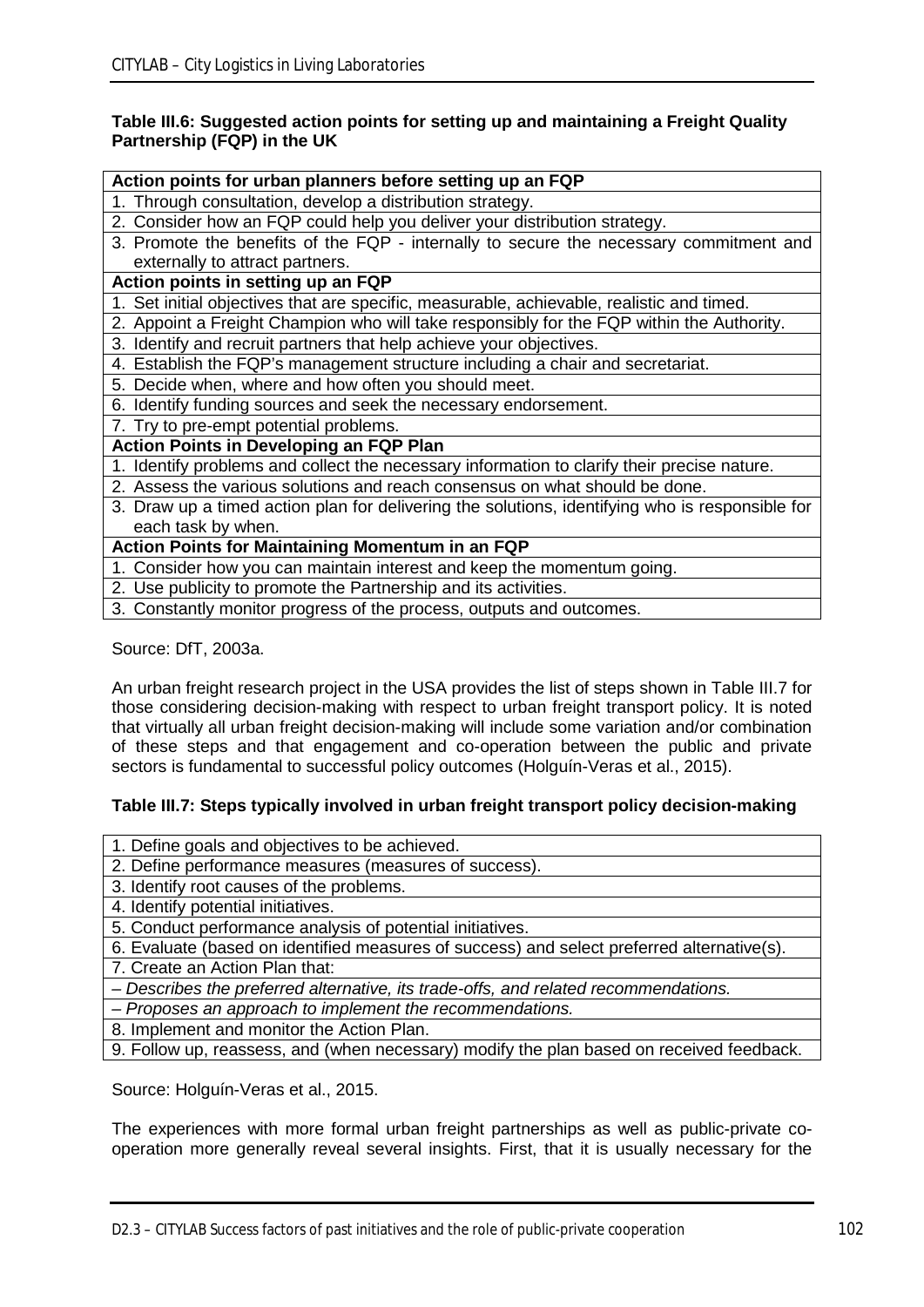**Table III.6: Suggested action points for setting up and maintaining a Freight Quality Partnership (FQP) in the UK**

| **Action points for urban planners before setting up an FQP** |
|---|
| 1. Through consultation, develop a distribution strategy. |
| 2. Consider how an FQP could help you deliver your distribution strategy. |
| 3. Promote the benefits of the FQP - internally to secure the necessary commitment and externally to attract partners. |
| **Action points in setting up an FQP** |
| 1. Set initial objectives that are specific, measurable, achievable, realistic and timed. |
| 2. Appoint a Freight Champion who will take responsibly for the FQP within the Authority. |
| 3. Identify and recruit partners that help achieve your objectives. |
| 4. Establish the FQP's management structure including a chair and secretariat. |
| 5. Decide when, where and how often you should meet. |
| 6. Identify funding sources and seek the necessary endorsement. |
| 7. Try to pre-empt potential problems. |
| **Action Points in Developing an FQP Plan** |
| 1. Identify problems and collect the necessary information to clarify their precise nature. |
| 2. Assess the various solutions and reach consensus on what should be done. |
| 3. Draw up a timed action plan for delivering the solutions, identifying who is responsible for each task by when. |
| **Action Points for Maintaining Momentum in an FQP** |
| 1. Consider how you can maintain interest and keep the momentum going. |
| 2. Use publicity to promote the Partnership and its activities. |
| 3. Constantly monitor progress of the process, outputs and outcomes. |

Source: DfT, 2003a.

An urban freight research project in the USA provides the list of steps shown in Table III.7 for those considering decision-making with respect to urban freight transport policy. It is noted that virtually all urban freight decision-making will include some variation and/or combination of these steps and that engagement and co-operation between the public and private sectors is fundamental to successful policy outcomes (Holguín-Veras et al., 2015).

**Table III.7: Steps typically involved in urban freight transport policy decision-making**

| 1. Define goals and objectives to be achieved. |
|---|
| 2. Define performance measures (measures of success). |
| 3. Identify root causes of the problems. |
| 4. Identify potential initiatives. |
| 5. Conduct performance analysis of potential initiatives. |
| 6. Evaluate (based on identified measures of success) and select preferred alternative(s). |
| 7. Create an Action Plan that: |
| *– Describes the preferred alternative, its trade-offs, and related recommendations.* |
| *– Proposes an approach to implement the recommendations.* |
| 8. Implement and monitor the Action Plan. |
| 9. Follow up, reassess, and (when necessary) modify the plan based on received feedback. |

Source: Holguín-Veras et al., 2015.

The experiences with more formal urban freight partnerships as well as public-private co-operation more generally reveal several insights. First, that it is usually necessary for the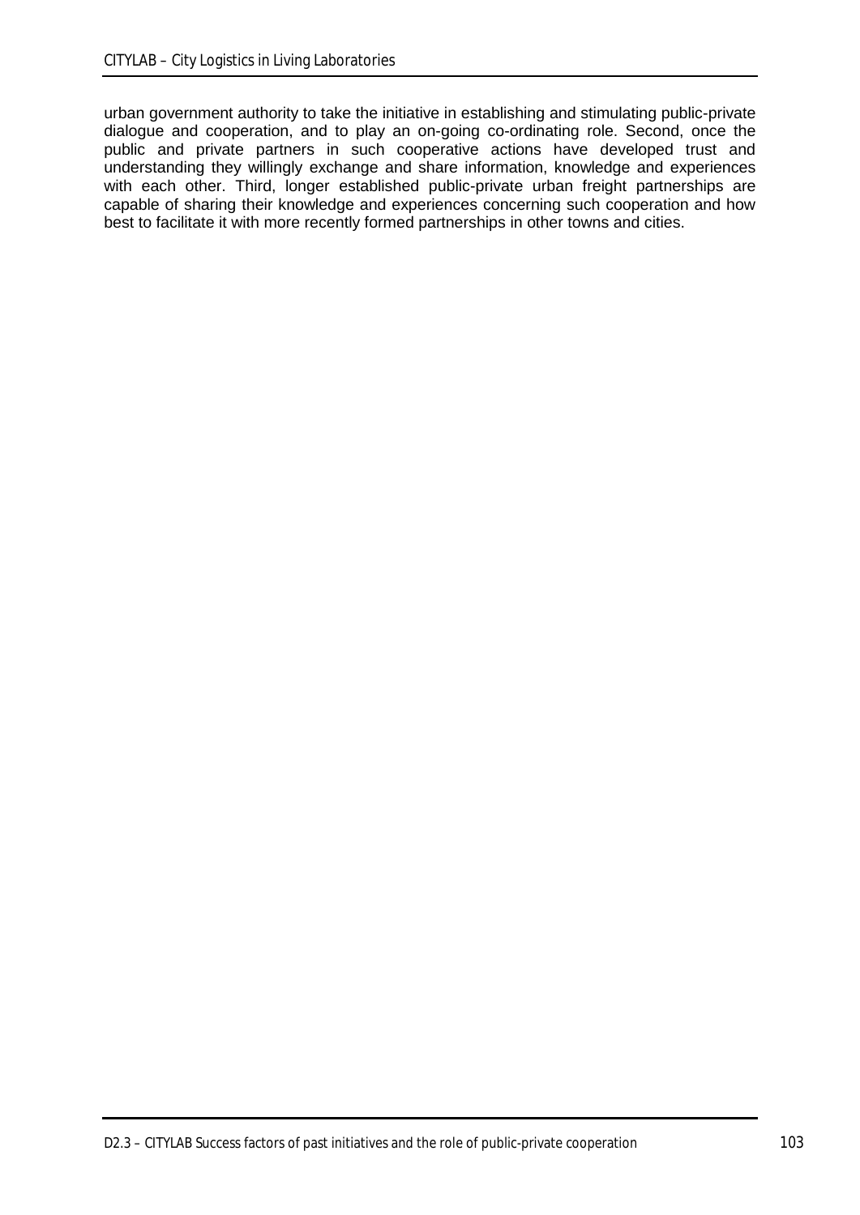urban government authority to take the initiative in establishing and stimulating public-private dialogue and cooperation, and to play an on-going co-ordinating role. Second, once the public and private partners in such cooperative actions have developed trust and understanding they willingly exchange and share information, knowledge and experiences with each other. Third, longer established public-private urban freight partnerships are capable of sharing their knowledge and experiences concerning such cooperation and how best to facilitate it with more recently formed partnerships in other towns and cities.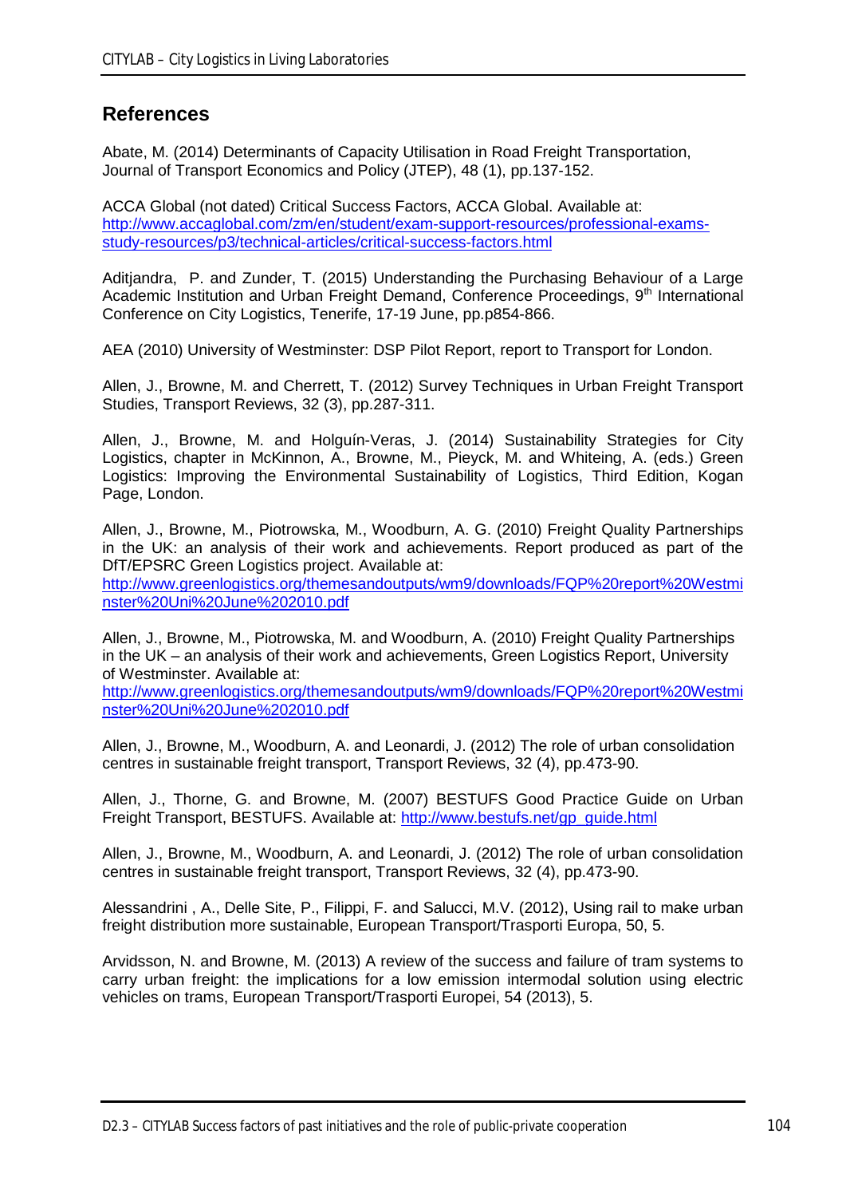## References

Abate, M. (2014) Determinants of Capacity Utilisation in Road Freight Transportation, Journal of Transport Economics and Policy (JTEP), 48 (1), pp.137-152.

ACCA Global (not dated) Critical Success Factors, ACCA Global. Available at: http://www.accaglobal.com/zm/en/student/exam-support-resources/professional-exams-study-resources/p3/technical-articles/critical-success-factors.html

Aditjandra, P. and Zunder, T. (2015) Understanding the Purchasing Behaviour of a Large Academic Institution and Urban Freight Demand, Conference Proceedings, 9th International Conference on City Logistics, Tenerife, 17-19 June, pp.p854-866.

AEA (2010) University of Westminster: DSP Pilot Report, report to Transport for London.

Allen, J., Browne, M. and Cherrett, T. (2012) Survey Techniques in Urban Freight Transport Studies, Transport Reviews, 32 (3), pp.287-311.

Allen, J., Browne, M. and Holguín-Veras, J. (2014) Sustainability Strategies for City Logistics, chapter in McKinnon, A., Browne, M., Pieyck, M. and Whiteing, A. (eds.) Green Logistics: Improving the Environmental Sustainability of Logistics, Third Edition, Kogan Page, London.

Allen, J., Browne, M., Piotrowska, M., Woodburn, A. G. (2010) Freight Quality Partnerships in the UK: an analysis of their work and achievements. Report produced as part of the DfT/EPSRC Green Logistics project. Available at: http://www.greenlogistics.org/themesandoutputs/wm9/downloads/FQP%20report%20Westminster%20Uni%20June%202010.pdf

Allen, J., Browne, M., Piotrowska, M. and Woodburn, A. (2010) Freight Quality Partnerships in the UK – an analysis of their work and achievements, Green Logistics Report, University of Westminster. Available at: http://www.greenlogistics.org/themesandoutputs/wm9/downloads/FQP%20report%20Westminster%20Uni%20June%202010.pdf

Allen, J., Browne, M., Woodburn, A. and Leonardi, J. (2012) The role of urban consolidation centres in sustainable freight transport, Transport Reviews, 32 (4), pp.473-90.

Allen, J., Thorne, G. and Browne, M. (2007) BESTUFS Good Practice Guide on Urban Freight Transport, BESTUFS. Available at: http://www.bestufs.net/gp_guide.html

Allen, J., Browne, M., Woodburn, A. and Leonardi, J. (2012) The role of urban consolidation centres in sustainable freight transport, Transport Reviews, 32 (4), pp.473-90.

Alessandrini , A., Delle Site, P., Filippi, F. and Salucci, M.V. (2012), Using rail to make urban freight distribution more sustainable, European Transport/Trasporti Europa, 50, 5.

Arvidsson, N. and Browne, M. (2013) A review of the success and failure of tram systems to carry urban freight: the implications for a low emission intermodal solution using electric vehicles on trams, European Transport/Trasporti Europei, 54 (2013), 5.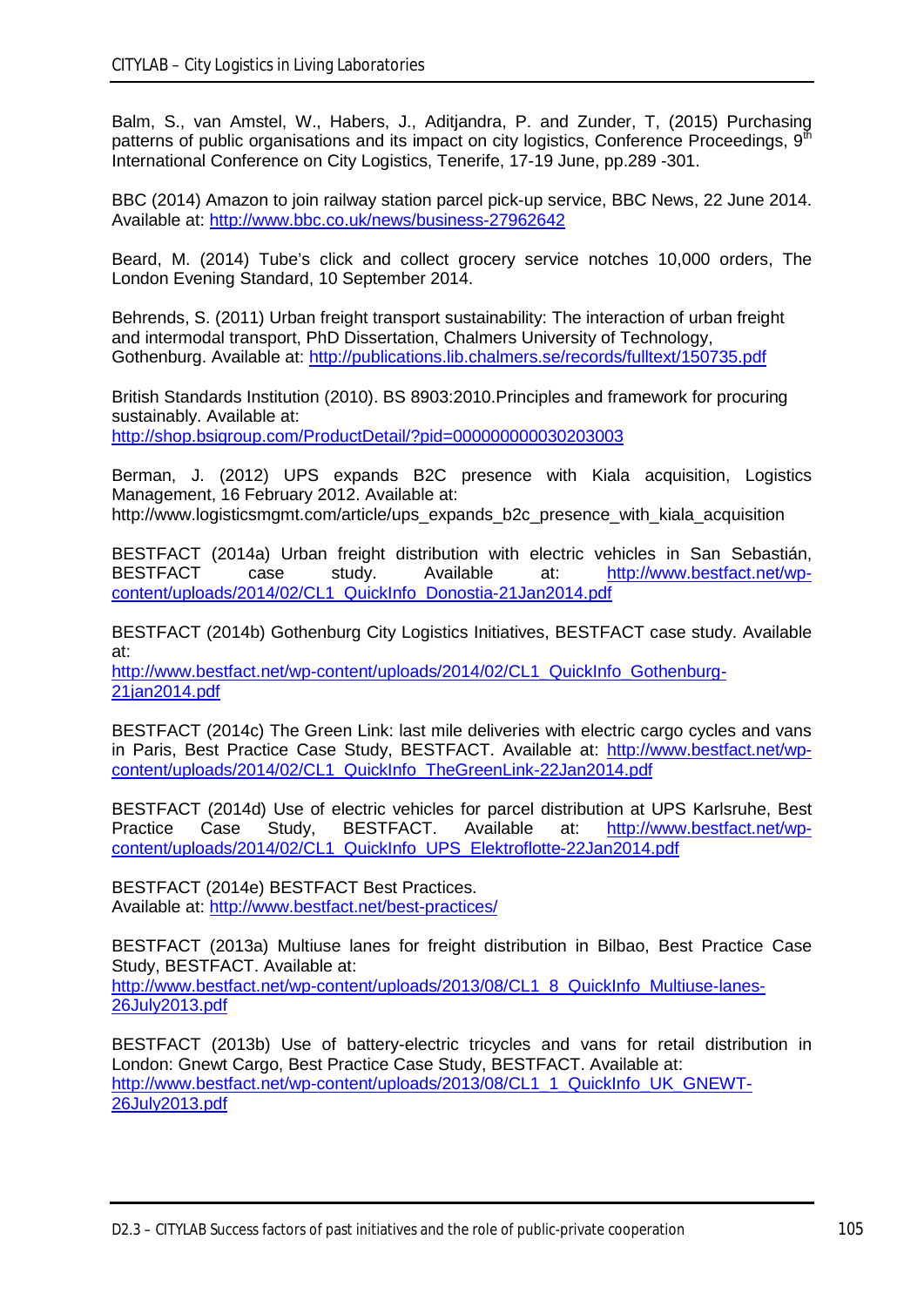Balm, S., van Amstel, W., Habers, J., Aditjandra, P. and Zunder, T, (2015) Purchasing patterns of public organisations and its impact on city logistics, Conference Proceedings, 9th International Conference on City Logistics, Tenerife, 17-19 June, pp.289 -301.

BBC (2014) Amazon to join railway station parcel pick-up service, BBC News, 22 June 2014. Available at: http://www.bbc.co.uk/news/business-27962642

Beard, M. (2014) Tube's click and collect grocery service notches 10,000 orders, The London Evening Standard, 10 September 2014.

Behrends, S. (2011) Urban freight transport sustainability: The interaction of urban freight and intermodal transport, PhD Dissertation, Chalmers University of Technology, Gothenburg. Available at: http://publications.lib.chalmers.se/records/fulltext/150735.pdf

British Standards Institution (2010). BS 8903:2010.Principles and framework for procuring sustainably. Available at: http://shop.bsigroup.com/ProductDetail/?pid=000000000030203003

Berman, J. (2012) UPS expands B2C presence with Kiala acquisition, Logistics Management, 16 February 2012. Available at: http://www.logisticsmgmt.com/article/ups_expands_b2c_presence_with_kiala_acquisition

BESTFACT (2014a) Urban freight distribution with electric vehicles in San Sebastián, BESTFACT case study. Available at: http://www.bestfact.net/wp-content/uploads/2014/02/CL1_QuickInfo_Donostia-21Jan2014.pdf

BESTFACT (2014b) Gothenburg City Logistics Initiatives, BESTFACT case study. Available at: http://www.bestfact.net/wp-content/uploads/2014/02/CL1_QuickInfo_Gothenburg-21jan2014.pdf

BESTFACT (2014c) The Green Link: last mile deliveries with electric cargo cycles and vans in Paris, Best Practice Case Study, BESTFACT. Available at: http://www.bestfact.net/wp-content/uploads/2014/02/CL1_QuickInfo_TheGreenLink-22Jan2014.pdf

BESTFACT (2014d) Use of electric vehicles for parcel distribution at UPS Karlsruhe, Best Practice Case Study, BESTFACT. Available at: http://www.bestfact.net/wp-content/uploads/2014/02/CL1_QuickInfo_UPS_Elektroflotte-22Jan2014.pdf

BESTFACT (2014e) BESTFACT Best Practices. Available at: http://www.bestfact.net/best-practices/

BESTFACT (2013a) Multiuse lanes for freight distribution in Bilbao, Best Practice Case Study, BESTFACT. Available at: http://www.bestfact.net/wp-content/uploads/2013/08/CL1_8_QuickInfo_Multiuse-lanes-26July2013.pdf

BESTFACT (2013b) Use of battery-electric tricycles and vans for retail distribution in London: Gnewt Cargo, Best Practice Case Study, BESTFACT. Available at: http://www.bestfact.net/wp-content/uploads/2013/08/CL1_1_QuickInfo_UK_GNEWT-26July2013.pdf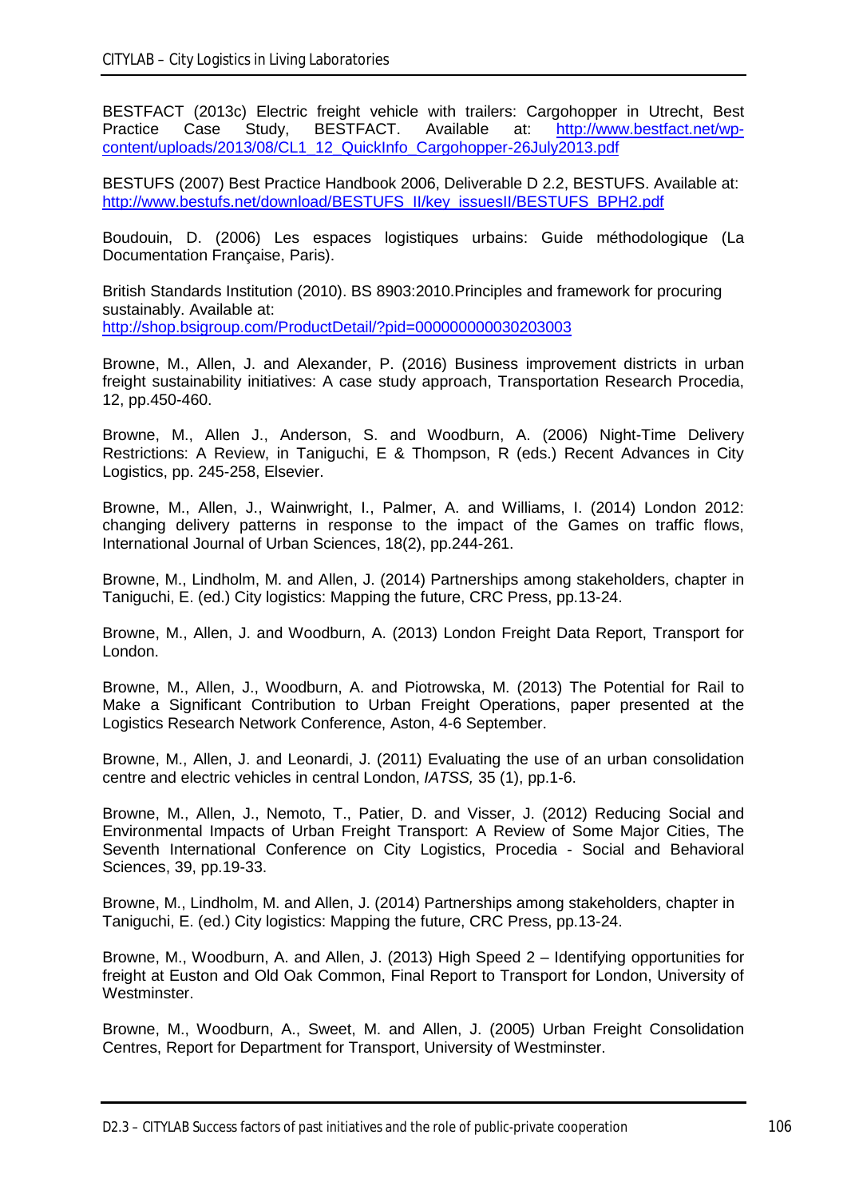BESTFACT (2013c) Electric freight vehicle with trailers: Cargohopper in Utrecht, Best Practice Case Study, BESTFACT. Available at: http://www.bestfact.net/wp-content/uploads/2013/08/CL1_12_QuickInfo_Cargohopper-26July2013.pdf

BESTUFS (2007) Best Practice Handbook 2006, Deliverable D 2.2, BESTUFS. Available at: http://www.bestufs.net/download/BESTUFS_II/key_issuesII/BESTUFS_BPH2.pdf

Boudouin, D. (2006) Les espaces logistiques urbains: Guide méthodologique (La Documentation Française, Paris).

British Standards Institution (2010). BS 8903:2010.Principles and framework for procuring sustainably. Available at: http://shop.bsigroup.com/ProductDetail/?pid=000000000030203003

Browne, M., Allen, J. and Alexander, P. (2016) Business improvement districts in urban freight sustainability initiatives: A case study approach, Transportation Research Procedia, 12, pp.450-460.

Browne, M., Allen J., Anderson, S. and Woodburn, A. (2006) Night-Time Delivery Restrictions: A Review, in Taniguchi, E & Thompson, R (eds.) Recent Advances in City Logistics, pp. 245-258, Elsevier.

Browne, M., Allen, J., Wainwright, I., Palmer, A. and Williams, I. (2014) London 2012: changing delivery patterns in response to the impact of the Games on traffic flows, International Journal of Urban Sciences, 18(2), pp.244-261.

Browne, M., Lindholm, M. and Allen, J. (2014) Partnerships among stakeholders, chapter in Taniguchi, E. (ed.) City logistics: Mapping the future, CRC Press, pp.13-24.

Browne, M., Allen, J. and Woodburn, A. (2013) London Freight Data Report, Transport for London.

Browne, M., Allen, J., Woodburn, A. and Piotrowska, M. (2013) The Potential for Rail to Make a Significant Contribution to Urban Freight Operations, paper presented at the Logistics Research Network Conference, Aston, 4-6 September.

Browne, M., Allen, J. and Leonardi, J. (2011) Evaluating the use of an urban consolidation centre and electric vehicles in central London, *IATSS,* 35 (1), pp.1-6.

Browne, M., Allen, J., Nemoto, T., Patier, D. and Visser, J. (2012) Reducing Social and Environmental Impacts of Urban Freight Transport: A Review of Some Major Cities, The Seventh International Conference on City Logistics, Procedia - Social and Behavioral Sciences, 39, pp.19-33.

Browne, M., Lindholm, M. and Allen, J. (2014) Partnerships among stakeholders, chapter in Taniguchi, E. (ed.) City logistics: Mapping the future, CRC Press, pp.13-24.

Browne, M., Woodburn, A. and Allen, J. (2013) High Speed 2 – Identifying opportunities for freight at Euston and Old Oak Common, Final Report to Transport for London, University of Westminster.

Browne, M., Woodburn, A., Sweet, M. and Allen, J. (2005) Urban Freight Consolidation Centres, Report for Department for Transport, University of Westminster.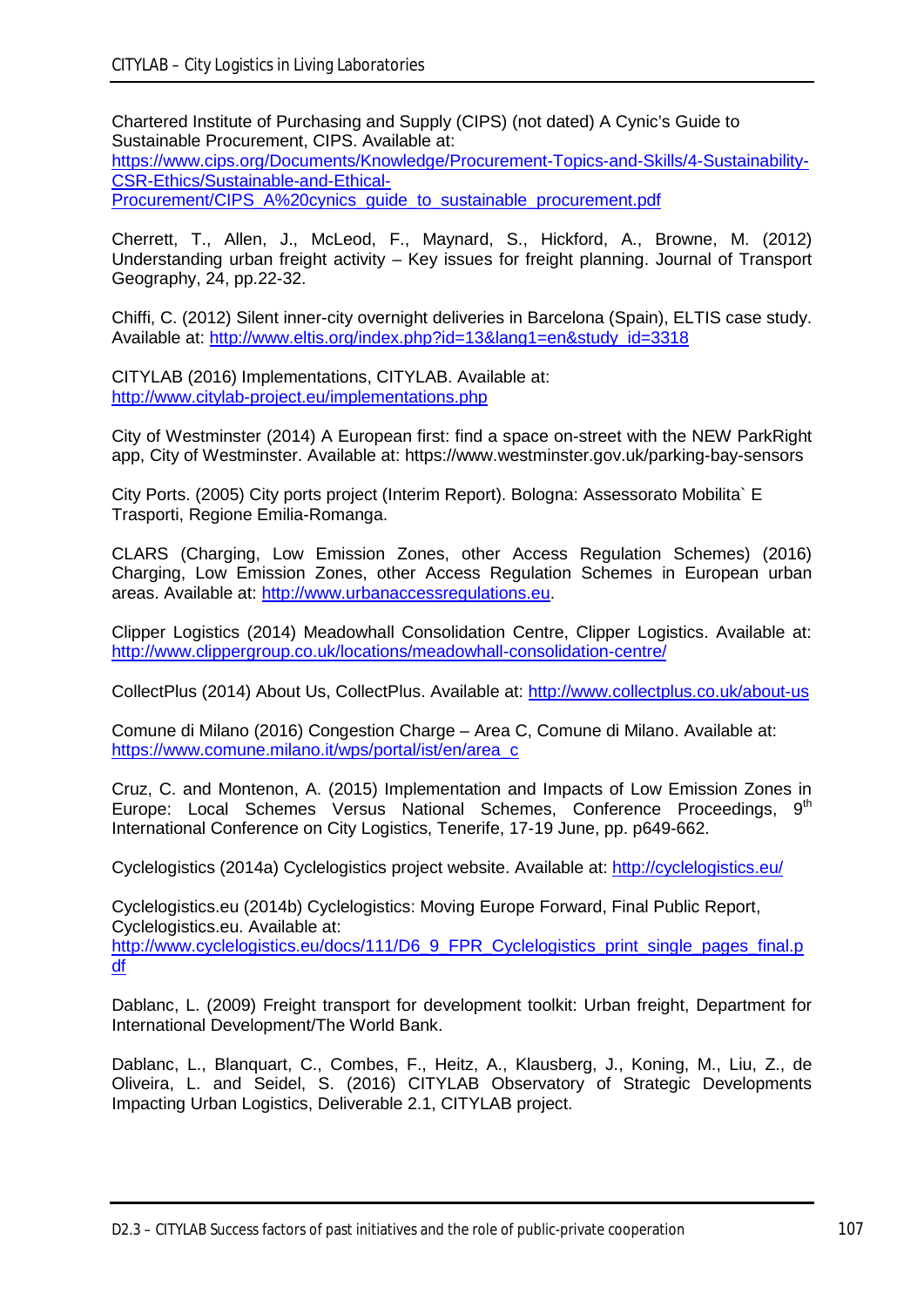Chartered Institute of Purchasing and Supply (CIPS) (not dated) A Cynic's Guide to Sustainable Procurement, CIPS. Available at: https://www.cips.org/Documents/Knowledge/Procurement-Topics-and-Skills/4-Sustainability-CSR-Ethics/Sustainable-and-Ethical-Procurement/CIPS_A%20cynics_guide_to_sustainable_procurement.pdf

Cherrett, T., Allen, J., McLeod, F., Maynard, S., Hickford, A., Browne, M. (2012) Understanding urban freight activity – Key issues for freight planning. Journal of Transport Geography, 24, pp.22-32.

Chiffi, C. (2012) Silent inner-city overnight deliveries in Barcelona (Spain), ELTIS case study. Available at: http://www.eltis.org/index.php?id=13&lang1=en&study_id=3318

CITYLAB (2016) Implementations, CITYLAB. Available at: http://www.citylab-project.eu/implementations.php

City of Westminster (2014) A European first: find a space on-street with the NEW ParkRight app, City of Westminster. Available at: https://www.westminster.gov.uk/parking-bay-sensors

City Ports. (2005) City ports project (Interim Report). Bologna: Assessorato Mobilita` E Trasporti, Regione Emilia-Romanga.

CLARS (Charging, Low Emission Zones, other Access Regulation Schemes) (2016) Charging, Low Emission Zones, other Access Regulation Schemes in European urban areas. Available at: http://www.urbanaccessregulations.eu.

Clipper Logistics (2014) Meadowhall Consolidation Centre, Clipper Logistics. Available at: http://www.clippergroup.co.uk/locations/meadowhall-consolidation-centre/

CollectPlus (2014) About Us, CollectPlus. Available at: http://www.collectplus.co.uk/about-us

Comune di Milano (2016) Congestion Charge – Area C, Comune di Milano. Available at: https://www.comune.milano.it/wps/portal/ist/en/area_c

Cruz, C. and Montenon, A. (2015) Implementation and Impacts of Low Emission Zones in Europe: Local Schemes Versus National Schemes, Conference Proceedings, 9th International Conference on City Logistics, Tenerife, 17-19 June, pp. p649-662.

Cyclelogistics (2014a) Cyclelogistics project website. Available at: http://cyclelogistics.eu/

Cyclelogistics.eu (2014b) Cyclelogistics: Moving Europe Forward, Final Public Report, Cyclelogistics.eu. Available at: http://www.cyclelogistics.eu/docs/111/D6_9_FPR_Cyclelogistics_print_single_pages_final.pdf

Dablanc, L. (2009) Freight transport for development toolkit: Urban freight, Department for International Development/The World Bank.

Dablanc, L., Blanquart, C., Combes, F., Heitz, A., Klausberg, J., Koning, M., Liu, Z., de Oliveira, L. and Seidel, S. (2016) CITYLAB Observatory of Strategic Developments Impacting Urban Logistics, Deliverable 2.1, CITYLAB project.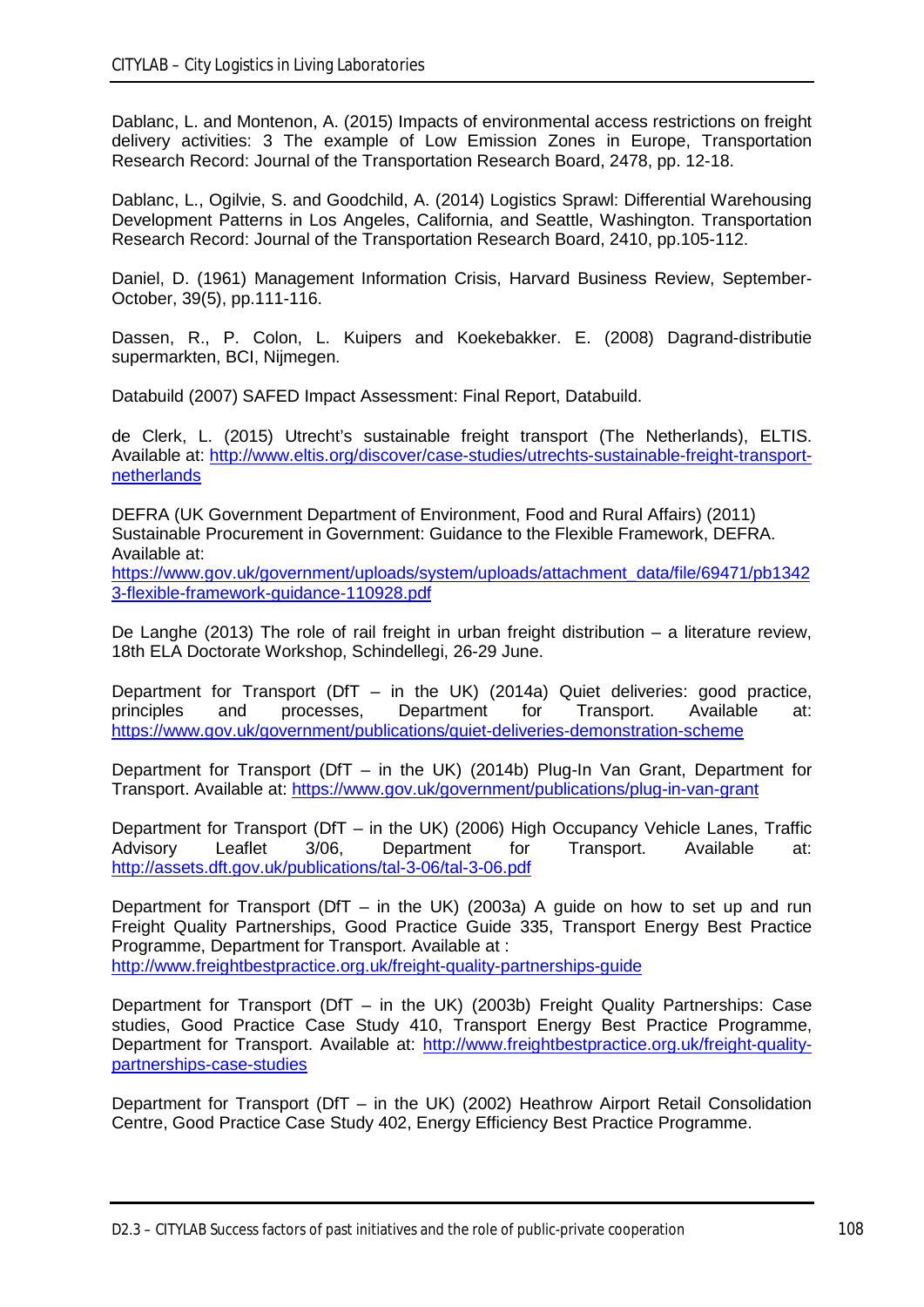Dablanc, L. and Montenon, A. (2015) Impacts of environmental access restrictions on freight delivery activities: 3 The example of Low Emission Zones in Europe, Transportation Research Record: Journal of the Transportation Research Board, 2478, pp. 12-18.

Dablanc, L., Ogilvie, S. and Goodchild, A. (2014) Logistics Sprawl: Differential Warehousing Development Patterns in Los Angeles, California, and Seattle, Washington. Transportation Research Record: Journal of the Transportation Research Board, 2410, pp.105-112.

Daniel, D. (1961) Management Information Crisis, Harvard Business Review, September-October, 39(5), pp.111-116.

Dassen, R., P. Colon, L. Kuipers and Koekebakker. E. (2008) Dagrand-distributie supermarkten, BCI, Nijmegen.

Databuild (2007) SAFED Impact Assessment: Final Report, Databuild.

de Clerk, L. (2015) Utrecht's sustainable freight transport (The Netherlands), ELTIS. Available at: http://www.eltis.org/discover/case-studies/utrechts-sustainable-freight-transport-netherlands

DEFRA (UK Government Department of Environment, Food and Rural Affairs) (2011) Sustainable Procurement in Government: Guidance to the Flexible Framework, DEFRA. Available at: https://www.gov.uk/government/uploads/system/uploads/attachment_data/file/69471/pb13423-flexible-framework-guidance-110928.pdf

De Langhe (2013) The role of rail freight in urban freight distribution – a literature review, 18th ELA Doctorate Workshop, Schindellegi, 26-29 June.

Department for Transport (DfT – in the UK) (2014a) Quiet deliveries: good practice, principles and processes, Department for Transport. Available at: https://www.gov.uk/government/publications/quiet-deliveries-demonstration-scheme

Department for Transport (DfT – in the UK) (2014b) Plug-In Van Grant, Department for Transport. Available at: https://www.gov.uk/government/publications/plug-in-van-grant

Department for Transport (DfT – in the UK) (2006) High Occupancy Vehicle Lanes, Traffic Advisory Leaflet 3/06, Department for Transport. Available at: http://assets.dft.gov.uk/publications/tal-3-06/tal-3-06.pdf

Department for Transport (DfT – in the UK) (2003a) A guide on how to set up and run Freight Quality Partnerships, Good Practice Guide 335, Transport Energy Best Practice Programme, Department for Transport. Available at : http://www.freightbestpractice.org.uk/freight-quality-partnerships-guide

Department for Transport (DfT – in the UK) (2003b) Freight Quality Partnerships: Case studies, Good Practice Case Study 410, Transport Energy Best Practice Programme, Department for Transport. Available at: http://www.freightbestpractice.org.uk/freight-quality-partnerships-case-studies

Department for Transport (DfT – in the UK) (2002) Heathrow Airport Retail Consolidation Centre, Good Practice Case Study 402, Energy Efficiency Best Practice Programme.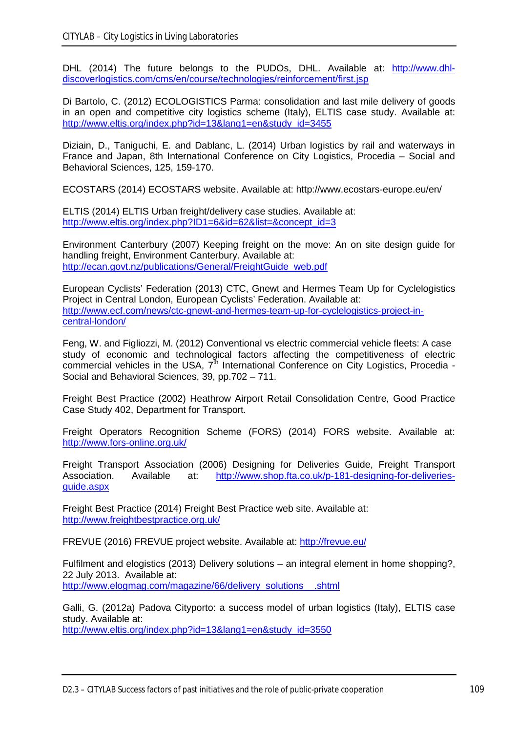DHL (2014) The future belongs to the PUDOs, DHL. Available at: http://www.dhl-discoverlogistics.com/cms/en/course/technologies/reinforcement/first.jsp

Di Bartolo, C. (2012) ECOLOGISTICS Parma: consolidation and last mile delivery of goods in an open and competitive city logistics scheme (Italy), ELTIS case study. Available at: http://www.eltis.org/index.php?id=13&lang1=en&study_id=3455

Diziain, D., Taniguchi, E. and Dablanc, L. (2014) Urban logistics by rail and waterways in France and Japan, 8th International Conference on City Logistics, Procedia – Social and Behavioral Sciences, 125, 159-170.

ECOSTARS (2014) ECOSTARS website. Available at: http://www.ecostars-europe.eu/en/

ELTIS (2014) ELTIS Urban freight/delivery case studies. Available at: http://www.eltis.org/index.php?ID1=6&id=62&list=&concept_id=3

Environment Canterbury (2007) Keeping freight on the move: An on site design guide for handling freight, Environment Canterbury. Available at: http://ecan.govt.nz/publications/General/FreightGuide_web.pdf

European Cyclists' Federation (2013) CTC, Gnewt and Hermes Team Up for Cyclelogistics Project in Central London, European Cyclists' Federation. Available at: http://www.ecf.com/news/ctc-gnewt-and-hermes-team-up-for-cyclelogistics-project-in-central-london/

Feng, W. and Figliozzi, M. (2012) Conventional vs electric commercial vehicle fleets: A case study of economic and technological factors affecting the competitiveness of electric commercial vehicles in the USA, 7th International Conference on City Logistics, Procedia - Social and Behavioral Sciences, 39, pp.702 – 711.

Freight Best Practice (2002) Heathrow Airport Retail Consolidation Centre, Good Practice Case Study 402, Department for Transport.

Freight Operators Recognition Scheme (FORS) (2014) FORS website. Available at: http://www.fors-online.org.uk/

Freight Transport Association (2006) Designing for Deliveries Guide, Freight Transport Association. Available at: http://www.shop.fta.co.uk/p-181-designing-for-deliveries-guide.aspx

Freight Best Practice (2014) Freight Best Practice web site. Available at: http://www.freightbestpractice.org.uk/

FREVUE (2016) FREVUE project website. Available at: http://frevue.eu/

Fulfilment and elogistics (2013) Delivery solutions – an integral element in home shopping?, 22 July 2013. Available at: http://www.elogmag.com/magazine/66/delivery_solutions__.shtml

Galli, G. (2012a) Padova Cityporto: a success model of urban logistics (Italy), ELTIS case study. Available at: http://www.eltis.org/index.php?id=13&lang1=en&study_id=3550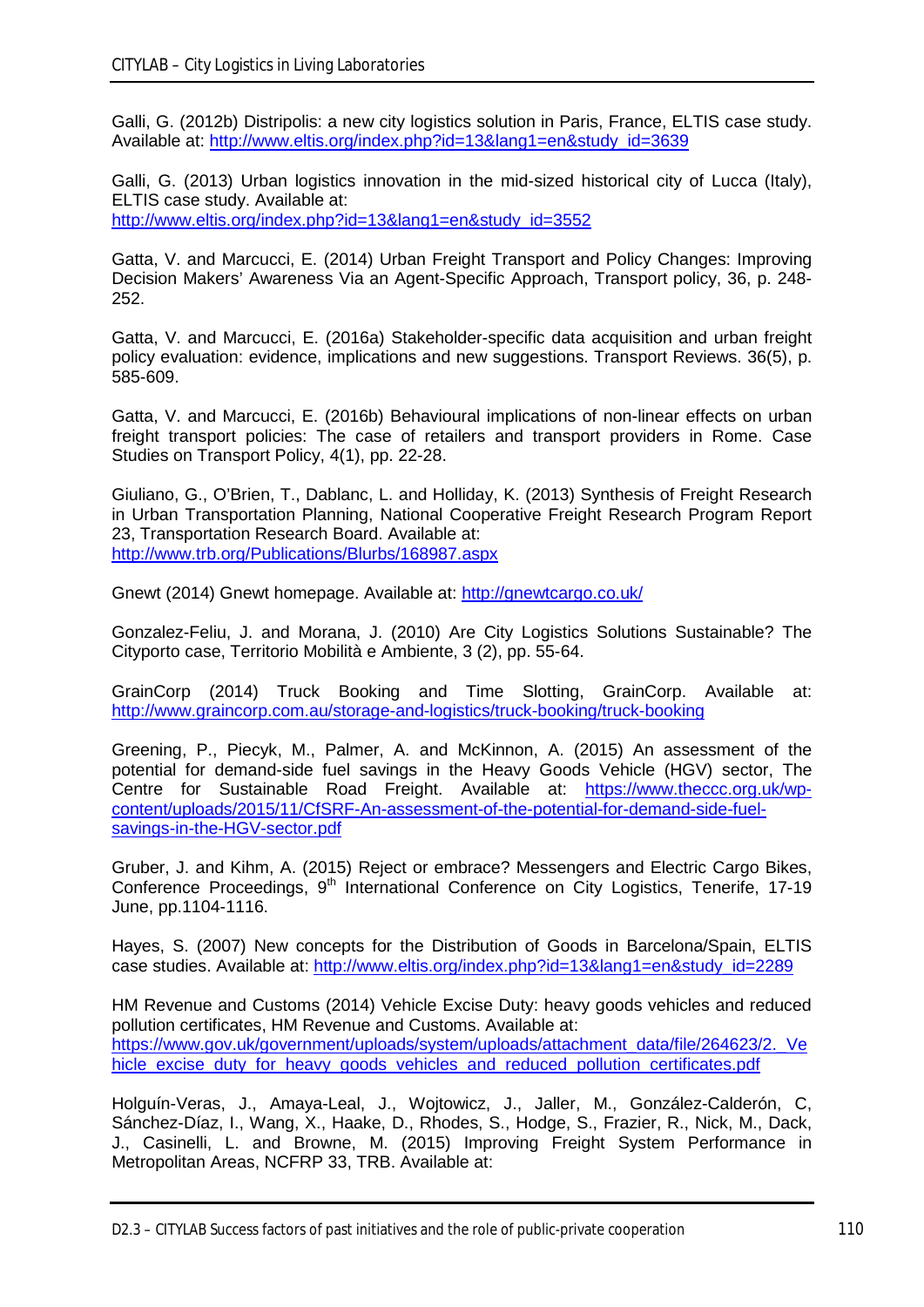Galli, G. (2012b) Distripolis: a new city logistics solution in Paris, France, ELTIS case study. Available at: http://www.eltis.org/index.php?id=13&lang1=en&study_id=3639

Galli, G. (2013) Urban logistics innovation in the mid-sized historical city of Lucca (Italy), ELTIS case study. Available at: http://www.eltis.org/index.php?id=13&lang1=en&study_id=3552

Gatta, V. and Marcucci, E. (2014) Urban Freight Transport and Policy Changes: Improving Decision Makers' Awareness Via an Agent-Specific Approach, Transport policy, 36, p. 248-252.

Gatta, V. and Marcucci, E. (2016a) Stakeholder-specific data acquisition and urban freight policy evaluation: evidence, implications and new suggestions. Transport Reviews. 36(5), p. 585-609.

Gatta, V. and Marcucci, E. (2016b) Behavioural implications of non-linear effects on urban freight transport policies: The case of retailers and transport providers in Rome. Case Studies on Transport Policy, 4(1), pp. 22-28.

Giuliano, G., O'Brien, T., Dablanc, L. and Holliday, K. (2013) Synthesis of Freight Research in Urban Transportation Planning, National Cooperative Freight Research Program Report 23, Transportation Research Board. Available at: http://www.trb.org/Publications/Blurbs/168987.aspx

Gnewt (2014) Gnewt homepage. Available at: http://gnewtcargo.co.uk/

Gonzalez-Feliu, J. and Morana, J. (2010) Are City Logistics Solutions Sustainable? The Cityporto case, Territorio Mobilità e Ambiente, 3 (2), pp. 55-64.

GrainCorp (2014) Truck Booking and Time Slotting, GrainCorp. Available at: http://www.graincorp.com.au/storage-and-logistics/truck-booking/truck-booking

Greening, P., Piecyk, M., Palmer, A. and McKinnon, A. (2015) An assessment of the potential for demand-side fuel savings in the Heavy Goods Vehicle (HGV) sector, The Centre for Sustainable Road Freight. Available at: https://www.theccc.org.uk/wp-content/uploads/2015/11/CfSRF-An-assessment-of-the-potential-for-demand-side-fuel-savings-in-the-HGV-sector.pdf

Gruber, J. and Kihm, A. (2015) Reject or embrace? Messengers and Electric Cargo Bikes, Conference Proceedings, 9th International Conference on City Logistics, Tenerife, 17-19 June, pp.1104-1116.

Hayes, S. (2007) New concepts for the Distribution of Goods in Barcelona/Spain, ELTIS case studies. Available at: http://www.eltis.org/index.php?id=13&lang1=en&study_id=2289

HM Revenue and Customs (2014) Vehicle Excise Duty: heavy goods vehicles and reduced pollution certificates, HM Revenue and Customs. Available at: https://www.gov.uk/government/uploads/system/uploads/attachment_data/file/264623/2._Vehicle_excise_duty_for_heavy_goods_vehicles_and_reduced_pollution_certificates.pdf

Holguín-Veras, J., Amaya-Leal, J., Wojtowicz, J., Jaller, M., González-Calderón, C, Sánchez-Díaz, I., Wang, X., Haake, D., Rhodes, S., Hodge, S., Frazier, R., Nick, M., Dack, J., Casinelli, L. and Browne, M. (2015) Improving Freight System Performance in Metropolitan Areas, NCFRP 33, TRB. Available at: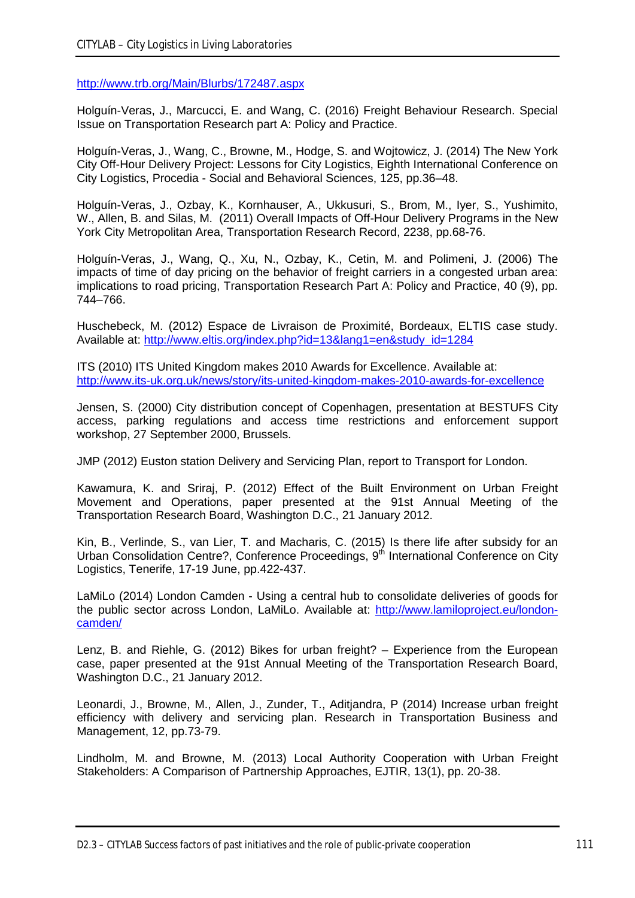http://www.trb.org/Main/Blurbs/172487.aspx

Holguín-Veras, J., Marcucci, E. and Wang, C. (2016) Freight Behaviour Research. Special Issue on Transportation Research part A: Policy and Practice.

Holguín-Veras, J., Wang, C., Browne, M., Hodge, S. and Wojtowicz, J. (2014) The New York City Off-Hour Delivery Project: Lessons for City Logistics, Eighth International Conference on City Logistics, Procedia - Social and Behavioral Sciences, 125, pp.36–48.

Holguín-Veras, J., Ozbay, K., Kornhauser, A., Ukkusuri, S., Brom, M., Iyer, S., Yushimito, W., Allen, B. and Silas, M. (2011) Overall Impacts of Off-Hour Delivery Programs in the New York City Metropolitan Area, Transportation Research Record, 2238, pp.68-76.

Holguín-Veras, J., Wang, Q., Xu, N., Ozbay, K., Cetin, M. and Polimeni, J. (2006) The impacts of time of day pricing on the behavior of freight carriers in a congested urban area: implications to road pricing, Transportation Research Part A: Policy and Practice, 40 (9), pp. 744–766.

Huschebeck, M. (2012) Espace de Livraison de Proximité, Bordeaux, ELTIS case study. Available at: http://www.eltis.org/index.php?id=13&lang1=en&study_id=1284

ITS (2010) ITS United Kingdom makes 2010 Awards for Excellence. Available at: http://www.its-uk.org.uk/news/story/its-united-kingdom-makes-2010-awards-for-excellence

Jensen, S. (2000) City distribution concept of Copenhagen, presentation at BESTUFS City access, parking regulations and access time restrictions and enforcement support workshop, 27 September 2000, Brussels.

JMP (2012) Euston station Delivery and Servicing Plan, report to Transport for London.

Kawamura, K. and Sriraj, P. (2012) Effect of the Built Environment on Urban Freight Movement and Operations, paper presented at the 91st Annual Meeting of the Transportation Research Board, Washington D.C., 21 January 2012.

Kin, B., Verlinde, S., van Lier, T. and Macharis, C. (2015) Is there life after subsidy for an Urban Consolidation Centre?, Conference Proceedings, 9th International Conference on City Logistics, Tenerife, 17-19 June, pp.422-437.

LaMiLo (2014) London Camden - Using a central hub to consolidate deliveries of goods for the public sector across London, LaMiLo. Available at: http://www.lamiloproject.eu/london-camden/

Lenz, B. and Riehle, G. (2012) Bikes for urban freight? – Experience from the European case, paper presented at the 91st Annual Meeting of the Transportation Research Board, Washington D.C., 21 January 2012.

Leonardi, J., Browne, M., Allen, J., Zunder, T., Aditjandra, P (2014) Increase urban freight efficiency with delivery and servicing plan. Research in Transportation Business and Management, 12, pp.73-79.

Lindholm, M. and Browne, M. (2013) Local Authority Cooperation with Urban Freight Stakeholders: A Comparison of Partnership Approaches, EJTIR, 13(1), pp. 20-38.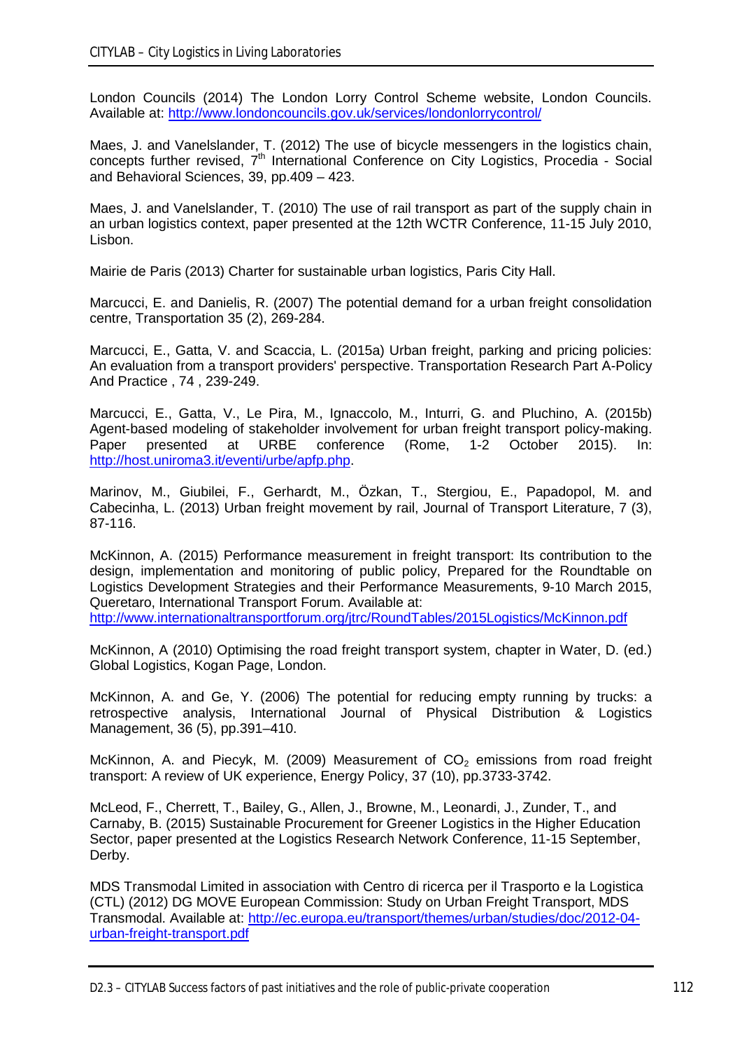London Councils (2014) The London Lorry Control Scheme website, London Councils. Available at: http://www.londoncouncils.gov.uk/services/londonlorrycontrol/

Maes, J. and Vanelslander, T. (2012) The use of bicycle messengers in the logistics chain, concepts further revised, 7th International Conference on City Logistics, Procedia - Social and Behavioral Sciences, 39, pp.409 – 423.

Maes, J. and Vanelslander, T. (2010) The use of rail transport as part of the supply chain in an urban logistics context, paper presented at the 12th WCTR Conference, 11-15 July 2010, Lisbon.

Mairie de Paris (2013) Charter for sustainable urban logistics, Paris City Hall.

Marcucci, E. and Danielis, R. (2007) The potential demand for a urban freight consolidation centre, Transportation 35 (2), 269-284.

Marcucci, E., Gatta, V. and Scaccia, L. (2015a) Urban freight, parking and pricing policies: An evaluation from a transport providers' perspective. Transportation Research Part A-Policy And Practice , 74 , 239-249.

Marcucci, E., Gatta, V., Le Pira, M., Ignaccolo, M., Inturri, G. and Pluchino, A. (2015b) Agent-based modeling of stakeholder involvement for urban freight transport policy-making. Paper presented at URBE conference (Rome, 1-2 October 2015). In: http://host.uniroma3.it/eventi/urbe/apfp.php.

Marinov, M., Giubilei, F., Gerhardt, M., Özkan, T., Stergiou, E., Papadopol, M. and Cabecinha, L. (2013) Urban freight movement by rail, Journal of Transport Literature, 7 (3), 87-116.

McKinnon, A. (2015) Performance measurement in freight transport: Its contribution to the design, implementation and monitoring of public policy, Prepared for the Roundtable on Logistics Development Strategies and their Performance Measurements, 9-10 March 2015, Queretaro, International Transport Forum. Available at: http://www.internationaltransportforum.org/jtrc/RoundTables/2015Logistics/McKinnon.pdf

McKinnon, A (2010) Optimising the road freight transport system, chapter in Water, D. (ed.) Global Logistics, Kogan Page, London.

McKinnon, A. and Ge, Y. (2006) The potential for reducing empty running by trucks: a retrospective analysis, International Journal of Physical Distribution & Logistics Management, 36 (5), pp.391–410.

McKinnon, A. and Piecyk, M. (2009) Measurement of $CO_2$ emissions from road freight transport: A review of UK experience, Energy Policy, 37 (10), pp.3733-3742.

McLeod, F., Cherrett, T., Bailey, G., Allen, J., Browne, M., Leonardi, J., Zunder, T., and Carnaby, B. (2015) Sustainable Procurement for Greener Logistics in the Higher Education Sector, paper presented at the Logistics Research Network Conference, 11-15 September, Derby.

MDS Transmodal Limited in association with Centro di ricerca per il Trasporto e la Logistica (CTL) (2012) DG MOVE European Commission: Study on Urban Freight Transport, MDS Transmodal. Available at: http://ec.europa.eu/transport/themes/urban/studies/doc/2012-04-urban-freight-transport.pdf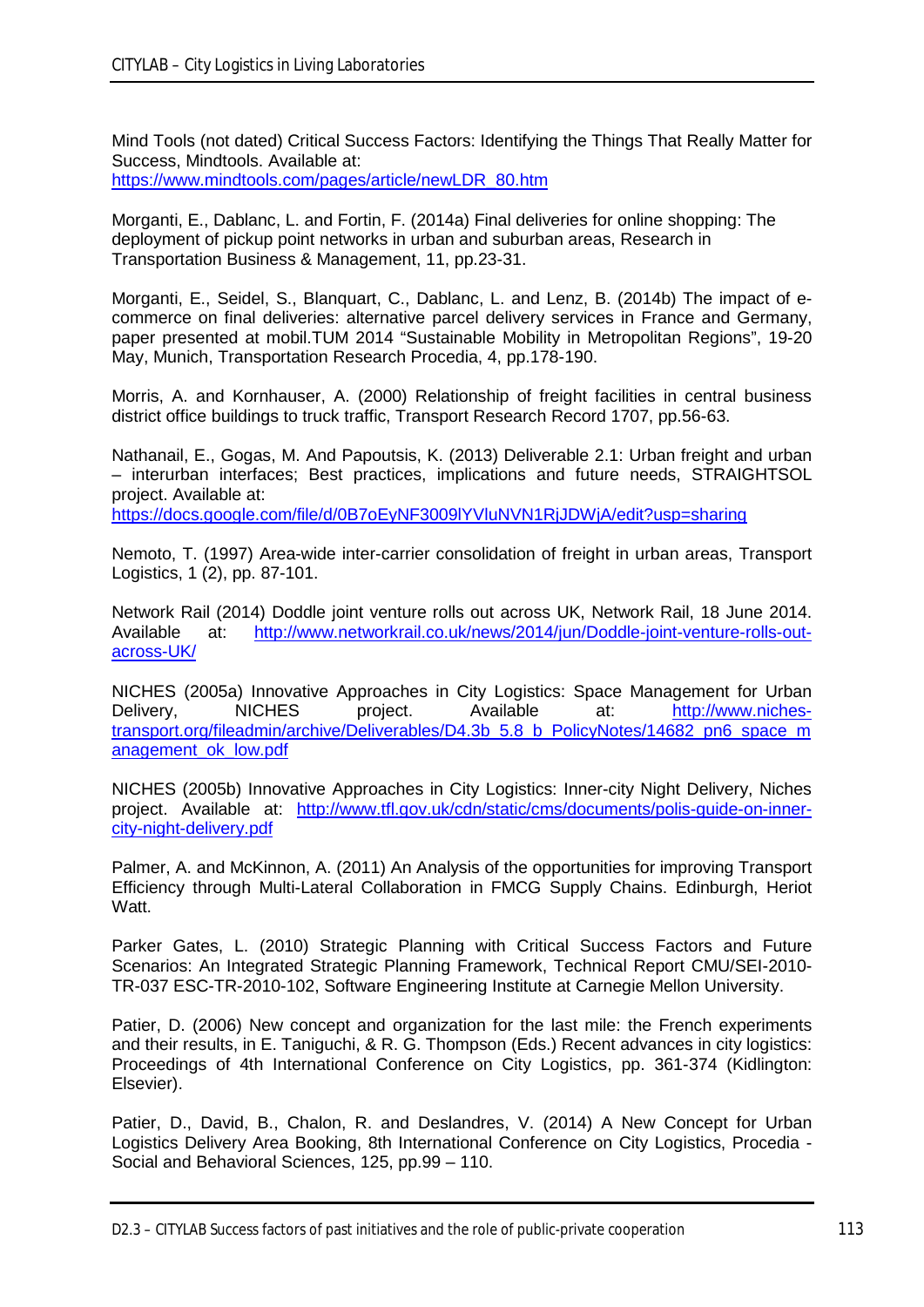Mind Tools (not dated) Critical Success Factors: Identifying the Things That Really Matter for Success, Mindtools. Available at: https://www.mindtools.com/pages/article/newLDR_80.htm

Morganti, E., Dablanc, L. and Fortin, F. (2014a) Final deliveries for online shopping: The deployment of pickup point networks in urban and suburban areas, Research in Transportation Business & Management, 11, pp.23-31.

Morganti, E., Seidel, S., Blanquart, C., Dablanc, L. and Lenz, B. (2014b) The impact of e-commerce on final deliveries: alternative parcel delivery services in France and Germany, paper presented at mobil.TUM 2014 "Sustainable Mobility in Metropolitan Regions", 19-20 May, Munich, Transportation Research Procedia, 4, pp.178-190.

Morris, A. and Kornhauser, A. (2000) Relationship of freight facilities in central business district office buildings to truck traffic, Transport Research Record 1707, pp.56-63.

Nathanail, E., Gogas, M. And Papoutsis, K. (2013) Deliverable 2.1: Urban freight and urban – interurban interfaces; Best practices, implications and future needs, STRAIGHTSOL project. Available at: https://docs.google.com/file/d/0B7oEyNF3009lYVluNVN1RjJDWjA/edit?usp=sharing

Nemoto, T. (1997) Area-wide inter-carrier consolidation of freight in urban areas, Transport Logistics, 1 (2), pp. 87-101.

Network Rail (2014) Doddle joint venture rolls out across UK, Network Rail, 18 June 2014. Available at: http://www.networkrail.co.uk/news/2014/jun/Doddle-joint-venture-rolls-out-across-UK/

NICHES (2005a) Innovative Approaches in City Logistics: Space Management for Urban Delivery, NICHES project. Available at: http://www.niches-transport.org/fileadmin/archive/Deliverables/D4.3b_5.8_b_PolicyNotes/14682_pn6_space_management_ok_low.pdf

NICHES (2005b) Innovative Approaches in City Logistics: Inner-city Night Delivery, Niches project. Available at: http://www.tfl.gov.uk/cdn/static/cms/documents/polis-guide-on-inner-city-night-delivery.pdf

Palmer, A. and McKinnon, A. (2011) An Analysis of the opportunities for improving Transport Efficiency through Multi-Lateral Collaboration in FMCG Supply Chains. Edinburgh, Heriot Watt.

Parker Gates, L. (2010) Strategic Planning with Critical Success Factors and Future Scenarios: An Integrated Strategic Planning Framework, Technical Report CMU/SEI-2010-TR-037 ESC-TR-2010-102, Software Engineering Institute at Carnegie Mellon University.

Patier, D. (2006) New concept and organization for the last mile: the French experiments and their results, in E. Taniguchi, & R. G. Thompson (Eds.) Recent advances in city logistics: Proceedings of 4th International Conference on City Logistics, pp. 361-374 (Kidlington: Elsevier).

Patier, D., David, B., Chalon, R. and Deslandres, V. (2014) A New Concept for Urban Logistics Delivery Area Booking, 8th International Conference on City Logistics, Procedia - Social and Behavioral Sciences, 125, pp.99 – 110.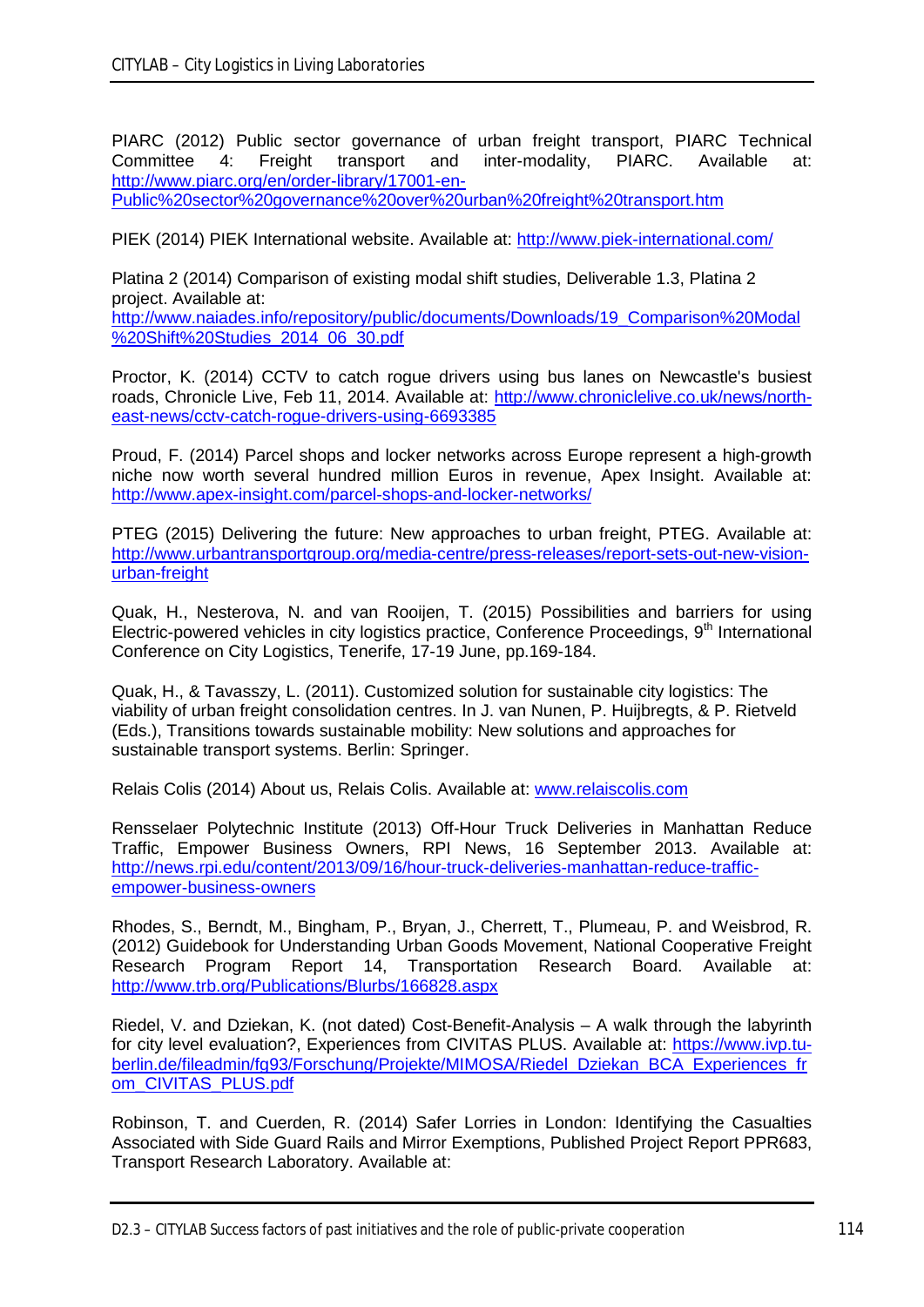PIARC (2012) Public sector governance of urban freight transport, PIARC Technical Committee 4: Freight transport and inter-modality, PIARC. Available at: http://www.piarc.org/en/order-library/17001-en-Public%20sector%20governance%20over%20urban%20freight%20transport.htm

PIEK (2014) PIEK International website. Available at: http://www.piek-international.com/

Platina 2 (2014) Comparison of existing modal shift studies, Deliverable 1.3, Platina 2 project. Available at: http://www.naiades.info/repository/public/documents/Downloads/19_Comparison%20Modal%20Shift%20Studies_2014_06_30.pdf

Proctor, K. (2014) CCTV to catch rogue drivers using bus lanes on Newcastle's busiest roads, Chronicle Live, Feb 11, 2014. Available at: http://www.chroniclelive.co.uk/news/north-east-news/cctv-catch-rogue-drivers-using-6693385

Proud, F. (2014) Parcel shops and locker networks across Europe represent a high-growth niche now worth several hundred million Euros in revenue, Apex Insight. Available at: http://www.apex-insight.com/parcel-shops-and-locker-networks/

PTEG (2015) Delivering the future: New approaches to urban freight, PTEG. Available at: http://www.urbantransportgroup.org/media-centre/press-releases/report-sets-out-new-vision-urban-freight

Quak, H., Nesterova, N. and van Rooijen, T. (2015) Possibilities and barriers for using Electric-powered vehicles in city logistics practice, Conference Proceedings, 9th International Conference on City Logistics, Tenerife, 17-19 June, pp.169-184.

Quak, H., & Tavasszy, L. (2011). Customized solution for sustainable city logistics: The viability of urban freight consolidation centres. In J. van Nunen, P. Huijbregts, & P. Rietveld (Eds.), Transitions towards sustainable mobility: New solutions and approaches for sustainable transport systems. Berlin: Springer.

Relais Colis (2014) About us, Relais Colis. Available at: www.relaiscolis.com

Rensselaer Polytechnic Institute (2013) Off-Hour Truck Deliveries in Manhattan Reduce Traffic, Empower Business Owners, RPI News, 16 September 2013. Available at: http://news.rpi.edu/content/2013/09/16/hour-truck-deliveries-manhattan-reduce-traffic-empower-business-owners

Rhodes, S., Berndt, M., Bingham, P., Bryan, J., Cherrett, T., Plumeau, P. and Weisbrod, R. (2012) Guidebook for Understanding Urban Goods Movement, National Cooperative Freight Research Program Report 14, Transportation Research Board. Available at: http://www.trb.org/Publications/Blurbs/166828.aspx

Riedel, V. and Dziekan, K. (not dated) Cost-Benefit-Analysis – A walk through the labyrinth for city level evaluation?, Experiences from CIVITAS PLUS. Available at: https://www.ivp.tu-berlin.de/fileadmin/fg93/Forschung/Projekte/MIMOSA/Riedel_Dziekan_BCA_Experiences_from_CIVITAS_PLUS.pdf

Robinson, T. and Cuerden, R. (2014) Safer Lorries in London: Identifying the Casualties Associated with Side Guard Rails and Mirror Exemptions, Published Project Report PPR683, Transport Research Laboratory. Available at: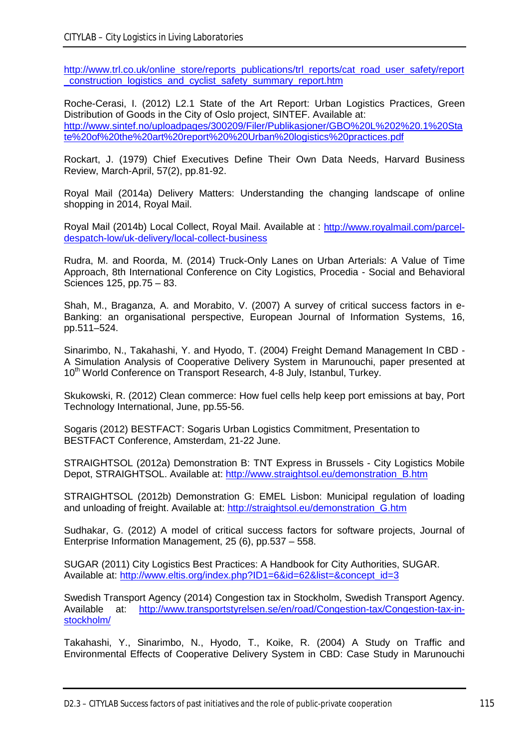http://www.trl.co.uk/online_store/reports_publications/trl_reports/cat_road_user_safety/report_construction_logistics_and_cyclist_safety_summary_report.htm

Roche-Cerasi, I. (2012) L2.1 State of the Art Report: Urban Logistics Practices, Green Distribution of Goods in the City of Oslo project, SINTEF. Available at: http://www.sintef.no/uploadpages/300209/Filer/Publikasjoner/GBO%20L%202%20.1%20State%20of%20the%20art%20report%20%20Urban%20logistics%20practices.pdf

Rockart, J. (1979) Chief Executives Define Their Own Data Needs, Harvard Business Review, March-April, 57(2), pp.81-92.

Royal Mail (2014a) Delivery Matters: Understanding the changing landscape of online shopping in 2014, Royal Mail.

Royal Mail (2014b) Local Collect, Royal Mail. Available at : http://www.royalmail.com/parcel-despatch-low/uk-delivery/local-collect-business

Rudra, M. and Roorda, M. (2014) Truck-Only Lanes on Urban Arterials: A Value of Time Approach, 8th International Conference on City Logistics, Procedia - Social and Behavioral Sciences 125, pp.75 – 83.

Shah, M., Braganza, A. and Morabito, V. (2007) A survey of critical success factors in e-Banking: an organisational perspective, European Journal of Information Systems, 16, pp.511–524.

Sinarimbo, N., Takahashi, Y. and Hyodo, T. (2004) Freight Demand Management In CBD - A Simulation Analysis of Cooperative Delivery System in Marunouchi, paper presented at 10th World Conference on Transport Research, 4-8 July, Istanbul, Turkey.

Skukowski, R. (2012) Clean commerce: How fuel cells help keep port emissions at bay, Port Technology International, June, pp.55-56.

Sogaris (2012) BESTFACT: Sogaris Urban Logistics Commitment, Presentation to BESTFACT Conference, Amsterdam, 21-22 June.

STRAIGHTSOL (2012a) Demonstration B: TNT Express in Brussels - City Logistics Mobile Depot, STRAIGHTSOL. Available at: http://www.straightsol.eu/demonstration_B.htm

STRAIGHTSOL (2012b) Demonstration G: EMEL Lisbon: Municipal regulation of loading and unloading of freight. Available at: http://straightsol.eu/demonstration_G.htm

Sudhakar, G. (2012) A model of critical success factors for software projects, Journal of Enterprise Information Management, 25 (6), pp.537 – 558.

SUGAR (2011) City Logistics Best Practices: A Handbook for City Authorities, SUGAR. Available at: http://www.eltis.org/index.php?ID1=6&id=62&list=&concept_id=3

Swedish Transport Agency (2014) Congestion tax in Stockholm, Swedish Transport Agency. Available at: http://www.transportstyrelsen.se/en/road/Congestion-tax/Congestion-tax-in-stockholm/

Takahashi, Y., Sinarimbo, N., Hyodo, T., Koike, R. (2004) A Study on Traffic and Environmental Effects of Cooperative Delivery System in CBD: Case Study in Marunouchi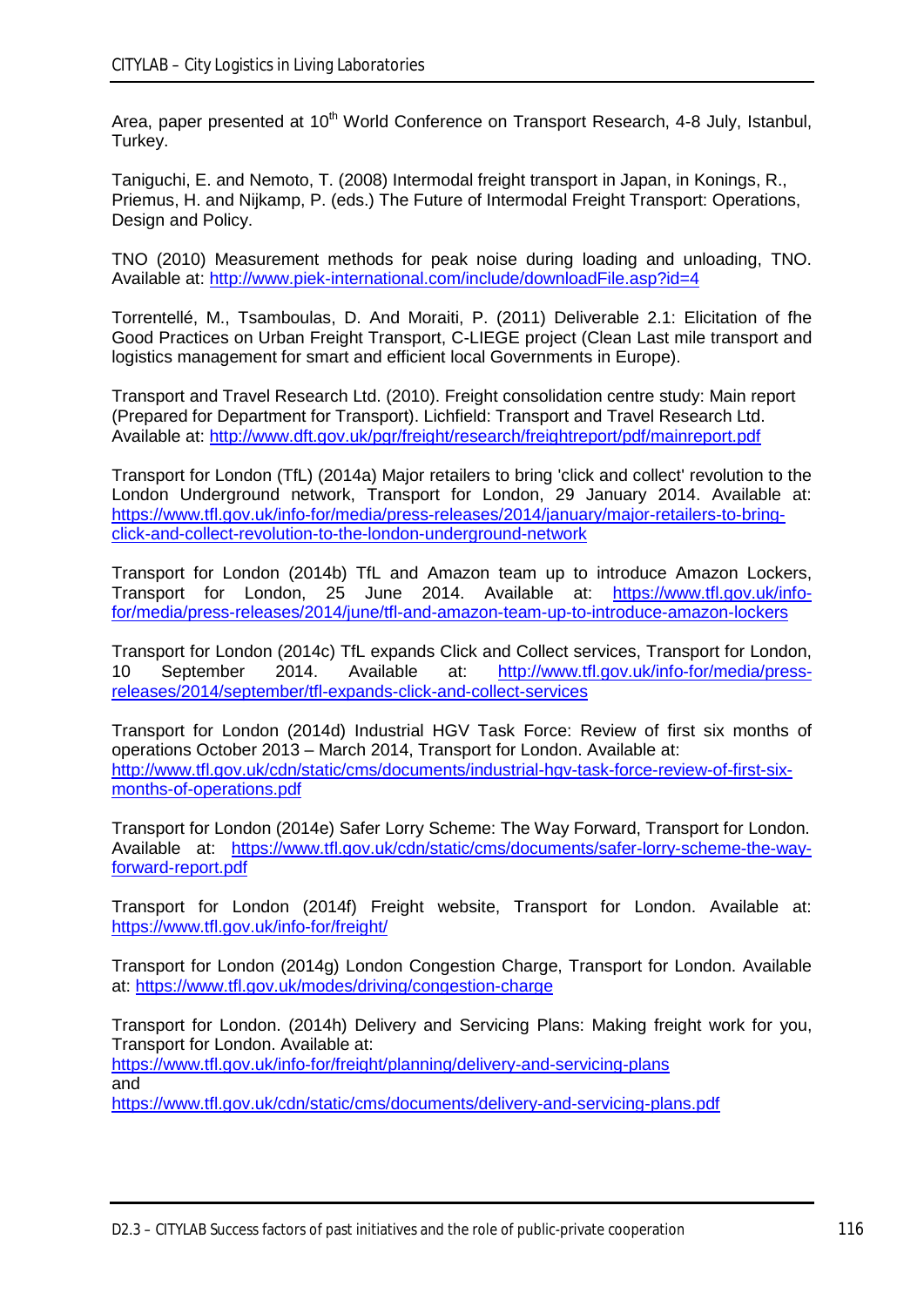Area, paper presented at 10th World Conference on Transport Research, 4-8 July, Istanbul, Turkey.

Taniguchi, E. and Nemoto, T. (2008) Intermodal freight transport in Japan, in Konings, R., Priemus, H. and Nijkamp, P. (eds.) The Future of Intermodal Freight Transport: Operations, Design and Policy.

TNO (2010) Measurement methods for peak noise during loading and unloading, TNO. Available at: http://www.piek-international.com/include/downloadFile.asp?id=4

Torrentellé, M., Tsamboulas, D. And Moraiti, P. (2011) Deliverable 2.1: Elicitation of fhe Good Practices on Urban Freight Transport, C-LIEGE project (Clean Last mile transport and logistics management for smart and efficient local Governments in Europe).

Transport and Travel Research Ltd. (2010). Freight consolidation centre study: Main report (Prepared for Department for Transport). Lichfield: Transport and Travel Research Ltd. Available at: http://www.dft.gov.uk/pgr/freight/research/freightreport/pdf/mainreport.pdf

Transport for London (TfL) (2014a) Major retailers to bring 'click and collect' revolution to the London Underground network, Transport for London, 29 January 2014. Available at: https://www.tfl.gov.uk/info-for/media/press-releases/2014/january/major-retailers-to-bring-click-and-collect-revolution-to-the-london-underground-network

Transport for London (2014b) TfL and Amazon team up to introduce Amazon Lockers, Transport for London, 25 June 2014. Available at: https://www.tfl.gov.uk/info-for/media/press-releases/2014/june/tfl-and-amazon-team-up-to-introduce-amazon-lockers

Transport for London (2014c) TfL expands Click and Collect services, Transport for London, 10 September 2014. Available at: http://www.tfl.gov.uk/info-for/media/press-releases/2014/september/tfl-expands-click-and-collect-services

Transport for London (2014d) Industrial HGV Task Force: Review of first six months of operations October 2013 – March 2014, Transport for London. Available at: http://www.tfl.gov.uk/cdn/static/cms/documents/industrial-hgv-task-force-review-of-first-six-months-of-operations.pdf

Transport for London (2014e) Safer Lorry Scheme: The Way Forward, Transport for London. Available at: https://www.tfl.gov.uk/cdn/static/cms/documents/safer-lorry-scheme-the-way-forward-report.pdf

Transport for London (2014f) Freight website, Transport for London. Available at: https://www.tfl.gov.uk/info-for/freight/

Transport for London (2014g) London Congestion Charge, Transport for London. Available at: https://www.tfl.gov.uk/modes/driving/congestion-charge

Transport for London. (2014h) Delivery and Servicing Plans: Making freight work for you, Transport for London. Available at:
https://www.tfl.gov.uk/info-for/freight/planning/delivery-and-servicing-plans
and
https://www.tfl.gov.uk/cdn/static/cms/documents/delivery-and-servicing-plans.pdf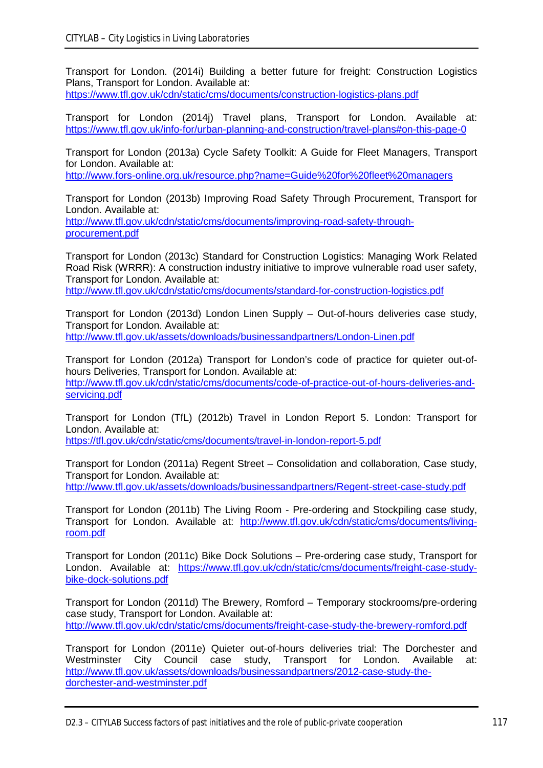Transport for London. (2014i) Building a better future for freight: Construction Logistics Plans, Transport for London. Available at: https://www.tfl.gov.uk/cdn/static/cms/documents/construction-logistics-plans.pdf

Transport for London (2014j) Travel plans, Transport for London. Available at: https://www.tfl.gov.uk/info-for/urban-planning-and-construction/travel-plans#on-this-page-0

Transport for London (2013a) Cycle Safety Toolkit: A Guide for Fleet Managers, Transport for London. Available at: http://www.fors-online.org.uk/resource.php?name=Guide%20for%20fleet%20managers

Transport for London (2013b) Improving Road Safety Through Procurement, Transport for London. Available at: http://www.tfl.gov.uk/cdn/static/cms/documents/improving-road-safety-through-procurement.pdf

Transport for London (2013c) Standard for Construction Logistics: Managing Work Related Road Risk (WRRR): A construction industry initiative to improve vulnerable road user safety, Transport for London. Available at: http://www.tfl.gov.uk/cdn/static/cms/documents/standard-for-construction-logistics.pdf

Transport for London (2013d) London Linen Supply – Out-of-hours deliveries case study, Transport for London. Available at: http://www.tfl.gov.uk/assets/downloads/businessandpartners/London-Linen.pdf

Transport for London (2012a) Transport for London's code of practice for quieter out-of-hours Deliveries, Transport for London. Available at: http://www.tfl.gov.uk/cdn/static/cms/documents/code-of-practice-out-of-hours-deliveries-and-servicing.pdf

Transport for London (TfL) (2012b) Travel in London Report 5. London: Transport for London. Available at: https://tfl.gov.uk/cdn/static/cms/documents/travel-in-london-report-5.pdf

Transport for London (2011a) Regent Street – Consolidation and collaboration, Case study, Transport for London. Available at: http://www.tfl.gov.uk/assets/downloads/businessandpartners/Regent-street-case-study.pdf

Transport for London (2011b) The Living Room - Pre-ordering and Stockpiling case study, Transport for London. Available at: http://www.tfl.gov.uk/cdn/static/cms/documents/living-room.pdf

Transport for London (2011c) Bike Dock Solutions – Pre-ordering case study, Transport for London. Available at: https://www.tfl.gov.uk/cdn/static/cms/documents/freight-case-study-bike-dock-solutions.pdf

Transport for London (2011d) The Brewery, Romford – Temporary stockrooms/pre-ordering case study, Transport for London. Available at: http://www.tfl.gov.uk/cdn/static/cms/documents/freight-case-study-the-brewery-romford.pdf

Transport for London (2011e) Quieter out-of-hours deliveries trial: The Dorchester and Westminster City Council case study, Transport for London. Available at: http://www.tfl.gov.uk/assets/downloads/businessandpartners/2012-case-study-the-dorchester-and-westminster.pdf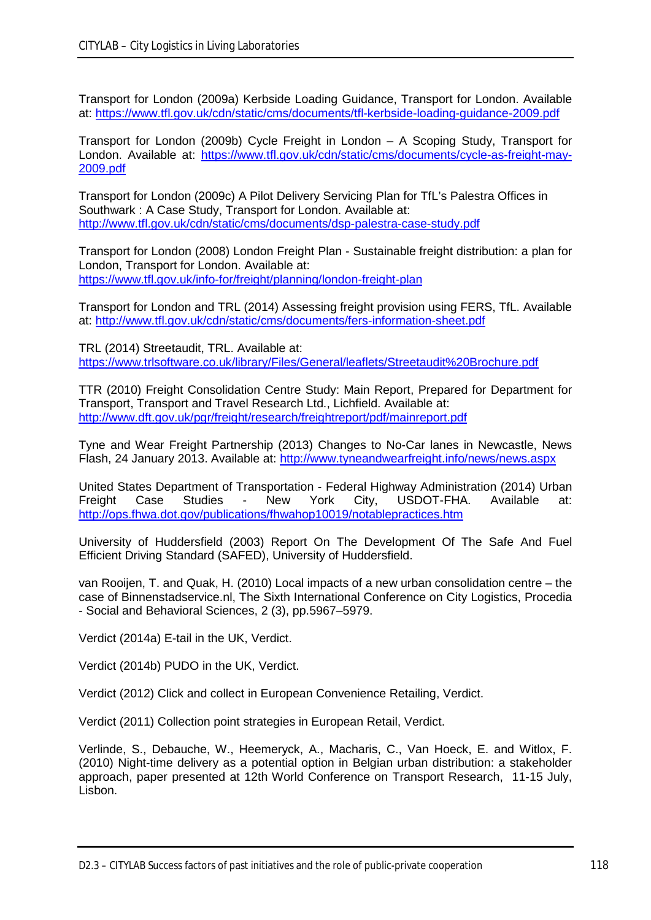Transport for London (2009a) Kerbside Loading Guidance, Transport for London. Available at: https://www.tfl.gov.uk/cdn/static/cms/documents/tfl-kerbside-loading-guidance-2009.pdf

Transport for London (2009b) Cycle Freight in London – A Scoping Study, Transport for London. Available at: https://www.tfl.gov.uk/cdn/static/cms/documents/cycle-as-freight-may-2009.pdf

Transport for London (2009c) A Pilot Delivery Servicing Plan for TfL's Palestra Offices in Southwark : A Case Study, Transport for London. Available at: http://www.tfl.gov.uk/cdn/static/cms/documents/dsp-palestra-case-study.pdf

Transport for London (2008) London Freight Plan - Sustainable freight distribution: a plan for London, Transport for London. Available at: https://www.tfl.gov.uk/info-for/freight/planning/london-freight-plan

Transport for London and TRL (2014) Assessing freight provision using FERS, TfL. Available at: http://www.tfl.gov.uk/cdn/static/cms/documents/fers-information-sheet.pdf

TRL (2014) Streetaudit, TRL. Available at: https://www.trlsoftware.co.uk/library/Files/General/leaflets/Streetaudit%20Brochure.pdf

TTR (2010) Freight Consolidation Centre Study: Main Report, Prepared for Department for Transport, Transport and Travel Research Ltd., Lichfield. Available at: http://www.dft.gov.uk/pgr/freight/research/freightreport/pdf/mainreport.pdf

Tyne and Wear Freight Partnership (2013) Changes to No-Car lanes in Newcastle, News Flash, 24 January 2013. Available at: http://www.tyneandwearfreight.info/news/news.aspx

United States Department of Transportation - Federal Highway Administration (2014) Urban Freight Case Studies - New York City, USDOT-FHA. Available at: http://ops.fhwa.dot.gov/publications/fhwahop10019/notablepractices.htm

University of Huddersfield (2003) Report On The Development Of The Safe And Fuel Efficient Driving Standard (SAFED), University of Huddersfield.

van Rooijen, T. and Quak, H. (2010) Local impacts of a new urban consolidation centre – the case of Binnenstadservice.nl, The Sixth International Conference on City Logistics, Procedia - Social and Behavioral Sciences, 2 (3), pp.5967–5979.

Verdict (2014a) E-tail in the UK, Verdict.

Verdict (2014b) PUDO in the UK, Verdict.

Verdict (2012) Click and collect in European Convenience Retailing, Verdict.

Verdict (2011) Collection point strategies in European Retail, Verdict.

Verlinde, S., Debauche, W., Heemeryck, A., Macharis, C., Van Hoeck, E. and Witlox, F. (2010) Night-time delivery as a potential option in Belgian urban distribution: a stakeholder approach, paper presented at 12th World Conference on Transport Research, 11-15 July, Lisbon.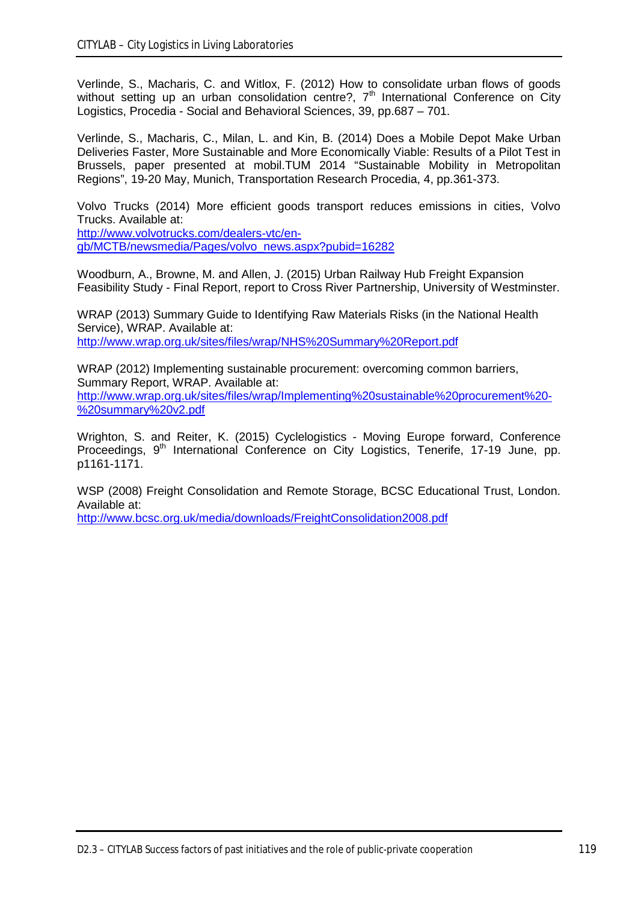Verlinde, S., Macharis, C. and Witlox, F. (2012) How to consolidate urban flows of goods without setting up an urban consolidation centre?, 7th International Conference on City Logistics, Procedia - Social and Behavioral Sciences, 39, pp.687 – 701.

Verlinde, S., Macharis, C., Milan, L. and Kin, B. (2014) Does a Mobile Depot Make Urban Deliveries Faster, More Sustainable and More Economically Viable: Results of a Pilot Test in Brussels, paper presented at mobil.TUM 2014 "Sustainable Mobility in Metropolitan Regions", 19-20 May, Munich, Transportation Research Procedia, 4, pp.361-373.

Volvo Trucks (2014) More efficient goods transport reduces emissions in cities, Volvo Trucks. Available at:
http://www.volvotrucks.com/dealers-vtc/en-gb/MCTB/newsmedia/Pages/volvo_news.aspx?pubid=16282

Woodburn, A., Browne, M. and Allen, J. (2015) Urban Railway Hub Freight Expansion Feasibility Study - Final Report, report to Cross River Partnership, University of Westminster.

WRAP (2013) Summary Guide to Identifying Raw Materials Risks (in the National Health Service), WRAP. Available at:
http://www.wrap.org.uk/sites/files/wrap/NHS%20Summary%20Report.pdf

WRAP (2012) Implementing sustainable procurement: overcoming common barriers, Summary Report, WRAP. Available at:
http://www.wrap.org.uk/sites/files/wrap/Implementing%20sustainable%20procurement%20-%20summary%20v2.pdf

Wrighton, S. and Reiter, K. (2015) Cyclelogistics - Moving Europe forward, Conference Proceedings, 9th International Conference on City Logistics, Tenerife, 17-19 June, pp. p1161-1171.

WSP (2008) Freight Consolidation and Remote Storage, BCSC Educational Trust, London. Available at:
http://www.bcsc.org.uk/media/downloads/FreightConsolidation2008.pdf